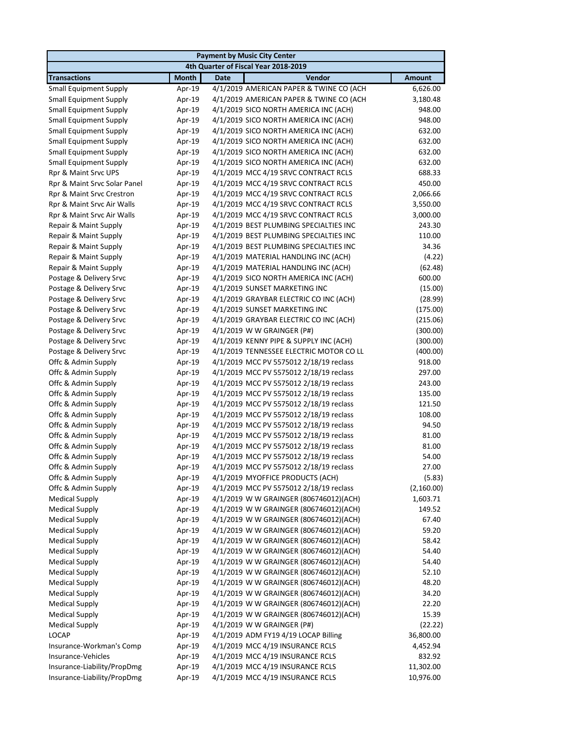| Payment by Music City Center | | | | |
|---|---|---|---|---|
| 4th Quarter of Fiscal Year 2018-2019 | | | | |
| **Transactions** | **Month** | **Date** | **Vendor** | **Amount** |
| Small Equipment Supply | Apr-19 | 4/1/2019 | AMERICAN PAPER & TWINE CO (ACH | 6,626.00 |
| Small Equipment Supply | Apr-19 | 4/1/2019 | AMERICAN PAPER & TWINE CO (ACH | 3,180.48 |
| Small Equipment Supply | Apr-19 | 4/1/2019 | SICO NORTH AMERICA INC (ACH) | 948.00 |
| Small Equipment Supply | Apr-19 | 4/1/2019 | SICO NORTH AMERICA INC (ACH) | 948.00 |
| Small Equipment Supply | Apr-19 | 4/1/2019 | SICO NORTH AMERICA INC (ACH) | 632.00 |
| Small Equipment Supply | Apr-19 | 4/1/2019 | SICO NORTH AMERICA INC (ACH) | 632.00 |
| Small Equipment Supply | Apr-19 | 4/1/2019 | SICO NORTH AMERICA INC (ACH) | 632.00 |
| Small Equipment Supply | Apr-19 | 4/1/2019 | SICO NORTH AMERICA INC (ACH) | 632.00 |
| Rpr & Maint Srvc UPS | Apr-19 | 4/1/2019 | MCC 4/19 SRVC CONTRACT RCLS | 688.33 |
| Rpr & Maint Srvc Solar Panel | Apr-19 | 4/1/2019 | MCC 4/19 SRVC CONTRACT RCLS | 450.00 |
| Rpr & Maint Srvc Crestron | Apr-19 | 4/1/2019 | MCC 4/19 SRVC CONTRACT RCLS | 2,066.66 |
| Rpr & Maint Srvc Air Walls | Apr-19 | 4/1/2019 | MCC 4/19 SRVC CONTRACT RCLS | 3,550.00 |
| Rpr & Maint Srvc Air Walls | Apr-19 | 4/1/2019 | MCC 4/19 SRVC CONTRACT RCLS | 3,000.00 |
| Repair & Maint Supply | Apr-19 | 4/1/2019 | BEST PLUMBING SPECIALTIES INC | 243.30 |
| Repair & Maint Supply | Apr-19 | 4/1/2019 | BEST PLUMBING SPECIALTIES INC | 110.00 |
| Repair & Maint Supply | Apr-19 | 4/1/2019 | BEST PLUMBING SPECIALTIES INC | 34.36 |
| Repair & Maint Supply | Apr-19 | 4/1/2019 | MATERIAL HANDLING INC (ACH) | (4.22) |
| Repair & Maint Supply | Apr-19 | 4/1/2019 | MATERIAL HANDLING INC (ACH) | (62.48) |
| Postage & Delivery Srvc | Apr-19 | 4/1/2019 | SICO NORTH AMERICA INC (ACH) | 600.00 |
| Postage & Delivery Srvc | Apr-19 | 4/1/2019 | SUNSET MARKETING INC | (15.00) |
| Postage & Delivery Srvc | Apr-19 | 4/1/2019 | GRAYBAR ELECTRIC CO INC (ACH) | (28.99) |
| Postage & Delivery Srvc | Apr-19 | 4/1/2019 | SUNSET MARKETING INC | (175.00) |
| Postage & Delivery Srvc | Apr-19 | 4/1/2019 | GRAYBAR ELECTRIC CO INC (ACH) | (215.06) |
| Postage & Delivery Srvc | Apr-19 | 4/1/2019 | W W GRAINGER (P#) | (300.00) |
| Postage & Delivery Srvc | Apr-19 | 4/1/2019 | KENNY PIPE & SUPPLY INC (ACH) | (300.00) |
| Postage & Delivery Srvc | Apr-19 | 4/1/2019 | TENNESSEE ELECTRIC MOTOR CO LL | (400.00) |
| Offc & Admin Supply | Apr-19 | 4/1/2019 | MCC PV 5575012 2/18/19 reclass | 918.00 |
| Offc & Admin Supply | Apr-19 | 4/1/2019 | MCC PV 5575012 2/18/19 reclass | 297.00 |
| Offc & Admin Supply | Apr-19 | 4/1/2019 | MCC PV 5575012 2/18/19 reclass | 243.00 |
| Offc & Admin Supply | Apr-19 | 4/1/2019 | MCC PV 5575012 2/18/19 reclass | 135.00 |
| Offc & Admin Supply | Apr-19 | 4/1/2019 | MCC PV 5575012 2/18/19 reclass | 121.50 |
| Offc & Admin Supply | Apr-19 | 4/1/2019 | MCC PV 5575012 2/18/19 reclass | 108.00 |
| Offc & Admin Supply | Apr-19 | 4/1/2019 | MCC PV 5575012 2/18/19 reclass | 94.50 |
| Offc & Admin Supply | Apr-19 | 4/1/2019 | MCC PV 5575012 2/18/19 reclass | 81.00 |
| Offc & Admin Supply | Apr-19 | 4/1/2019 | MCC PV 5575012 2/18/19 reclass | 81.00 |
| Offc & Admin Supply | Apr-19 | 4/1/2019 | MCC PV 5575012 2/18/19 reclass | 54.00 |
| Offc & Admin Supply | Apr-19 | 4/1/2019 | MCC PV 5575012 2/18/19 reclass | 27.00 |
| Offc & Admin Supply | Apr-19 | 4/1/2019 | MYOFFICE PRODUCTS (ACH) | (5.83) |
| Offc & Admin Supply | Apr-19 | 4/1/2019 | MCC PV 5575012 2/18/19 reclass | (2,160.00) |
| Medical Supply | Apr-19 | 4/1/2019 | W W GRAINGER (806746012)(ACH) | 1,603.71 |
| Medical Supply | Apr-19 | 4/1/2019 | W W GRAINGER (806746012)(ACH) | 149.52 |
| Medical Supply | Apr-19 | 4/1/2019 | W W GRAINGER (806746012)(ACH) | 67.40 |
| Medical Supply | Apr-19 | 4/1/2019 | W W GRAINGER (806746012)(ACH) | 59.20 |
| Medical Supply | Apr-19 | 4/1/2019 | W W GRAINGER (806746012)(ACH) | 58.42 |
| Medical Supply | Apr-19 | 4/1/2019 | W W GRAINGER (806746012)(ACH) | 54.40 |
| Medical Supply | Apr-19 | 4/1/2019 | W W GRAINGER (806746012)(ACH) | 54.40 |
| Medical Supply | Apr-19 | 4/1/2019 | W W GRAINGER (806746012)(ACH) | 52.10 |
| Medical Supply | Apr-19 | 4/1/2019 | W W GRAINGER (806746012)(ACH) | 48.20 |
| Medical Supply | Apr-19 | 4/1/2019 | W W GRAINGER (806746012)(ACH) | 34.20 |
| Medical Supply | Apr-19 | 4/1/2019 | W W GRAINGER (806746012)(ACH) | 22.20 |
| Medical Supply | Apr-19 | 4/1/2019 | W W GRAINGER (806746012)(ACH) | 15.39 |
| Medical Supply | Apr-19 | 4/1/2019 | W W GRAINGER (P#) | (22.22) |
| LOCAP | Apr-19 | 4/1/2019 | ADM FY19 4/19 LOCAP Billing | 36,800.00 |
| Insurance-Workman's Comp | Apr-19 | 4/1/2019 | MCC 4/19 INSURANCE RCLS | 4,452.94 |
| Insurance-Vehicles | Apr-19 | 4/1/2019 | MCC 4/19 INSURANCE RCLS | 832.92 |
| Insurance-Liability/PropDmg | Apr-19 | 4/1/2019 | MCC 4/19 INSURANCE RCLS | 11,302.00 |
| Insurance-Liability/PropDmg | Apr-19 | 4/1/2019 | MCC 4/19 INSURANCE RCLS | 10,976.00 |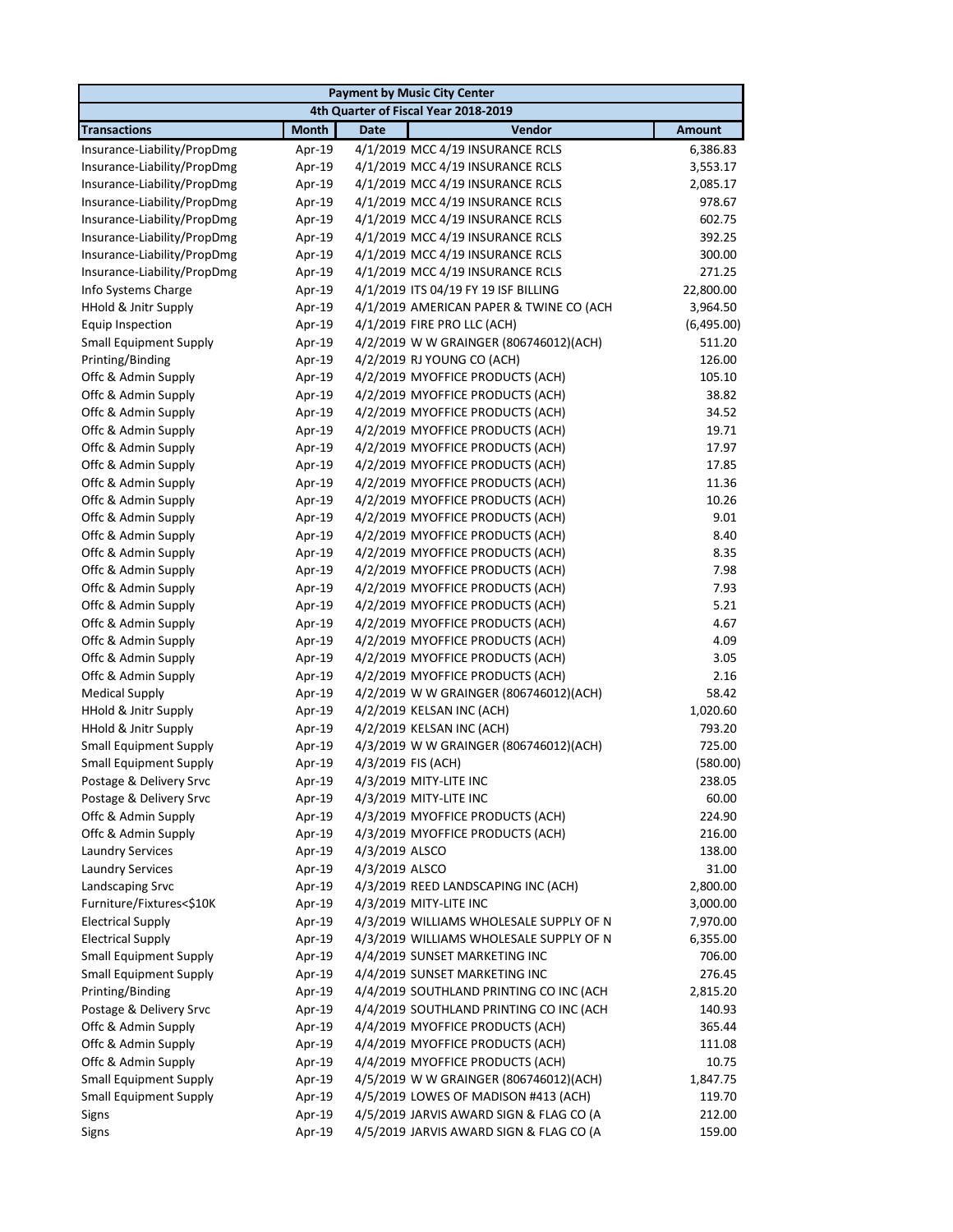| Payment by Music City Center | | | | |
|---|---|---|---|---|
| 4th Quarter of Fiscal Year 2018-2019 | | | | |
| **Transactions** | **Month** | **Date** | **Vendor** | **Amount** |
| Insurance-Liability/PropDmg | Apr-19 | 4/1/2019 | MCC 4/19 INSURANCE RCLS | 6,386.83 |
| Insurance-Liability/PropDmg | Apr-19 | 4/1/2019 | MCC 4/19 INSURANCE RCLS | 3,553.17 |
| Insurance-Liability/PropDmg | Apr-19 | 4/1/2019 | MCC 4/19 INSURANCE RCLS | 2,085.17 |
| Insurance-Liability/PropDmg | Apr-19 | 4/1/2019 | MCC 4/19 INSURANCE RCLS | 978.67 |
| Insurance-Liability/PropDmg | Apr-19 | 4/1/2019 | MCC 4/19 INSURANCE RCLS | 602.75 |
| Insurance-Liability/PropDmg | Apr-19 | 4/1/2019 | MCC 4/19 INSURANCE RCLS | 392.25 |
| Insurance-Liability/PropDmg | Apr-19 | 4/1/2019 | MCC 4/19 INSURANCE RCLS | 300.00 |
| Insurance-Liability/PropDmg | Apr-19 | 4/1/2019 | MCC 4/19 INSURANCE RCLS | 271.25 |
| Info Systems Charge | Apr-19 | 4/1/2019 | ITS 04/19 FY 19 ISF BILLING | 22,800.00 |
| HHold & Jnitr Supply | Apr-19 | 4/1/2019 | AMERICAN PAPER & TWINE CO (ACH | 3,964.50 |
| Equip Inspection | Apr-19 | 4/1/2019 | FIRE PRO LLC (ACH) | (6,495.00) |
| Small Equipment Supply | Apr-19 | 4/2/2019 | W W GRAINGER (806746012)(ACH) | 511.20 |
| Printing/Binding | Apr-19 | 4/2/2019 | RJ YOUNG CO (ACH) | 126.00 |
| Offc & Admin Supply | Apr-19 | 4/2/2019 | MYOFFICE PRODUCTS (ACH) | 105.10 |
| Offc & Admin Supply | Apr-19 | 4/2/2019 | MYOFFICE PRODUCTS (ACH) | 38.82 |
| Offc & Admin Supply | Apr-19 | 4/2/2019 | MYOFFICE PRODUCTS (ACH) | 34.52 |
| Offc & Admin Supply | Apr-19 | 4/2/2019 | MYOFFICE PRODUCTS (ACH) | 19.71 |
| Offc & Admin Supply | Apr-19 | 4/2/2019 | MYOFFICE PRODUCTS (ACH) | 17.97 |
| Offc & Admin Supply | Apr-19 | 4/2/2019 | MYOFFICE PRODUCTS (ACH) | 17.85 |
| Offc & Admin Supply | Apr-19 | 4/2/2019 | MYOFFICE PRODUCTS (ACH) | 11.36 |
| Offc & Admin Supply | Apr-19 | 4/2/2019 | MYOFFICE PRODUCTS (ACH) | 10.26 |
| Offc & Admin Supply | Apr-19 | 4/2/2019 | MYOFFICE PRODUCTS (ACH) | 9.01 |
| Offc & Admin Supply | Apr-19 | 4/2/2019 | MYOFFICE PRODUCTS (ACH) | 8.40 |
| Offc & Admin Supply | Apr-19 | 4/2/2019 | MYOFFICE PRODUCTS (ACH) | 8.35 |
| Offc & Admin Supply | Apr-19 | 4/2/2019 | MYOFFICE PRODUCTS (ACH) | 7.98 |
| Offc & Admin Supply | Apr-19 | 4/2/2019 | MYOFFICE PRODUCTS (ACH) | 7.93 |
| Offc & Admin Supply | Apr-19 | 4/2/2019 | MYOFFICE PRODUCTS (ACH) | 5.21 |
| Offc & Admin Supply | Apr-19 | 4/2/2019 | MYOFFICE PRODUCTS (ACH) | 4.67 |
| Offc & Admin Supply | Apr-19 | 4/2/2019 | MYOFFICE PRODUCTS (ACH) | 4.09 |
| Offc & Admin Supply | Apr-19 | 4/2/2019 | MYOFFICE PRODUCTS (ACH) | 3.05 |
| Offc & Admin Supply | Apr-19 | 4/2/2019 | MYOFFICE PRODUCTS (ACH) | 2.16 |
| Medical Supply | Apr-19 | 4/2/2019 | W W GRAINGER (806746012)(ACH) | 58.42 |
| HHold & Jnitr Supply | Apr-19 | 4/2/2019 | KELSAN INC (ACH) | 1,020.60 |
| HHold & Jnitr Supply | Apr-19 | 4/2/2019 | KELSAN INC (ACH) | 793.20 |
| Small Equipment Supply | Apr-19 | 4/3/2019 | W W GRAINGER (806746012)(ACH) | 725.00 |
| Small Equipment Supply | Apr-19 | 4/3/2019 | FIS (ACH) | (580.00) |
| Postage & Delivery Srvc | Apr-19 | 4/3/2019 | MITY-LITE INC | 238.05 |
| Postage & Delivery Srvc | Apr-19 | 4/3/2019 | MITY-LITE INC | 60.00 |
| Offc & Admin Supply | Apr-19 | 4/3/2019 | MYOFFICE PRODUCTS (ACH) | 224.90 |
| Offc & Admin Supply | Apr-19 | 4/3/2019 | MYOFFICE PRODUCTS (ACH) | 216.00 |
| Laundry Services | Apr-19 | 4/3/2019 | ALSCO | 138.00 |
| Laundry Services | Apr-19 | 4/3/2019 | ALSCO | 31.00 |
| Landscaping Srvc | Apr-19 | 4/3/2019 | REED LANDSCAPING INC (ACH) | 2,800.00 |
| Furniture/Fixtures<$10K | Apr-19 | 4/3/2019 | MITY-LITE INC | 3,000.00 |
| Electrical Supply | Apr-19 | 4/3/2019 | WILLIAMS WHOLESALE SUPPLY OF N | 7,970.00 |
| Electrical Supply | Apr-19 | 4/3/2019 | WILLIAMS WHOLESALE SUPPLY OF N | 6,355.00 |
| Small Equipment Supply | Apr-19 | 4/4/2019 | SUNSET MARKETING INC | 706.00 |
| Small Equipment Supply | Apr-19 | 4/4/2019 | SUNSET MARKETING INC | 276.45 |
| Printing/Binding | Apr-19 | 4/4/2019 | SOUTHLAND PRINTING CO INC (ACH | 2,815.20 |
| Postage & Delivery Srvc | Apr-19 | 4/4/2019 | SOUTHLAND PRINTING CO INC (ACH | 140.93 |
| Offc & Admin Supply | Apr-19 | 4/4/2019 | MYOFFICE PRODUCTS (ACH) | 365.44 |
| Offc & Admin Supply | Apr-19 | 4/4/2019 | MYOFFICE PRODUCTS (ACH) | 111.08 |
| Offc & Admin Supply | Apr-19 | 4/4/2019 | MYOFFICE PRODUCTS (ACH) | 10.75 |
| Small Equipment Supply | Apr-19 | 4/5/2019 | W W GRAINGER (806746012)(ACH) | 1,847.75 |
| Small Equipment Supply | Apr-19 | 4/5/2019 | LOWES OF MADISON #413 (ACH) | 119.70 |
| Signs | Apr-19 | 4/5/2019 | JARVIS AWARD SIGN & FLAG CO (A | 212.00 |
| Signs | Apr-19 | 4/5/2019 | JARVIS AWARD SIGN & FLAG CO (A | 159.00 |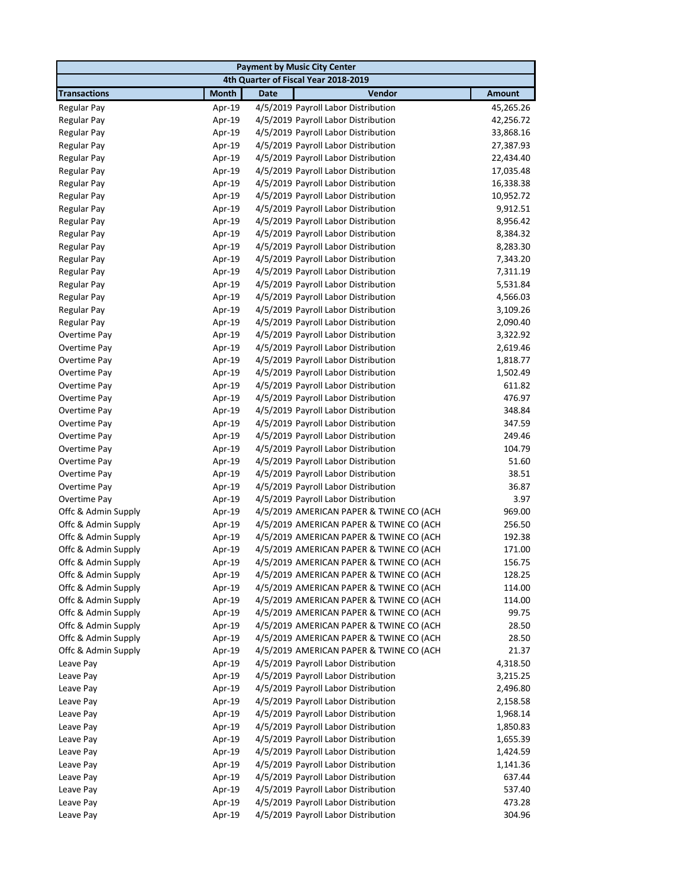| Payment by Music City Center | | | | |
|---|---|---|---|---|
| 4th Quarter of Fiscal Year 2018-2019 | | | | |
| **Transactions** | **Month** | **Date** | **Vendor** | **Amount** |
| Regular Pay | Apr-19 | 4/5/2019 | Payroll Labor Distribution | 45,265.26 |
| Regular Pay | Apr-19 | 4/5/2019 | Payroll Labor Distribution | 42,256.72 |
| Regular Pay | Apr-19 | 4/5/2019 | Payroll Labor Distribution | 33,868.16 |
| Regular Pay | Apr-19 | 4/5/2019 | Payroll Labor Distribution | 27,387.93 |
| Regular Pay | Apr-19 | 4/5/2019 | Payroll Labor Distribution | 22,434.40 |
| Regular Pay | Apr-19 | 4/5/2019 | Payroll Labor Distribution | 17,035.48 |
| Regular Pay | Apr-19 | 4/5/2019 | Payroll Labor Distribution | 16,338.38 |
| Regular Pay | Apr-19 | 4/5/2019 | Payroll Labor Distribution | 10,952.72 |
| Regular Pay | Apr-19 | 4/5/2019 | Payroll Labor Distribution | 9,912.51 |
| Regular Pay | Apr-19 | 4/5/2019 | Payroll Labor Distribution | 8,956.42 |
| Regular Pay | Apr-19 | 4/5/2019 | Payroll Labor Distribution | 8,384.32 |
| Regular Pay | Apr-19 | 4/5/2019 | Payroll Labor Distribution | 8,283.30 |
| Regular Pay | Apr-19 | 4/5/2019 | Payroll Labor Distribution | 7,343.20 |
| Regular Pay | Apr-19 | 4/5/2019 | Payroll Labor Distribution | 7,311.19 |
| Regular Pay | Apr-19 | 4/5/2019 | Payroll Labor Distribution | 5,531.84 |
| Regular Pay | Apr-19 | 4/5/2019 | Payroll Labor Distribution | 4,566.03 |
| Regular Pay | Apr-19 | 4/5/2019 | Payroll Labor Distribution | 3,109.26 |
| Regular Pay | Apr-19 | 4/5/2019 | Payroll Labor Distribution | 2,090.40 |
| Overtime Pay | Apr-19 | 4/5/2019 | Payroll Labor Distribution | 3,322.92 |
| Overtime Pay | Apr-19 | 4/5/2019 | Payroll Labor Distribution | 2,619.46 |
| Overtime Pay | Apr-19 | 4/5/2019 | Payroll Labor Distribution | 1,818.77 |
| Overtime Pay | Apr-19 | 4/5/2019 | Payroll Labor Distribution | 1,502.49 |
| Overtime Pay | Apr-19 | 4/5/2019 | Payroll Labor Distribution | 611.82 |
| Overtime Pay | Apr-19 | 4/5/2019 | Payroll Labor Distribution | 476.97 |
| Overtime Pay | Apr-19 | 4/5/2019 | Payroll Labor Distribution | 348.84 |
| Overtime Pay | Apr-19 | 4/5/2019 | Payroll Labor Distribution | 347.59 |
| Overtime Pay | Apr-19 | 4/5/2019 | Payroll Labor Distribution | 249.46 |
| Overtime Pay | Apr-19 | 4/5/2019 | Payroll Labor Distribution | 104.79 |
| Overtime Pay | Apr-19 | 4/5/2019 | Payroll Labor Distribution | 51.60 |
| Overtime Pay | Apr-19 | 4/5/2019 | Payroll Labor Distribution | 38.51 |
| Overtime Pay | Apr-19 | 4/5/2019 | Payroll Labor Distribution | 36.87 |
| Overtime Pay | Apr-19 | 4/5/2019 | Payroll Labor Distribution | 3.97 |
| Offc & Admin Supply | Apr-19 | 4/5/2019 | AMERICAN PAPER & TWINE CO (ACH | 969.00 |
| Offc & Admin Supply | Apr-19 | 4/5/2019 | AMERICAN PAPER & TWINE CO (ACH | 256.50 |
| Offc & Admin Supply | Apr-19 | 4/5/2019 | AMERICAN PAPER & TWINE CO (ACH | 192.38 |
| Offc & Admin Supply | Apr-19 | 4/5/2019 | AMERICAN PAPER & TWINE CO (ACH | 171.00 |
| Offc & Admin Supply | Apr-19 | 4/5/2019 | AMERICAN PAPER & TWINE CO (ACH | 156.75 |
| Offc & Admin Supply | Apr-19 | 4/5/2019 | AMERICAN PAPER & TWINE CO (ACH | 128.25 |
| Offc & Admin Supply | Apr-19 | 4/5/2019 | AMERICAN PAPER & TWINE CO (ACH | 114.00 |
| Offc & Admin Supply | Apr-19 | 4/5/2019 | AMERICAN PAPER & TWINE CO (ACH | 114.00 |
| Offc & Admin Supply | Apr-19 | 4/5/2019 | AMERICAN PAPER & TWINE CO (ACH | 99.75 |
| Offc & Admin Supply | Apr-19 | 4/5/2019 | AMERICAN PAPER & TWINE CO (ACH | 28.50 |
| Offc & Admin Supply | Apr-19 | 4/5/2019 | AMERICAN PAPER & TWINE CO (ACH | 28.50 |
| Offc & Admin Supply | Apr-19 | 4/5/2019 | AMERICAN PAPER & TWINE CO (ACH | 21.37 |
| Leave Pay | Apr-19 | 4/5/2019 | Payroll Labor Distribution | 4,318.50 |
| Leave Pay | Apr-19 | 4/5/2019 | Payroll Labor Distribution | 3,215.25 |
| Leave Pay | Apr-19 | 4/5/2019 | Payroll Labor Distribution | 2,496.80 |
| Leave Pay | Apr-19 | 4/5/2019 | Payroll Labor Distribution | 2,158.58 |
| Leave Pay | Apr-19 | 4/5/2019 | Payroll Labor Distribution | 1,968.14 |
| Leave Pay | Apr-19 | 4/5/2019 | Payroll Labor Distribution | 1,850.83 |
| Leave Pay | Apr-19 | 4/5/2019 | Payroll Labor Distribution | 1,655.39 |
| Leave Pay | Apr-19 | 4/5/2019 | Payroll Labor Distribution | 1,424.59 |
| Leave Pay | Apr-19 | 4/5/2019 | Payroll Labor Distribution | 1,141.36 |
| Leave Pay | Apr-19 | 4/5/2019 | Payroll Labor Distribution | 637.44 |
| Leave Pay | Apr-19 | 4/5/2019 | Payroll Labor Distribution | 537.40 |
| Leave Pay | Apr-19 | 4/5/2019 | Payroll Labor Distribution | 473.28 |
| Leave Pay | Apr-19 | 4/5/2019 | Payroll Labor Distribution | 304.96 |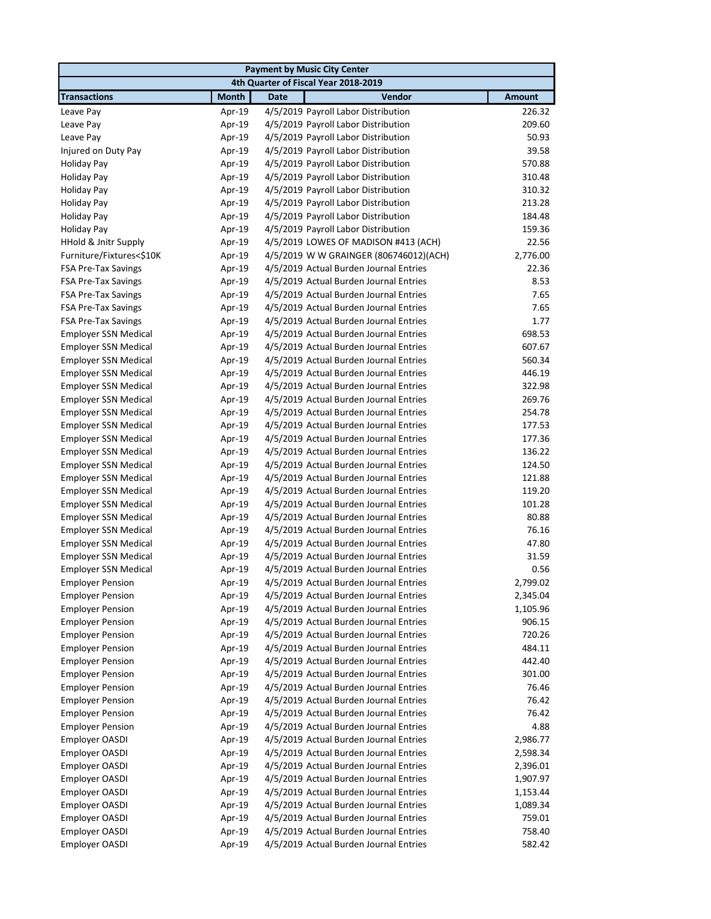| Payment by Music City Center | | | | |
|---|---|---|---|---|
| 4th Quarter of Fiscal Year 2018-2019 | | | | |
| **Transactions** | **Month** | **Date** | **Vendor** | **Amount** |
| Leave Pay | Apr-19 | 4/5/2019 | Payroll Labor Distribution | 226.32 |
| Leave Pay | Apr-19 | 4/5/2019 | Payroll Labor Distribution | 209.60 |
| Leave Pay | Apr-19 | 4/5/2019 | Payroll Labor Distribution | 50.93 |
| Injured on Duty Pay | Apr-19 | 4/5/2019 | Payroll Labor Distribution | 39.58 |
| Holiday Pay | Apr-19 | 4/5/2019 | Payroll Labor Distribution | 570.88 |
| Holiday Pay | Apr-19 | 4/5/2019 | Payroll Labor Distribution | 310.48 |
| Holiday Pay | Apr-19 | 4/5/2019 | Payroll Labor Distribution | 310.32 |
| Holiday Pay | Apr-19 | 4/5/2019 | Payroll Labor Distribution | 213.28 |
| Holiday Pay | Apr-19 | 4/5/2019 | Payroll Labor Distribution | 184.48 |
| Holiday Pay | Apr-19 | 4/5/2019 | Payroll Labor Distribution | 159.36 |
| HHold & Jnitr Supply | Apr-19 | 4/5/2019 | LOWES OF MADISON #413 (ACH) | 22.56 |
| Furniture/Fixtures<$10K | Apr-19 | 4/5/2019 | W W GRAINGER (806746012)(ACH) | 2,776.00 |
| FSA Pre-Tax Savings | Apr-19 | 4/5/2019 | Actual Burden Journal Entries | 22.36 |
| FSA Pre-Tax Savings | Apr-19 | 4/5/2019 | Actual Burden Journal Entries | 8.53 |
| FSA Pre-Tax Savings | Apr-19 | 4/5/2019 | Actual Burden Journal Entries | 7.65 |
| FSA Pre-Tax Savings | Apr-19 | 4/5/2019 | Actual Burden Journal Entries | 7.65 |
| FSA Pre-Tax Savings | Apr-19 | 4/5/2019 | Actual Burden Journal Entries | 1.77 |
| Employer SSN Medical | Apr-19 | 4/5/2019 | Actual Burden Journal Entries | 698.53 |
| Employer SSN Medical | Apr-19 | 4/5/2019 | Actual Burden Journal Entries | 607.67 |
| Employer SSN Medical | Apr-19 | 4/5/2019 | Actual Burden Journal Entries | 560.34 |
| Employer SSN Medical | Apr-19 | 4/5/2019 | Actual Burden Journal Entries | 446.19 |
| Employer SSN Medical | Apr-19 | 4/5/2019 | Actual Burden Journal Entries | 322.98 |
| Employer SSN Medical | Apr-19 | 4/5/2019 | Actual Burden Journal Entries | 269.76 |
| Employer SSN Medical | Apr-19 | 4/5/2019 | Actual Burden Journal Entries | 254.78 |
| Employer SSN Medical | Apr-19 | 4/5/2019 | Actual Burden Journal Entries | 177.53 |
| Employer SSN Medical | Apr-19 | 4/5/2019 | Actual Burden Journal Entries | 177.36 |
| Employer SSN Medical | Apr-19 | 4/5/2019 | Actual Burden Journal Entries | 136.22 |
| Employer SSN Medical | Apr-19 | 4/5/2019 | Actual Burden Journal Entries | 124.50 |
| Employer SSN Medical | Apr-19 | 4/5/2019 | Actual Burden Journal Entries | 121.88 |
| Employer SSN Medical | Apr-19 | 4/5/2019 | Actual Burden Journal Entries | 119.20 |
| Employer SSN Medical | Apr-19 | 4/5/2019 | Actual Burden Journal Entries | 101.28 |
| Employer SSN Medical | Apr-19 | 4/5/2019 | Actual Burden Journal Entries | 80.88 |
| Employer SSN Medical | Apr-19 | 4/5/2019 | Actual Burden Journal Entries | 76.16 |
| Employer SSN Medical | Apr-19 | 4/5/2019 | Actual Burden Journal Entries | 47.80 |
| Employer SSN Medical | Apr-19 | 4/5/2019 | Actual Burden Journal Entries | 31.59 |
| Employer SSN Medical | Apr-19 | 4/5/2019 | Actual Burden Journal Entries | 0.56 |
| Employer Pension | Apr-19 | 4/5/2019 | Actual Burden Journal Entries | 2,799.02 |
| Employer Pension | Apr-19 | 4/5/2019 | Actual Burden Journal Entries | 2,345.04 |
| Employer Pension | Apr-19 | 4/5/2019 | Actual Burden Journal Entries | 1,105.96 |
| Employer Pension | Apr-19 | 4/5/2019 | Actual Burden Journal Entries | 906.15 |
| Employer Pension | Apr-19 | 4/5/2019 | Actual Burden Journal Entries | 720.26 |
| Employer Pension | Apr-19 | 4/5/2019 | Actual Burden Journal Entries | 484.11 |
| Employer Pension | Apr-19 | 4/5/2019 | Actual Burden Journal Entries | 442.40 |
| Employer Pension | Apr-19 | 4/5/2019 | Actual Burden Journal Entries | 301.00 |
| Employer Pension | Apr-19 | 4/5/2019 | Actual Burden Journal Entries | 76.46 |
| Employer Pension | Apr-19 | 4/5/2019 | Actual Burden Journal Entries | 76.42 |
| Employer Pension | Apr-19 | 4/5/2019 | Actual Burden Journal Entries | 76.42 |
| Employer Pension | Apr-19 | 4/5/2019 | Actual Burden Journal Entries | 4.88 |
| Employer OASDI | Apr-19 | 4/5/2019 | Actual Burden Journal Entries | 2,986.77 |
| Employer OASDI | Apr-19 | 4/5/2019 | Actual Burden Journal Entries | 2,598.34 |
| Employer OASDI | Apr-19 | 4/5/2019 | Actual Burden Journal Entries | 2,396.01 |
| Employer OASDI | Apr-19 | 4/5/2019 | Actual Burden Journal Entries | 1,907.97 |
| Employer OASDI | Apr-19 | 4/5/2019 | Actual Burden Journal Entries | 1,153.44 |
| Employer OASDI | Apr-19 | 4/5/2019 | Actual Burden Journal Entries | 1,089.34 |
| Employer OASDI | Apr-19 | 4/5/2019 | Actual Burden Journal Entries | 759.01 |
| Employer OASDI | Apr-19 | 4/5/2019 | Actual Burden Journal Entries | 758.40 |
| Employer OASDI | Apr-19 | 4/5/2019 | Actual Burden Journal Entries | 582.42 |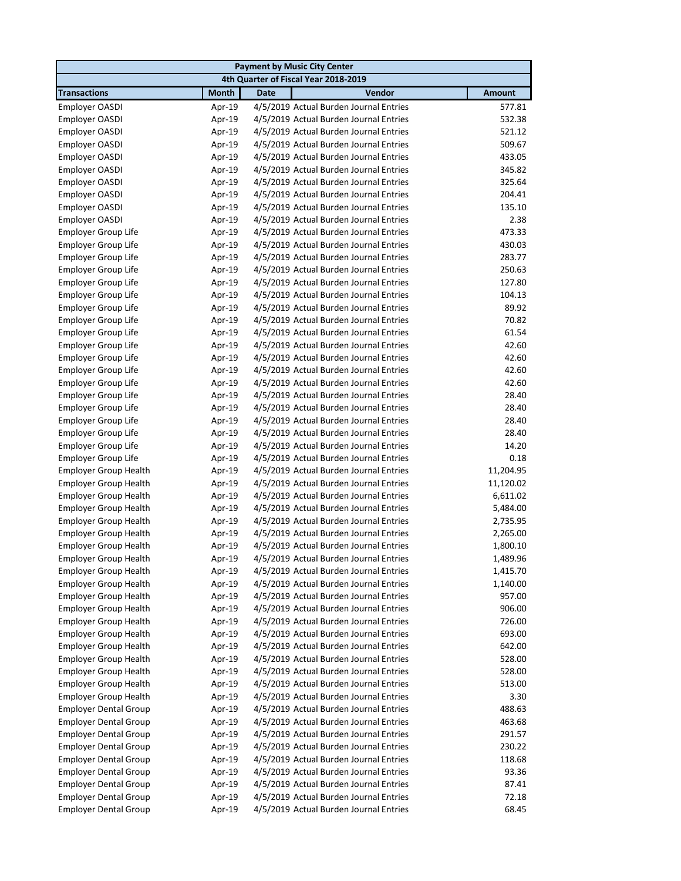| Payment by Music City Center | | | | |
|---|---|---|---|---|
| 4th Quarter of Fiscal Year 2018-2019 | | | | |
| **Transactions** | **Month** | **Date** | **Vendor** | **Amount** |
| Employer OASDI | Apr-19 | 4/5/2019 | Actual Burden Journal Entries | 577.81 |
| Employer OASDI | Apr-19 | 4/5/2019 | Actual Burden Journal Entries | 532.38 |
| Employer OASDI | Apr-19 | 4/5/2019 | Actual Burden Journal Entries | 521.12 |
| Employer OASDI | Apr-19 | 4/5/2019 | Actual Burden Journal Entries | 509.67 |
| Employer OASDI | Apr-19 | 4/5/2019 | Actual Burden Journal Entries | 433.05 |
| Employer OASDI | Apr-19 | 4/5/2019 | Actual Burden Journal Entries | 345.82 |
| Employer OASDI | Apr-19 | 4/5/2019 | Actual Burden Journal Entries | 325.64 |
| Employer OASDI | Apr-19 | 4/5/2019 | Actual Burden Journal Entries | 204.41 |
| Employer OASDI | Apr-19 | 4/5/2019 | Actual Burden Journal Entries | 135.10 |
| Employer OASDI | Apr-19 | 4/5/2019 | Actual Burden Journal Entries | 2.38 |
| Employer Group Life | Apr-19 | 4/5/2019 | Actual Burden Journal Entries | 473.33 |
| Employer Group Life | Apr-19 | 4/5/2019 | Actual Burden Journal Entries | 430.03 |
| Employer Group Life | Apr-19 | 4/5/2019 | Actual Burden Journal Entries | 283.77 |
| Employer Group Life | Apr-19 | 4/5/2019 | Actual Burden Journal Entries | 250.63 |
| Employer Group Life | Apr-19 | 4/5/2019 | Actual Burden Journal Entries | 127.80 |
| Employer Group Life | Apr-19 | 4/5/2019 | Actual Burden Journal Entries | 104.13 |
| Employer Group Life | Apr-19 | 4/5/2019 | Actual Burden Journal Entries | 89.92 |
| Employer Group Life | Apr-19 | 4/5/2019 | Actual Burden Journal Entries | 70.82 |
| Employer Group Life | Apr-19 | 4/5/2019 | Actual Burden Journal Entries | 61.54 |
| Employer Group Life | Apr-19 | 4/5/2019 | Actual Burden Journal Entries | 42.60 |
| Employer Group Life | Apr-19 | 4/5/2019 | Actual Burden Journal Entries | 42.60 |
| Employer Group Life | Apr-19 | 4/5/2019 | Actual Burden Journal Entries | 42.60 |
| Employer Group Life | Apr-19 | 4/5/2019 | Actual Burden Journal Entries | 42.60 |
| Employer Group Life | Apr-19 | 4/5/2019 | Actual Burden Journal Entries | 28.40 |
| Employer Group Life | Apr-19 | 4/5/2019 | Actual Burden Journal Entries | 28.40 |
| Employer Group Life | Apr-19 | 4/5/2019 | Actual Burden Journal Entries | 28.40 |
| Employer Group Life | Apr-19 | 4/5/2019 | Actual Burden Journal Entries | 28.40 |
| Employer Group Life | Apr-19 | 4/5/2019 | Actual Burden Journal Entries | 14.20 |
| Employer Group Life | Apr-19 | 4/5/2019 | Actual Burden Journal Entries | 0.18 |
| Employer Group Health | Apr-19 | 4/5/2019 | Actual Burden Journal Entries | 11,204.95 |
| Employer Group Health | Apr-19 | 4/5/2019 | Actual Burden Journal Entries | 11,120.02 |
| Employer Group Health | Apr-19 | 4/5/2019 | Actual Burden Journal Entries | 6,611.02 |
| Employer Group Health | Apr-19 | 4/5/2019 | Actual Burden Journal Entries | 5,484.00 |
| Employer Group Health | Apr-19 | 4/5/2019 | Actual Burden Journal Entries | 2,735.95 |
| Employer Group Health | Apr-19 | 4/5/2019 | Actual Burden Journal Entries | 2,265.00 |
| Employer Group Health | Apr-19 | 4/5/2019 | Actual Burden Journal Entries | 1,800.10 |
| Employer Group Health | Apr-19 | 4/5/2019 | Actual Burden Journal Entries | 1,489.96 |
| Employer Group Health | Apr-19 | 4/5/2019 | Actual Burden Journal Entries | 1,415.70 |
| Employer Group Health | Apr-19 | 4/5/2019 | Actual Burden Journal Entries | 1,140.00 |
| Employer Group Health | Apr-19 | 4/5/2019 | Actual Burden Journal Entries | 957.00 |
| Employer Group Health | Apr-19 | 4/5/2019 | Actual Burden Journal Entries | 906.00 |
| Employer Group Health | Apr-19 | 4/5/2019 | Actual Burden Journal Entries | 726.00 |
| Employer Group Health | Apr-19 | 4/5/2019 | Actual Burden Journal Entries | 693.00 |
| Employer Group Health | Apr-19 | 4/5/2019 | Actual Burden Journal Entries | 642.00 |
| Employer Group Health | Apr-19 | 4/5/2019 | Actual Burden Journal Entries | 528.00 |
| Employer Group Health | Apr-19 | 4/5/2019 | Actual Burden Journal Entries | 528.00 |
| Employer Group Health | Apr-19 | 4/5/2019 | Actual Burden Journal Entries | 513.00 |
| Employer Group Health | Apr-19 | 4/5/2019 | Actual Burden Journal Entries | 3.30 |
| Employer Dental Group | Apr-19 | 4/5/2019 | Actual Burden Journal Entries | 488.63 |
| Employer Dental Group | Apr-19 | 4/5/2019 | Actual Burden Journal Entries | 463.68 |
| Employer Dental Group | Apr-19 | 4/5/2019 | Actual Burden Journal Entries | 291.57 |
| Employer Dental Group | Apr-19 | 4/5/2019 | Actual Burden Journal Entries | 230.22 |
| Employer Dental Group | Apr-19 | 4/5/2019 | Actual Burden Journal Entries | 118.68 |
| Employer Dental Group | Apr-19 | 4/5/2019 | Actual Burden Journal Entries | 93.36 |
| Employer Dental Group | Apr-19 | 4/5/2019 | Actual Burden Journal Entries | 87.41 |
| Employer Dental Group | Apr-19 | 4/5/2019 | Actual Burden Journal Entries | 72.18 |
| Employer Dental Group | Apr-19 | 4/5/2019 | Actual Burden Journal Entries | 68.45 |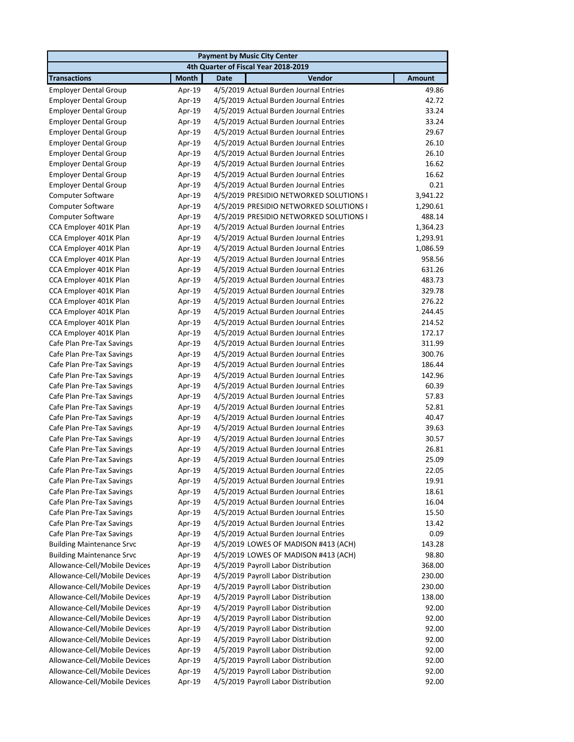| Payment by Music City Center | | | | |
|---|---|---|---|---|
| 4th Quarter of Fiscal Year 2018-2019 | | | | |
| **Transactions** | **Month** | **Date** | **Vendor** | **Amount** |
| Employer Dental Group | Apr-19 | 4/5/2019 | Actual Burden Journal Entries | 49.86 |
| Employer Dental Group | Apr-19 | 4/5/2019 | Actual Burden Journal Entries | 42.72 |
| Employer Dental Group | Apr-19 | 4/5/2019 | Actual Burden Journal Entries | 33.24 |
| Employer Dental Group | Apr-19 | 4/5/2019 | Actual Burden Journal Entries | 33.24 |
| Employer Dental Group | Apr-19 | 4/5/2019 | Actual Burden Journal Entries | 29.67 |
| Employer Dental Group | Apr-19 | 4/5/2019 | Actual Burden Journal Entries | 26.10 |
| Employer Dental Group | Apr-19 | 4/5/2019 | Actual Burden Journal Entries | 26.10 |
| Employer Dental Group | Apr-19 | 4/5/2019 | Actual Burden Journal Entries | 16.62 |
| Employer Dental Group | Apr-19 | 4/5/2019 | Actual Burden Journal Entries | 16.62 |
| Employer Dental Group | Apr-19 | 4/5/2019 | Actual Burden Journal Entries | 0.21 |
| Computer Software | Apr-19 | 4/5/2019 | PRESIDIO NETWORKED SOLUTIONS I | 3,941.22 |
| Computer Software | Apr-19 | 4/5/2019 | PRESIDIO NETWORKED SOLUTIONS I | 1,290.61 |
| Computer Software | Apr-19 | 4/5/2019 | PRESIDIO NETWORKED SOLUTIONS I | 488.14 |
| CCA Employer 401K Plan | Apr-19 | 4/5/2019 | Actual Burden Journal Entries | 1,364.23 |
| CCA Employer 401K Plan | Apr-19 | 4/5/2019 | Actual Burden Journal Entries | 1,293.91 |
| CCA Employer 401K Plan | Apr-19 | 4/5/2019 | Actual Burden Journal Entries | 1,086.59 |
| CCA Employer 401K Plan | Apr-19 | 4/5/2019 | Actual Burden Journal Entries | 958.56 |
| CCA Employer 401K Plan | Apr-19 | 4/5/2019 | Actual Burden Journal Entries | 631.26 |
| CCA Employer 401K Plan | Apr-19 | 4/5/2019 | Actual Burden Journal Entries | 483.73 |
| CCA Employer 401K Plan | Apr-19 | 4/5/2019 | Actual Burden Journal Entries | 329.78 |
| CCA Employer 401K Plan | Apr-19 | 4/5/2019 | Actual Burden Journal Entries | 276.22 |
| CCA Employer 401K Plan | Apr-19 | 4/5/2019 | Actual Burden Journal Entries | 244.45 |
| CCA Employer 401K Plan | Apr-19 | 4/5/2019 | Actual Burden Journal Entries | 214.52 |
| CCA Employer 401K Plan | Apr-19 | 4/5/2019 | Actual Burden Journal Entries | 172.17 |
| Cafe Plan Pre-Tax Savings | Apr-19 | 4/5/2019 | Actual Burden Journal Entries | 311.99 |
| Cafe Plan Pre-Tax Savings | Apr-19 | 4/5/2019 | Actual Burden Journal Entries | 300.76 |
| Cafe Plan Pre-Tax Savings | Apr-19 | 4/5/2019 | Actual Burden Journal Entries | 186.44 |
| Cafe Plan Pre-Tax Savings | Apr-19 | 4/5/2019 | Actual Burden Journal Entries | 142.96 |
| Cafe Plan Pre-Tax Savings | Apr-19 | 4/5/2019 | Actual Burden Journal Entries | 60.39 |
| Cafe Plan Pre-Tax Savings | Apr-19 | 4/5/2019 | Actual Burden Journal Entries | 57.83 |
| Cafe Plan Pre-Tax Savings | Apr-19 | 4/5/2019 | Actual Burden Journal Entries | 52.81 |
| Cafe Plan Pre-Tax Savings | Apr-19 | 4/5/2019 | Actual Burden Journal Entries | 40.47 |
| Cafe Plan Pre-Tax Savings | Apr-19 | 4/5/2019 | Actual Burden Journal Entries | 39.63 |
| Cafe Plan Pre-Tax Savings | Apr-19 | 4/5/2019 | Actual Burden Journal Entries | 30.57 |
| Cafe Plan Pre-Tax Savings | Apr-19 | 4/5/2019 | Actual Burden Journal Entries | 26.81 |
| Cafe Plan Pre-Tax Savings | Apr-19 | 4/5/2019 | Actual Burden Journal Entries | 25.09 |
| Cafe Plan Pre-Tax Savings | Apr-19 | 4/5/2019 | Actual Burden Journal Entries | 22.05 |
| Cafe Plan Pre-Tax Savings | Apr-19 | 4/5/2019 | Actual Burden Journal Entries | 19.91 |
| Cafe Plan Pre-Tax Savings | Apr-19 | 4/5/2019 | Actual Burden Journal Entries | 18.61 |
| Cafe Plan Pre-Tax Savings | Apr-19 | 4/5/2019 | Actual Burden Journal Entries | 16.04 |
| Cafe Plan Pre-Tax Savings | Apr-19 | 4/5/2019 | Actual Burden Journal Entries | 15.50 |
| Cafe Plan Pre-Tax Savings | Apr-19 | 4/5/2019 | Actual Burden Journal Entries | 13.42 |
| Cafe Plan Pre-Tax Savings | Apr-19 | 4/5/2019 | Actual Burden Journal Entries | 0.09 |
| Building Maintenance Srvc | Apr-19 | 4/5/2019 | LOWES OF MADISON #413 (ACH) | 143.28 |
| Building Maintenance Srvc | Apr-19 | 4/5/2019 | LOWES OF MADISON #413 (ACH) | 98.80 |
| Allowance-Cell/Mobile Devices | Apr-19 | 4/5/2019 | Payroll Labor Distribution | 368.00 |
| Allowance-Cell/Mobile Devices | Apr-19 | 4/5/2019 | Payroll Labor Distribution | 230.00 |
| Allowance-Cell/Mobile Devices | Apr-19 | 4/5/2019 | Payroll Labor Distribution | 230.00 |
| Allowance-Cell/Mobile Devices | Apr-19 | 4/5/2019 | Payroll Labor Distribution | 138.00 |
| Allowance-Cell/Mobile Devices | Apr-19 | 4/5/2019 | Payroll Labor Distribution | 92.00 |
| Allowance-Cell/Mobile Devices | Apr-19 | 4/5/2019 | Payroll Labor Distribution | 92.00 |
| Allowance-Cell/Mobile Devices | Apr-19 | 4/5/2019 | Payroll Labor Distribution | 92.00 |
| Allowance-Cell/Mobile Devices | Apr-19 | 4/5/2019 | Payroll Labor Distribution | 92.00 |
| Allowance-Cell/Mobile Devices | Apr-19 | 4/5/2019 | Payroll Labor Distribution | 92.00 |
| Allowance-Cell/Mobile Devices | Apr-19 | 4/5/2019 | Payroll Labor Distribution | 92.00 |
| Allowance-Cell/Mobile Devices | Apr-19 | 4/5/2019 | Payroll Labor Distribution | 92.00 |
| Allowance-Cell/Mobile Devices | Apr-19 | 4/5/2019 | Payroll Labor Distribution | 92.00 |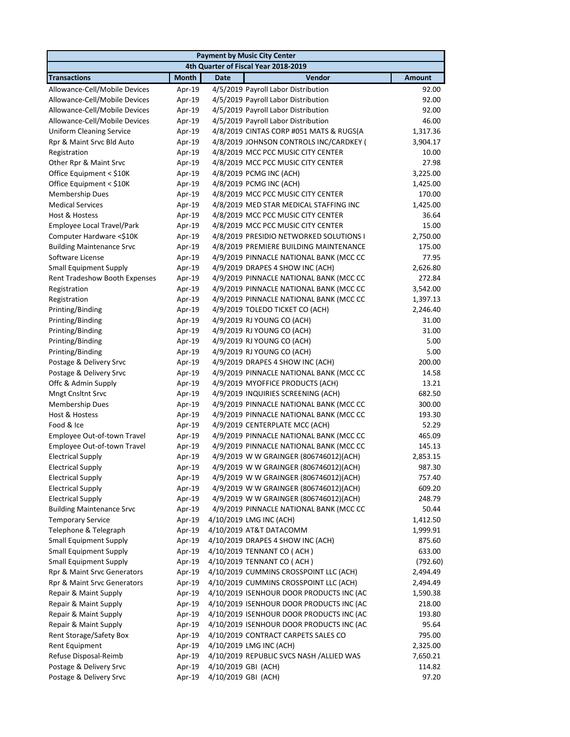| Payment by Music City Center | | | | |
|---|---|---|---|---|
| 4th Quarter of Fiscal Year 2018-2019 | | | | |
| **Transactions** | **Month** | **Date** | **Vendor** | **Amount** |
| Allowance-Cell/Mobile Devices | Apr-19 | 4/5/2019 | Payroll Labor Distribution | 92.00 |
| Allowance-Cell/Mobile Devices | Apr-19 | 4/5/2019 | Payroll Labor Distribution | 92.00 |
| Allowance-Cell/Mobile Devices | Apr-19 | 4/5/2019 | Payroll Labor Distribution | 92.00 |
| Allowance-Cell/Mobile Devices | Apr-19 | 4/5/2019 | Payroll Labor Distribution | 46.00 |
| Uniform Cleaning Service | Apr-19 | 4/8/2019 | CINTAS CORP #051 MATS & RUGS(A | 1,317.36 |
| Rpr & Maint Srvc Bld Auto | Apr-19 | 4/8/2019 | JOHNSON CONTROLS INC/CARDKEY ( | 3,904.17 |
| Registration | Apr-19 | 4/8/2019 | MCC PCC MUSIC CITY CENTER | 10.00 |
| Other Rpr & Maint Srvc | Apr-19 | 4/8/2019 | MCC PCC MUSIC CITY CENTER | 27.98 |
| Office Equipment < $10K | Apr-19 | 4/8/2019 | PCMG INC (ACH) | 3,225.00 |
| Office Equipment < $10K | Apr-19 | 4/8/2019 | PCMG INC (ACH) | 1,425.00 |
| Membership Dues | Apr-19 | 4/8/2019 | MCC PCC MUSIC CITY CENTER | 170.00 |
| Medical Services | Apr-19 | 4/8/2019 | MED STAR MEDICAL STAFFING INC | 1,425.00 |
| Host & Hostess | Apr-19 | 4/8/2019 | MCC PCC MUSIC CITY CENTER | 36.64 |
| Employee Local Travel/Park | Apr-19 | 4/8/2019 | MCC PCC MUSIC CITY CENTER | 15.00 |
| Computer Hardware <$10K | Apr-19 | 4/8/2019 | PRESIDIO NETWORKED SOLUTIONS I | 2,750.00 |
| Building Maintenance Srvc | Apr-19 | 4/8/2019 | PREMIERE BUILDING MAINTENANCE | 175.00 |
| Software License | Apr-19 | 4/9/2019 | PINNACLE NATIONAL BANK (MCC CC | 77.95 |
| Small Equipment Supply | Apr-19 | 4/9/2019 | DRAPES 4 SHOW INC (ACH) | 2,626.80 |
| Rent Tradeshow Booth Expenses | Apr-19 | 4/9/2019 | PINNACLE NATIONAL BANK (MCC CC | 272.84 |
| Registration | Apr-19 | 4/9/2019 | PINNACLE NATIONAL BANK (MCC CC | 3,542.00 |
| Registration | Apr-19 | 4/9/2019 | PINNACLE NATIONAL BANK (MCC CC | 1,397.13 |
| Printing/Binding | Apr-19 | 4/9/2019 | TOLEDO TICKET CO (ACH) | 2,246.40 |
| Printing/Binding | Apr-19 | 4/9/2019 | RJ YOUNG CO (ACH) | 31.00 |
| Printing/Binding | Apr-19 | 4/9/2019 | RJ YOUNG CO (ACH) | 31.00 |
| Printing/Binding | Apr-19 | 4/9/2019 | RJ YOUNG CO (ACH) | 5.00 |
| Printing/Binding | Apr-19 | 4/9/2019 | RJ YOUNG CO (ACH) | 5.00 |
| Postage & Delivery Srvc | Apr-19 | 4/9/2019 | DRAPES 4 SHOW INC (ACH) | 200.00 |
| Postage & Delivery Srvc | Apr-19 | 4/9/2019 | PINNACLE NATIONAL BANK (MCC CC | 14.58 |
| Offc & Admin Supply | Apr-19 | 4/9/2019 | MYOFFICE PRODUCTS (ACH) | 13.21 |
| Mngt Cnsltnt Srvc | Apr-19 | 4/9/2019 | INQUIRIES SCREENING (ACH) | 682.50 |
| Membership Dues | Apr-19 | 4/9/2019 | PINNACLE NATIONAL BANK (MCC CC | 300.00 |
| Host & Hostess | Apr-19 | 4/9/2019 | PINNACLE NATIONAL BANK (MCC CC | 193.30 |
| Food & Ice | Apr-19 | 4/9/2019 | CENTERPLATE MCC (ACH) | 52.29 |
| Employee Out-of-town Travel | Apr-19 | 4/9/2019 | PINNACLE NATIONAL BANK (MCC CC | 465.09 |
| Employee Out-of-town Travel | Apr-19 | 4/9/2019 | PINNACLE NATIONAL BANK (MCC CC | 145.13 |
| Electrical Supply | Apr-19 | 4/9/2019 | W W GRAINGER (806746012)(ACH) | 2,853.15 |
| Electrical Supply | Apr-19 | 4/9/2019 | W W GRAINGER (806746012)(ACH) | 987.30 |
| Electrical Supply | Apr-19 | 4/9/2019 | W W GRAINGER (806746012)(ACH) | 757.40 |
| Electrical Supply | Apr-19 | 4/9/2019 | W W GRAINGER (806746012)(ACH) | 609.20 |
| Electrical Supply | Apr-19 | 4/9/2019 | W W GRAINGER (806746012)(ACH) | 248.79 |
| Building Maintenance Srvc | Apr-19 | 4/9/2019 | PINNACLE NATIONAL BANK (MCC CC | 50.44 |
| Temporary Service | Apr-19 | 4/10/2019 | LMG INC (ACH) | 1,412.50 |
| Telephone & Telegraph | Apr-19 | 4/10/2019 | AT&T DATACOMM | 1,999.91 |
| Small Equipment Supply | Apr-19 | 4/10/2019 | DRAPES 4 SHOW INC (ACH) | 875.60 |
| Small Equipment Supply | Apr-19 | 4/10/2019 | TENNANT CO ( ACH ) | 633.00 |
| Small Equipment Supply | Apr-19 | 4/10/2019 | TENNANT CO ( ACH ) | (792.60) |
| Rpr & Maint Srvc Generators | Apr-19 | 4/10/2019 | CUMMINS CROSSPOINT LLC (ACH) | 2,494.49 |
| Rpr & Maint Srvc Generators | Apr-19 | 4/10/2019 | CUMMINS CROSSPOINT LLC (ACH) | 2,494.49 |
| Repair & Maint Supply | Apr-19 | 4/10/2019 | ISENHOUR DOOR PRODUCTS INC (AC | 1,590.38 |
| Repair & Maint Supply | Apr-19 | 4/10/2019 | ISENHOUR DOOR PRODUCTS INC (AC | 218.00 |
| Repair & Maint Supply | Apr-19 | 4/10/2019 | ISENHOUR DOOR PRODUCTS INC (AC | 193.80 |
| Repair & Maint Supply | Apr-19 | 4/10/2019 | ISENHOUR DOOR PRODUCTS INC (AC | 95.64 |
| Rent Storage/Safety Box | Apr-19 | 4/10/2019 | CONTRACT CARPETS SALES CO | 795.00 |
| Rent Equipment | Apr-19 | 4/10/2019 | LMG INC (ACH) | 2,325.00 |
| Refuse Disposal-Reimb | Apr-19 | 4/10/2019 | REPUBLIC SVCS NASH /ALLIED WAS | 7,650.21 |
| Postage & Delivery Srvc | Apr-19 | 4/10/2019 | GBI (ACH) | 114.82 |
| Postage & Delivery Srvc | Apr-19 | 4/10/2019 | GBI (ACH) | 97.20 |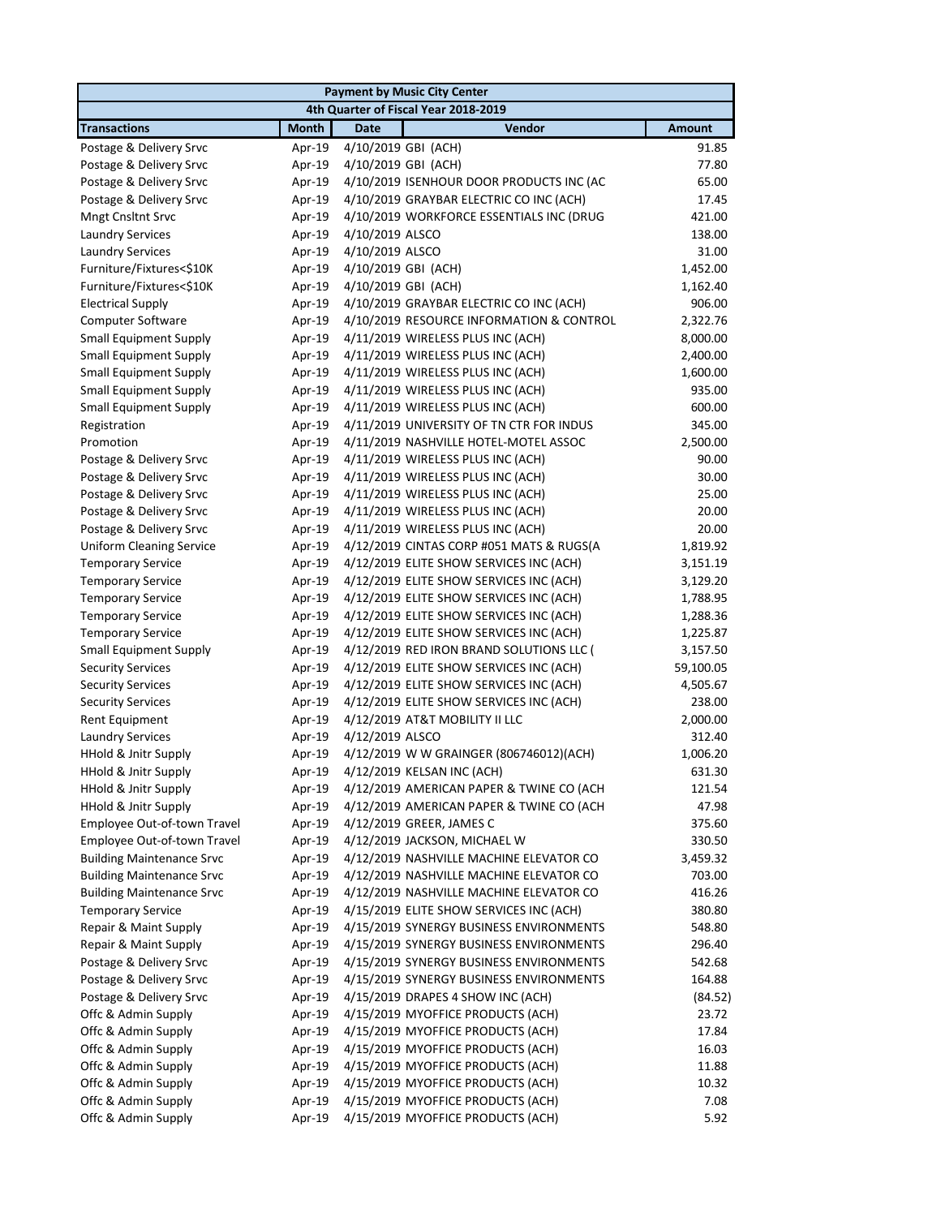| Payment by Music City Center | | | | |
|---|---|---|---|---|
| 4th Quarter of Fiscal Year 2018-2019 | | | | |
| **Transactions** | **Month** | **Date** | **Vendor** | **Amount** |
| Postage & Delivery Srvc | Apr-19 | 4/10/2019 | GBI (ACH) | 91.85 |
| Postage & Delivery Srvc | Apr-19 | 4/10/2019 | GBI (ACH) | 77.80 |
| Postage & Delivery Srvc | Apr-19 | 4/10/2019 | ISENHOUR DOOR PRODUCTS INC (AC | 65.00 |
| Postage & Delivery Srvc | Apr-19 | 4/10/2019 | GRAYBAR ELECTRIC CO INC (ACH) | 17.45 |
| Mngt Cnsltnt Srvc | Apr-19 | 4/10/2019 | WORKFORCE ESSENTIALS INC (DRUG | 421.00 |
| Laundry Services | Apr-19 | 4/10/2019 | ALSCO | 138.00 |
| Laundry Services | Apr-19 | 4/10/2019 | ALSCO | 31.00 |
| Furniture/Fixtures<$10K | Apr-19 | 4/10/2019 | GBI (ACH) | 1,452.00 |
| Furniture/Fixtures<$10K | Apr-19 | 4/10/2019 | GBI (ACH) | 1,162.40 |
| Electrical Supply | Apr-19 | 4/10/2019 | GRAYBAR ELECTRIC CO INC (ACH) | 906.00 |
| Computer Software | Apr-19 | 4/10/2019 | RESOURCE INFORMATION & CONTROL | 2,322.76 |
| Small Equipment Supply | Apr-19 | 4/11/2019 | WIRELESS PLUS INC (ACH) | 8,000.00 |
| Small Equipment Supply | Apr-19 | 4/11/2019 | WIRELESS PLUS INC (ACH) | 2,400.00 |
| Small Equipment Supply | Apr-19 | 4/11/2019 | WIRELESS PLUS INC (ACH) | 1,600.00 |
| Small Equipment Supply | Apr-19 | 4/11/2019 | WIRELESS PLUS INC (ACH) | 935.00 |
| Small Equipment Supply | Apr-19 | 4/11/2019 | WIRELESS PLUS INC (ACH) | 600.00 |
| Registration | Apr-19 | 4/11/2019 | UNIVERSITY OF TN CTR FOR INDUS | 345.00 |
| Promotion | Apr-19 | 4/11/2019 | NASHVILLE HOTEL-MOTEL ASSOC | 2,500.00 |
| Postage & Delivery Srvc | Apr-19 | 4/11/2019 | WIRELESS PLUS INC (ACH) | 90.00 |
| Postage & Delivery Srvc | Apr-19 | 4/11/2019 | WIRELESS PLUS INC (ACH) | 30.00 |
| Postage & Delivery Srvc | Apr-19 | 4/11/2019 | WIRELESS PLUS INC (ACH) | 25.00 |
| Postage & Delivery Srvc | Apr-19 | 4/11/2019 | WIRELESS PLUS INC (ACH) | 20.00 |
| Postage & Delivery Srvc | Apr-19 | 4/11/2019 | WIRELESS PLUS INC (ACH) | 20.00 |
| Uniform Cleaning Service | Apr-19 | 4/12/2019 | CINTAS CORP #051 MATS & RUGS(A | 1,819.92 |
| Temporary Service | Apr-19 | 4/12/2019 | ELITE SHOW SERVICES INC (ACH) | 3,151.19 |
| Temporary Service | Apr-19 | 4/12/2019 | ELITE SHOW SERVICES INC (ACH) | 3,129.20 |
| Temporary Service | Apr-19 | 4/12/2019 | ELITE SHOW SERVICES INC (ACH) | 1,788.95 |
| Temporary Service | Apr-19 | 4/12/2019 | ELITE SHOW SERVICES INC (ACH) | 1,288.36 |
| Temporary Service | Apr-19 | 4/12/2019 | ELITE SHOW SERVICES INC (ACH) | 1,225.87 |
| Small Equipment Supply | Apr-19 | 4/12/2019 | RED IRON BRAND SOLUTIONS LLC ( | 3,157.50 |
| Security Services | Apr-19 | 4/12/2019 | ELITE SHOW SERVICES INC (ACH) | 59,100.05 |
| Security Services | Apr-19 | 4/12/2019 | ELITE SHOW SERVICES INC (ACH) | 4,505.67 |
| Security Services | Apr-19 | 4/12/2019 | ELITE SHOW SERVICES INC (ACH) | 238.00 |
| Rent Equipment | Apr-19 | 4/12/2019 | AT&T MOBILITY II LLC | 2,000.00 |
| Laundry Services | Apr-19 | 4/12/2019 | ALSCO | 312.40 |
| HHold & Jnitr Supply | Apr-19 | 4/12/2019 | W W GRAINGER (806746012)(ACH) | 1,006.20 |
| HHold & Jnitr Supply | Apr-19 | 4/12/2019 | KELSAN INC (ACH) | 631.30 |
| HHold & Jnitr Supply | Apr-19 | 4/12/2019 | AMERICAN PAPER & TWINE CO (ACH | 121.54 |
| HHold & Jnitr Supply | Apr-19 | 4/12/2019 | AMERICAN PAPER & TWINE CO (ACH | 47.98 |
| Employee Out-of-town Travel | Apr-19 | 4/12/2019 | GREER, JAMES C | 375.60 |
| Employee Out-of-town Travel | Apr-19 | 4/12/2019 | JACKSON, MICHAEL W | 330.50 |
| Building Maintenance Srvc | Apr-19 | 4/12/2019 | NASHVILLE MACHINE ELEVATOR CO | 3,459.32 |
| Building Maintenance Srvc | Apr-19 | 4/12/2019 | NASHVILLE MACHINE ELEVATOR CO | 703.00 |
| Building Maintenance Srvc | Apr-19 | 4/12/2019 | NASHVILLE MACHINE ELEVATOR CO | 416.26 |
| Temporary Service | Apr-19 | 4/15/2019 | ELITE SHOW SERVICES INC (ACH) | 380.80 |
| Repair & Maint Supply | Apr-19 | 4/15/2019 | SYNERGY BUSINESS ENVIRONMENTS | 548.80 |
| Repair & Maint Supply | Apr-19 | 4/15/2019 | SYNERGY BUSINESS ENVIRONMENTS | 296.40 |
| Postage & Delivery Srvc | Apr-19 | 4/15/2019 | SYNERGY BUSINESS ENVIRONMENTS | 542.68 |
| Postage & Delivery Srvc | Apr-19 | 4/15/2019 | SYNERGY BUSINESS ENVIRONMENTS | 164.88 |
| Postage & Delivery Srvc | Apr-19 | 4/15/2019 | DRAPES 4 SHOW INC (ACH) | (84.52) |
| Offc & Admin Supply | Apr-19 | 4/15/2019 | MYOFFICE PRODUCTS (ACH) | 23.72 |
| Offc & Admin Supply | Apr-19 | 4/15/2019 | MYOFFICE PRODUCTS (ACH) | 17.84 |
| Offc & Admin Supply | Apr-19 | 4/15/2019 | MYOFFICE PRODUCTS (ACH) | 16.03 |
| Offc & Admin Supply | Apr-19 | 4/15/2019 | MYOFFICE PRODUCTS (ACH) | 11.88 |
| Offc & Admin Supply | Apr-19 | 4/15/2019 | MYOFFICE PRODUCTS (ACH) | 10.32 |
| Offc & Admin Supply | Apr-19 | 4/15/2019 | MYOFFICE PRODUCTS (ACH) | 7.08 |
| Offc & Admin Supply | Apr-19 | 4/15/2019 | MYOFFICE PRODUCTS (ACH) | 5.92 |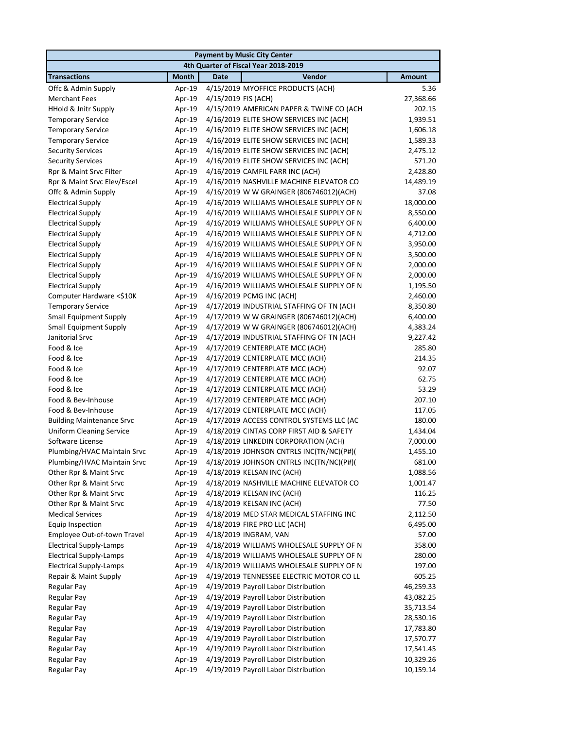| Payment by Music City Center | | | | |
|---|---|---|---|---|
| 4th Quarter of Fiscal Year 2018-2019 | | | | |
| **Transactions** | **Month** | **Date** | **Vendor** | **Amount** |
| Offc & Admin Supply | Apr-19 | 4/15/2019 | MYOFFICE PRODUCTS (ACH) | 5.36 |
| Merchant Fees | Apr-19 | 4/15/2019 | FIS (ACH) | 27,368.66 |
| HHold & Jnitr Supply | Apr-19 | 4/15/2019 | AMERICAN PAPER & TWINE CO (ACH | 202.15 |
| Temporary Service | Apr-19 | 4/16/2019 | ELITE SHOW SERVICES INC (ACH) | 1,939.51 |
| Temporary Service | Apr-19 | 4/16/2019 | ELITE SHOW SERVICES INC (ACH) | 1,606.18 |
| Temporary Service | Apr-19 | 4/16/2019 | ELITE SHOW SERVICES INC (ACH) | 1,589.33 |
| Security Services | Apr-19 | 4/16/2019 | ELITE SHOW SERVICES INC (ACH) | 2,475.12 |
| Security Services | Apr-19 | 4/16/2019 | ELITE SHOW SERVICES INC (ACH) | 571.20 |
| Rpr & Maint Srvc Filter | Apr-19 | 4/16/2019 | CAMFIL FARR INC (ACH) | 2,428.80 |
| Rpr & Maint Srvc Elev/Escel | Apr-19 | 4/16/2019 | NASHVILLE MACHINE ELEVATOR CO | 14,489.19 |
| Offc & Admin Supply | Apr-19 | 4/16/2019 | W W GRAINGER (806746012)(ACH) | 37.08 |
| Electrical Supply | Apr-19 | 4/16/2019 | WILLIAMS WHOLESALE SUPPLY OF N | 18,000.00 |
| Electrical Supply | Apr-19 | 4/16/2019 | WILLIAMS WHOLESALE SUPPLY OF N | 8,550.00 |
| Electrical Supply | Apr-19 | 4/16/2019 | WILLIAMS WHOLESALE SUPPLY OF N | 6,400.00 |
| Electrical Supply | Apr-19 | 4/16/2019 | WILLIAMS WHOLESALE SUPPLY OF N | 4,712.00 |
| Electrical Supply | Apr-19 | 4/16/2019 | WILLIAMS WHOLESALE SUPPLY OF N | 3,950.00 |
| Electrical Supply | Apr-19 | 4/16/2019 | WILLIAMS WHOLESALE SUPPLY OF N | 3,500.00 |
| Electrical Supply | Apr-19 | 4/16/2019 | WILLIAMS WHOLESALE SUPPLY OF N | 2,000.00 |
| Electrical Supply | Apr-19 | 4/16/2019 | WILLIAMS WHOLESALE SUPPLY OF N | 2,000.00 |
| Electrical Supply | Apr-19 | 4/16/2019 | WILLIAMS WHOLESALE SUPPLY OF N | 1,195.50 |
| Computer Hardware <$10K | Apr-19 | 4/16/2019 | PCMG INC (ACH) | 2,460.00 |
| Temporary Service | Apr-19 | 4/17/2019 | INDUSTRIAL STAFFING OF TN (ACH | 8,350.80 |
| Small Equipment Supply | Apr-19 | 4/17/2019 | W W GRAINGER (806746012)(ACH) | 6,400.00 |
| Small Equipment Supply | Apr-19 | 4/17/2019 | W W GRAINGER (806746012)(ACH) | 4,383.24 |
| Janitorial Srvc | Apr-19 | 4/17/2019 | INDUSTRIAL STAFFING OF TN (ACH | 9,227.42 |
| Food & Ice | Apr-19 | 4/17/2019 | CENTERPLATE MCC (ACH) | 285.80 |
| Food & Ice | Apr-19 | 4/17/2019 | CENTERPLATE MCC (ACH) | 214.35 |
| Food & Ice | Apr-19 | 4/17/2019 | CENTERPLATE MCC (ACH) | 92.07 |
| Food & Ice | Apr-19 | 4/17/2019 | CENTERPLATE MCC (ACH) | 62.75 |
| Food & Ice | Apr-19 | 4/17/2019 | CENTERPLATE MCC (ACH) | 53.29 |
| Food & Bev-Inhouse | Apr-19 | 4/17/2019 | CENTERPLATE MCC (ACH) | 207.10 |
| Food & Bev-Inhouse | Apr-19 | 4/17/2019 | CENTERPLATE MCC (ACH) | 117.05 |
| Building Maintenance Srvc | Apr-19 | 4/17/2019 | ACCESS CONTROL SYSTEMS LLC (AC | 180.00 |
| Uniform Cleaning Service | Apr-19 | 4/18/2019 | CINTAS CORP FIRST AID & SAFETY | 1,434.04 |
| Software License | Apr-19 | 4/18/2019 | LINKEDIN CORPORATION (ACH) | 7,000.00 |
| Plumbing/HVAC Maintain Srvc | Apr-19 | 4/18/2019 | JOHNSON CNTRLS INC(TN/NC)(P#)( | 1,455.10 |
| Plumbing/HVAC Maintain Srvc | Apr-19 | 4/18/2019 | JOHNSON CNTRLS INC(TN/NC)(P#)( | 681.00 |
| Other Rpr & Maint Srvc | Apr-19 | 4/18/2019 | KELSAN INC (ACH) | 1,088.56 |
| Other Rpr & Maint Srvc | Apr-19 | 4/18/2019 | NASHVILLE MACHINE ELEVATOR CO | 1,001.47 |
| Other Rpr & Maint Srvc | Apr-19 | 4/18/2019 | KELSAN INC (ACH) | 116.25 |
| Other Rpr & Maint Srvc | Apr-19 | 4/18/2019 | KELSAN INC (ACH) | 77.50 |
| Medical Services | Apr-19 | 4/18/2019 | MED STAR MEDICAL STAFFING INC | 2,112.50 |
| Equip Inspection | Apr-19 | 4/18/2019 | FIRE PRO LLC (ACH) | 6,495.00 |
| Employee Out-of-town Travel | Apr-19 | 4/18/2019 | INGRAM, VAN | 57.00 |
| Electrical Supply-Lamps | Apr-19 | 4/18/2019 | WILLIAMS WHOLESALE SUPPLY OF N | 358.00 |
| Electrical Supply-Lamps | Apr-19 | 4/18/2019 | WILLIAMS WHOLESALE SUPPLY OF N | 280.00 |
| Electrical Supply-Lamps | Apr-19 | 4/18/2019 | WILLIAMS WHOLESALE SUPPLY OF N | 197.00 |
| Repair & Maint Supply | Apr-19 | 4/19/2019 | TENNESSEE ELECTRIC MOTOR CO LL | 605.25 |
| Regular Pay | Apr-19 | 4/19/2019 | Payroll Labor Distribution | 46,259.33 |
| Regular Pay | Apr-19 | 4/19/2019 | Payroll Labor Distribution | 43,082.25 |
| Regular Pay | Apr-19 | 4/19/2019 | Payroll Labor Distribution | 35,713.54 |
| Regular Pay | Apr-19 | 4/19/2019 | Payroll Labor Distribution | 28,530.16 |
| Regular Pay | Apr-19 | 4/19/2019 | Payroll Labor Distribution | 17,783.80 |
| Regular Pay | Apr-19 | 4/19/2019 | Payroll Labor Distribution | 17,570.77 |
| Regular Pay | Apr-19 | 4/19/2019 | Payroll Labor Distribution | 17,541.45 |
| Regular Pay | Apr-19 | 4/19/2019 | Payroll Labor Distribution | 10,329.26 |
| Regular Pay | Apr-19 | 4/19/2019 | Payroll Labor Distribution | 10,159.14 |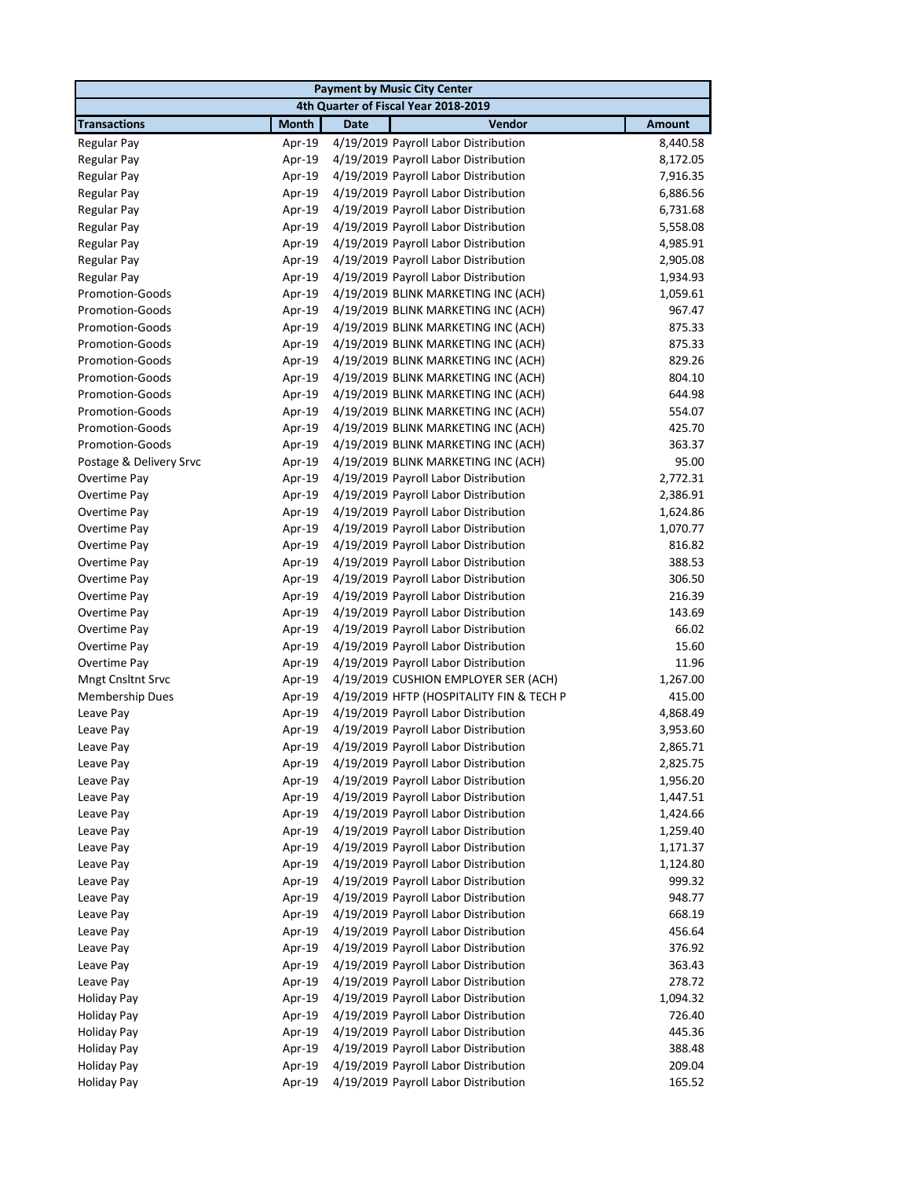| Payment by Music City Center | | | | |
|---|---|---|---|---|
| 4th Quarter of Fiscal Year 2018-2019 | | | | |
| **Transactions** | **Month** | **Date** | **Vendor** | **Amount** |
| Regular Pay | Apr-19 | 4/19/2019 | Payroll Labor Distribution | 8,440.58 |
| Regular Pay | Apr-19 | 4/19/2019 | Payroll Labor Distribution | 8,172.05 |
| Regular Pay | Apr-19 | 4/19/2019 | Payroll Labor Distribution | 7,916.35 |
| Regular Pay | Apr-19 | 4/19/2019 | Payroll Labor Distribution | 6,886.56 |
| Regular Pay | Apr-19 | 4/19/2019 | Payroll Labor Distribution | 6,731.68 |
| Regular Pay | Apr-19 | 4/19/2019 | Payroll Labor Distribution | 5,558.08 |
| Regular Pay | Apr-19 | 4/19/2019 | Payroll Labor Distribution | 4,985.91 |
| Regular Pay | Apr-19 | 4/19/2019 | Payroll Labor Distribution | 2,905.08 |
| Regular Pay | Apr-19 | 4/19/2019 | Payroll Labor Distribution | 1,934.93 |
| Promotion-Goods | Apr-19 | 4/19/2019 | BLINK MARKETING INC (ACH) | 1,059.61 |
| Promotion-Goods | Apr-19 | 4/19/2019 | BLINK MARKETING INC (ACH) | 967.47 |
| Promotion-Goods | Apr-19 | 4/19/2019 | BLINK MARKETING INC (ACH) | 875.33 |
| Promotion-Goods | Apr-19 | 4/19/2019 | BLINK MARKETING INC (ACH) | 875.33 |
| Promotion-Goods | Apr-19 | 4/19/2019 | BLINK MARKETING INC (ACH) | 829.26 |
| Promotion-Goods | Apr-19 | 4/19/2019 | BLINK MARKETING INC (ACH) | 804.10 |
| Promotion-Goods | Apr-19 | 4/19/2019 | BLINK MARKETING INC (ACH) | 644.98 |
| Promotion-Goods | Apr-19 | 4/19/2019 | BLINK MARKETING INC (ACH) | 554.07 |
| Promotion-Goods | Apr-19 | 4/19/2019 | BLINK MARKETING INC (ACH) | 425.70 |
| Promotion-Goods | Apr-19 | 4/19/2019 | BLINK MARKETING INC (ACH) | 363.37 |
| Postage & Delivery Srvc | Apr-19 | 4/19/2019 | BLINK MARKETING INC (ACH) | 95.00 |
| Overtime Pay | Apr-19 | 4/19/2019 | Payroll Labor Distribution | 2,772.31 |
| Overtime Pay | Apr-19 | 4/19/2019 | Payroll Labor Distribution | 2,386.91 |
| Overtime Pay | Apr-19 | 4/19/2019 | Payroll Labor Distribution | 1,624.86 |
| Overtime Pay | Apr-19 | 4/19/2019 | Payroll Labor Distribution | 1,070.77 |
| Overtime Pay | Apr-19 | 4/19/2019 | Payroll Labor Distribution | 816.82 |
| Overtime Pay | Apr-19 | 4/19/2019 | Payroll Labor Distribution | 388.53 |
| Overtime Pay | Apr-19 | 4/19/2019 | Payroll Labor Distribution | 306.50 |
| Overtime Pay | Apr-19 | 4/19/2019 | Payroll Labor Distribution | 216.39 |
| Overtime Pay | Apr-19 | 4/19/2019 | Payroll Labor Distribution | 143.69 |
| Overtime Pay | Apr-19 | 4/19/2019 | Payroll Labor Distribution | 66.02 |
| Overtime Pay | Apr-19 | 4/19/2019 | Payroll Labor Distribution | 15.60 |
| Overtime Pay | Apr-19 | 4/19/2019 | Payroll Labor Distribution | 11.96 |
| Mngt Cnsltnt Srvc | Apr-19 | 4/19/2019 | CUSHION EMPLOYER SER (ACH) | 1,267.00 |
| Membership Dues | Apr-19 | 4/19/2019 | HFTP (HOSPITALITY FIN & TECH P | 415.00 |
| Leave Pay | Apr-19 | 4/19/2019 | Payroll Labor Distribution | 4,868.49 |
| Leave Pay | Apr-19 | 4/19/2019 | Payroll Labor Distribution | 3,953.60 |
| Leave Pay | Apr-19 | 4/19/2019 | Payroll Labor Distribution | 2,865.71 |
| Leave Pay | Apr-19 | 4/19/2019 | Payroll Labor Distribution | 2,825.75 |
| Leave Pay | Apr-19 | 4/19/2019 | Payroll Labor Distribution | 1,956.20 |
| Leave Pay | Apr-19 | 4/19/2019 | Payroll Labor Distribution | 1,447.51 |
| Leave Pay | Apr-19 | 4/19/2019 | Payroll Labor Distribution | 1,424.66 |
| Leave Pay | Apr-19 | 4/19/2019 | Payroll Labor Distribution | 1,259.40 |
| Leave Pay | Apr-19 | 4/19/2019 | Payroll Labor Distribution | 1,171.37 |
| Leave Pay | Apr-19 | 4/19/2019 | Payroll Labor Distribution | 1,124.80 |
| Leave Pay | Apr-19 | 4/19/2019 | Payroll Labor Distribution | 999.32 |
| Leave Pay | Apr-19 | 4/19/2019 | Payroll Labor Distribution | 948.77 |
| Leave Pay | Apr-19 | 4/19/2019 | Payroll Labor Distribution | 668.19 |
| Leave Pay | Apr-19 | 4/19/2019 | Payroll Labor Distribution | 456.64 |
| Leave Pay | Apr-19 | 4/19/2019 | Payroll Labor Distribution | 376.92 |
| Leave Pay | Apr-19 | 4/19/2019 | Payroll Labor Distribution | 363.43 |
| Leave Pay | Apr-19 | 4/19/2019 | Payroll Labor Distribution | 278.72 |
| Holiday Pay | Apr-19 | 4/19/2019 | Payroll Labor Distribution | 1,094.32 |
| Holiday Pay | Apr-19 | 4/19/2019 | Payroll Labor Distribution | 726.40 |
| Holiday Pay | Apr-19 | 4/19/2019 | Payroll Labor Distribution | 445.36 |
| Holiday Pay | Apr-19 | 4/19/2019 | Payroll Labor Distribution | 388.48 |
| Holiday Pay | Apr-19 | 4/19/2019 | Payroll Labor Distribution | 209.04 |
| Holiday Pay | Apr-19 | 4/19/2019 | Payroll Labor Distribution | 165.52 |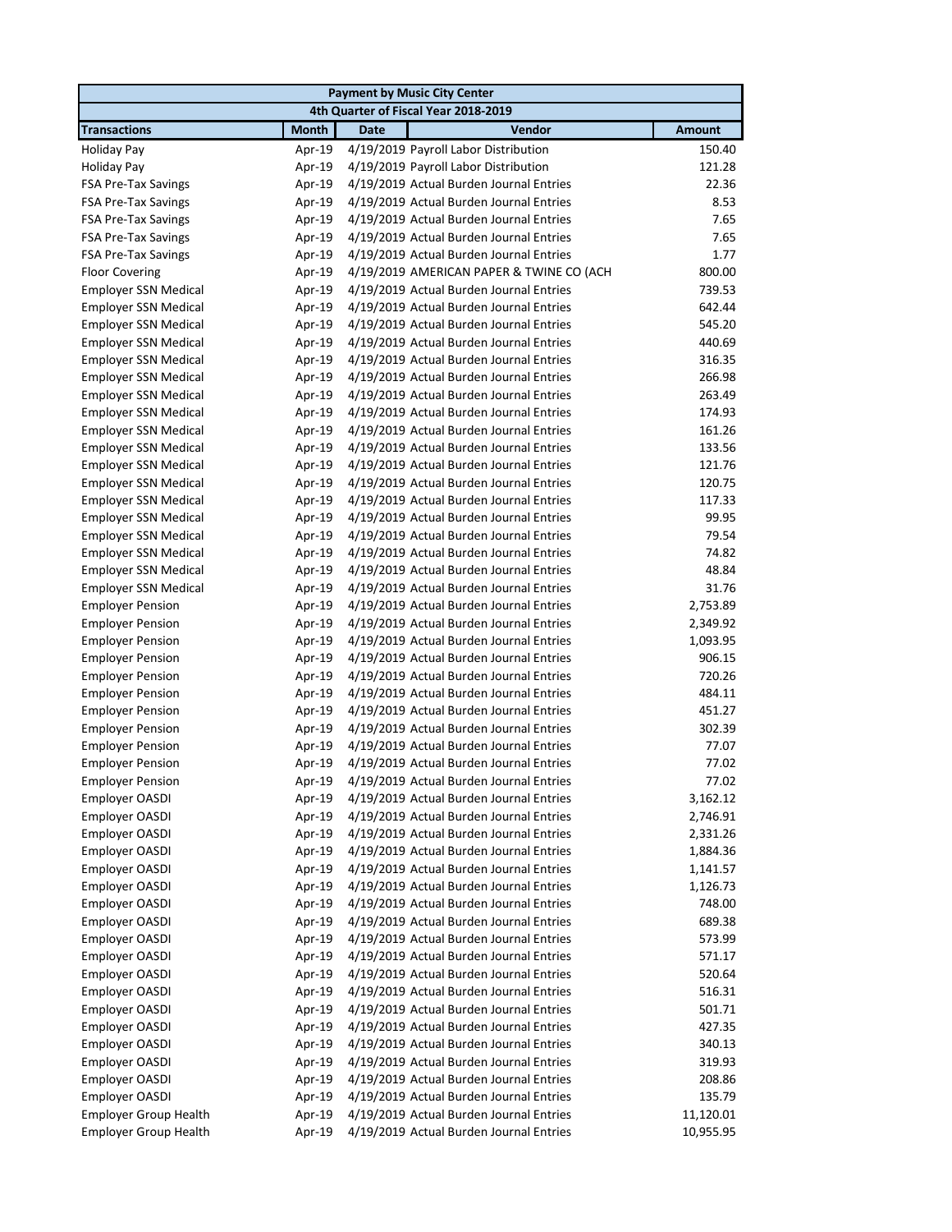| Payment by Music City Center | | | | |
|---|---|---|---|---|
| 4th Quarter of Fiscal Year 2018-2019 | | | | |
| **Transactions** | **Month** | **Date** | **Vendor** | **Amount** |
| Holiday Pay | Apr-19 | 4/19/2019 | Payroll Labor Distribution | 150.40 |
| Holiday Pay | Apr-19 | 4/19/2019 | Payroll Labor Distribution | 121.28 |
| FSA Pre-Tax Savings | Apr-19 | 4/19/2019 | Actual Burden Journal Entries | 22.36 |
| FSA Pre-Tax Savings | Apr-19 | 4/19/2019 | Actual Burden Journal Entries | 8.53 |
| FSA Pre-Tax Savings | Apr-19 | 4/19/2019 | Actual Burden Journal Entries | 7.65 |
| FSA Pre-Tax Savings | Apr-19 | 4/19/2019 | Actual Burden Journal Entries | 7.65 |
| FSA Pre-Tax Savings | Apr-19 | 4/19/2019 | Actual Burden Journal Entries | 1.77 |
| Floor Covering | Apr-19 | 4/19/2019 | AMERICAN PAPER & TWINE CO (ACH | 800.00 |
| Employer SSN Medical | Apr-19 | 4/19/2019 | Actual Burden Journal Entries | 739.53 |
| Employer SSN Medical | Apr-19 | 4/19/2019 | Actual Burden Journal Entries | 642.44 |
| Employer SSN Medical | Apr-19 | 4/19/2019 | Actual Burden Journal Entries | 545.20 |
| Employer SSN Medical | Apr-19 | 4/19/2019 | Actual Burden Journal Entries | 440.69 |
| Employer SSN Medical | Apr-19 | 4/19/2019 | Actual Burden Journal Entries | 316.35 |
| Employer SSN Medical | Apr-19 | 4/19/2019 | Actual Burden Journal Entries | 266.98 |
| Employer SSN Medical | Apr-19 | 4/19/2019 | Actual Burden Journal Entries | 263.49 |
| Employer SSN Medical | Apr-19 | 4/19/2019 | Actual Burden Journal Entries | 174.93 |
| Employer SSN Medical | Apr-19 | 4/19/2019 | Actual Burden Journal Entries | 161.26 |
| Employer SSN Medical | Apr-19 | 4/19/2019 | Actual Burden Journal Entries | 133.56 |
| Employer SSN Medical | Apr-19 | 4/19/2019 | Actual Burden Journal Entries | 121.76 |
| Employer SSN Medical | Apr-19 | 4/19/2019 | Actual Burden Journal Entries | 120.75 |
| Employer SSN Medical | Apr-19 | 4/19/2019 | Actual Burden Journal Entries | 117.33 |
| Employer SSN Medical | Apr-19 | 4/19/2019 | Actual Burden Journal Entries | 99.95 |
| Employer SSN Medical | Apr-19 | 4/19/2019 | Actual Burden Journal Entries | 79.54 |
| Employer SSN Medical | Apr-19 | 4/19/2019 | Actual Burden Journal Entries | 74.82 |
| Employer SSN Medical | Apr-19 | 4/19/2019 | Actual Burden Journal Entries | 48.84 |
| Employer SSN Medical | Apr-19 | 4/19/2019 | Actual Burden Journal Entries | 31.76 |
| Employer Pension | Apr-19 | 4/19/2019 | Actual Burden Journal Entries | 2,753.89 |
| Employer Pension | Apr-19 | 4/19/2019 | Actual Burden Journal Entries | 2,349.92 |
| Employer Pension | Apr-19 | 4/19/2019 | Actual Burden Journal Entries | 1,093.95 |
| Employer Pension | Apr-19 | 4/19/2019 | Actual Burden Journal Entries | 906.15 |
| Employer Pension | Apr-19 | 4/19/2019 | Actual Burden Journal Entries | 720.26 |
| Employer Pension | Apr-19 | 4/19/2019 | Actual Burden Journal Entries | 484.11 |
| Employer Pension | Apr-19 | 4/19/2019 | Actual Burden Journal Entries | 451.27 |
| Employer Pension | Apr-19 | 4/19/2019 | Actual Burden Journal Entries | 302.39 |
| Employer Pension | Apr-19 | 4/19/2019 | Actual Burden Journal Entries | 77.07 |
| Employer Pension | Apr-19 | 4/19/2019 | Actual Burden Journal Entries | 77.02 |
| Employer Pension | Apr-19 | 4/19/2019 | Actual Burden Journal Entries | 77.02 |
| Employer OASDI | Apr-19 | 4/19/2019 | Actual Burden Journal Entries | 3,162.12 |
| Employer OASDI | Apr-19 | 4/19/2019 | Actual Burden Journal Entries | 2,746.91 |
| Employer OASDI | Apr-19 | 4/19/2019 | Actual Burden Journal Entries | 2,331.26 |
| Employer OASDI | Apr-19 | 4/19/2019 | Actual Burden Journal Entries | 1,884.36 |
| Employer OASDI | Apr-19 | 4/19/2019 | Actual Burden Journal Entries | 1,141.57 |
| Employer OASDI | Apr-19 | 4/19/2019 | Actual Burden Journal Entries | 1,126.73 |
| Employer OASDI | Apr-19 | 4/19/2019 | Actual Burden Journal Entries | 748.00 |
| Employer OASDI | Apr-19 | 4/19/2019 | Actual Burden Journal Entries | 689.38 |
| Employer OASDI | Apr-19 | 4/19/2019 | Actual Burden Journal Entries | 573.99 |
| Employer OASDI | Apr-19 | 4/19/2019 | Actual Burden Journal Entries | 571.17 |
| Employer OASDI | Apr-19 | 4/19/2019 | Actual Burden Journal Entries | 520.64 |
| Employer OASDI | Apr-19 | 4/19/2019 | Actual Burden Journal Entries | 516.31 |
| Employer OASDI | Apr-19 | 4/19/2019 | Actual Burden Journal Entries | 501.71 |
| Employer OASDI | Apr-19 | 4/19/2019 | Actual Burden Journal Entries | 427.35 |
| Employer OASDI | Apr-19 | 4/19/2019 | Actual Burden Journal Entries | 340.13 |
| Employer OASDI | Apr-19 | 4/19/2019 | Actual Burden Journal Entries | 319.93 |
| Employer OASDI | Apr-19 | 4/19/2019 | Actual Burden Journal Entries | 208.86 |
| Employer OASDI | Apr-19 | 4/19/2019 | Actual Burden Journal Entries | 135.79 |
| Employer Group Health | Apr-19 | 4/19/2019 | Actual Burden Journal Entries | 11,120.01 |
| Employer Group Health | Apr-19 | 4/19/2019 | Actual Burden Journal Entries | 10,955.95 |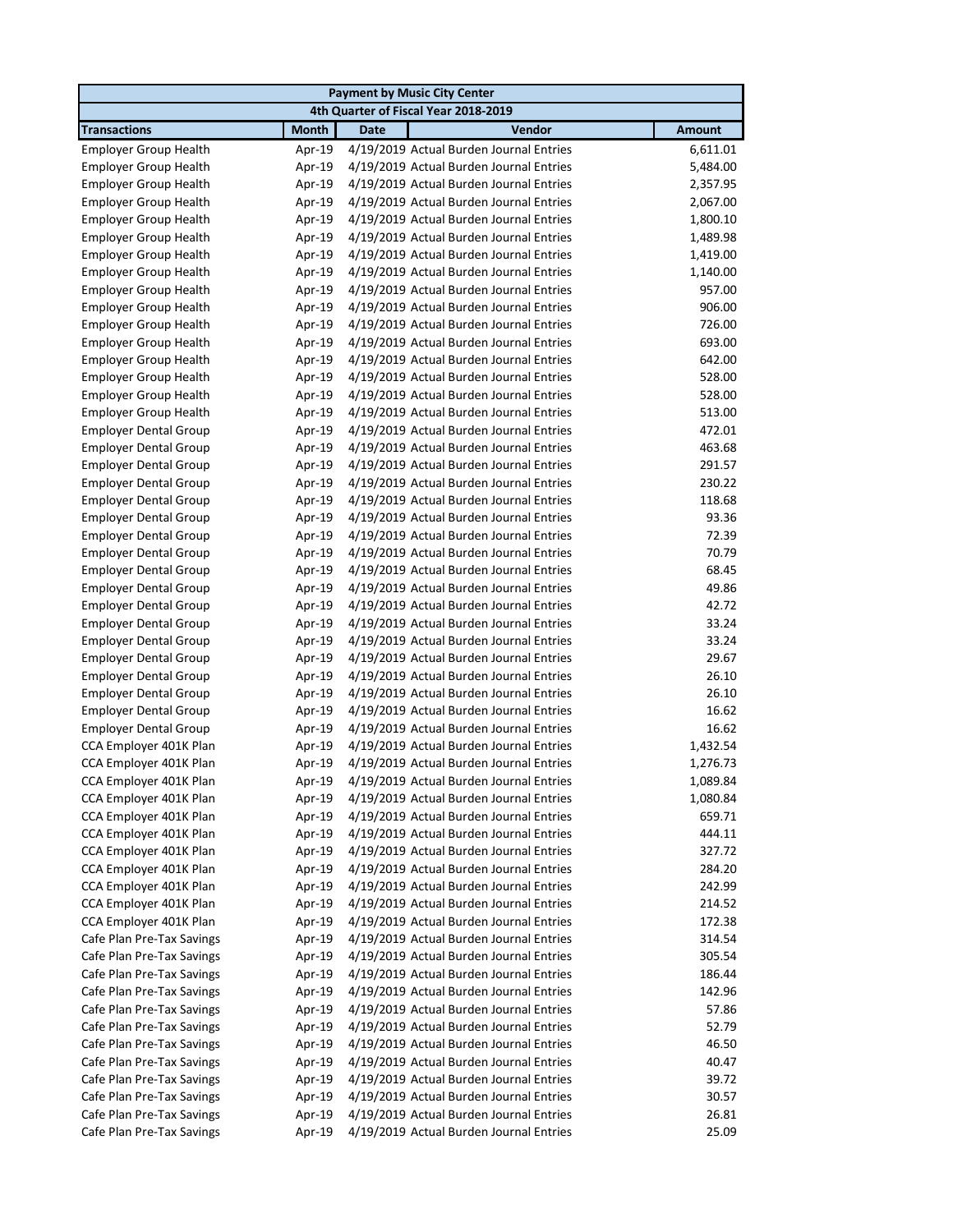| Payment by Music City Center | | | | |
|---|---|---|---|---|
| 4th Quarter of Fiscal Year 2018-2019 | | | | |
| **Transactions** | **Month** | **Date** | **Vendor** | **Amount** |
| Employer Group Health | Apr-19 | 4/19/2019 | Actual Burden Journal Entries | 6,611.01 |
| Employer Group Health | Apr-19 | 4/19/2019 | Actual Burden Journal Entries | 5,484.00 |
| Employer Group Health | Apr-19 | 4/19/2019 | Actual Burden Journal Entries | 2,357.95 |
| Employer Group Health | Apr-19 | 4/19/2019 | Actual Burden Journal Entries | 2,067.00 |
| Employer Group Health | Apr-19 | 4/19/2019 | Actual Burden Journal Entries | 1,800.10 |
| Employer Group Health | Apr-19 | 4/19/2019 | Actual Burden Journal Entries | 1,489.98 |
| Employer Group Health | Apr-19 | 4/19/2019 | Actual Burden Journal Entries | 1,419.00 |
| Employer Group Health | Apr-19 | 4/19/2019 | Actual Burden Journal Entries | 1,140.00 |
| Employer Group Health | Apr-19 | 4/19/2019 | Actual Burden Journal Entries | 957.00 |
| Employer Group Health | Apr-19 | 4/19/2019 | Actual Burden Journal Entries | 906.00 |
| Employer Group Health | Apr-19 | 4/19/2019 | Actual Burden Journal Entries | 726.00 |
| Employer Group Health | Apr-19 | 4/19/2019 | Actual Burden Journal Entries | 693.00 |
| Employer Group Health | Apr-19 | 4/19/2019 | Actual Burden Journal Entries | 642.00 |
| Employer Group Health | Apr-19 | 4/19/2019 | Actual Burden Journal Entries | 528.00 |
| Employer Group Health | Apr-19 | 4/19/2019 | Actual Burden Journal Entries | 528.00 |
| Employer Group Health | Apr-19 | 4/19/2019 | Actual Burden Journal Entries | 513.00 |
| Employer Dental Group | Apr-19 | 4/19/2019 | Actual Burden Journal Entries | 472.01 |
| Employer Dental Group | Apr-19 | 4/19/2019 | Actual Burden Journal Entries | 463.68 |
| Employer Dental Group | Apr-19 | 4/19/2019 | Actual Burden Journal Entries | 291.57 |
| Employer Dental Group | Apr-19 | 4/19/2019 | Actual Burden Journal Entries | 230.22 |
| Employer Dental Group | Apr-19 | 4/19/2019 | Actual Burden Journal Entries | 118.68 |
| Employer Dental Group | Apr-19 | 4/19/2019 | Actual Burden Journal Entries | 93.36 |
| Employer Dental Group | Apr-19 | 4/19/2019 | Actual Burden Journal Entries | 72.39 |
| Employer Dental Group | Apr-19 | 4/19/2019 | Actual Burden Journal Entries | 70.79 |
| Employer Dental Group | Apr-19 | 4/19/2019 | Actual Burden Journal Entries | 68.45 |
| Employer Dental Group | Apr-19 | 4/19/2019 | Actual Burden Journal Entries | 49.86 |
| Employer Dental Group | Apr-19 | 4/19/2019 | Actual Burden Journal Entries | 42.72 |
| Employer Dental Group | Apr-19 | 4/19/2019 | Actual Burden Journal Entries | 33.24 |
| Employer Dental Group | Apr-19 | 4/19/2019 | Actual Burden Journal Entries | 33.24 |
| Employer Dental Group | Apr-19 | 4/19/2019 | Actual Burden Journal Entries | 29.67 |
| Employer Dental Group | Apr-19 | 4/19/2019 | Actual Burden Journal Entries | 26.10 |
| Employer Dental Group | Apr-19 | 4/19/2019 | Actual Burden Journal Entries | 26.10 |
| Employer Dental Group | Apr-19 | 4/19/2019 | Actual Burden Journal Entries | 16.62 |
| Employer Dental Group | Apr-19 | 4/19/2019 | Actual Burden Journal Entries | 16.62 |
| CCA Employer 401K Plan | Apr-19 | 4/19/2019 | Actual Burden Journal Entries | 1,432.54 |
| CCA Employer 401K Plan | Apr-19 | 4/19/2019 | Actual Burden Journal Entries | 1,276.73 |
| CCA Employer 401K Plan | Apr-19 | 4/19/2019 | Actual Burden Journal Entries | 1,089.84 |
| CCA Employer 401K Plan | Apr-19 | 4/19/2019 | Actual Burden Journal Entries | 1,080.84 |
| CCA Employer 401K Plan | Apr-19 | 4/19/2019 | Actual Burden Journal Entries | 659.71 |
| CCA Employer 401K Plan | Apr-19 | 4/19/2019 | Actual Burden Journal Entries | 444.11 |
| CCA Employer 401K Plan | Apr-19 | 4/19/2019 | Actual Burden Journal Entries | 327.72 |
| CCA Employer 401K Plan | Apr-19 | 4/19/2019 | Actual Burden Journal Entries | 284.20 |
| CCA Employer 401K Plan | Apr-19 | 4/19/2019 | Actual Burden Journal Entries | 242.99 |
| CCA Employer 401K Plan | Apr-19 | 4/19/2019 | Actual Burden Journal Entries | 214.52 |
| CCA Employer 401K Plan | Apr-19 | 4/19/2019 | Actual Burden Journal Entries | 172.38 |
| Cafe Plan Pre-Tax Savings | Apr-19 | 4/19/2019 | Actual Burden Journal Entries | 314.54 |
| Cafe Plan Pre-Tax Savings | Apr-19 | 4/19/2019 | Actual Burden Journal Entries | 305.54 |
| Cafe Plan Pre-Tax Savings | Apr-19 | 4/19/2019 | Actual Burden Journal Entries | 186.44 |
| Cafe Plan Pre-Tax Savings | Apr-19 | 4/19/2019 | Actual Burden Journal Entries | 142.96 |
| Cafe Plan Pre-Tax Savings | Apr-19 | 4/19/2019 | Actual Burden Journal Entries | 57.86 |
| Cafe Plan Pre-Tax Savings | Apr-19 | 4/19/2019 | Actual Burden Journal Entries | 52.79 |
| Cafe Plan Pre-Tax Savings | Apr-19 | 4/19/2019 | Actual Burden Journal Entries | 46.50 |
| Cafe Plan Pre-Tax Savings | Apr-19 | 4/19/2019 | Actual Burden Journal Entries | 40.47 |
| Cafe Plan Pre-Tax Savings | Apr-19 | 4/19/2019 | Actual Burden Journal Entries | 39.72 |
| Cafe Plan Pre-Tax Savings | Apr-19 | 4/19/2019 | Actual Burden Journal Entries | 30.57 |
| Cafe Plan Pre-Tax Savings | Apr-19 | 4/19/2019 | Actual Burden Journal Entries | 26.81 |
| Cafe Plan Pre-Tax Savings | Apr-19 | 4/19/2019 | Actual Burden Journal Entries | 25.09 |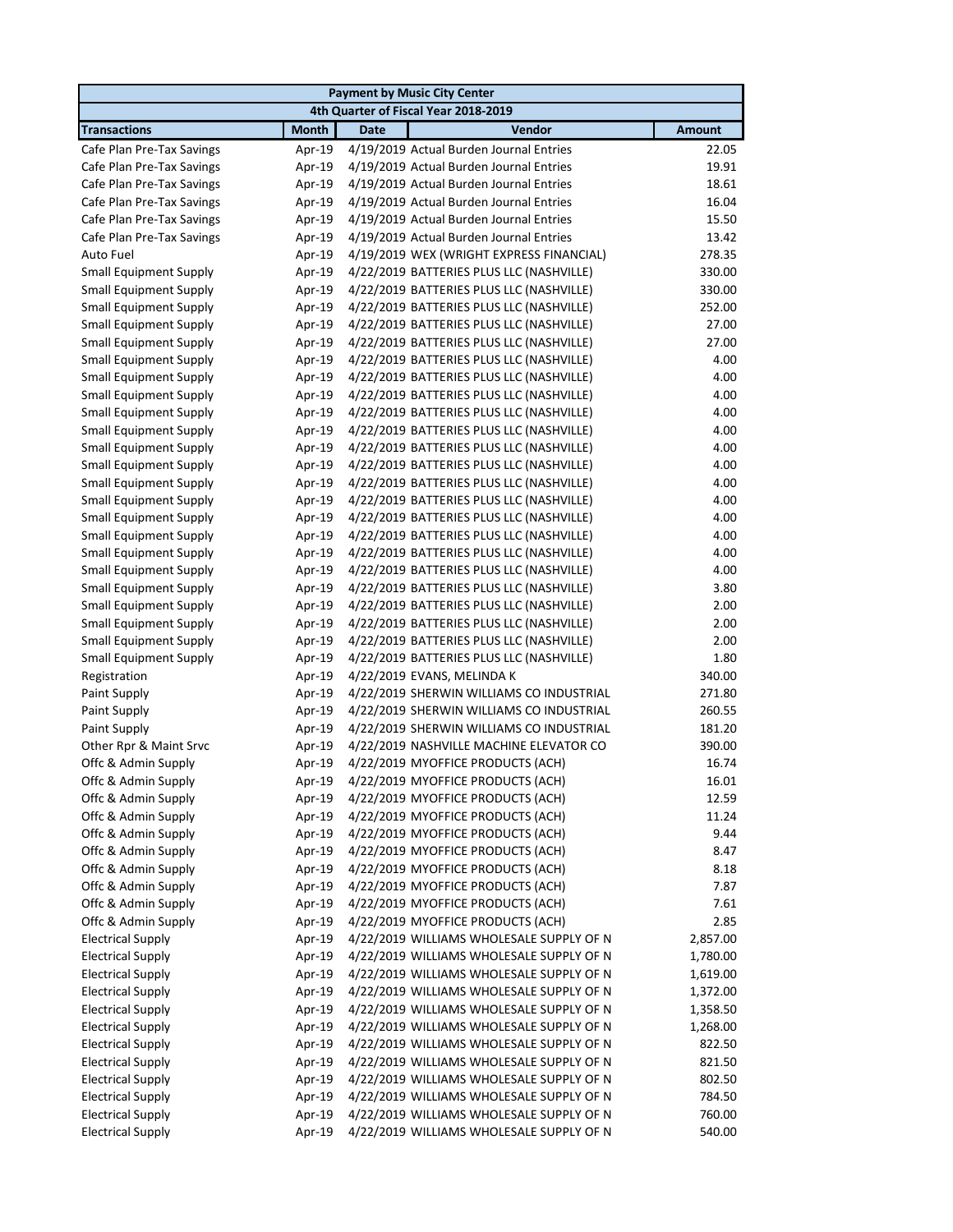| Payment by Music City Center | | | | |
|---|---|---|---|---|
| 4th Quarter of Fiscal Year 2018-2019 | | | | |
| **Transactions** | **Month** | **Date** | **Vendor** | **Amount** |
| Cafe Plan Pre-Tax Savings | Apr-19 | 4/19/2019 | Actual Burden Journal Entries | 22.05 |
| Cafe Plan Pre-Tax Savings | Apr-19 | 4/19/2019 | Actual Burden Journal Entries | 19.91 |
| Cafe Plan Pre-Tax Savings | Apr-19 | 4/19/2019 | Actual Burden Journal Entries | 18.61 |
| Cafe Plan Pre-Tax Savings | Apr-19 | 4/19/2019 | Actual Burden Journal Entries | 16.04 |
| Cafe Plan Pre-Tax Savings | Apr-19 | 4/19/2019 | Actual Burden Journal Entries | 15.50 |
| Cafe Plan Pre-Tax Savings | Apr-19 | 4/19/2019 | Actual Burden Journal Entries | 13.42 |
| Auto Fuel | Apr-19 | 4/19/2019 | WEX (WRIGHT EXPRESS FINANCIAL) | 278.35 |
| Small Equipment Supply | Apr-19 | 4/22/2019 | BATTERIES PLUS LLC (NASHVILLE) | 330.00 |
| Small Equipment Supply | Apr-19 | 4/22/2019 | BATTERIES PLUS LLC (NASHVILLE) | 330.00 |
| Small Equipment Supply | Apr-19 | 4/22/2019 | BATTERIES PLUS LLC (NASHVILLE) | 252.00 |
| Small Equipment Supply | Apr-19 | 4/22/2019 | BATTERIES PLUS LLC (NASHVILLE) | 27.00 |
| Small Equipment Supply | Apr-19 | 4/22/2019 | BATTERIES PLUS LLC (NASHVILLE) | 27.00 |
| Small Equipment Supply | Apr-19 | 4/22/2019 | BATTERIES PLUS LLC (NASHVILLE) | 4.00 |
| Small Equipment Supply | Apr-19 | 4/22/2019 | BATTERIES PLUS LLC (NASHVILLE) | 4.00 |
| Small Equipment Supply | Apr-19 | 4/22/2019 | BATTERIES PLUS LLC (NASHVILLE) | 4.00 |
| Small Equipment Supply | Apr-19 | 4/22/2019 | BATTERIES PLUS LLC (NASHVILLE) | 4.00 |
| Small Equipment Supply | Apr-19 | 4/22/2019 | BATTERIES PLUS LLC (NASHVILLE) | 4.00 |
| Small Equipment Supply | Apr-19 | 4/22/2019 | BATTERIES PLUS LLC (NASHVILLE) | 4.00 |
| Small Equipment Supply | Apr-19 | 4/22/2019 | BATTERIES PLUS LLC (NASHVILLE) | 4.00 |
| Small Equipment Supply | Apr-19 | 4/22/2019 | BATTERIES PLUS LLC (NASHVILLE) | 4.00 |
| Small Equipment Supply | Apr-19 | 4/22/2019 | BATTERIES PLUS LLC (NASHVILLE) | 4.00 |
| Small Equipment Supply | Apr-19 | 4/22/2019 | BATTERIES PLUS LLC (NASHVILLE) | 4.00 |
| Small Equipment Supply | Apr-19 | 4/22/2019 | BATTERIES PLUS LLC (NASHVILLE) | 4.00 |
| Small Equipment Supply | Apr-19 | 4/22/2019 | BATTERIES PLUS LLC (NASHVILLE) | 4.00 |
| Small Equipment Supply | Apr-19 | 4/22/2019 | BATTERIES PLUS LLC (NASHVILLE) | 4.00 |
| Small Equipment Supply | Apr-19 | 4/22/2019 | BATTERIES PLUS LLC (NASHVILLE) | 3.80 |
| Small Equipment Supply | Apr-19 | 4/22/2019 | BATTERIES PLUS LLC (NASHVILLE) | 2.00 |
| Small Equipment Supply | Apr-19 | 4/22/2019 | BATTERIES PLUS LLC (NASHVILLE) | 2.00 |
| Small Equipment Supply | Apr-19 | 4/22/2019 | BATTERIES PLUS LLC (NASHVILLE) | 2.00 |
| Small Equipment Supply | Apr-19 | 4/22/2019 | BATTERIES PLUS LLC (NASHVILLE) | 1.80 |
| Registration | Apr-19 | 4/22/2019 | EVANS, MELINDA K | 340.00 |
| Paint Supply | Apr-19 | 4/22/2019 | SHERWIN WILLIAMS CO INDUSTRIAL | 271.80 |
| Paint Supply | Apr-19 | 4/22/2019 | SHERWIN WILLIAMS CO INDUSTRIAL | 260.55 |
| Paint Supply | Apr-19 | 4/22/2019 | SHERWIN WILLIAMS CO INDUSTRIAL | 181.20 |
| Other Rpr & Maint Srvc | Apr-19 | 4/22/2019 | NASHVILLE MACHINE ELEVATOR CO | 390.00 |
| Offc & Admin Supply | Apr-19 | 4/22/2019 | MYOFFICE PRODUCTS (ACH) | 16.74 |
| Offc & Admin Supply | Apr-19 | 4/22/2019 | MYOFFICE PRODUCTS (ACH) | 16.01 |
| Offc & Admin Supply | Apr-19 | 4/22/2019 | MYOFFICE PRODUCTS (ACH) | 12.59 |
| Offc & Admin Supply | Apr-19 | 4/22/2019 | MYOFFICE PRODUCTS (ACH) | 11.24 |
| Offc & Admin Supply | Apr-19 | 4/22/2019 | MYOFFICE PRODUCTS (ACH) | 9.44 |
| Offc & Admin Supply | Apr-19 | 4/22/2019 | MYOFFICE PRODUCTS (ACH) | 8.47 |
| Offc & Admin Supply | Apr-19 | 4/22/2019 | MYOFFICE PRODUCTS (ACH) | 8.18 |
| Offc & Admin Supply | Apr-19 | 4/22/2019 | MYOFFICE PRODUCTS (ACH) | 7.87 |
| Offc & Admin Supply | Apr-19 | 4/22/2019 | MYOFFICE PRODUCTS (ACH) | 7.61 |
| Offc & Admin Supply | Apr-19 | 4/22/2019 | MYOFFICE PRODUCTS (ACH) | 2.85 |
| Electrical Supply | Apr-19 | 4/22/2019 | WILLIAMS WHOLESALE SUPPLY OF N | 2,857.00 |
| Electrical Supply | Apr-19 | 4/22/2019 | WILLIAMS WHOLESALE SUPPLY OF N | 1,780.00 |
| Electrical Supply | Apr-19 | 4/22/2019 | WILLIAMS WHOLESALE SUPPLY OF N | 1,619.00 |
| Electrical Supply | Apr-19 | 4/22/2019 | WILLIAMS WHOLESALE SUPPLY OF N | 1,372.00 |
| Electrical Supply | Apr-19 | 4/22/2019 | WILLIAMS WHOLESALE SUPPLY OF N | 1,358.50 |
| Electrical Supply | Apr-19 | 4/22/2019 | WILLIAMS WHOLESALE SUPPLY OF N | 1,268.00 |
| Electrical Supply | Apr-19 | 4/22/2019 | WILLIAMS WHOLESALE SUPPLY OF N | 822.50 |
| Electrical Supply | Apr-19 | 4/22/2019 | WILLIAMS WHOLESALE SUPPLY OF N | 821.50 |
| Electrical Supply | Apr-19 | 4/22/2019 | WILLIAMS WHOLESALE SUPPLY OF N | 802.50 |
| Electrical Supply | Apr-19 | 4/22/2019 | WILLIAMS WHOLESALE SUPPLY OF N | 784.50 |
| Electrical Supply | Apr-19 | 4/22/2019 | WILLIAMS WHOLESALE SUPPLY OF N | 760.00 |
| Electrical Supply | Apr-19 | 4/22/2019 | WILLIAMS WHOLESALE SUPPLY OF N | 540.00 |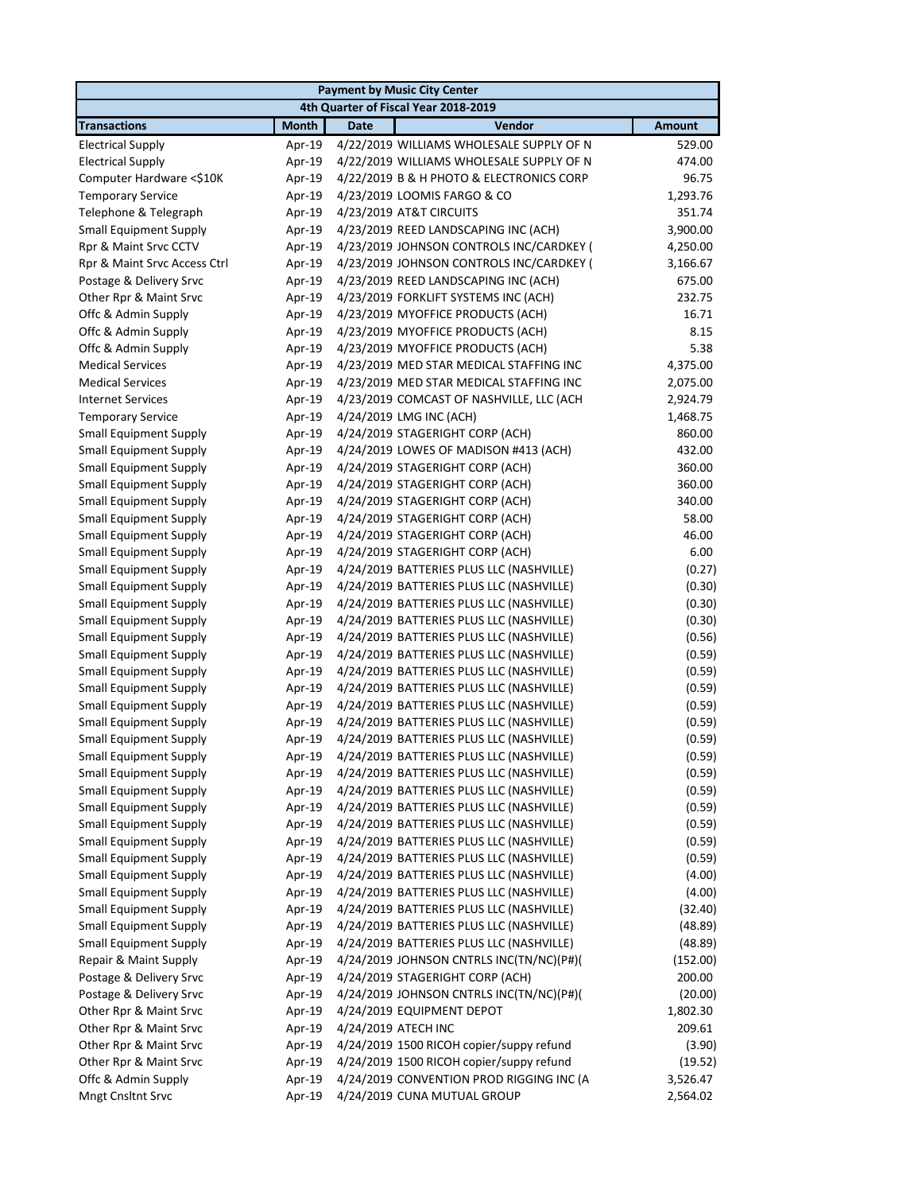| Payment by Music City Center | | | | |
|---|---|---|---|---|
| 4th Quarter of Fiscal Year 2018-2019 | | | | |
| **Transactions** | **Month** | **Date** | **Vendor** | **Amount** |
| Electrical Supply | Apr-19 | 4/22/2019 | WILLIAMS WHOLESALE SUPPLY OF N | 529.00 |
| Electrical Supply | Apr-19 | 4/22/2019 | WILLIAMS WHOLESALE SUPPLY OF N | 474.00 |
| Computer Hardware <$10K | Apr-19 | 4/22/2019 | B & H PHOTO & ELECTRONICS CORP | 96.75 |
| Temporary Service | Apr-19 | 4/23/2019 | LOOMIS FARGO & CO | 1,293.76 |
| Telephone & Telegraph | Apr-19 | 4/23/2019 | AT&T CIRCUITS | 351.74 |
| Small Equipment Supply | Apr-19 | 4/23/2019 | REED LANDSCAPING INC (ACH) | 3,900.00 |
| Rpr & Maint Srvc CCTV | Apr-19 | 4/23/2019 | JOHNSON CONTROLS INC/CARDKEY ( | 4,250.00 |
| Rpr & Maint Srvc Access Ctrl | Apr-19 | 4/23/2019 | JOHNSON CONTROLS INC/CARDKEY ( | 3,166.67 |
| Postage & Delivery Srvc | Apr-19 | 4/23/2019 | REED LANDSCAPING INC (ACH) | 675.00 |
| Other Rpr & Maint Srvc | Apr-19 | 4/23/2019 | FORKLIFT SYSTEMS INC (ACH) | 232.75 |
| Offc & Admin Supply | Apr-19 | 4/23/2019 | MYOFFICE PRODUCTS (ACH) | 16.71 |
| Offc & Admin Supply | Apr-19 | 4/23/2019 | MYOFFICE PRODUCTS (ACH) | 8.15 |
| Offc & Admin Supply | Apr-19 | 4/23/2019 | MYOFFICE PRODUCTS (ACH) | 5.38 |
| Medical Services | Apr-19 | 4/23/2019 | MED STAR MEDICAL STAFFING INC | 4,375.00 |
| Medical Services | Apr-19 | 4/23/2019 | MED STAR MEDICAL STAFFING INC | 2,075.00 |
| Internet Services | Apr-19 | 4/23/2019 | COMCAST OF NASHVILLE, LLC (ACH | 2,924.79 |
| Temporary Service | Apr-19 | 4/24/2019 | LMG INC (ACH) | 1,468.75 |
| Small Equipment Supply | Apr-19 | 4/24/2019 | STAGERIGHT CORP (ACH) | 860.00 |
| Small Equipment Supply | Apr-19 | 4/24/2019 | LOWES OF MADISON #413 (ACH) | 432.00 |
| Small Equipment Supply | Apr-19 | 4/24/2019 | STAGERIGHT CORP (ACH) | 360.00 |
| Small Equipment Supply | Apr-19 | 4/24/2019 | STAGERIGHT CORP (ACH) | 360.00 |
| Small Equipment Supply | Apr-19 | 4/24/2019 | STAGERIGHT CORP (ACH) | 340.00 |
| Small Equipment Supply | Apr-19 | 4/24/2019 | STAGERIGHT CORP (ACH) | 58.00 |
| Small Equipment Supply | Apr-19 | 4/24/2019 | STAGERIGHT CORP (ACH) | 46.00 |
| Small Equipment Supply | Apr-19 | 4/24/2019 | STAGERIGHT CORP (ACH) | 6.00 |
| Small Equipment Supply | Apr-19 | 4/24/2019 | BATTERIES PLUS LLC (NASHVILLE) | (0.27) |
| Small Equipment Supply | Apr-19 | 4/24/2019 | BATTERIES PLUS LLC (NASHVILLE) | (0.30) |
| Small Equipment Supply | Apr-19 | 4/24/2019 | BATTERIES PLUS LLC (NASHVILLE) | (0.30) |
| Small Equipment Supply | Apr-19 | 4/24/2019 | BATTERIES PLUS LLC (NASHVILLE) | (0.30) |
| Small Equipment Supply | Apr-19 | 4/24/2019 | BATTERIES PLUS LLC (NASHVILLE) | (0.56) |
| Small Equipment Supply | Apr-19 | 4/24/2019 | BATTERIES PLUS LLC (NASHVILLE) | (0.59) |
| Small Equipment Supply | Apr-19 | 4/24/2019 | BATTERIES PLUS LLC (NASHVILLE) | (0.59) |
| Small Equipment Supply | Apr-19 | 4/24/2019 | BATTERIES PLUS LLC (NASHVILLE) | (0.59) |
| Small Equipment Supply | Apr-19 | 4/24/2019 | BATTERIES PLUS LLC (NASHVILLE) | (0.59) |
| Small Equipment Supply | Apr-19 | 4/24/2019 | BATTERIES PLUS LLC (NASHVILLE) | (0.59) |
| Small Equipment Supply | Apr-19 | 4/24/2019 | BATTERIES PLUS LLC (NASHVILLE) | (0.59) |
| Small Equipment Supply | Apr-19 | 4/24/2019 | BATTERIES PLUS LLC (NASHVILLE) | (0.59) |
| Small Equipment Supply | Apr-19 | 4/24/2019 | BATTERIES PLUS LLC (NASHVILLE) | (0.59) |
| Small Equipment Supply | Apr-19 | 4/24/2019 | BATTERIES PLUS LLC (NASHVILLE) | (0.59) |
| Small Equipment Supply | Apr-19 | 4/24/2019 | BATTERIES PLUS LLC (NASHVILLE) | (0.59) |
| Small Equipment Supply | Apr-19 | 4/24/2019 | BATTERIES PLUS LLC (NASHVILLE) | (0.59) |
| Small Equipment Supply | Apr-19 | 4/24/2019 | BATTERIES PLUS LLC (NASHVILLE) | (0.59) |
| Small Equipment Supply | Apr-19 | 4/24/2019 | BATTERIES PLUS LLC (NASHVILLE) | (0.59) |
| Small Equipment Supply | Apr-19 | 4/24/2019 | BATTERIES PLUS LLC (NASHVILLE) | (4.00) |
| Small Equipment Supply | Apr-19 | 4/24/2019 | BATTERIES PLUS LLC (NASHVILLE) | (4.00) |
| Small Equipment Supply | Apr-19 | 4/24/2019 | BATTERIES PLUS LLC (NASHVILLE) | (32.40) |
| Small Equipment Supply | Apr-19 | 4/24/2019 | BATTERIES PLUS LLC (NASHVILLE) | (48.89) |
| Small Equipment Supply | Apr-19 | 4/24/2019 | BATTERIES PLUS LLC (NASHVILLE) | (48.89) |
| Repair & Maint Supply | Apr-19 | 4/24/2019 | JOHNSON CNTRLS INC(TN/NC)(P#)( | (152.00) |
| Postage & Delivery Srvc | Apr-19 | 4/24/2019 | STAGERIGHT CORP (ACH) | 200.00 |
| Postage & Delivery Srvc | Apr-19 | 4/24/2019 | JOHNSON CNTRLS INC(TN/NC)(P#)( | (20.00) |
| Other Rpr & Maint Srvc | Apr-19 | 4/24/2019 | EQUIPMENT DEPOT | 1,802.30 |
| Other Rpr & Maint Srvc | Apr-19 | 4/24/2019 | ATECH INC | 209.61 |
| Other Rpr & Maint Srvc | Apr-19 | 4/24/2019 | 1500 RICOH copier/suppy refund | (3.90) |
| Other Rpr & Maint Srvc | Apr-19 | 4/24/2019 | 1500 RICOH copier/suppy refund | (19.52) |
| Offc & Admin Supply | Apr-19 | 4/24/2019 | CONVENTION PROD RIGGING INC (A | 3,526.47 |
| Mngt Cnsltnt Srvc | Apr-19 | 4/24/2019 | CUNA MUTUAL GROUP | 2,564.02 |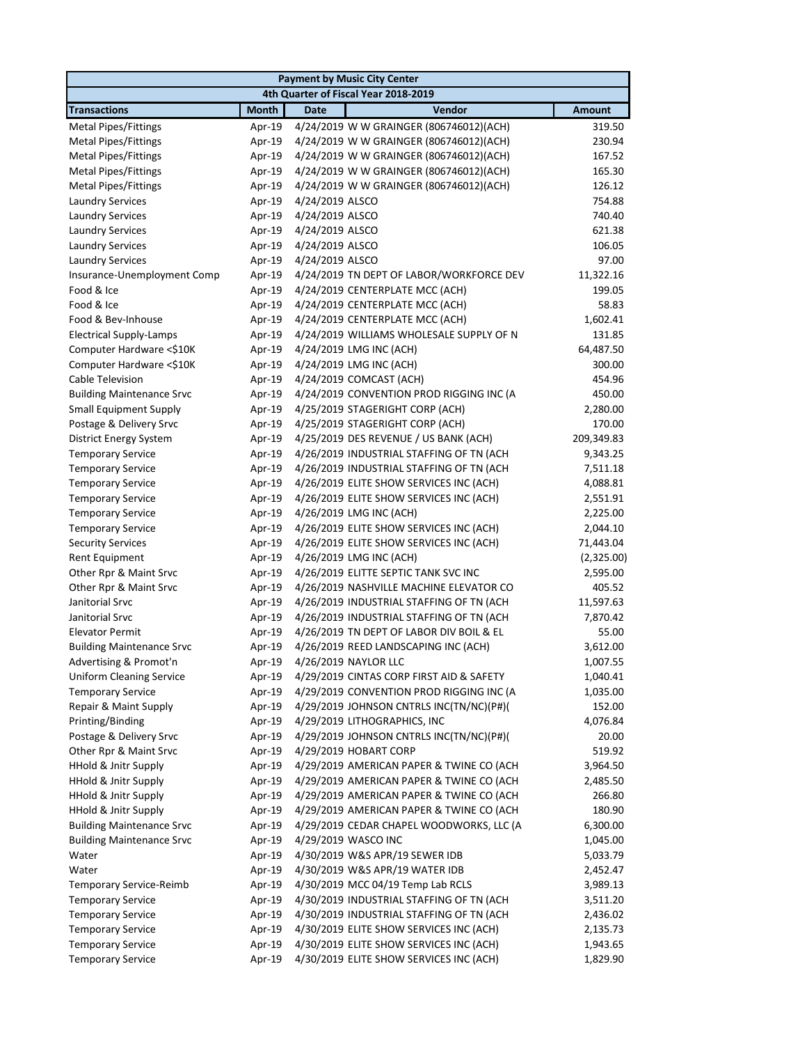| Payment by Music City Center | | | | |
|---|---|---|---|---|
| 4th Quarter of Fiscal Year 2018-2019 | | | | |
| **Transactions** | **Month** | **Date** | **Vendor** | **Amount** |
| Metal Pipes/Fittings | Apr-19 | 4/24/2019 | W W GRAINGER (806746012)(ACH) | 319.50 |
| Metal Pipes/Fittings | Apr-19 | 4/24/2019 | W W GRAINGER (806746012)(ACH) | 230.94 |
| Metal Pipes/Fittings | Apr-19 | 4/24/2019 | W W GRAINGER (806746012)(ACH) | 167.52 |
| Metal Pipes/Fittings | Apr-19 | 4/24/2019 | W W GRAINGER (806746012)(ACH) | 165.30 |
| Metal Pipes/Fittings | Apr-19 | 4/24/2019 | W W GRAINGER (806746012)(ACH) | 126.12 |
| Laundry Services | Apr-19 | 4/24/2019 | ALSCO | 754.88 |
| Laundry Services | Apr-19 | 4/24/2019 | ALSCO | 740.40 |
| Laundry Services | Apr-19 | 4/24/2019 | ALSCO | 621.38 |
| Laundry Services | Apr-19 | 4/24/2019 | ALSCO | 106.05 |
| Laundry Services | Apr-19 | 4/24/2019 | ALSCO | 97.00 |
| Insurance-Unemployment Comp | Apr-19 | 4/24/2019 | TN DEPT OF LABOR/WORKFORCE DEV | 11,322.16 |
| Food & Ice | Apr-19 | 4/24/2019 | CENTERPLATE MCC (ACH) | 199.05 |
| Food & Ice | Apr-19 | 4/24/2019 | CENTERPLATE MCC (ACH) | 58.83 |
| Food & Bev-Inhouse | Apr-19 | 4/24/2019 | CENTERPLATE MCC (ACH) | 1,602.41 |
| Electrical Supply-Lamps | Apr-19 | 4/24/2019 | WILLIAMS WHOLESALE SUPPLY OF N | 131.85 |
| Computer Hardware <$10K | Apr-19 | 4/24/2019 | LMG INC (ACH) | 64,487.50 |
| Computer Hardware <$10K | Apr-19 | 4/24/2019 | LMG INC (ACH) | 300.00 |
| Cable Television | Apr-19 | 4/24/2019 | COMCAST (ACH) | 454.96 |
| Building Maintenance Srvc | Apr-19 | 4/24/2019 | CONVENTION PROD RIGGING INC (A | 450.00 |
| Small Equipment Supply | Apr-19 | 4/25/2019 | STAGERIGHT CORP (ACH) | 2,280.00 |
| Postage & Delivery Srvc | Apr-19 | 4/25/2019 | STAGERIGHT CORP (ACH) | 170.00 |
| District Energy System | Apr-19 | 4/25/2019 | DES REVENUE / US BANK (ACH) | 209,349.83 |
| Temporary Service | Apr-19 | 4/26/2019 | INDUSTRIAL STAFFING OF TN (ACH | 9,343.25 |
| Temporary Service | Apr-19 | 4/26/2019 | INDUSTRIAL STAFFING OF TN (ACH | 7,511.18 |
| Temporary Service | Apr-19 | 4/26/2019 | ELITE SHOW SERVICES INC (ACH) | 4,088.81 |
| Temporary Service | Apr-19 | 4/26/2019 | ELITE SHOW SERVICES INC (ACH) | 2,551.91 |
| Temporary Service | Apr-19 | 4/26/2019 | LMG INC (ACH) | 2,225.00 |
| Temporary Service | Apr-19 | 4/26/2019 | ELITE SHOW SERVICES INC (ACH) | 2,044.10 |
| Security Services | Apr-19 | 4/26/2019 | ELITE SHOW SERVICES INC (ACH) | 71,443.04 |
| Rent Equipment | Apr-19 | 4/26/2019 | LMG INC (ACH) | (2,325.00) |
| Other Rpr & Maint Srvc | Apr-19 | 4/26/2019 | ELITTE SEPTIC TANK SVC INC | 2,595.00 |
| Other Rpr & Maint Srvc | Apr-19 | 4/26/2019 | NASHVILLE MACHINE ELEVATOR CO | 405.52 |
| Janitorial Srvc | Apr-19 | 4/26/2019 | INDUSTRIAL STAFFING OF TN (ACH | 11,597.63 |
| Janitorial Srvc | Apr-19 | 4/26/2019 | INDUSTRIAL STAFFING OF TN (ACH | 7,870.42 |
| Elevator Permit | Apr-19 | 4/26/2019 | TN DEPT OF LABOR DIV BOIL & EL | 55.00 |
| Building Maintenance Srvc | Apr-19 | 4/26/2019 | REED LANDSCAPING INC (ACH) | 3,612.00 |
| Advertising & Promot'n | Apr-19 | 4/26/2019 | NAYLOR LLC | 1,007.55 |
| Uniform Cleaning Service | Apr-19 | 4/29/2019 | CINTAS CORP FIRST AID & SAFETY | 1,040.41 |
| Temporary Service | Apr-19 | 4/29/2019 | CONVENTION PROD RIGGING INC (A | 1,035.00 |
| Repair & Maint Supply | Apr-19 | 4/29/2019 | JOHNSON CNTRLS INC(TN/NC)(P#)( | 152.00 |
| Printing/Binding | Apr-19 | 4/29/2019 | LITHOGRAPHICS, INC | 4,076.84 |
| Postage & Delivery Srvc | Apr-19 | 4/29/2019 | JOHNSON CNTRLS INC(TN/NC)(P#)( | 20.00 |
| Other Rpr & Maint Srvc | Apr-19 | 4/29/2019 | HOBART CORP | 519.92 |
| HHold & Jnitr Supply | Apr-19 | 4/29/2019 | AMERICAN PAPER & TWINE CO (ACH | 3,964.50 |
| HHold & Jnitr Supply | Apr-19 | 4/29/2019 | AMERICAN PAPER & TWINE CO (ACH | 2,485.50 |
| HHold & Jnitr Supply | Apr-19 | 4/29/2019 | AMERICAN PAPER & TWINE CO (ACH | 266.80 |
| HHold & Jnitr Supply | Apr-19 | 4/29/2019 | AMERICAN PAPER & TWINE CO (ACH | 180.90 |
| Building Maintenance Srvc | Apr-19 | 4/29/2019 | CEDAR CHAPEL WOODWORKS, LLC (A | 6,300.00 |
| Building Maintenance Srvc | Apr-19 | 4/29/2019 | WASCO INC | 1,045.00 |
| Water | Apr-19 | 4/30/2019 | W&S APR/19 SEWER IDB | 5,033.79 |
| Water | Apr-19 | 4/30/2019 | W&S APR/19 WATER IDB | 2,452.47 |
| Temporary Service-Reimb | Apr-19 | 4/30/2019 | MCC 04/19 Temp Lab RCLS | 3,989.13 |
| Temporary Service | Apr-19 | 4/30/2019 | INDUSTRIAL STAFFING OF TN (ACH | 3,511.20 |
| Temporary Service | Apr-19 | 4/30/2019 | INDUSTRIAL STAFFING OF TN (ACH | 2,436.02 |
| Temporary Service | Apr-19 | 4/30/2019 | ELITE SHOW SERVICES INC (ACH) | 2,135.73 |
| Temporary Service | Apr-19 | 4/30/2019 | ELITE SHOW SERVICES INC (ACH) | 1,943.65 |
| Temporary Service | Apr-19 | 4/30/2019 | ELITE SHOW SERVICES INC (ACH) | 1,829.90 |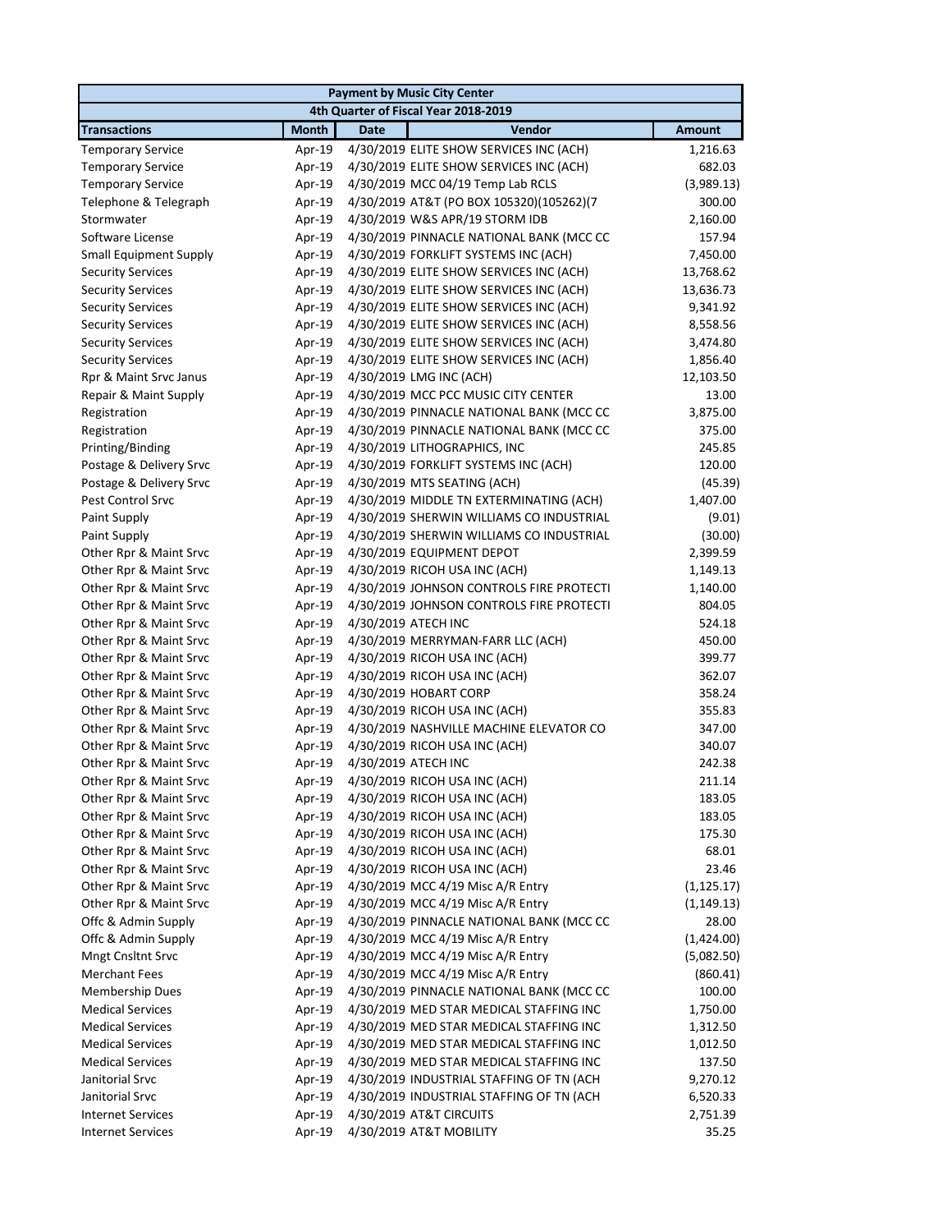| Payment by Music City Center | | | | |
|---|---|---|---|---|
| 4th Quarter of Fiscal Year 2018-2019 | | | | |
| **Transactions** | **Month** | **Date** | **Vendor** | **Amount** |
| Temporary Service | Apr-19 | 4/30/2019 | ELITE SHOW SERVICES INC (ACH) | 1,216.63 |
| Temporary Service | Apr-19 | 4/30/2019 | ELITE SHOW SERVICES INC (ACH) | 682.03 |
| Temporary Service | Apr-19 | 4/30/2019 | MCC 04/19 Temp Lab RCLS | (3,989.13) |
| Telephone & Telegraph | Apr-19 | 4/30/2019 | AT&T (PO BOX 105320)(105262)(7 | 300.00 |
| Stormwater | Apr-19 | 4/30/2019 | W&S APR/19 STORM IDB | 2,160.00 |
| Software License | Apr-19 | 4/30/2019 | PINNACLE NATIONAL BANK (MCC CC | 157.94 |
| Small Equipment Supply | Apr-19 | 4/30/2019 | FORKLIFT SYSTEMS INC (ACH) | 7,450.00 |
| Security Services | Apr-19 | 4/30/2019 | ELITE SHOW SERVICES INC (ACH) | 13,768.62 |
| Security Services | Apr-19 | 4/30/2019 | ELITE SHOW SERVICES INC (ACH) | 13,636.73 |
| Security Services | Apr-19 | 4/30/2019 | ELITE SHOW SERVICES INC (ACH) | 9,341.92 |
| Security Services | Apr-19 | 4/30/2019 | ELITE SHOW SERVICES INC (ACH) | 8,558.56 |
| Security Services | Apr-19 | 4/30/2019 | ELITE SHOW SERVICES INC (ACH) | 3,474.80 |
| Security Services | Apr-19 | 4/30/2019 | ELITE SHOW SERVICES INC (ACH) | 1,856.40 |
| Rpr & Maint Srvc Janus | Apr-19 | 4/30/2019 | LMG INC (ACH) | 12,103.50 |
| Repair & Maint Supply | Apr-19 | 4/30/2019 | MCC PCC MUSIC CITY CENTER | 13.00 |
| Registration | Apr-19 | 4/30/2019 | PINNACLE NATIONAL BANK (MCC CC | 3,875.00 |
| Registration | Apr-19 | 4/30/2019 | PINNACLE NATIONAL BANK (MCC CC | 375.00 |
| Printing/Binding | Apr-19 | 4/30/2019 | LITHOGRAPHICS, INC | 245.85 |
| Postage & Delivery Srvc | Apr-19 | 4/30/2019 | FORKLIFT SYSTEMS INC (ACH) | 120.00 |
| Postage & Delivery Srvc | Apr-19 | 4/30/2019 | MTS SEATING (ACH) | (45.39) |
| Pest Control Srvc | Apr-19 | 4/30/2019 | MIDDLE TN EXTERMINATING (ACH) | 1,407.00 |
| Paint Supply | Apr-19 | 4/30/2019 | SHERWIN WILLIAMS CO INDUSTRIAL | (9.01) |
| Paint Supply | Apr-19 | 4/30/2019 | SHERWIN WILLIAMS CO INDUSTRIAL | (30.00) |
| Other Rpr & Maint Srvc | Apr-19 | 4/30/2019 | EQUIPMENT DEPOT | 2,399.59 |
| Other Rpr & Maint Srvc | Apr-19 | 4/30/2019 | RICOH USA INC (ACH) | 1,149.13 |
| Other Rpr & Maint Srvc | Apr-19 | 4/30/2019 | JOHNSON CONTROLS FIRE PROTECTI | 1,140.00 |
| Other Rpr & Maint Srvc | Apr-19 | 4/30/2019 | JOHNSON CONTROLS FIRE PROTECTI | 804.05 |
| Other Rpr & Maint Srvc | Apr-19 | 4/30/2019 | ATECH INC | 524.18 |
| Other Rpr & Maint Srvc | Apr-19 | 4/30/2019 | MERRYMAN-FARR LLC (ACH) | 450.00 |
| Other Rpr & Maint Srvc | Apr-19 | 4/30/2019 | RICOH USA INC (ACH) | 399.77 |
| Other Rpr & Maint Srvc | Apr-19 | 4/30/2019 | RICOH USA INC (ACH) | 362.07 |
| Other Rpr & Maint Srvc | Apr-19 | 4/30/2019 | HOBART CORP | 358.24 |
| Other Rpr & Maint Srvc | Apr-19 | 4/30/2019 | RICOH USA INC (ACH) | 355.83 |
| Other Rpr & Maint Srvc | Apr-19 | 4/30/2019 | NASHVILLE MACHINE ELEVATOR CO | 347.00 |
| Other Rpr & Maint Srvc | Apr-19 | 4/30/2019 | RICOH USA INC (ACH) | 340.07 |
| Other Rpr & Maint Srvc | Apr-19 | 4/30/2019 | ATECH INC | 242.38 |
| Other Rpr & Maint Srvc | Apr-19 | 4/30/2019 | RICOH USA INC (ACH) | 211.14 |
| Other Rpr & Maint Srvc | Apr-19 | 4/30/2019 | RICOH USA INC (ACH) | 183.05 |
| Other Rpr & Maint Srvc | Apr-19 | 4/30/2019 | RICOH USA INC (ACH) | 183.05 |
| Other Rpr & Maint Srvc | Apr-19 | 4/30/2019 | RICOH USA INC (ACH) | 175.30 |
| Other Rpr & Maint Srvc | Apr-19 | 4/30/2019 | RICOH USA INC (ACH) | 68.01 |
| Other Rpr & Maint Srvc | Apr-19 | 4/30/2019 | RICOH USA INC (ACH) | 23.46 |
| Other Rpr & Maint Srvc | Apr-19 | 4/30/2019 | MCC 4/19 Misc A/R Entry | (1,125.17) |
| Other Rpr & Maint Srvc | Apr-19 | 4/30/2019 | MCC 4/19 Misc A/R Entry | (1,149.13) |
| Offc & Admin Supply | Apr-19 | 4/30/2019 | PINNACLE NATIONAL BANK (MCC CC | 28.00 |
| Offc & Admin Supply | Apr-19 | 4/30/2019 | MCC 4/19 Misc A/R Entry | (1,424.00) |
| Mngt Cnsltnt Srvc | Apr-19 | 4/30/2019 | MCC 4/19 Misc A/R Entry | (5,082.50) |
| Merchant Fees | Apr-19 | 4/30/2019 | MCC 4/19 Misc A/R Entry | (860.41) |
| Membership Dues | Apr-19 | 4/30/2019 | PINNACLE NATIONAL BANK (MCC CC | 100.00 |
| Medical Services | Apr-19 | 4/30/2019 | MED STAR MEDICAL STAFFING INC | 1,750.00 |
| Medical Services | Apr-19 | 4/30/2019 | MED STAR MEDICAL STAFFING INC | 1,312.50 |
| Medical Services | Apr-19 | 4/30/2019 | MED STAR MEDICAL STAFFING INC | 1,012.50 |
| Medical Services | Apr-19 | 4/30/2019 | MED STAR MEDICAL STAFFING INC | 137.50 |
| Janitorial Srvc | Apr-19 | 4/30/2019 | INDUSTRIAL STAFFING OF TN (ACH | 9,270.12 |
| Janitorial Srvc | Apr-19 | 4/30/2019 | INDUSTRIAL STAFFING OF TN (ACH | 6,520.33 |
| Internet Services | Apr-19 | 4/30/2019 | AT&T CIRCUITS | 2,751.39 |
| Internet Services | Apr-19 | 4/30/2019 | AT&T MOBILITY | 35.25 |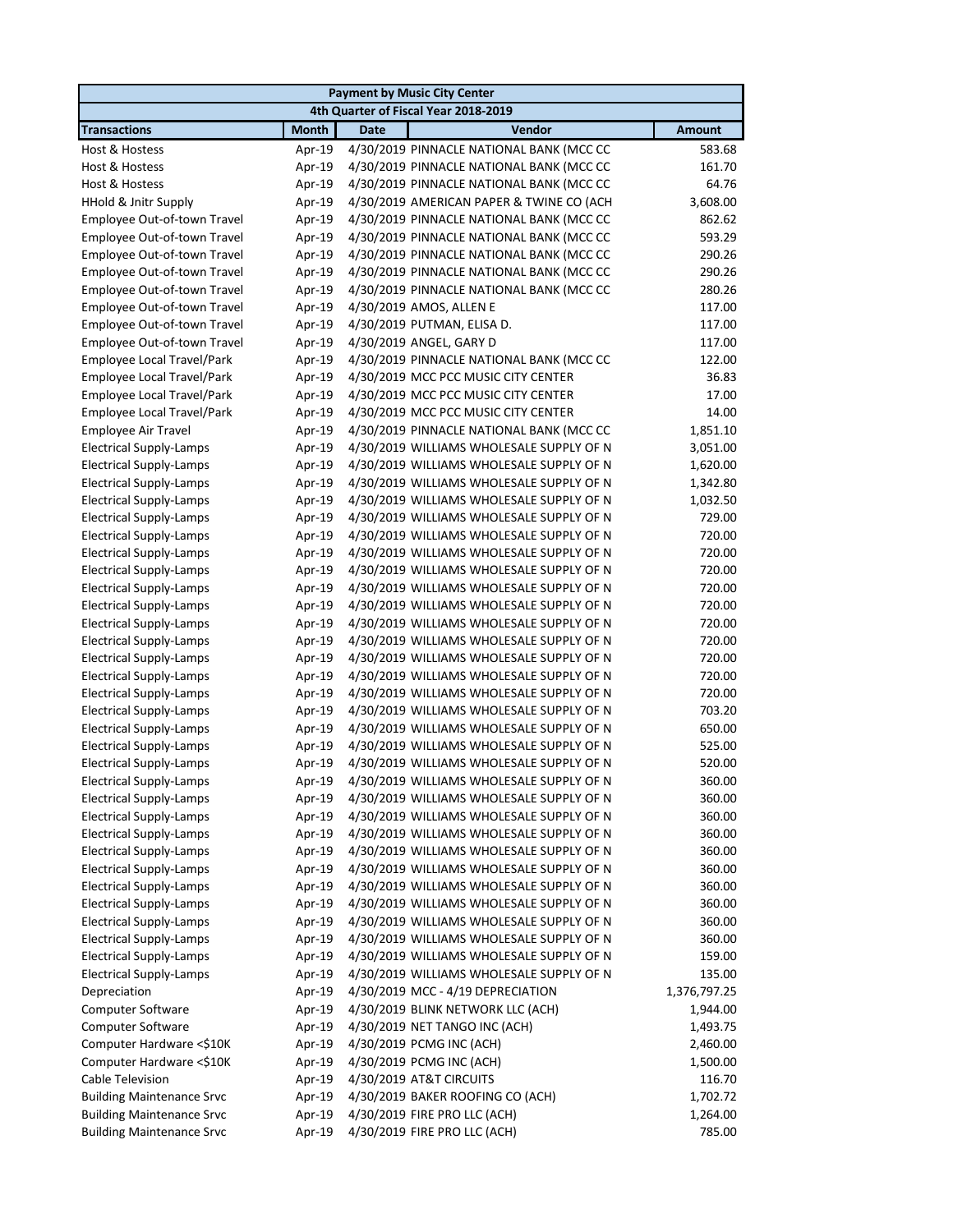| Payment by Music City Center | | | | |
|---|---|---|---|---|
| 4th Quarter of Fiscal Year 2018-2019 | | | | |
| **Transactions** | **Month** | **Date** | **Vendor** | **Amount** |
| Host & Hostess | Apr-19 | 4/30/2019 | PINNACLE NATIONAL BANK (MCC CC | 583.68 |
| Host & Hostess | Apr-19 | 4/30/2019 | PINNACLE NATIONAL BANK (MCC CC | 161.70 |
| Host & Hostess | Apr-19 | 4/30/2019 | PINNACLE NATIONAL BANK (MCC CC | 64.76 |
| HHold & Jnitr Supply | Apr-19 | 4/30/2019 | AMERICAN PAPER & TWINE CO (ACH | 3,608.00 |
| Employee Out-of-town Travel | Apr-19 | 4/30/2019 | PINNACLE NATIONAL BANK (MCC CC | 862.62 |
| Employee Out-of-town Travel | Apr-19 | 4/30/2019 | PINNACLE NATIONAL BANK (MCC CC | 593.29 |
| Employee Out-of-town Travel | Apr-19 | 4/30/2019 | PINNACLE NATIONAL BANK (MCC CC | 290.26 |
| Employee Out-of-town Travel | Apr-19 | 4/30/2019 | PINNACLE NATIONAL BANK (MCC CC | 290.26 |
| Employee Out-of-town Travel | Apr-19 | 4/30/2019 | PINNACLE NATIONAL BANK (MCC CC | 280.26 |
| Employee Out-of-town Travel | Apr-19 | 4/30/2019 | AMOS, ALLEN E | 117.00 |
| Employee Out-of-town Travel | Apr-19 | 4/30/2019 | PUTMAN, ELISA D. | 117.00 |
| Employee Out-of-town Travel | Apr-19 | 4/30/2019 | ANGEL, GARY D | 117.00 |
| Employee Local Travel/Park | Apr-19 | 4/30/2019 | PINNACLE NATIONAL BANK (MCC CC | 122.00 |
| Employee Local Travel/Park | Apr-19 | 4/30/2019 | MCC PCC MUSIC CITY CENTER | 36.83 |
| Employee Local Travel/Park | Apr-19 | 4/30/2019 | MCC PCC MUSIC CITY CENTER | 17.00 |
| Employee Local Travel/Park | Apr-19 | 4/30/2019 | MCC PCC MUSIC CITY CENTER | 14.00 |
| Employee Air Travel | Apr-19 | 4/30/2019 | PINNACLE NATIONAL BANK (MCC CC | 1,851.10 |
| Electrical Supply-Lamps | Apr-19 | 4/30/2019 | WILLIAMS WHOLESALE SUPPLY OF N | 3,051.00 |
| Electrical Supply-Lamps | Apr-19 | 4/30/2019 | WILLIAMS WHOLESALE SUPPLY OF N | 1,620.00 |
| Electrical Supply-Lamps | Apr-19 | 4/30/2019 | WILLIAMS WHOLESALE SUPPLY OF N | 1,342.80 |
| Electrical Supply-Lamps | Apr-19 | 4/30/2019 | WILLIAMS WHOLESALE SUPPLY OF N | 1,032.50 |
| Electrical Supply-Lamps | Apr-19 | 4/30/2019 | WILLIAMS WHOLESALE SUPPLY OF N | 729.00 |
| Electrical Supply-Lamps | Apr-19 | 4/30/2019 | WILLIAMS WHOLESALE SUPPLY OF N | 720.00 |
| Electrical Supply-Lamps | Apr-19 | 4/30/2019 | WILLIAMS WHOLESALE SUPPLY OF N | 720.00 |
| Electrical Supply-Lamps | Apr-19 | 4/30/2019 | WILLIAMS WHOLESALE SUPPLY OF N | 720.00 |
| Electrical Supply-Lamps | Apr-19 | 4/30/2019 | WILLIAMS WHOLESALE SUPPLY OF N | 720.00 |
| Electrical Supply-Lamps | Apr-19 | 4/30/2019 | WILLIAMS WHOLESALE SUPPLY OF N | 720.00 |
| Electrical Supply-Lamps | Apr-19 | 4/30/2019 | WILLIAMS WHOLESALE SUPPLY OF N | 720.00 |
| Electrical Supply-Lamps | Apr-19 | 4/30/2019 | WILLIAMS WHOLESALE SUPPLY OF N | 720.00 |
| Electrical Supply-Lamps | Apr-19 | 4/30/2019 | WILLIAMS WHOLESALE SUPPLY OF N | 720.00 |
| Electrical Supply-Lamps | Apr-19 | 4/30/2019 | WILLIAMS WHOLESALE SUPPLY OF N | 720.00 |
| Electrical Supply-Lamps | Apr-19 | 4/30/2019 | WILLIAMS WHOLESALE SUPPLY OF N | 720.00 |
| Electrical Supply-Lamps | Apr-19 | 4/30/2019 | WILLIAMS WHOLESALE SUPPLY OF N | 703.20 |
| Electrical Supply-Lamps | Apr-19 | 4/30/2019 | WILLIAMS WHOLESALE SUPPLY OF N | 650.00 |
| Electrical Supply-Lamps | Apr-19 | 4/30/2019 | WILLIAMS WHOLESALE SUPPLY OF N | 525.00 |
| Electrical Supply-Lamps | Apr-19 | 4/30/2019 | WILLIAMS WHOLESALE SUPPLY OF N | 520.00 |
| Electrical Supply-Lamps | Apr-19 | 4/30/2019 | WILLIAMS WHOLESALE SUPPLY OF N | 360.00 |
| Electrical Supply-Lamps | Apr-19 | 4/30/2019 | WILLIAMS WHOLESALE SUPPLY OF N | 360.00 |
| Electrical Supply-Lamps | Apr-19 | 4/30/2019 | WILLIAMS WHOLESALE SUPPLY OF N | 360.00 |
| Electrical Supply-Lamps | Apr-19 | 4/30/2019 | WILLIAMS WHOLESALE SUPPLY OF N | 360.00 |
| Electrical Supply-Lamps | Apr-19 | 4/30/2019 | WILLIAMS WHOLESALE SUPPLY OF N | 360.00 |
| Electrical Supply-Lamps | Apr-19 | 4/30/2019 | WILLIAMS WHOLESALE SUPPLY OF N | 360.00 |
| Electrical Supply-Lamps | Apr-19 | 4/30/2019 | WILLIAMS WHOLESALE SUPPLY OF N | 360.00 |
| Electrical Supply-Lamps | Apr-19 | 4/30/2019 | WILLIAMS WHOLESALE SUPPLY OF N | 360.00 |
| Electrical Supply-Lamps | Apr-19 | 4/30/2019 | WILLIAMS WHOLESALE SUPPLY OF N | 360.00 |
| Electrical Supply-Lamps | Apr-19 | 4/30/2019 | WILLIAMS WHOLESALE SUPPLY OF N | 360.00 |
| Electrical Supply-Lamps | Apr-19 | 4/30/2019 | WILLIAMS WHOLESALE SUPPLY OF N | 159.00 |
| Electrical Supply-Lamps | Apr-19 | 4/30/2019 | WILLIAMS WHOLESALE SUPPLY OF N | 135.00 |
| Depreciation | Apr-19 | 4/30/2019 | MCC - 4/19 DEPRECIATION | 1,376,797.25 |
| Computer Software | Apr-19 | 4/30/2019 | BLINK NETWORK LLC (ACH) | 1,944.00 |
| Computer Software | Apr-19 | 4/30/2019 | NET TANGO INC (ACH) | 1,493.75 |
| Computer Hardware <$10K | Apr-19 | 4/30/2019 | PCMG INC (ACH) | 2,460.00 |
| Computer Hardware <$10K | Apr-19 | 4/30/2019 | PCMG INC (ACH) | 1,500.00 |
| Cable Television | Apr-19 | 4/30/2019 | AT&T CIRCUITS | 116.70 |
| Building Maintenance Srvc | Apr-19 | 4/30/2019 | BAKER ROOFING CO (ACH) | 1,702.72 |
| Building Maintenance Srvc | Apr-19 | 4/30/2019 | FIRE PRO LLC (ACH) | 1,264.00 |
| Building Maintenance Srvc | Apr-19 | 4/30/2019 | FIRE PRO LLC (ACH) | 785.00 |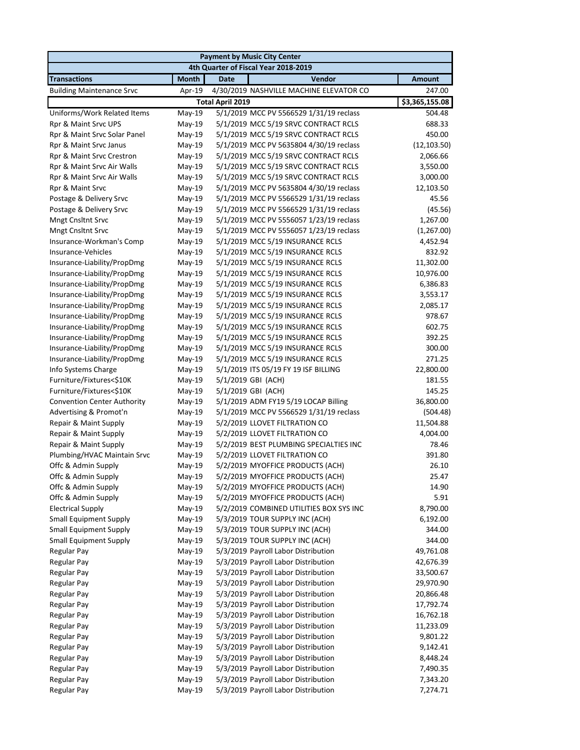| Transactions | Month | Date | Vendor | Amount |
|---|---|---|---|---|
| **Payment by Music City Center** | | | | |
| **4th Quarter of Fiscal Year 2018-2019** | | | | |
| Building Maintenance Srvc | Apr-19 | 4/30/2019 | NASHVILLE MACHINE ELEVATOR CO | 247.00 |
| | | **Total April 2019** | | **$3,365,155.08** |
| Uniforms/Work Related Items | May-19 | 5/1/2019 | MCC PV 5566529 1/31/19 reclass | 504.48 |
| Rpr & Maint Srvc UPS | May-19 | 5/1/2019 | MCC 5/19 SRVC CONTRACT RCLS | 688.33 |
| Rpr & Maint Srvc Solar Panel | May-19 | 5/1/2019 | MCC 5/19 SRVC CONTRACT RCLS | 450.00 |
| Rpr & Maint Srvc Janus | May-19 | 5/1/2019 | MCC PV 5635804 4/30/19 reclass | (12,103.50) |
| Rpr & Maint Srvc Crestron | May-19 | 5/1/2019 | MCC 5/19 SRVC CONTRACT RCLS | 2,066.66 |
| Rpr & Maint Srvc Air Walls | May-19 | 5/1/2019 | MCC 5/19 SRVC CONTRACT RCLS | 3,550.00 |
| Rpr & Maint Srvc Air Walls | May-19 | 5/1/2019 | MCC 5/19 SRVC CONTRACT RCLS | 3,000.00 |
| Rpr & Maint Srvc | May-19 | 5/1/2019 | MCC PV 5635804 4/30/19 reclass | 12,103.50 |
| Postage & Delivery Srvc | May-19 | 5/1/2019 | MCC PV 5566529 1/31/19 reclass | 45.56 |
| Postage & Delivery Srvc | May-19 | 5/1/2019 | MCC PV 5566529 1/31/19 reclass | (45.56) |
| Mngt Cnsltnt Srvc | May-19 | 5/1/2019 | MCC PV 5556057 1/23/19 reclass | 1,267.00 |
| Mngt Cnsltnt Srvc | May-19 | 5/1/2019 | MCC PV 5556057 1/23/19 reclass | (1,267.00) |
| Insurance-Workman's Comp | May-19 | 5/1/2019 | MCC 5/19 INSURANCE RCLS | 4,452.94 |
| Insurance-Vehicles | May-19 | 5/1/2019 | MCC 5/19 INSURANCE RCLS | 832.92 |
| Insurance-Liability/PropDmg | May-19 | 5/1/2019 | MCC 5/19 INSURANCE RCLS | 11,302.00 |
| Insurance-Liability/PropDmg | May-19 | 5/1/2019 | MCC 5/19 INSURANCE RCLS | 10,976.00 |
| Insurance-Liability/PropDmg | May-19 | 5/1/2019 | MCC 5/19 INSURANCE RCLS | 6,386.83 |
| Insurance-Liability/PropDmg | May-19 | 5/1/2019 | MCC 5/19 INSURANCE RCLS | 3,553.17 |
| Insurance-Liability/PropDmg | May-19 | 5/1/2019 | MCC 5/19 INSURANCE RCLS | 2,085.17 |
| Insurance-Liability/PropDmg | May-19 | 5/1/2019 | MCC 5/19 INSURANCE RCLS | 978.67 |
| Insurance-Liability/PropDmg | May-19 | 5/1/2019 | MCC 5/19 INSURANCE RCLS | 602.75 |
| Insurance-Liability/PropDmg | May-19 | 5/1/2019 | MCC 5/19 INSURANCE RCLS | 392.25 |
| Insurance-Liability/PropDmg | May-19 | 5/1/2019 | MCC 5/19 INSURANCE RCLS | 300.00 |
| Insurance-Liability/PropDmg | May-19 | 5/1/2019 | MCC 5/19 INSURANCE RCLS | 271.25 |
| Info Systems Charge | May-19 | 5/1/2019 | ITS 05/19 FY 19 ISF BILLING | 22,800.00 |
| Furniture/Fixtures<$10K | May-19 | 5/1/2019 | GBI (ACH) | 181.55 |
| Furniture/Fixtures<$10K | May-19 | 5/1/2019 | GBI (ACH) | 145.25 |
| Convention Center Authority | May-19 | 5/1/2019 | ADM FY19 5/19 LOCAP Billing | 36,800.00 |
| Advertising & Promot'n | May-19 | 5/1/2019 | MCC PV 5566529 1/31/19 reclass | (504.48) |
| Repair & Maint Supply | May-19 | 5/2/2019 | LLOVET FILTRATION CO | 11,504.88 |
| Repair & Maint Supply | May-19 | 5/2/2019 | LLOVET FILTRATION CO | 4,004.00 |
| Repair & Maint Supply | May-19 | 5/2/2019 | BEST PLUMBING SPECIALTIES INC | 78.46 |
| Plumbing/HVAC Maintain Srvc | May-19 | 5/2/2019 | LLOVET FILTRATION CO | 391.80 |
| Offc & Admin Supply | May-19 | 5/2/2019 | MYOFFICE PRODUCTS (ACH) | 26.10 |
| Offc & Admin Supply | May-19 | 5/2/2019 | MYOFFICE PRODUCTS (ACH) | 25.47 |
| Offc & Admin Supply | May-19 | 5/2/2019 | MYOFFICE PRODUCTS (ACH) | 14.90 |
| Offc & Admin Supply | May-19 | 5/2/2019 | MYOFFICE PRODUCTS (ACH) | 5.91 |
| Electrical Supply | May-19 | 5/2/2019 | COMBINED UTILITIES BOX SYS INC | 8,790.00 |
| Small Equipment Supply | May-19 | 5/3/2019 | TOUR SUPPLY INC (ACH) | 6,192.00 |
| Small Equipment Supply | May-19 | 5/3/2019 | TOUR SUPPLY INC (ACH) | 344.00 |
| Small Equipment Supply | May-19 | 5/3/2019 | TOUR SUPPLY INC (ACH) | 344.00 |
| Regular Pay | May-19 | 5/3/2019 | Payroll Labor Distribution | 49,761.08 |
| Regular Pay | May-19 | 5/3/2019 | Payroll Labor Distribution | 42,676.39 |
| Regular Pay | May-19 | 5/3/2019 | Payroll Labor Distribution | 33,500.67 |
| Regular Pay | May-19 | 5/3/2019 | Payroll Labor Distribution | 29,970.90 |
| Regular Pay | May-19 | 5/3/2019 | Payroll Labor Distribution | 20,866.48 |
| Regular Pay | May-19 | 5/3/2019 | Payroll Labor Distribution | 17,792.74 |
| Regular Pay | May-19 | 5/3/2019 | Payroll Labor Distribution | 16,762.18 |
| Regular Pay | May-19 | 5/3/2019 | Payroll Labor Distribution | 11,233.09 |
| Regular Pay | May-19 | 5/3/2019 | Payroll Labor Distribution | 9,801.22 |
| Regular Pay | May-19 | 5/3/2019 | Payroll Labor Distribution | 9,142.41 |
| Regular Pay | May-19 | 5/3/2019 | Payroll Labor Distribution | 8,448.24 |
| Regular Pay | May-19 | 5/3/2019 | Payroll Labor Distribution | 7,490.35 |
| Regular Pay | May-19 | 5/3/2019 | Payroll Labor Distribution | 7,343.20 |
| Regular Pay | May-19 | 5/3/2019 | Payroll Labor Distribution | 7,274.71 |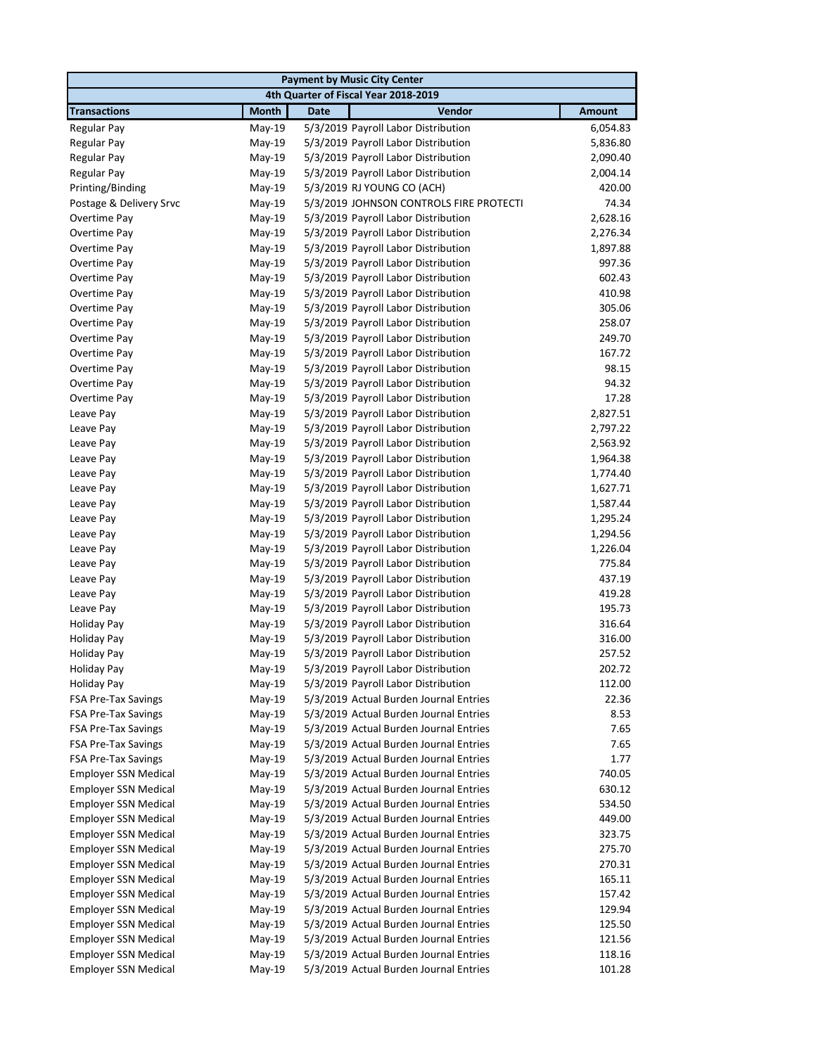| Payment by Music City Center | | | | |
|---|---|---|---|---|
| 4th Quarter of Fiscal Year 2018-2019 | | | | |
| **Transactions** | **Month** | **Date** | **Vendor** | **Amount** |
| Regular Pay | May-19 | 5/3/2019 | Payroll Labor Distribution | 6,054.83 |
| Regular Pay | May-19 | 5/3/2019 | Payroll Labor Distribution | 5,836.80 |
| Regular Pay | May-19 | 5/3/2019 | Payroll Labor Distribution | 2,090.40 |
| Regular Pay | May-19 | 5/3/2019 | Payroll Labor Distribution | 2,004.14 |
| Printing/Binding | May-19 | 5/3/2019 | RJ YOUNG CO (ACH) | 420.00 |
| Postage & Delivery Srvc | May-19 | 5/3/2019 | JOHNSON CONTROLS FIRE PROTECTI | 74.34 |
| Overtime Pay | May-19 | 5/3/2019 | Payroll Labor Distribution | 2,628.16 |
| Overtime Pay | May-19 | 5/3/2019 | Payroll Labor Distribution | 2,276.34 |
| Overtime Pay | May-19 | 5/3/2019 | Payroll Labor Distribution | 1,897.88 |
| Overtime Pay | May-19 | 5/3/2019 | Payroll Labor Distribution | 997.36 |
| Overtime Pay | May-19 | 5/3/2019 | Payroll Labor Distribution | 602.43 |
| Overtime Pay | May-19 | 5/3/2019 | Payroll Labor Distribution | 410.98 |
| Overtime Pay | May-19 | 5/3/2019 | Payroll Labor Distribution | 305.06 |
| Overtime Pay | May-19 | 5/3/2019 | Payroll Labor Distribution | 258.07 |
| Overtime Pay | May-19 | 5/3/2019 | Payroll Labor Distribution | 249.70 |
| Overtime Pay | May-19 | 5/3/2019 | Payroll Labor Distribution | 167.72 |
| Overtime Pay | May-19 | 5/3/2019 | Payroll Labor Distribution | 98.15 |
| Overtime Pay | May-19 | 5/3/2019 | Payroll Labor Distribution | 94.32 |
| Overtime Pay | May-19 | 5/3/2019 | Payroll Labor Distribution | 17.28 |
| Leave Pay | May-19 | 5/3/2019 | Payroll Labor Distribution | 2,827.51 |
| Leave Pay | May-19 | 5/3/2019 | Payroll Labor Distribution | 2,797.22 |
| Leave Pay | May-19 | 5/3/2019 | Payroll Labor Distribution | 2,563.92 |
| Leave Pay | May-19 | 5/3/2019 | Payroll Labor Distribution | 1,964.38 |
| Leave Pay | May-19 | 5/3/2019 | Payroll Labor Distribution | 1,774.40 |
| Leave Pay | May-19 | 5/3/2019 | Payroll Labor Distribution | 1,627.71 |
| Leave Pay | May-19 | 5/3/2019 | Payroll Labor Distribution | 1,587.44 |
| Leave Pay | May-19 | 5/3/2019 | Payroll Labor Distribution | 1,295.24 |
| Leave Pay | May-19 | 5/3/2019 | Payroll Labor Distribution | 1,294.56 |
| Leave Pay | May-19 | 5/3/2019 | Payroll Labor Distribution | 1,226.04 |
| Leave Pay | May-19 | 5/3/2019 | Payroll Labor Distribution | 775.84 |
| Leave Pay | May-19 | 5/3/2019 | Payroll Labor Distribution | 437.19 |
| Leave Pay | May-19 | 5/3/2019 | Payroll Labor Distribution | 419.28 |
| Leave Pay | May-19 | 5/3/2019 | Payroll Labor Distribution | 195.73 |
| Holiday Pay | May-19 | 5/3/2019 | Payroll Labor Distribution | 316.64 |
| Holiday Pay | May-19 | 5/3/2019 | Payroll Labor Distribution | 316.00 |
| Holiday Pay | May-19 | 5/3/2019 | Payroll Labor Distribution | 257.52 |
| Holiday Pay | May-19 | 5/3/2019 | Payroll Labor Distribution | 202.72 |
| Holiday Pay | May-19 | 5/3/2019 | Payroll Labor Distribution | 112.00 |
| FSA Pre-Tax Savings | May-19 | 5/3/2019 | Actual Burden Journal Entries | 22.36 |
| FSA Pre-Tax Savings | May-19 | 5/3/2019 | Actual Burden Journal Entries | 8.53 |
| FSA Pre-Tax Savings | May-19 | 5/3/2019 | Actual Burden Journal Entries | 7.65 |
| FSA Pre-Tax Savings | May-19 | 5/3/2019 | Actual Burden Journal Entries | 7.65 |
| FSA Pre-Tax Savings | May-19 | 5/3/2019 | Actual Burden Journal Entries | 1.77 |
| Employer SSN Medical | May-19 | 5/3/2019 | Actual Burden Journal Entries | 740.05 |
| Employer SSN Medical | May-19 | 5/3/2019 | Actual Burden Journal Entries | 630.12 |
| Employer SSN Medical | May-19 | 5/3/2019 | Actual Burden Journal Entries | 534.50 |
| Employer SSN Medical | May-19 | 5/3/2019 | Actual Burden Journal Entries | 449.00 |
| Employer SSN Medical | May-19 | 5/3/2019 | Actual Burden Journal Entries | 323.75 |
| Employer SSN Medical | May-19 | 5/3/2019 | Actual Burden Journal Entries | 275.70 |
| Employer SSN Medical | May-19 | 5/3/2019 | Actual Burden Journal Entries | 270.31 |
| Employer SSN Medical | May-19 | 5/3/2019 | Actual Burden Journal Entries | 165.11 |
| Employer SSN Medical | May-19 | 5/3/2019 | Actual Burden Journal Entries | 157.42 |
| Employer SSN Medical | May-19 | 5/3/2019 | Actual Burden Journal Entries | 129.94 |
| Employer SSN Medical | May-19 | 5/3/2019 | Actual Burden Journal Entries | 125.50 |
| Employer SSN Medical | May-19 | 5/3/2019 | Actual Burden Journal Entries | 121.56 |
| Employer SSN Medical | May-19 | 5/3/2019 | Actual Burden Journal Entries | 118.16 |
| Employer SSN Medical | May-19 | 5/3/2019 | Actual Burden Journal Entries | 101.28 |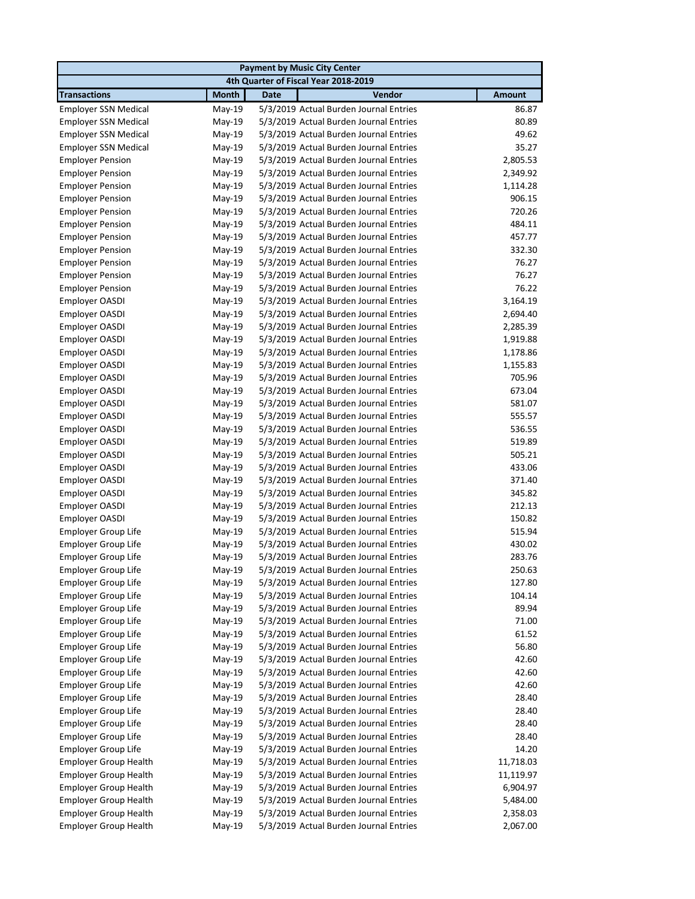| Payment by Music City Center | | | | |
|---|---|---|---|---|
| 4th Quarter of Fiscal Year 2018-2019 | | | | |
| **Transactions** | **Month** | **Date** | **Vendor** | **Amount** |
| Employer SSN Medical | May-19 | 5/3/2019 | Actual Burden Journal Entries | 86.87 |
| Employer SSN Medical | May-19 | 5/3/2019 | Actual Burden Journal Entries | 80.89 |
| Employer SSN Medical | May-19 | 5/3/2019 | Actual Burden Journal Entries | 49.62 |
| Employer SSN Medical | May-19 | 5/3/2019 | Actual Burden Journal Entries | 35.27 |
| Employer Pension | May-19 | 5/3/2019 | Actual Burden Journal Entries | 2,805.53 |
| Employer Pension | May-19 | 5/3/2019 | Actual Burden Journal Entries | 2,349.92 |
| Employer Pension | May-19 | 5/3/2019 | Actual Burden Journal Entries | 1,114.28 |
| Employer Pension | May-19 | 5/3/2019 | Actual Burden Journal Entries | 906.15 |
| Employer Pension | May-19 | 5/3/2019 | Actual Burden Journal Entries | 720.26 |
| Employer Pension | May-19 | 5/3/2019 | Actual Burden Journal Entries | 484.11 |
| Employer Pension | May-19 | 5/3/2019 | Actual Burden Journal Entries | 457.77 |
| Employer Pension | May-19 | 5/3/2019 | Actual Burden Journal Entries | 332.30 |
| Employer Pension | May-19 | 5/3/2019 | Actual Burden Journal Entries | 76.27 |
| Employer Pension | May-19 | 5/3/2019 | Actual Burden Journal Entries | 76.27 |
| Employer Pension | May-19 | 5/3/2019 | Actual Burden Journal Entries | 76.22 |
| Employer OASDI | May-19 | 5/3/2019 | Actual Burden Journal Entries | 3,164.19 |
| Employer OASDI | May-19 | 5/3/2019 | Actual Burden Journal Entries | 2,694.40 |
| Employer OASDI | May-19 | 5/3/2019 | Actual Burden Journal Entries | 2,285.39 |
| Employer OASDI | May-19 | 5/3/2019 | Actual Burden Journal Entries | 1,919.88 |
| Employer OASDI | May-19 | 5/3/2019 | Actual Burden Journal Entries | 1,178.86 |
| Employer OASDI | May-19 | 5/3/2019 | Actual Burden Journal Entries | 1,155.83 |
| Employer OASDI | May-19 | 5/3/2019 | Actual Burden Journal Entries | 705.96 |
| Employer OASDI | May-19 | 5/3/2019 | Actual Burden Journal Entries | 673.04 |
| Employer OASDI | May-19 | 5/3/2019 | Actual Burden Journal Entries | 581.07 |
| Employer OASDI | May-19 | 5/3/2019 | Actual Burden Journal Entries | 555.57 |
| Employer OASDI | May-19 | 5/3/2019 | Actual Burden Journal Entries | 536.55 |
| Employer OASDI | May-19 | 5/3/2019 | Actual Burden Journal Entries | 519.89 |
| Employer OASDI | May-19 | 5/3/2019 | Actual Burden Journal Entries | 505.21 |
| Employer OASDI | May-19 | 5/3/2019 | Actual Burden Journal Entries | 433.06 |
| Employer OASDI | May-19 | 5/3/2019 | Actual Burden Journal Entries | 371.40 |
| Employer OASDI | May-19 | 5/3/2019 | Actual Burden Journal Entries | 345.82 |
| Employer OASDI | May-19 | 5/3/2019 | Actual Burden Journal Entries | 212.13 |
| Employer OASDI | May-19 | 5/3/2019 | Actual Burden Journal Entries | 150.82 |
| Employer Group Life | May-19 | 5/3/2019 | Actual Burden Journal Entries | 515.94 |
| Employer Group Life | May-19 | 5/3/2019 | Actual Burden Journal Entries | 430.02 |
| Employer Group Life | May-19 | 5/3/2019 | Actual Burden Journal Entries | 283.76 |
| Employer Group Life | May-19 | 5/3/2019 | Actual Burden Journal Entries | 250.63 |
| Employer Group Life | May-19 | 5/3/2019 | Actual Burden Journal Entries | 127.80 |
| Employer Group Life | May-19 | 5/3/2019 | Actual Burden Journal Entries | 104.14 |
| Employer Group Life | May-19 | 5/3/2019 | Actual Burden Journal Entries | 89.94 |
| Employer Group Life | May-19 | 5/3/2019 | Actual Burden Journal Entries | 71.00 |
| Employer Group Life | May-19 | 5/3/2019 | Actual Burden Journal Entries | 61.52 |
| Employer Group Life | May-19 | 5/3/2019 | Actual Burden Journal Entries | 56.80 |
| Employer Group Life | May-19 | 5/3/2019 | Actual Burden Journal Entries | 42.60 |
| Employer Group Life | May-19 | 5/3/2019 | Actual Burden Journal Entries | 42.60 |
| Employer Group Life | May-19 | 5/3/2019 | Actual Burden Journal Entries | 42.60 |
| Employer Group Life | May-19 | 5/3/2019 | Actual Burden Journal Entries | 28.40 |
| Employer Group Life | May-19 | 5/3/2019 | Actual Burden Journal Entries | 28.40 |
| Employer Group Life | May-19 | 5/3/2019 | Actual Burden Journal Entries | 28.40 |
| Employer Group Life | May-19 | 5/3/2019 | Actual Burden Journal Entries | 28.40 |
| Employer Group Life | May-19 | 5/3/2019 | Actual Burden Journal Entries | 14.20 |
| Employer Group Health | May-19 | 5/3/2019 | Actual Burden Journal Entries | 11,718.03 |
| Employer Group Health | May-19 | 5/3/2019 | Actual Burden Journal Entries | 11,119.97 |
| Employer Group Health | May-19 | 5/3/2019 | Actual Burden Journal Entries | 6,904.97 |
| Employer Group Health | May-19 | 5/3/2019 | Actual Burden Journal Entries | 5,484.00 |
| Employer Group Health | May-19 | 5/3/2019 | Actual Burden Journal Entries | 2,358.03 |
| Employer Group Health | May-19 | 5/3/2019 | Actual Burden Journal Entries | 2,067.00 |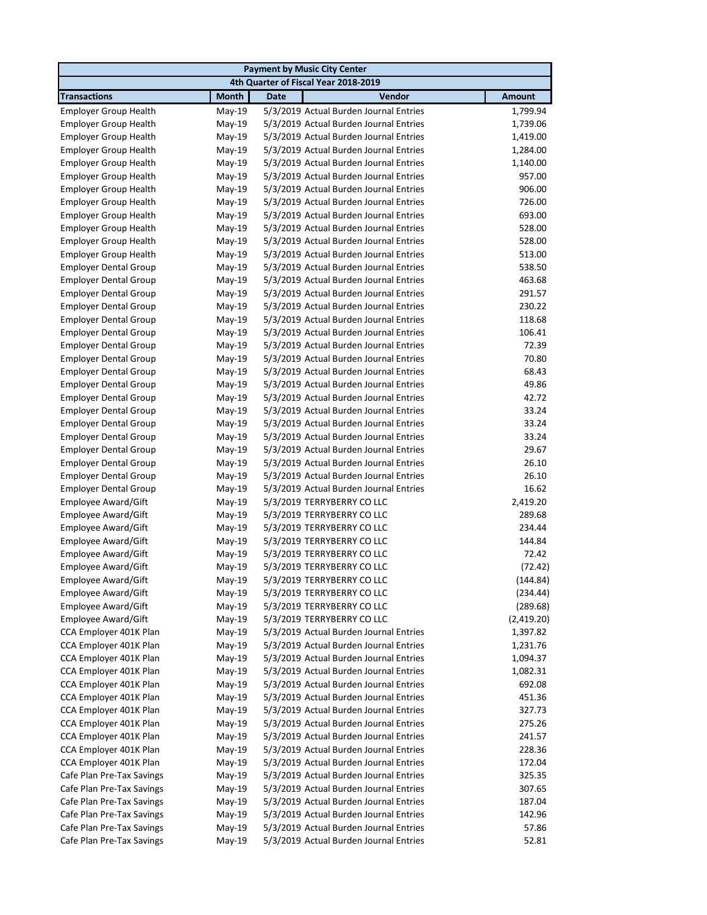| Payment by Music City Center | | | | |
|---|---|---|---|---|
| 4th Quarter of Fiscal Year 2018-2019 | | | | |
| **Transactions** | **Month** | **Date** | **Vendor** | **Amount** |
| Employer Group Health | May-19 | 5/3/2019 | Actual Burden Journal Entries | 1,799.94 |
| Employer Group Health | May-19 | 5/3/2019 | Actual Burden Journal Entries | 1,739.06 |
| Employer Group Health | May-19 | 5/3/2019 | Actual Burden Journal Entries | 1,419.00 |
| Employer Group Health | May-19 | 5/3/2019 | Actual Burden Journal Entries | 1,284.00 |
| Employer Group Health | May-19 | 5/3/2019 | Actual Burden Journal Entries | 1,140.00 |
| Employer Group Health | May-19 | 5/3/2019 | Actual Burden Journal Entries | 957.00 |
| Employer Group Health | May-19 | 5/3/2019 | Actual Burden Journal Entries | 906.00 |
| Employer Group Health | May-19 | 5/3/2019 | Actual Burden Journal Entries | 726.00 |
| Employer Group Health | May-19 | 5/3/2019 | Actual Burden Journal Entries | 693.00 |
| Employer Group Health | May-19 | 5/3/2019 | Actual Burden Journal Entries | 528.00 |
| Employer Group Health | May-19 | 5/3/2019 | Actual Burden Journal Entries | 528.00 |
| Employer Group Health | May-19 | 5/3/2019 | Actual Burden Journal Entries | 513.00 |
| Employer Dental Group | May-19 | 5/3/2019 | Actual Burden Journal Entries | 538.50 |
| Employer Dental Group | May-19 | 5/3/2019 | Actual Burden Journal Entries | 463.68 |
| Employer Dental Group | May-19 | 5/3/2019 | Actual Burden Journal Entries | 291.57 |
| Employer Dental Group | May-19 | 5/3/2019 | Actual Burden Journal Entries | 230.22 |
| Employer Dental Group | May-19 | 5/3/2019 | Actual Burden Journal Entries | 118.68 |
| Employer Dental Group | May-19 | 5/3/2019 | Actual Burden Journal Entries | 106.41 |
| Employer Dental Group | May-19 | 5/3/2019 | Actual Burden Journal Entries | 72.39 |
| Employer Dental Group | May-19 | 5/3/2019 | Actual Burden Journal Entries | 70.80 |
| Employer Dental Group | May-19 | 5/3/2019 | Actual Burden Journal Entries | 68.43 |
| Employer Dental Group | May-19 | 5/3/2019 | Actual Burden Journal Entries | 49.86 |
| Employer Dental Group | May-19 | 5/3/2019 | Actual Burden Journal Entries | 42.72 |
| Employer Dental Group | May-19 | 5/3/2019 | Actual Burden Journal Entries | 33.24 |
| Employer Dental Group | May-19 | 5/3/2019 | Actual Burden Journal Entries | 33.24 |
| Employer Dental Group | May-19 | 5/3/2019 | Actual Burden Journal Entries | 33.24 |
| Employer Dental Group | May-19 | 5/3/2019 | Actual Burden Journal Entries | 29.67 |
| Employer Dental Group | May-19 | 5/3/2019 | Actual Burden Journal Entries | 26.10 |
| Employer Dental Group | May-19 | 5/3/2019 | Actual Burden Journal Entries | 26.10 |
| Employer Dental Group | May-19 | 5/3/2019 | Actual Burden Journal Entries | 16.62 |
| Employee Award/Gift | May-19 | 5/3/2019 | TERRYBERRY CO LLC | 2,419.20 |
| Employee Award/Gift | May-19 | 5/3/2019 | TERRYBERRY CO LLC | 289.68 |
| Employee Award/Gift | May-19 | 5/3/2019 | TERRYBERRY CO LLC | 234.44 |
| Employee Award/Gift | May-19 | 5/3/2019 | TERRYBERRY CO LLC | 144.84 |
| Employee Award/Gift | May-19 | 5/3/2019 | TERRYBERRY CO LLC | 72.42 |
| Employee Award/Gift | May-19 | 5/3/2019 | TERRYBERRY CO LLC | (72.42) |
| Employee Award/Gift | May-19 | 5/3/2019 | TERRYBERRY CO LLC | (144.84) |
| Employee Award/Gift | May-19 | 5/3/2019 | TERRYBERRY CO LLC | (234.44) |
| Employee Award/Gift | May-19 | 5/3/2019 | TERRYBERRY CO LLC | (289.68) |
| Employee Award/Gift | May-19 | 5/3/2019 | TERRYBERRY CO LLC | (2,419.20) |
| CCA Employer 401K Plan | May-19 | 5/3/2019 | Actual Burden Journal Entries | 1,397.82 |
| CCA Employer 401K Plan | May-19 | 5/3/2019 | Actual Burden Journal Entries | 1,231.76 |
| CCA Employer 401K Plan | May-19 | 5/3/2019 | Actual Burden Journal Entries | 1,094.37 |
| CCA Employer 401K Plan | May-19 | 5/3/2019 | Actual Burden Journal Entries | 1,082.31 |
| CCA Employer 401K Plan | May-19 | 5/3/2019 | Actual Burden Journal Entries | 692.08 |
| CCA Employer 401K Plan | May-19 | 5/3/2019 | Actual Burden Journal Entries | 451.36 |
| CCA Employer 401K Plan | May-19 | 5/3/2019 | Actual Burden Journal Entries | 327.73 |
| CCA Employer 401K Plan | May-19 | 5/3/2019 | Actual Burden Journal Entries | 275.26 |
| CCA Employer 401K Plan | May-19 | 5/3/2019 | Actual Burden Journal Entries | 241.57 |
| CCA Employer 401K Plan | May-19 | 5/3/2019 | Actual Burden Journal Entries | 228.36 |
| CCA Employer 401K Plan | May-19 | 5/3/2019 | Actual Burden Journal Entries | 172.04 |
| Cafe Plan Pre-Tax Savings | May-19 | 5/3/2019 | Actual Burden Journal Entries | 325.35 |
| Cafe Plan Pre-Tax Savings | May-19 | 5/3/2019 | Actual Burden Journal Entries | 307.65 |
| Cafe Plan Pre-Tax Savings | May-19 | 5/3/2019 | Actual Burden Journal Entries | 187.04 |
| Cafe Plan Pre-Tax Savings | May-19 | 5/3/2019 | Actual Burden Journal Entries | 142.96 |
| Cafe Plan Pre-Tax Savings | May-19 | 5/3/2019 | Actual Burden Journal Entries | 57.86 |
| Cafe Plan Pre-Tax Savings | May-19 | 5/3/2019 | Actual Burden Journal Entries | 52.81 |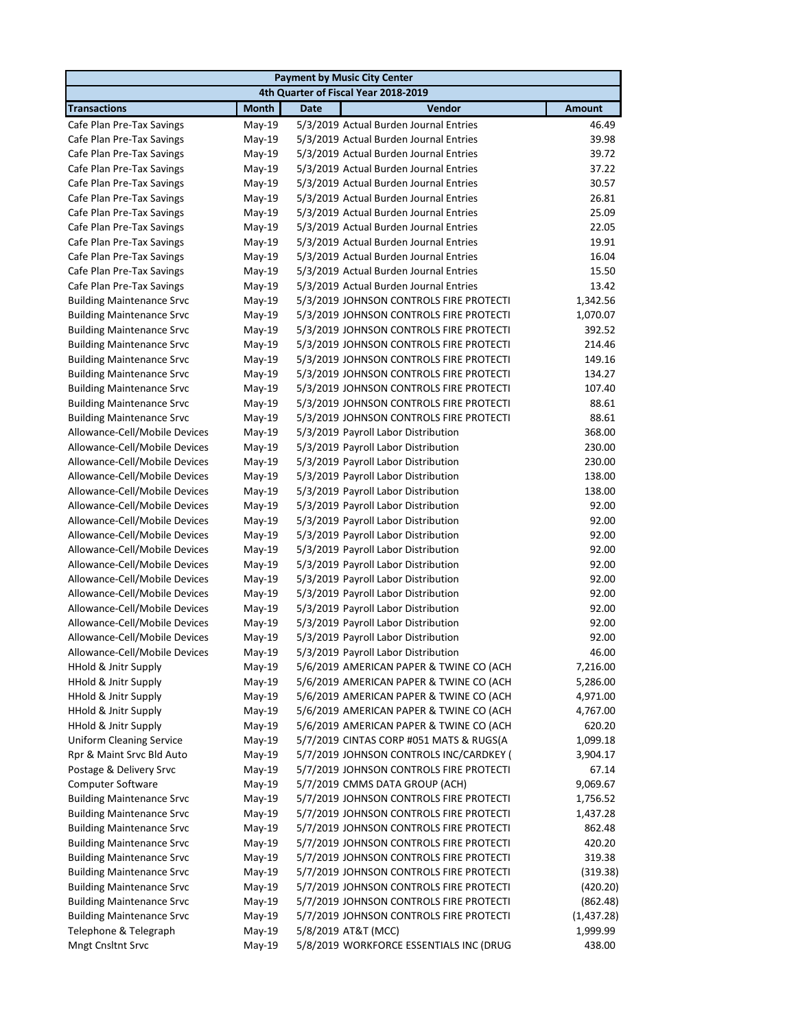| Payment by Music City Center | | | | |
|---|---|---|---|---|
| 4th Quarter of Fiscal Year 2018-2019 | | | | |
| **Transactions** | **Month** | **Date** | **Vendor** | **Amount** |
| Cafe Plan Pre-Tax Savings | May-19 | 5/3/2019 | Actual Burden Journal Entries | 46.49 |
| Cafe Plan Pre-Tax Savings | May-19 | 5/3/2019 | Actual Burden Journal Entries | 39.98 |
| Cafe Plan Pre-Tax Savings | May-19 | 5/3/2019 | Actual Burden Journal Entries | 39.72 |
| Cafe Plan Pre-Tax Savings | May-19 | 5/3/2019 | Actual Burden Journal Entries | 37.22 |
| Cafe Plan Pre-Tax Savings | May-19 | 5/3/2019 | Actual Burden Journal Entries | 30.57 |
| Cafe Plan Pre-Tax Savings | May-19 | 5/3/2019 | Actual Burden Journal Entries | 26.81 |
| Cafe Plan Pre-Tax Savings | May-19 | 5/3/2019 | Actual Burden Journal Entries | 25.09 |
| Cafe Plan Pre-Tax Savings | May-19 | 5/3/2019 | Actual Burden Journal Entries | 22.05 |
| Cafe Plan Pre-Tax Savings | May-19 | 5/3/2019 | Actual Burden Journal Entries | 19.91 |
| Cafe Plan Pre-Tax Savings | May-19 | 5/3/2019 | Actual Burden Journal Entries | 16.04 |
| Cafe Plan Pre-Tax Savings | May-19 | 5/3/2019 | Actual Burden Journal Entries | 15.50 |
| Cafe Plan Pre-Tax Savings | May-19 | 5/3/2019 | Actual Burden Journal Entries | 13.42 |
| Building Maintenance Srvc | May-19 | 5/3/2019 | JOHNSON CONTROLS FIRE PROTECTI | 1,342.56 |
| Building Maintenance Srvc | May-19 | 5/3/2019 | JOHNSON CONTROLS FIRE PROTECTI | 1,070.07 |
| Building Maintenance Srvc | May-19 | 5/3/2019 | JOHNSON CONTROLS FIRE PROTECTI | 392.52 |
| Building Maintenance Srvc | May-19 | 5/3/2019 | JOHNSON CONTROLS FIRE PROTECTI | 214.46 |
| Building Maintenance Srvc | May-19 | 5/3/2019 | JOHNSON CONTROLS FIRE PROTECTI | 149.16 |
| Building Maintenance Srvc | May-19 | 5/3/2019 | JOHNSON CONTROLS FIRE PROTECTI | 134.27 |
| Building Maintenance Srvc | May-19 | 5/3/2019 | JOHNSON CONTROLS FIRE PROTECTI | 107.40 |
| Building Maintenance Srvc | May-19 | 5/3/2019 | JOHNSON CONTROLS FIRE PROTECTI | 88.61 |
| Building Maintenance Srvc | May-19 | 5/3/2019 | JOHNSON CONTROLS FIRE PROTECTI | 88.61 |
| Allowance-Cell/Mobile Devices | May-19 | 5/3/2019 | Payroll Labor Distribution | 368.00 |
| Allowance-Cell/Mobile Devices | May-19 | 5/3/2019 | Payroll Labor Distribution | 230.00 |
| Allowance-Cell/Mobile Devices | May-19 | 5/3/2019 | Payroll Labor Distribution | 230.00 |
| Allowance-Cell/Mobile Devices | May-19 | 5/3/2019 | Payroll Labor Distribution | 138.00 |
| Allowance-Cell/Mobile Devices | May-19 | 5/3/2019 | Payroll Labor Distribution | 138.00 |
| Allowance-Cell/Mobile Devices | May-19 | 5/3/2019 | Payroll Labor Distribution | 92.00 |
| Allowance-Cell/Mobile Devices | May-19 | 5/3/2019 | Payroll Labor Distribution | 92.00 |
| Allowance-Cell/Mobile Devices | May-19 | 5/3/2019 | Payroll Labor Distribution | 92.00 |
| Allowance-Cell/Mobile Devices | May-19 | 5/3/2019 | Payroll Labor Distribution | 92.00 |
| Allowance-Cell/Mobile Devices | May-19 | 5/3/2019 | Payroll Labor Distribution | 92.00 |
| Allowance-Cell/Mobile Devices | May-19 | 5/3/2019 | Payroll Labor Distribution | 92.00 |
| Allowance-Cell/Mobile Devices | May-19 | 5/3/2019 | Payroll Labor Distribution | 92.00 |
| Allowance-Cell/Mobile Devices | May-19 | 5/3/2019 | Payroll Labor Distribution | 92.00 |
| Allowance-Cell/Mobile Devices | May-19 | 5/3/2019 | Payroll Labor Distribution | 92.00 |
| Allowance-Cell/Mobile Devices | May-19 | 5/3/2019 | Payroll Labor Distribution | 92.00 |
| Allowance-Cell/Mobile Devices | May-19 | 5/3/2019 | Payroll Labor Distribution | 46.00 |
| HHold & Jnitr Supply | May-19 | 5/6/2019 | AMERICAN PAPER & TWINE CO (ACH | 7,216.00 |
| HHold & Jnitr Supply | May-19 | 5/6/2019 | AMERICAN PAPER & TWINE CO (ACH | 5,286.00 |
| HHold & Jnitr Supply | May-19 | 5/6/2019 | AMERICAN PAPER & TWINE CO (ACH | 4,971.00 |
| HHold & Jnitr Supply | May-19 | 5/6/2019 | AMERICAN PAPER & TWINE CO (ACH | 4,767.00 |
| HHold & Jnitr Supply | May-19 | 5/6/2019 | AMERICAN PAPER & TWINE CO (ACH | 620.20 |
| Uniform Cleaning Service | May-19 | 5/7/2019 | CINTAS CORP #051 MATS & RUGS(A | 1,099.18 |
| Rpr & Maint Srvc Bld Auto | May-19 | 5/7/2019 | JOHNSON CONTROLS INC/CARDKEY ( | 3,904.17 |
| Postage & Delivery Srvc | May-19 | 5/7/2019 | JOHNSON CONTROLS FIRE PROTECTI | 67.14 |
| Computer Software | May-19 | 5/7/2019 | CMMS DATA GROUP (ACH) | 9,069.67 |
| Building Maintenance Srvc | May-19 | 5/7/2019 | JOHNSON CONTROLS FIRE PROTECTI | 1,756.52 |
| Building Maintenance Srvc | May-19 | 5/7/2019 | JOHNSON CONTROLS FIRE PROTECTI | 1,437.28 |
| Building Maintenance Srvc | May-19 | 5/7/2019 | JOHNSON CONTROLS FIRE PROTECTI | 862.48 |
| Building Maintenance Srvc | May-19 | 5/7/2019 | JOHNSON CONTROLS FIRE PROTECTI | 420.20 |
| Building Maintenance Srvc | May-19 | 5/7/2019 | JOHNSON CONTROLS FIRE PROTECTI | 319.38 |
| Building Maintenance Srvc | May-19 | 5/7/2019 | JOHNSON CONTROLS FIRE PROTECTI | (319.38) |
| Building Maintenance Srvc | May-19 | 5/7/2019 | JOHNSON CONTROLS FIRE PROTECTI | (420.20) |
| Building Maintenance Srvc | May-19 | 5/7/2019 | JOHNSON CONTROLS FIRE PROTECTI | (862.48) |
| Building Maintenance Srvc | May-19 | 5/7/2019 | JOHNSON CONTROLS FIRE PROTECTI | (1,437.28) |
| Telephone & Telegraph | May-19 | 5/8/2019 | AT&T (MCC) | 1,999.99 |
| Mngt Cnsltnt Srvc | May-19 | 5/8/2019 | WORKFORCE ESSENTIALS INC (DRUG | 438.00 |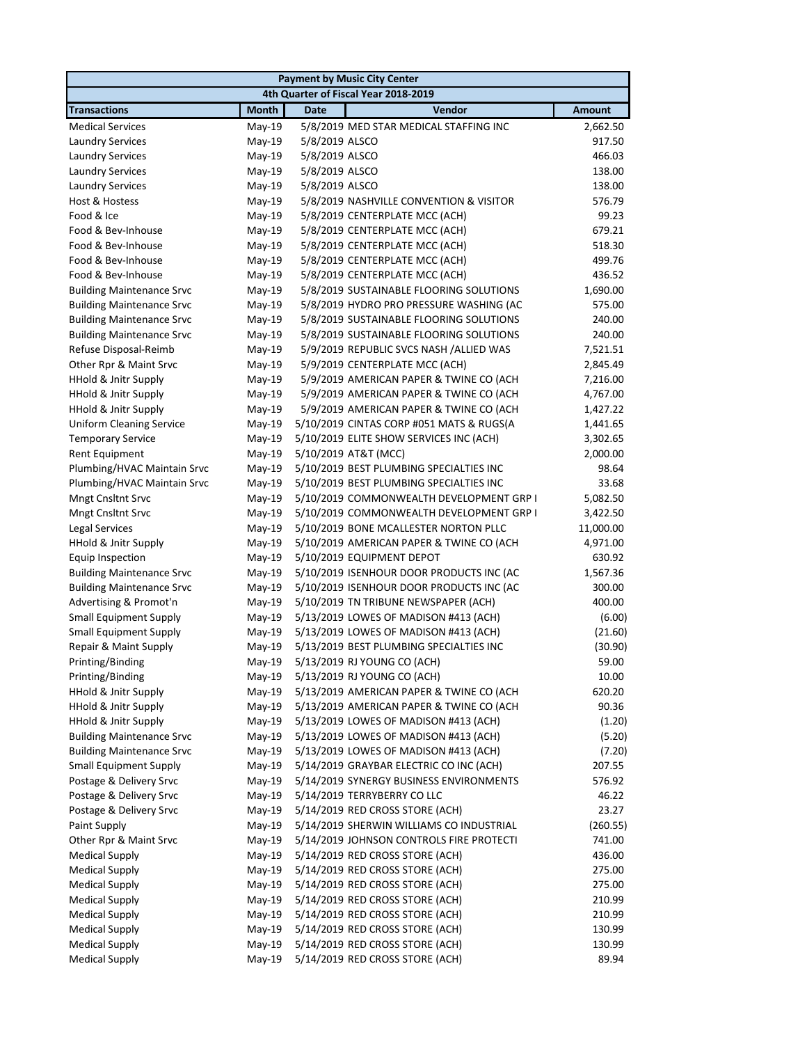| Payment by Music City Center | | | | |
|---|---|---|---|---|
| 4th Quarter of Fiscal Year 2018-2019 | | | | |
| **Transactions** | **Month** | **Date** | **Vendor** | **Amount** |
| Medical Services | May-19 | 5/8/2019 | MED STAR MEDICAL STAFFING INC | 2,662.50 |
| Laundry Services | May-19 | 5/8/2019 | ALSCO | 917.50 |
| Laundry Services | May-19 | 5/8/2019 | ALSCO | 466.03 |
| Laundry Services | May-19 | 5/8/2019 | ALSCO | 138.00 |
| Laundry Services | May-19 | 5/8/2019 | ALSCO | 138.00 |
| Host & Hostess | May-19 | 5/8/2019 | NASHVILLE CONVENTION & VISITOR | 576.79 |
| Food & Ice | May-19 | 5/8/2019 | CENTERPLATE MCC (ACH) | 99.23 |
| Food & Bev-Inhouse | May-19 | 5/8/2019 | CENTERPLATE MCC (ACH) | 679.21 |
| Food & Bev-Inhouse | May-19 | 5/8/2019 | CENTERPLATE MCC (ACH) | 518.30 |
| Food & Bev-Inhouse | May-19 | 5/8/2019 | CENTERPLATE MCC (ACH) | 499.76 |
| Food & Bev-Inhouse | May-19 | 5/8/2019 | CENTERPLATE MCC (ACH) | 436.52 |
| Building Maintenance Srvc | May-19 | 5/8/2019 | SUSTAINABLE FLOORING SOLUTIONS | 1,690.00 |
| Building Maintenance Srvc | May-19 | 5/8/2019 | HYDRO PRO PRESSURE WASHING (AC | 575.00 |
| Building Maintenance Srvc | May-19 | 5/8/2019 | SUSTAINABLE FLOORING SOLUTIONS | 240.00 |
| Building Maintenance Srvc | May-19 | 5/8/2019 | SUSTAINABLE FLOORING SOLUTIONS | 240.00 |
| Refuse Disposal-Reimb | May-19 | 5/9/2019 | REPUBLIC SVCS NASH /ALLIED WAS | 7,521.51 |
| Other Rpr & Maint Srvc | May-19 | 5/9/2019 | CENTERPLATE MCC (ACH) | 2,845.49 |
| HHold & Jnitr Supply | May-19 | 5/9/2019 | AMERICAN PAPER & TWINE CO (ACH | 7,216.00 |
| HHold & Jnitr Supply | May-19 | 5/9/2019 | AMERICAN PAPER & TWINE CO (ACH | 4,767.00 |
| HHold & Jnitr Supply | May-19 | 5/9/2019 | AMERICAN PAPER & TWINE CO (ACH | 1,427.22 |
| Uniform Cleaning Service | May-19 | 5/10/2019 | CINTAS CORP #051 MATS & RUGS(A | 1,441.65 |
| Temporary Service | May-19 | 5/10/2019 | ELITE SHOW SERVICES INC (ACH) | 3,302.65 |
| Rent Equipment | May-19 | 5/10/2019 | AT&T (MCC) | 2,000.00 |
| Plumbing/HVAC Maintain Srvc | May-19 | 5/10/2019 | BEST PLUMBING SPECIALTIES INC | 98.64 |
| Plumbing/HVAC Maintain Srvc | May-19 | 5/10/2019 | BEST PLUMBING SPECIALTIES INC | 33.68 |
| Mngt Cnsltnt Srvc | May-19 | 5/10/2019 | COMMONWEALTH DEVELOPMENT GRP I | 5,082.50 |
| Mngt Cnsltnt Srvc | May-19 | 5/10/2019 | COMMONWEALTH DEVELOPMENT GRP I | 3,422.50 |
| Legal Services | May-19 | 5/10/2019 | BONE MCALLESTER NORTON PLLC | 11,000.00 |
| HHold & Jnitr Supply | May-19 | 5/10/2019 | AMERICAN PAPER & TWINE CO (ACH | 4,971.00 |
| Equip Inspection | May-19 | 5/10/2019 | EQUIPMENT DEPOT | 630.92 |
| Building Maintenance Srvc | May-19 | 5/10/2019 | ISENHOUR DOOR PRODUCTS INC (AC | 1,567.36 |
| Building Maintenance Srvc | May-19 | 5/10/2019 | ISENHOUR DOOR PRODUCTS INC (AC | 300.00 |
| Advertising & Promot'n | May-19 | 5/10/2019 | TN TRIBUNE NEWSPAPER (ACH) | 400.00 |
| Small Equipment Supply | May-19 | 5/13/2019 | LOWES OF MADISON #413 (ACH) | (6.00) |
| Small Equipment Supply | May-19 | 5/13/2019 | LOWES OF MADISON #413 (ACH) | (21.60) |
| Repair & Maint Supply | May-19 | 5/13/2019 | BEST PLUMBING SPECIALTIES INC | (30.90) |
| Printing/Binding | May-19 | 5/13/2019 | RJ YOUNG CO (ACH) | 59.00 |
| Printing/Binding | May-19 | 5/13/2019 | RJ YOUNG CO (ACH) | 10.00 |
| HHold & Jnitr Supply | May-19 | 5/13/2019 | AMERICAN PAPER & TWINE CO (ACH | 620.20 |
| HHold & Jnitr Supply | May-19 | 5/13/2019 | AMERICAN PAPER & TWINE CO (ACH | 90.36 |
| HHold & Jnitr Supply | May-19 | 5/13/2019 | LOWES OF MADISON #413 (ACH) | (1.20) |
| Building Maintenance Srvc | May-19 | 5/13/2019 | LOWES OF MADISON #413 (ACH) | (5.20) |
| Building Maintenance Srvc | May-19 | 5/13/2019 | LOWES OF MADISON #413 (ACH) | (7.20) |
| Small Equipment Supply | May-19 | 5/14/2019 | GRAYBAR ELECTRIC CO INC (ACH) | 207.55 |
| Postage & Delivery Srvc | May-19 | 5/14/2019 | SYNERGY BUSINESS ENVIRONMENTS | 576.92 |
| Postage & Delivery Srvc | May-19 | 5/14/2019 | TERRYBERRY CO LLC | 46.22 |
| Postage & Delivery Srvc | May-19 | 5/14/2019 | RED CROSS STORE (ACH) | 23.27 |
| Paint Supply | May-19 | 5/14/2019 | SHERWIN WILLIAMS CO INDUSTRIAL | (260.55) |
| Other Rpr & Maint Srvc | May-19 | 5/14/2019 | JOHNSON CONTROLS FIRE PROTECTI | 741.00 |
| Medical Supply | May-19 | 5/14/2019 | RED CROSS STORE (ACH) | 436.00 |
| Medical Supply | May-19 | 5/14/2019 | RED CROSS STORE (ACH) | 275.00 |
| Medical Supply | May-19 | 5/14/2019 | RED CROSS STORE (ACH) | 275.00 |
| Medical Supply | May-19 | 5/14/2019 | RED CROSS STORE (ACH) | 210.99 |
| Medical Supply | May-19 | 5/14/2019 | RED CROSS STORE (ACH) | 210.99 |
| Medical Supply | May-19 | 5/14/2019 | RED CROSS STORE (ACH) | 130.99 |
| Medical Supply | May-19 | 5/14/2019 | RED CROSS STORE (ACH) | 130.99 |
| Medical Supply | May-19 | 5/14/2019 | RED CROSS STORE (ACH) | 89.94 |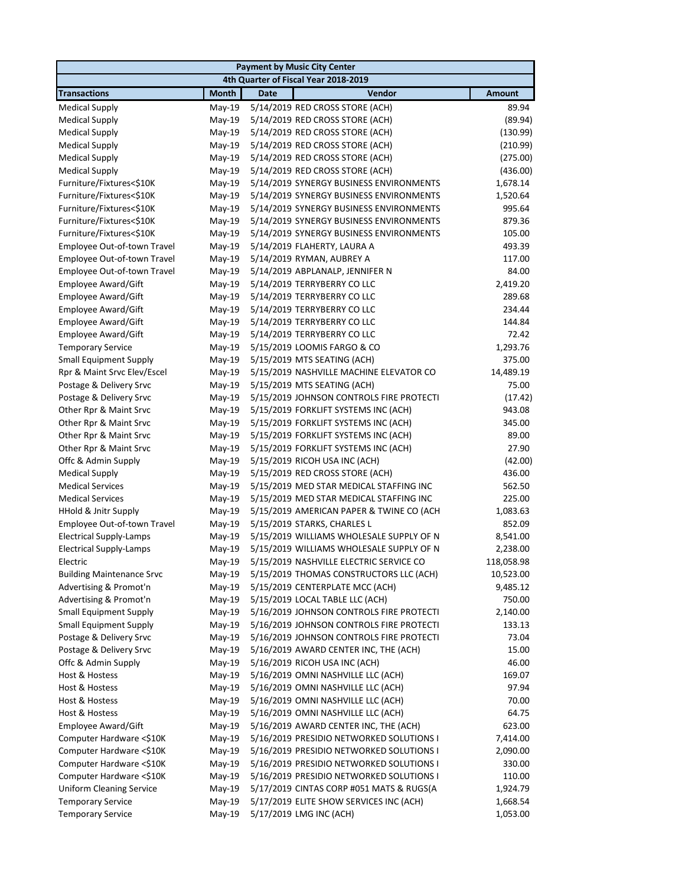| Payment by Music City Center | | | | |
|---|---|---|---|---|
| 4th Quarter of Fiscal Year 2018-2019 | | | | |
| **Transactions** | **Month** | **Date** | **Vendor** | **Amount** |
| Medical Supply | May-19 | 5/14/2019 | RED CROSS STORE (ACH) | 89.94 |
| Medical Supply | May-19 | 5/14/2019 | RED CROSS STORE (ACH) | (89.94) |
| Medical Supply | May-19 | 5/14/2019 | RED CROSS STORE (ACH) | (130.99) |
| Medical Supply | May-19 | 5/14/2019 | RED CROSS STORE (ACH) | (210.99) |
| Medical Supply | May-19 | 5/14/2019 | RED CROSS STORE (ACH) | (275.00) |
| Medical Supply | May-19 | 5/14/2019 | RED CROSS STORE (ACH) | (436.00) |
| Furniture/Fixtures<$10K | May-19 | 5/14/2019 | SYNERGY BUSINESS ENVIRONMENTS | 1,678.14 |
| Furniture/Fixtures<$10K | May-19 | 5/14/2019 | SYNERGY BUSINESS ENVIRONMENTS | 1,520.64 |
| Furniture/Fixtures<$10K | May-19 | 5/14/2019 | SYNERGY BUSINESS ENVIRONMENTS | 995.64 |
| Furniture/Fixtures<$10K | May-19 | 5/14/2019 | SYNERGY BUSINESS ENVIRONMENTS | 879.36 |
| Furniture/Fixtures<$10K | May-19 | 5/14/2019 | SYNERGY BUSINESS ENVIRONMENTS | 105.00 |
| Employee Out-of-town Travel | May-19 | 5/14/2019 | FLAHERTY, LAURA A | 493.39 |
| Employee Out-of-town Travel | May-19 | 5/14/2019 | RYMAN, AUBREY A | 117.00 |
| Employee Out-of-town Travel | May-19 | 5/14/2019 | ABPLANALP, JENNIFER N | 84.00 |
| Employee Award/Gift | May-19 | 5/14/2019 | TERRYBERRY CO LLC | 2,419.20 |
| Employee Award/Gift | May-19 | 5/14/2019 | TERRYBERRY CO LLC | 289.68 |
| Employee Award/Gift | May-19 | 5/14/2019 | TERRYBERRY CO LLC | 234.44 |
| Employee Award/Gift | May-19 | 5/14/2019 | TERRYBERRY CO LLC | 144.84 |
| Employee Award/Gift | May-19 | 5/14/2019 | TERRYBERRY CO LLC | 72.42 |
| Temporary Service | May-19 | 5/15/2019 | LOOMIS FARGO & CO | 1,293.76 |
| Small Equipment Supply | May-19 | 5/15/2019 | MTS SEATING (ACH) | 375.00 |
| Rpr & Maint Srvc Elev/Escel | May-19 | 5/15/2019 | NASHVILLE MACHINE ELEVATOR CO | 14,489.19 |
| Postage & Delivery Srvc | May-19 | 5/15/2019 | MTS SEATING (ACH) | 75.00 |
| Postage & Delivery Srvc | May-19 | 5/15/2019 | JOHNSON CONTROLS FIRE PROTECTI | (17.42) |
| Other Rpr & Maint Srvc | May-19 | 5/15/2019 | FORKLIFT SYSTEMS INC (ACH) | 943.08 |
| Other Rpr & Maint Srvc | May-19 | 5/15/2019 | FORKLIFT SYSTEMS INC (ACH) | 345.00 |
| Other Rpr & Maint Srvc | May-19 | 5/15/2019 | FORKLIFT SYSTEMS INC (ACH) | 89.00 |
| Other Rpr & Maint Srvc | May-19 | 5/15/2019 | FORKLIFT SYSTEMS INC (ACH) | 27.90 |
| Offc & Admin Supply | May-19 | 5/15/2019 | RICOH USA INC (ACH) | (42.00) |
| Medical Supply | May-19 | 5/15/2019 | RED CROSS STORE (ACH) | 436.00 |
| Medical Services | May-19 | 5/15/2019 | MED STAR MEDICAL STAFFING INC | 562.50 |
| Medical Services | May-19 | 5/15/2019 | MED STAR MEDICAL STAFFING INC | 225.00 |
| HHold & Jnitr Supply | May-19 | 5/15/2019 | AMERICAN PAPER & TWINE CO (ACH | 1,083.63 |
| Employee Out-of-town Travel | May-19 | 5/15/2019 | STARKS, CHARLES L | 852.09 |
| Electrical Supply-Lamps | May-19 | 5/15/2019 | WILLIAMS WHOLESALE SUPPLY OF N | 8,541.00 |
| Electrical Supply-Lamps | May-19 | 5/15/2019 | WILLIAMS WHOLESALE SUPPLY OF N | 2,238.00 |
| Electric | May-19 | 5/15/2019 | NASHVILLE ELECTRIC SERVICE CO | 118,058.98 |
| Building Maintenance Srvc | May-19 | 5/15/2019 | THOMAS CONSTRUCTORS LLC (ACH) | 10,523.00 |
| Advertising & Promot'n | May-19 | 5/15/2019 | CENTERPLATE MCC (ACH) | 9,485.12 |
| Advertising & Promot'n | May-19 | 5/15/2019 | LOCAL TABLE LLC (ACH) | 750.00 |
| Small Equipment Supply | May-19 | 5/16/2019 | JOHNSON CONTROLS FIRE PROTECTI | 2,140.00 |
| Small Equipment Supply | May-19 | 5/16/2019 | JOHNSON CONTROLS FIRE PROTECTI | 133.13 |
| Postage & Delivery Srvc | May-19 | 5/16/2019 | JOHNSON CONTROLS FIRE PROTECTI | 73.04 |
| Postage & Delivery Srvc | May-19 | 5/16/2019 | AWARD CENTER INC, THE (ACH) | 15.00 |
| Offc & Admin Supply | May-19 | 5/16/2019 | RICOH USA INC (ACH) | 46.00 |
| Host & Hostess | May-19 | 5/16/2019 | OMNI NASHVILLE LLC (ACH) | 169.07 |
| Host & Hostess | May-19 | 5/16/2019 | OMNI NASHVILLE LLC (ACH) | 97.94 |
| Host & Hostess | May-19 | 5/16/2019 | OMNI NASHVILLE LLC (ACH) | 70.00 |
| Host & Hostess | May-19 | 5/16/2019 | OMNI NASHVILLE LLC (ACH) | 64.75 |
| Employee Award/Gift | May-19 | 5/16/2019 | AWARD CENTER INC, THE (ACH) | 623.00 |
| Computer Hardware <$10K | May-19 | 5/16/2019 | PRESIDIO NETWORKED SOLUTIONS I | 7,414.00 |
| Computer Hardware <$10K | May-19 | 5/16/2019 | PRESIDIO NETWORKED SOLUTIONS I | 2,090.00 |
| Computer Hardware <$10K | May-19 | 5/16/2019 | PRESIDIO NETWORKED SOLUTIONS I | 330.00 |
| Computer Hardware <$10K | May-19 | 5/16/2019 | PRESIDIO NETWORKED SOLUTIONS I | 110.00 |
| Uniform Cleaning Service | May-19 | 5/17/2019 | CINTAS CORP #051 MATS & RUGS(A | 1,924.79 |
| Temporary Service | May-19 | 5/17/2019 | ELITE SHOW SERVICES INC (ACH) | 1,668.54 |
| Temporary Service | May-19 | 5/17/2019 | LMG INC (ACH) | 1,053.00 |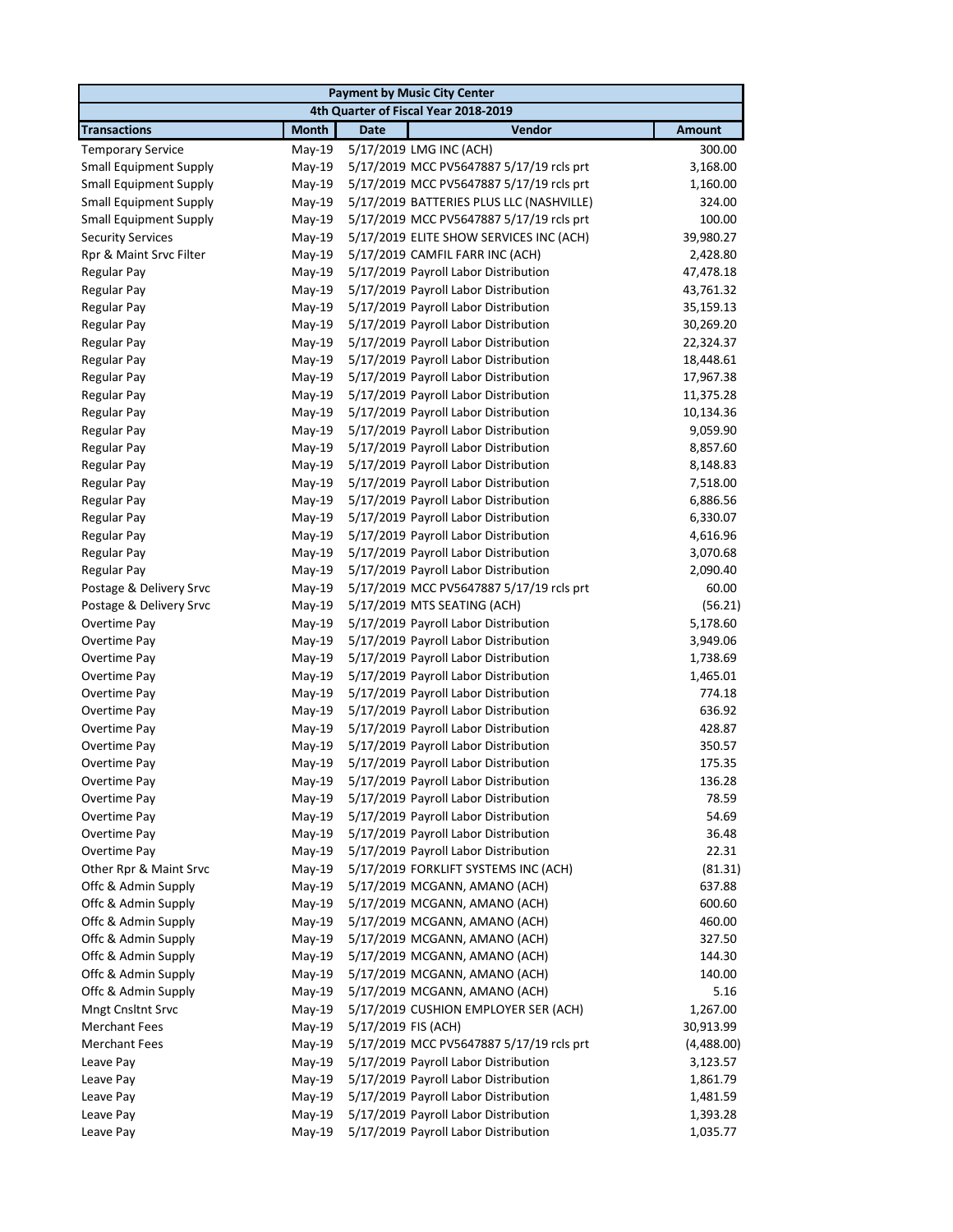| Payment by Music City Center | | | | |
|---|---|---|---|---|
| 4th Quarter of Fiscal Year 2018-2019 | | | | |
| **Transactions** | **Month** | **Date** | **Vendor** | **Amount** |
| Temporary Service | May-19 | 5/17/2019 | LMG INC (ACH) | 300.00 |
| Small Equipment Supply | May-19 | 5/17/2019 | MCC PV5647887 5/17/19 rcls prt | 3,168.00 |
| Small Equipment Supply | May-19 | 5/17/2019 | MCC PV5647887 5/17/19 rcls prt | 1,160.00 |
| Small Equipment Supply | May-19 | 5/17/2019 | BATTERIES PLUS LLC (NASHVILLE) | 324.00 |
| Small Equipment Supply | May-19 | 5/17/2019 | MCC PV5647887 5/17/19 rcls prt | 100.00 |
| Security Services | May-19 | 5/17/2019 | ELITE SHOW SERVICES INC (ACH) | 39,980.27 |
| Rpr & Maint Srvc Filter | May-19 | 5/17/2019 | CAMFIL FARR INC (ACH) | 2,428.80 |
| Regular Pay | May-19 | 5/17/2019 | Payroll Labor Distribution | 47,478.18 |
| Regular Pay | May-19 | 5/17/2019 | Payroll Labor Distribution | 43,761.32 |
| Regular Pay | May-19 | 5/17/2019 | Payroll Labor Distribution | 35,159.13 |
| Regular Pay | May-19 | 5/17/2019 | Payroll Labor Distribution | 30,269.20 |
| Regular Pay | May-19 | 5/17/2019 | Payroll Labor Distribution | 22,324.37 |
| Regular Pay | May-19 | 5/17/2019 | Payroll Labor Distribution | 18,448.61 |
| Regular Pay | May-19 | 5/17/2019 | Payroll Labor Distribution | 17,967.38 |
| Regular Pay | May-19 | 5/17/2019 | Payroll Labor Distribution | 11,375.28 |
| Regular Pay | May-19 | 5/17/2019 | Payroll Labor Distribution | 10,134.36 |
| Regular Pay | May-19 | 5/17/2019 | Payroll Labor Distribution | 9,059.90 |
| Regular Pay | May-19 | 5/17/2019 | Payroll Labor Distribution | 8,857.60 |
| Regular Pay | May-19 | 5/17/2019 | Payroll Labor Distribution | 8,148.83 |
| Regular Pay | May-19 | 5/17/2019 | Payroll Labor Distribution | 7,518.00 |
| Regular Pay | May-19 | 5/17/2019 | Payroll Labor Distribution | 6,886.56 |
| Regular Pay | May-19 | 5/17/2019 | Payroll Labor Distribution | 6,330.07 |
| Regular Pay | May-19 | 5/17/2019 | Payroll Labor Distribution | 4,616.96 |
| Regular Pay | May-19 | 5/17/2019 | Payroll Labor Distribution | 3,070.68 |
| Regular Pay | May-19 | 5/17/2019 | Payroll Labor Distribution | 2,090.40 |
| Postage & Delivery Srvc | May-19 | 5/17/2019 | MCC PV5647887 5/17/19 rcls prt | 60.00 |
| Postage & Delivery Srvc | May-19 | 5/17/2019 | MTS SEATING (ACH) | (56.21) |
| Overtime Pay | May-19 | 5/17/2019 | Payroll Labor Distribution | 5,178.60 |
| Overtime Pay | May-19 | 5/17/2019 | Payroll Labor Distribution | 3,949.06 |
| Overtime Pay | May-19 | 5/17/2019 | Payroll Labor Distribution | 1,738.69 |
| Overtime Pay | May-19 | 5/17/2019 | Payroll Labor Distribution | 1,465.01 |
| Overtime Pay | May-19 | 5/17/2019 | Payroll Labor Distribution | 774.18 |
| Overtime Pay | May-19 | 5/17/2019 | Payroll Labor Distribution | 636.92 |
| Overtime Pay | May-19 | 5/17/2019 | Payroll Labor Distribution | 428.87 |
| Overtime Pay | May-19 | 5/17/2019 | Payroll Labor Distribution | 350.57 |
| Overtime Pay | May-19 | 5/17/2019 | Payroll Labor Distribution | 175.35 |
| Overtime Pay | May-19 | 5/17/2019 | Payroll Labor Distribution | 136.28 |
| Overtime Pay | May-19 | 5/17/2019 | Payroll Labor Distribution | 78.59 |
| Overtime Pay | May-19 | 5/17/2019 | Payroll Labor Distribution | 54.69 |
| Overtime Pay | May-19 | 5/17/2019 | Payroll Labor Distribution | 36.48 |
| Overtime Pay | May-19 | 5/17/2019 | Payroll Labor Distribution | 22.31 |
| Other Rpr & Maint Srvc | May-19 | 5/17/2019 | FORKLIFT SYSTEMS INC (ACH) | (81.31) |
| Offc & Admin Supply | May-19 | 5/17/2019 | MCGANN, AMANO (ACH) | 637.88 |
| Offc & Admin Supply | May-19 | 5/17/2019 | MCGANN, AMANO (ACH) | 600.60 |
| Offc & Admin Supply | May-19 | 5/17/2019 | MCGANN, AMANO (ACH) | 460.00 |
| Offc & Admin Supply | May-19 | 5/17/2019 | MCGANN, AMANO (ACH) | 327.50 |
| Offc & Admin Supply | May-19 | 5/17/2019 | MCGANN, AMANO (ACH) | 144.30 |
| Offc & Admin Supply | May-19 | 5/17/2019 | MCGANN, AMANO (ACH) | 140.00 |
| Offc & Admin Supply | May-19 | 5/17/2019 | MCGANN, AMANO (ACH) | 5.16 |
| Mngt Cnsltnt Srvc | May-19 | 5/17/2019 | CUSHION EMPLOYER SER (ACH) | 1,267.00 |
| Merchant Fees | May-19 | 5/17/2019 | FIS (ACH) | 30,913.99 |
| Merchant Fees | May-19 | 5/17/2019 | MCC PV5647887 5/17/19 rcls prt | (4,488.00) |
| Leave Pay | May-19 | 5/17/2019 | Payroll Labor Distribution | 3,123.57 |
| Leave Pay | May-19 | 5/17/2019 | Payroll Labor Distribution | 1,861.79 |
| Leave Pay | May-19 | 5/17/2019 | Payroll Labor Distribution | 1,481.59 |
| Leave Pay | May-19 | 5/17/2019 | Payroll Labor Distribution | 1,393.28 |
| Leave Pay | May-19 | 5/17/2019 | Payroll Labor Distribution | 1,035.77 |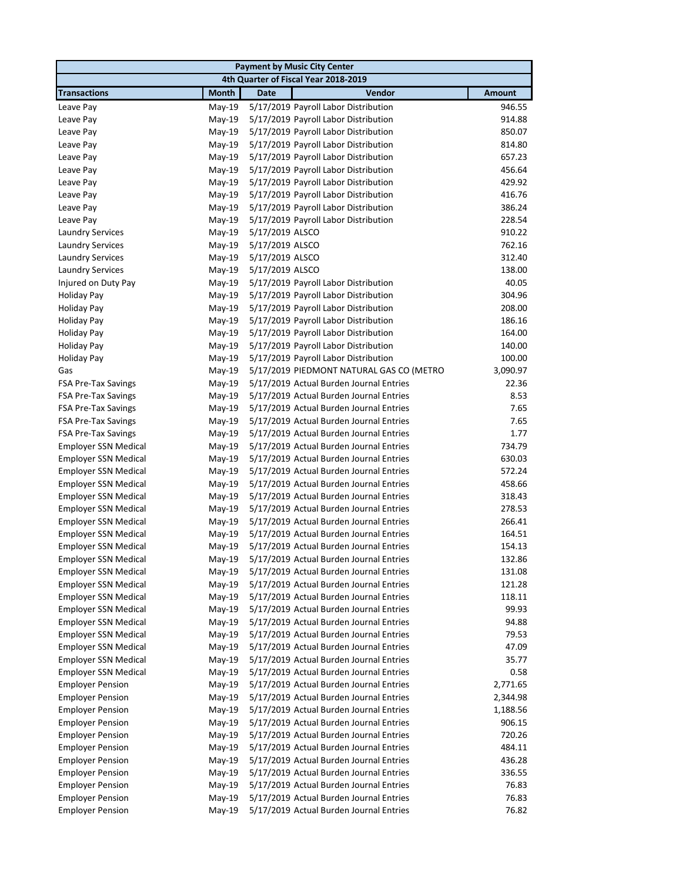| Payment by Music City Center | | | | |
|---|---|---|---|---|
| 4th Quarter of Fiscal Year 2018-2019 | | | | |
| **Transactions** | **Month** | **Date** | **Vendor** | **Amount** |
| Leave Pay | May-19 | 5/17/2019 | Payroll Labor Distribution | 946.55 |
| Leave Pay | May-19 | 5/17/2019 | Payroll Labor Distribution | 914.88 |
| Leave Pay | May-19 | 5/17/2019 | Payroll Labor Distribution | 850.07 |
| Leave Pay | May-19 | 5/17/2019 | Payroll Labor Distribution | 814.80 |
| Leave Pay | May-19 | 5/17/2019 | Payroll Labor Distribution | 657.23 |
| Leave Pay | May-19 | 5/17/2019 | Payroll Labor Distribution | 456.64 |
| Leave Pay | May-19 | 5/17/2019 | Payroll Labor Distribution | 429.92 |
| Leave Pay | May-19 | 5/17/2019 | Payroll Labor Distribution | 416.76 |
| Leave Pay | May-19 | 5/17/2019 | Payroll Labor Distribution | 386.24 |
| Leave Pay | May-19 | 5/17/2019 | Payroll Labor Distribution | 228.54 |
| Laundry Services | May-19 | 5/17/2019 | ALSCO | 910.22 |
| Laundry Services | May-19 | 5/17/2019 | ALSCO | 762.16 |
| Laundry Services | May-19 | 5/17/2019 | ALSCO | 312.40 |
| Laundry Services | May-19 | 5/17/2019 | ALSCO | 138.00 |
| Injured on Duty Pay | May-19 | 5/17/2019 | Payroll Labor Distribution | 40.05 |
| Holiday Pay | May-19 | 5/17/2019 | Payroll Labor Distribution | 304.96 |
| Holiday Pay | May-19 | 5/17/2019 | Payroll Labor Distribution | 208.00 |
| Holiday Pay | May-19 | 5/17/2019 | Payroll Labor Distribution | 186.16 |
| Holiday Pay | May-19 | 5/17/2019 | Payroll Labor Distribution | 164.00 |
| Holiday Pay | May-19 | 5/17/2019 | Payroll Labor Distribution | 140.00 |
| Holiday Pay | May-19 | 5/17/2019 | Payroll Labor Distribution | 100.00 |
| Gas | May-19 | 5/17/2019 | PIEDMONT NATURAL GAS CO (METRO | 3,090.97 |
| FSA Pre-Tax Savings | May-19 | 5/17/2019 | Actual Burden Journal Entries | 22.36 |
| FSA Pre-Tax Savings | May-19 | 5/17/2019 | Actual Burden Journal Entries | 8.53 |
| FSA Pre-Tax Savings | May-19 | 5/17/2019 | Actual Burden Journal Entries | 7.65 |
| FSA Pre-Tax Savings | May-19 | 5/17/2019 | Actual Burden Journal Entries | 7.65 |
| FSA Pre-Tax Savings | May-19 | 5/17/2019 | Actual Burden Journal Entries | 1.77 |
| Employer SSN Medical | May-19 | 5/17/2019 | Actual Burden Journal Entries | 734.79 |
| Employer SSN Medical | May-19 | 5/17/2019 | Actual Burden Journal Entries | 630.03 |
| Employer SSN Medical | May-19 | 5/17/2019 | Actual Burden Journal Entries | 572.24 |
| Employer SSN Medical | May-19 | 5/17/2019 | Actual Burden Journal Entries | 458.66 |
| Employer SSN Medical | May-19 | 5/17/2019 | Actual Burden Journal Entries | 318.43 |
| Employer SSN Medical | May-19 | 5/17/2019 | Actual Burden Journal Entries | 278.53 |
| Employer SSN Medical | May-19 | 5/17/2019 | Actual Burden Journal Entries | 266.41 |
| Employer SSN Medical | May-19 | 5/17/2019 | Actual Burden Journal Entries | 164.51 |
| Employer SSN Medical | May-19 | 5/17/2019 | Actual Burden Journal Entries | 154.13 |
| Employer SSN Medical | May-19 | 5/17/2019 | Actual Burden Journal Entries | 132.86 |
| Employer SSN Medical | May-19 | 5/17/2019 | Actual Burden Journal Entries | 131.08 |
| Employer SSN Medical | May-19 | 5/17/2019 | Actual Burden Journal Entries | 121.28 |
| Employer SSN Medical | May-19 | 5/17/2019 | Actual Burden Journal Entries | 118.11 |
| Employer SSN Medical | May-19 | 5/17/2019 | Actual Burden Journal Entries | 99.93 |
| Employer SSN Medical | May-19 | 5/17/2019 | Actual Burden Journal Entries | 94.88 |
| Employer SSN Medical | May-19 | 5/17/2019 | Actual Burden Journal Entries | 79.53 |
| Employer SSN Medical | May-19 | 5/17/2019 | Actual Burden Journal Entries | 47.09 |
| Employer SSN Medical | May-19 | 5/17/2019 | Actual Burden Journal Entries | 35.77 |
| Employer SSN Medical | May-19 | 5/17/2019 | Actual Burden Journal Entries | 0.58 |
| Employer Pension | May-19 | 5/17/2019 | Actual Burden Journal Entries | 2,771.65 |
| Employer Pension | May-19 | 5/17/2019 | Actual Burden Journal Entries | 2,344.98 |
| Employer Pension | May-19 | 5/17/2019 | Actual Burden Journal Entries | 1,188.56 |
| Employer Pension | May-19 | 5/17/2019 | Actual Burden Journal Entries | 906.15 |
| Employer Pension | May-19 | 5/17/2019 | Actual Burden Journal Entries | 720.26 |
| Employer Pension | May-19 | 5/17/2019 | Actual Burden Journal Entries | 484.11 |
| Employer Pension | May-19 | 5/17/2019 | Actual Burden Journal Entries | 436.28 |
| Employer Pension | May-19 | 5/17/2019 | Actual Burden Journal Entries | 336.55 |
| Employer Pension | May-19 | 5/17/2019 | Actual Burden Journal Entries | 76.83 |
| Employer Pension | May-19 | 5/17/2019 | Actual Burden Journal Entries | 76.83 |
| Employer Pension | May-19 | 5/17/2019 | Actual Burden Journal Entries | 76.82 |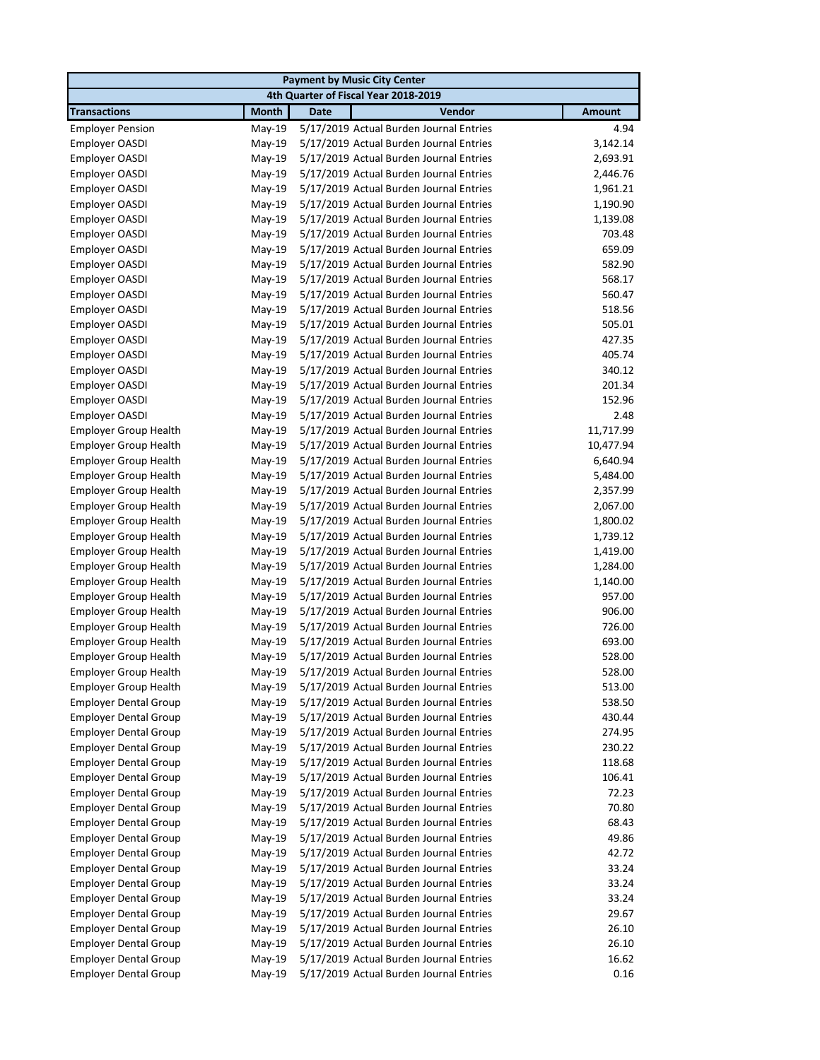| Payment by Music City Center | | | | |
|---|---|---|---|---|
| 4th Quarter of Fiscal Year 2018-2019 | | | | |
| **Transactions** | **Month** | **Date** | **Vendor** | **Amount** |
| Employer Pension | May-19 | 5/17/2019 | Actual Burden Journal Entries | 4.94 |
| Employer OASDI | May-19 | 5/17/2019 | Actual Burden Journal Entries | 3,142.14 |
| Employer OASDI | May-19 | 5/17/2019 | Actual Burden Journal Entries | 2,693.91 |
| Employer OASDI | May-19 | 5/17/2019 | Actual Burden Journal Entries | 2,446.76 |
| Employer OASDI | May-19 | 5/17/2019 | Actual Burden Journal Entries | 1,961.21 |
| Employer OASDI | May-19 | 5/17/2019 | Actual Burden Journal Entries | 1,190.90 |
| Employer OASDI | May-19 | 5/17/2019 | Actual Burden Journal Entries | 1,139.08 |
| Employer OASDI | May-19 | 5/17/2019 | Actual Burden Journal Entries | 703.48 |
| Employer OASDI | May-19 | 5/17/2019 | Actual Burden Journal Entries | 659.09 |
| Employer OASDI | May-19 | 5/17/2019 | Actual Burden Journal Entries | 582.90 |
| Employer OASDI | May-19 | 5/17/2019 | Actual Burden Journal Entries | 568.17 |
| Employer OASDI | May-19 | 5/17/2019 | Actual Burden Journal Entries | 560.47 |
| Employer OASDI | May-19 | 5/17/2019 | Actual Burden Journal Entries | 518.56 |
| Employer OASDI | May-19 | 5/17/2019 | Actual Burden Journal Entries | 505.01 |
| Employer OASDI | May-19 | 5/17/2019 | Actual Burden Journal Entries | 427.35 |
| Employer OASDI | May-19 | 5/17/2019 | Actual Burden Journal Entries | 405.74 |
| Employer OASDI | May-19 | 5/17/2019 | Actual Burden Journal Entries | 340.12 |
| Employer OASDI | May-19 | 5/17/2019 | Actual Burden Journal Entries | 201.34 |
| Employer OASDI | May-19 | 5/17/2019 | Actual Burden Journal Entries | 152.96 |
| Employer OASDI | May-19 | 5/17/2019 | Actual Burden Journal Entries | 2.48 |
| Employer Group Health | May-19 | 5/17/2019 | Actual Burden Journal Entries | 11,717.99 |
| Employer Group Health | May-19 | 5/17/2019 | Actual Burden Journal Entries | 10,477.94 |
| Employer Group Health | May-19 | 5/17/2019 | Actual Burden Journal Entries | 6,640.94 |
| Employer Group Health | May-19 | 5/17/2019 | Actual Burden Journal Entries | 5,484.00 |
| Employer Group Health | May-19 | 5/17/2019 | Actual Burden Journal Entries | 2,357.99 |
| Employer Group Health | May-19 | 5/17/2019 | Actual Burden Journal Entries | 2,067.00 |
| Employer Group Health | May-19 | 5/17/2019 | Actual Burden Journal Entries | 1,800.02 |
| Employer Group Health | May-19 | 5/17/2019 | Actual Burden Journal Entries | 1,739.12 |
| Employer Group Health | May-19 | 5/17/2019 | Actual Burden Journal Entries | 1,419.00 |
| Employer Group Health | May-19 | 5/17/2019 | Actual Burden Journal Entries | 1,284.00 |
| Employer Group Health | May-19 | 5/17/2019 | Actual Burden Journal Entries | 1,140.00 |
| Employer Group Health | May-19 | 5/17/2019 | Actual Burden Journal Entries | 957.00 |
| Employer Group Health | May-19 | 5/17/2019 | Actual Burden Journal Entries | 906.00 |
| Employer Group Health | May-19 | 5/17/2019 | Actual Burden Journal Entries | 726.00 |
| Employer Group Health | May-19 | 5/17/2019 | Actual Burden Journal Entries | 693.00 |
| Employer Group Health | May-19 | 5/17/2019 | Actual Burden Journal Entries | 528.00 |
| Employer Group Health | May-19 | 5/17/2019 | Actual Burden Journal Entries | 528.00 |
| Employer Group Health | May-19 | 5/17/2019 | Actual Burden Journal Entries | 513.00 |
| Employer Dental Group | May-19 | 5/17/2019 | Actual Burden Journal Entries | 538.50 |
| Employer Dental Group | May-19 | 5/17/2019 | Actual Burden Journal Entries | 430.44 |
| Employer Dental Group | May-19 | 5/17/2019 | Actual Burden Journal Entries | 274.95 |
| Employer Dental Group | May-19 | 5/17/2019 | Actual Burden Journal Entries | 230.22 |
| Employer Dental Group | May-19 | 5/17/2019 | Actual Burden Journal Entries | 118.68 |
| Employer Dental Group | May-19 | 5/17/2019 | Actual Burden Journal Entries | 106.41 |
| Employer Dental Group | May-19 | 5/17/2019 | Actual Burden Journal Entries | 72.23 |
| Employer Dental Group | May-19 | 5/17/2019 | Actual Burden Journal Entries | 70.80 |
| Employer Dental Group | May-19 | 5/17/2019 | Actual Burden Journal Entries | 68.43 |
| Employer Dental Group | May-19 | 5/17/2019 | Actual Burden Journal Entries | 49.86 |
| Employer Dental Group | May-19 | 5/17/2019 | Actual Burden Journal Entries | 42.72 |
| Employer Dental Group | May-19 | 5/17/2019 | Actual Burden Journal Entries | 33.24 |
| Employer Dental Group | May-19 | 5/17/2019 | Actual Burden Journal Entries | 33.24 |
| Employer Dental Group | May-19 | 5/17/2019 | Actual Burden Journal Entries | 33.24 |
| Employer Dental Group | May-19 | 5/17/2019 | Actual Burden Journal Entries | 29.67 |
| Employer Dental Group | May-19 | 5/17/2019 | Actual Burden Journal Entries | 26.10 |
| Employer Dental Group | May-19 | 5/17/2019 | Actual Burden Journal Entries | 26.10 |
| Employer Dental Group | May-19 | 5/17/2019 | Actual Burden Journal Entries | 16.62 |
| Employer Dental Group | May-19 | 5/17/2019 | Actual Burden Journal Entries | 0.16 |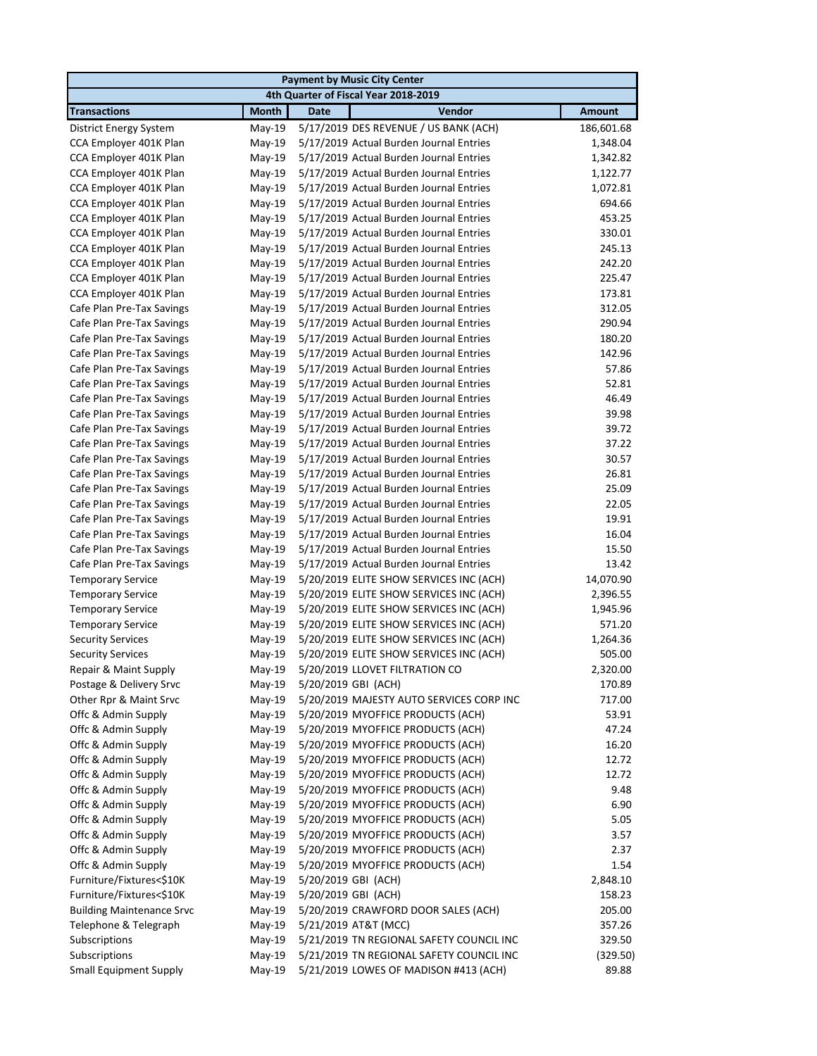| Payment by Music City Center | | | | |
|---|---|---|---|---|
| 4th Quarter of Fiscal Year 2018-2019 | | | | |
| **Transactions** | **Month** | **Date** | **Vendor** | **Amount** |
| District Energy System | May-19 | 5/17/2019 | DES REVENUE / US BANK (ACH) | 186,601.68 |
| CCA Employer 401K Plan | May-19 | 5/17/2019 | Actual Burden Journal Entries | 1,348.04 |
| CCA Employer 401K Plan | May-19 | 5/17/2019 | Actual Burden Journal Entries | 1,342.82 |
| CCA Employer 401K Plan | May-19 | 5/17/2019 | Actual Burden Journal Entries | 1,122.77 |
| CCA Employer 401K Plan | May-19 | 5/17/2019 | Actual Burden Journal Entries | 1,072.81 |
| CCA Employer 401K Plan | May-19 | 5/17/2019 | Actual Burden Journal Entries | 694.66 |
| CCA Employer 401K Plan | May-19 | 5/17/2019 | Actual Burden Journal Entries | 453.25 |
| CCA Employer 401K Plan | May-19 | 5/17/2019 | Actual Burden Journal Entries | 330.01 |
| CCA Employer 401K Plan | May-19 | 5/17/2019 | Actual Burden Journal Entries | 245.13 |
| CCA Employer 401K Plan | May-19 | 5/17/2019 | Actual Burden Journal Entries | 242.20 |
| CCA Employer 401K Plan | May-19 | 5/17/2019 | Actual Burden Journal Entries | 225.47 |
| CCA Employer 401K Plan | May-19 | 5/17/2019 | Actual Burden Journal Entries | 173.81 |
| Cafe Plan Pre-Tax Savings | May-19 | 5/17/2019 | Actual Burden Journal Entries | 312.05 |
| Cafe Plan Pre-Tax Savings | May-19 | 5/17/2019 | Actual Burden Journal Entries | 290.94 |
| Cafe Plan Pre-Tax Savings | May-19 | 5/17/2019 | Actual Burden Journal Entries | 180.20 |
| Cafe Plan Pre-Tax Savings | May-19 | 5/17/2019 | Actual Burden Journal Entries | 142.96 |
| Cafe Plan Pre-Tax Savings | May-19 | 5/17/2019 | Actual Burden Journal Entries | 57.86 |
| Cafe Plan Pre-Tax Savings | May-19 | 5/17/2019 | Actual Burden Journal Entries | 52.81 |
| Cafe Plan Pre-Tax Savings | May-19 | 5/17/2019 | Actual Burden Journal Entries | 46.49 |
| Cafe Plan Pre-Tax Savings | May-19 | 5/17/2019 | Actual Burden Journal Entries | 39.98 |
| Cafe Plan Pre-Tax Savings | May-19 | 5/17/2019 | Actual Burden Journal Entries | 39.72 |
| Cafe Plan Pre-Tax Savings | May-19 | 5/17/2019 | Actual Burden Journal Entries | 37.22 |
| Cafe Plan Pre-Tax Savings | May-19 | 5/17/2019 | Actual Burden Journal Entries | 30.57 |
| Cafe Plan Pre-Tax Savings | May-19 | 5/17/2019 | Actual Burden Journal Entries | 26.81 |
| Cafe Plan Pre-Tax Savings | May-19 | 5/17/2019 | Actual Burden Journal Entries | 25.09 |
| Cafe Plan Pre-Tax Savings | May-19 | 5/17/2019 | Actual Burden Journal Entries | 22.05 |
| Cafe Plan Pre-Tax Savings | May-19 | 5/17/2019 | Actual Burden Journal Entries | 19.91 |
| Cafe Plan Pre-Tax Savings | May-19 | 5/17/2019 | Actual Burden Journal Entries | 16.04 |
| Cafe Plan Pre-Tax Savings | May-19 | 5/17/2019 | Actual Burden Journal Entries | 15.50 |
| Cafe Plan Pre-Tax Savings | May-19 | 5/17/2019 | Actual Burden Journal Entries | 13.42 |
| Temporary Service | May-19 | 5/20/2019 | ELITE SHOW SERVICES INC (ACH) | 14,070.90 |
| Temporary Service | May-19 | 5/20/2019 | ELITE SHOW SERVICES INC (ACH) | 2,396.55 |
| Temporary Service | May-19 | 5/20/2019 | ELITE SHOW SERVICES INC (ACH) | 1,945.96 |
| Temporary Service | May-19 | 5/20/2019 | ELITE SHOW SERVICES INC (ACH) | 571.20 |
| Security Services | May-19 | 5/20/2019 | ELITE SHOW SERVICES INC (ACH) | 1,264.36 |
| Security Services | May-19 | 5/20/2019 | ELITE SHOW SERVICES INC (ACH) | 505.00 |
| Repair & Maint Supply | May-19 | 5/20/2019 | LLOVET FILTRATION CO | 2,320.00 |
| Postage & Delivery Srvc | May-19 | 5/20/2019 | GBI (ACH) | 170.89 |
| Other Rpr & Maint Srvc | May-19 | 5/20/2019 | MAJESTY AUTO SERVICES CORP INC | 717.00 |
| Offc & Admin Supply | May-19 | 5/20/2019 | MYOFFICE PRODUCTS (ACH) | 53.91 |
| Offc & Admin Supply | May-19 | 5/20/2019 | MYOFFICE PRODUCTS (ACH) | 47.24 |
| Offc & Admin Supply | May-19 | 5/20/2019 | MYOFFICE PRODUCTS (ACH) | 16.20 |
| Offc & Admin Supply | May-19 | 5/20/2019 | MYOFFICE PRODUCTS (ACH) | 12.72 |
| Offc & Admin Supply | May-19 | 5/20/2019 | MYOFFICE PRODUCTS (ACH) | 12.72 |
| Offc & Admin Supply | May-19 | 5/20/2019 | MYOFFICE PRODUCTS (ACH) | 9.48 |
| Offc & Admin Supply | May-19 | 5/20/2019 | MYOFFICE PRODUCTS (ACH) | 6.90 |
| Offc & Admin Supply | May-19 | 5/20/2019 | MYOFFICE PRODUCTS (ACH) | 5.05 |
| Offc & Admin Supply | May-19 | 5/20/2019 | MYOFFICE PRODUCTS (ACH) | 3.57 |
| Offc & Admin Supply | May-19 | 5/20/2019 | MYOFFICE PRODUCTS (ACH) | 2.37 |
| Offc & Admin Supply | May-19 | 5/20/2019 | MYOFFICE PRODUCTS (ACH) | 1.54 |
| Furniture/Fixtures<$10K | May-19 | 5/20/2019 | GBI (ACH) | 2,848.10 |
| Furniture/Fixtures<$10K | May-19 | 5/20/2019 | GBI (ACH) | 158.23 |
| Building Maintenance Srvc | May-19 | 5/20/2019 | CRAWFORD DOOR SALES (ACH) | 205.00 |
| Telephone & Telegraph | May-19 | 5/21/2019 | AT&T (MCC) | 357.26 |
| Subscriptions | May-19 | 5/21/2019 | TN REGIONAL SAFETY COUNCIL INC | 329.50 |
| Subscriptions | May-19 | 5/21/2019 | TN REGIONAL SAFETY COUNCIL INC | (329.50) |
| Small Equipment Supply | May-19 | 5/21/2019 | LOWES OF MADISON #413 (ACH) | 89.88 |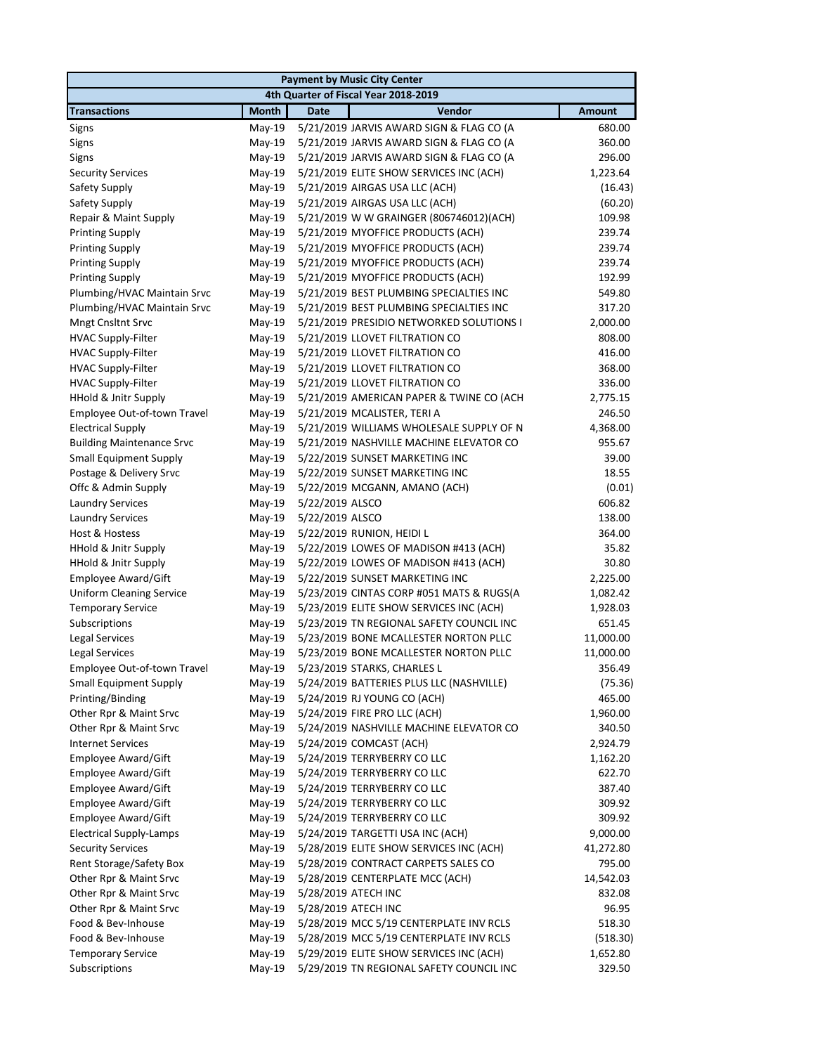| Payment by Music City Center | | | | |
|---|---|---|---|---|
| 4th Quarter of Fiscal Year 2018-2019 | | | | |
| **Transactions** | **Month** | **Date** | **Vendor** | **Amount** |
| Signs | May-19 | 5/21/2019 | JARVIS AWARD SIGN & FLAG CO (A | 680.00 |
| Signs | May-19 | 5/21/2019 | JARVIS AWARD SIGN & FLAG CO (A | 360.00 |
| Signs | May-19 | 5/21/2019 | JARVIS AWARD SIGN & FLAG CO (A | 296.00 |
| Security Services | May-19 | 5/21/2019 | ELITE SHOW SERVICES INC (ACH) | 1,223.64 |
| Safety Supply | May-19 | 5/21/2019 | AIRGAS USA LLC (ACH) | (16.43) |
| Safety Supply | May-19 | 5/21/2019 | AIRGAS USA LLC (ACH) | (60.20) |
| Repair & Maint Supply | May-19 | 5/21/2019 | W W GRAINGER (806746012)(ACH) | 109.98 |
| Printing Supply | May-19 | 5/21/2019 | MYOFFICE PRODUCTS (ACH) | 239.74 |
| Printing Supply | May-19 | 5/21/2019 | MYOFFICE PRODUCTS (ACH) | 239.74 |
| Printing Supply | May-19 | 5/21/2019 | MYOFFICE PRODUCTS (ACH) | 239.74 |
| Printing Supply | May-19 | 5/21/2019 | MYOFFICE PRODUCTS (ACH) | 192.99 |
| Plumbing/HVAC Maintain Srvc | May-19 | 5/21/2019 | BEST PLUMBING SPECIALTIES INC | 549.80 |
| Plumbing/HVAC Maintain Srvc | May-19 | 5/21/2019 | BEST PLUMBING SPECIALTIES INC | 317.20 |
| Mngt Cnsltnt Srvc | May-19 | 5/21/2019 | PRESIDIO NETWORKED SOLUTIONS I | 2,000.00 |
| HVAC Supply-Filter | May-19 | 5/21/2019 | LLOVET FILTRATION CO | 808.00 |
| HVAC Supply-Filter | May-19 | 5/21/2019 | LLOVET FILTRATION CO | 416.00 |
| HVAC Supply-Filter | May-19 | 5/21/2019 | LLOVET FILTRATION CO | 368.00 |
| HVAC Supply-Filter | May-19 | 5/21/2019 | LLOVET FILTRATION CO | 336.00 |
| HHold & Jnitr Supply | May-19 | 5/21/2019 | AMERICAN PAPER & TWINE CO (ACH | 2,775.15 |
| Employee Out-of-town Travel | May-19 | 5/21/2019 | MCALISTER, TERI A | 246.50 |
| Electrical Supply | May-19 | 5/21/2019 | WILLIAMS WHOLESALE SUPPLY OF N | 4,368.00 |
| Building Maintenance Srvc | May-19 | 5/21/2019 | NASHVILLE MACHINE ELEVATOR CO | 955.67 |
| Small Equipment Supply | May-19 | 5/22/2019 | SUNSET MARKETING INC | 39.00 |
| Postage & Delivery Srvc | May-19 | 5/22/2019 | SUNSET MARKETING INC | 18.55 |
| Offc & Admin Supply | May-19 | 5/22/2019 | MCGANN, AMANO (ACH) | (0.01) |
| Laundry Services | May-19 | 5/22/2019 | ALSCO | 606.82 |
| Laundry Services | May-19 | 5/22/2019 | ALSCO | 138.00 |
| Host & Hostess | May-19 | 5/22/2019 | RUNION, HEIDI L | 364.00 |
| HHold & Jnitr Supply | May-19 | 5/22/2019 | LOWES OF MADISON #413 (ACH) | 35.82 |
| HHold & Jnitr Supply | May-19 | 5/22/2019 | LOWES OF MADISON #413 (ACH) | 30.80 |
| Employee Award/Gift | May-19 | 5/22/2019 | SUNSET MARKETING INC | 2,225.00 |
| Uniform Cleaning Service | May-19 | 5/23/2019 | CINTAS CORP #051 MATS & RUGS(A | 1,082.42 |
| Temporary Service | May-19 | 5/23/2019 | ELITE SHOW SERVICES INC (ACH) | 1,928.03 |
| Subscriptions | May-19 | 5/23/2019 | TN REGIONAL SAFETY COUNCIL INC | 651.45 |
| Legal Services | May-19 | 5/23/2019 | BONE MCALLESTER NORTON PLLC | 11,000.00 |
| Legal Services | May-19 | 5/23/2019 | BONE MCALLESTER NORTON PLLC | 11,000.00 |
| Employee Out-of-town Travel | May-19 | 5/23/2019 | STARKS, CHARLES L | 356.49 |
| Small Equipment Supply | May-19 | 5/24/2019 | BATTERIES PLUS LLC (NASHVILLE) | (75.36) |
| Printing/Binding | May-19 | 5/24/2019 | RJ YOUNG CO (ACH) | 465.00 |
| Other Rpr & Maint Srvc | May-19 | 5/24/2019 | FIRE PRO LLC (ACH) | 1,960.00 |
| Other Rpr & Maint Srvc | May-19 | 5/24/2019 | NASHVILLE MACHINE ELEVATOR CO | 340.50 |
| Internet Services | May-19 | 5/24/2019 | COMCAST (ACH) | 2,924.79 |
| Employee Award/Gift | May-19 | 5/24/2019 | TERRYBERRY CO LLC | 1,162.20 |
| Employee Award/Gift | May-19 | 5/24/2019 | TERRYBERRY CO LLC | 622.70 |
| Employee Award/Gift | May-19 | 5/24/2019 | TERRYBERRY CO LLC | 387.40 |
| Employee Award/Gift | May-19 | 5/24/2019 | TERRYBERRY CO LLC | 309.92 |
| Employee Award/Gift | May-19 | 5/24/2019 | TERRYBERRY CO LLC | 309.92 |
| Electrical Supply-Lamps | May-19 | 5/24/2019 | TARGETTI USA INC (ACH) | 9,000.00 |
| Security Services | May-19 | 5/28/2019 | ELITE SHOW SERVICES INC (ACH) | 41,272.80 |
| Rent Storage/Safety Box | May-19 | 5/28/2019 | CONTRACT CARPETS SALES CO | 795.00 |
| Other Rpr & Maint Srvc | May-19 | 5/28/2019 | CENTERPLATE MCC (ACH) | 14,542.03 |
| Other Rpr & Maint Srvc | May-19 | 5/28/2019 | ATECH INC | 832.08 |
| Other Rpr & Maint Srvc | May-19 | 5/28/2019 | ATECH INC | 96.95 |
| Food & Bev-Inhouse | May-19 | 5/28/2019 | MCC 5/19 CENTERPLATE INV RCLS | 518.30 |
| Food & Bev-Inhouse | May-19 | 5/28/2019 | MCC 5/19 CENTERPLATE INV RCLS | (518.30) |
| Temporary Service | May-19 | 5/29/2019 | ELITE SHOW SERVICES INC (ACH) | 1,652.80 |
| Subscriptions | May-19 | 5/29/2019 | TN REGIONAL SAFETY COUNCIL INC | 329.50 |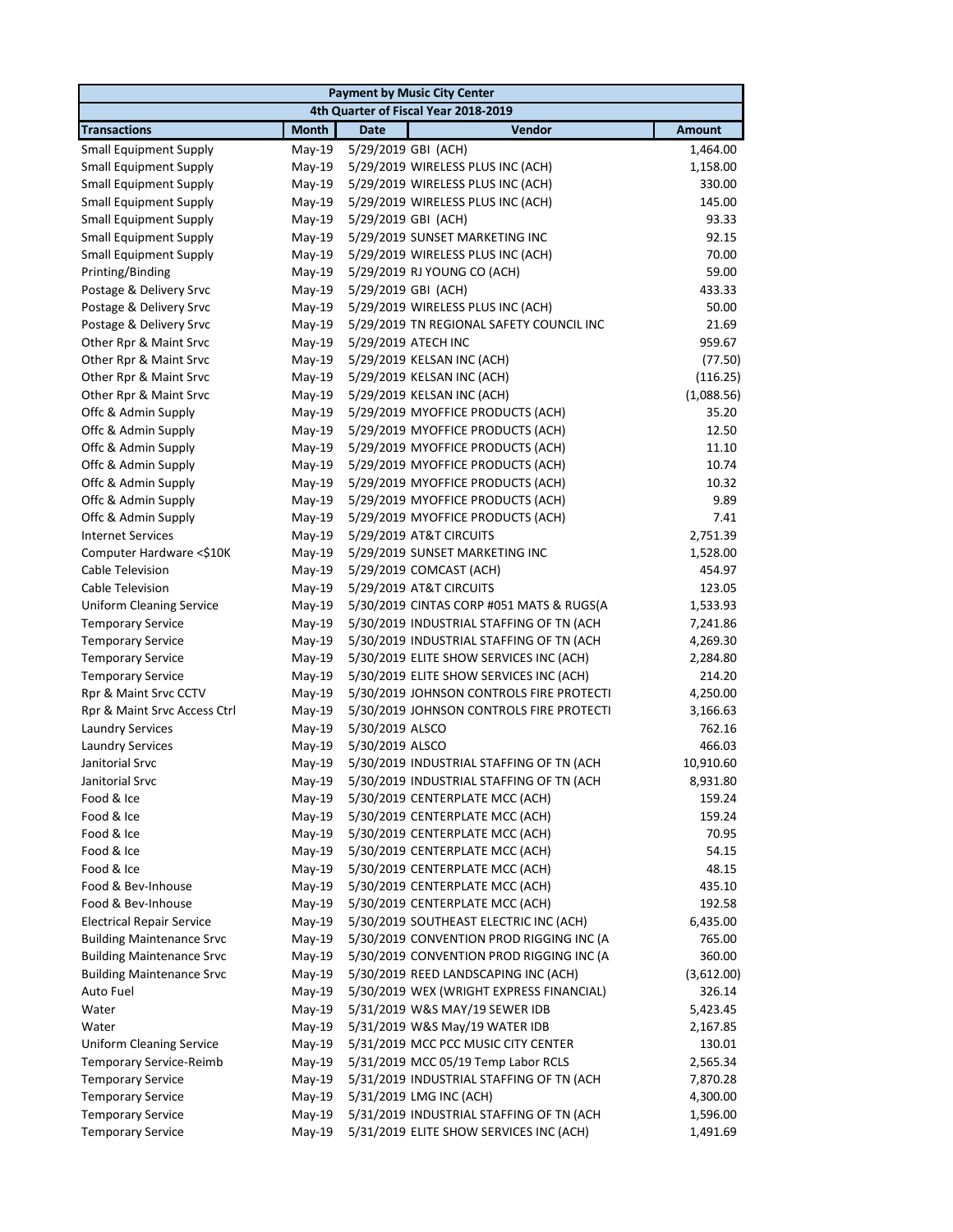| Payment by Music City Center | | | | |
|---|---|---|---|---|
| 4th Quarter of Fiscal Year 2018-2019 | | | | |
| **Transactions** | **Month** | **Date** | **Vendor** | **Amount** |
| Small Equipment Supply | May-19 | 5/29/2019 | GBI (ACH) | 1,464.00 |
| Small Equipment Supply | May-19 | 5/29/2019 | WIRELESS PLUS INC (ACH) | 1,158.00 |
| Small Equipment Supply | May-19 | 5/29/2019 | WIRELESS PLUS INC (ACH) | 330.00 |
| Small Equipment Supply | May-19 | 5/29/2019 | WIRELESS PLUS INC (ACH) | 145.00 |
| Small Equipment Supply | May-19 | 5/29/2019 | GBI (ACH) | 93.33 |
| Small Equipment Supply | May-19 | 5/29/2019 | SUNSET MARKETING INC | 92.15 |
| Small Equipment Supply | May-19 | 5/29/2019 | WIRELESS PLUS INC (ACH) | 70.00 |
| Printing/Binding | May-19 | 5/29/2019 | RJ YOUNG CO (ACH) | 59.00 |
| Postage & Delivery Srvc | May-19 | 5/29/2019 | GBI (ACH) | 433.33 |
| Postage & Delivery Srvc | May-19 | 5/29/2019 | WIRELESS PLUS INC (ACH) | 50.00 |
| Postage & Delivery Srvc | May-19 | 5/29/2019 | TN REGIONAL SAFETY COUNCIL INC | 21.69 |
| Other Rpr & Maint Srvc | May-19 | 5/29/2019 | ATECH INC | 959.67 |
| Other Rpr & Maint Srvc | May-19 | 5/29/2019 | KELSAN INC (ACH) | (77.50) |
| Other Rpr & Maint Srvc | May-19 | 5/29/2019 | KELSAN INC (ACH) | (116.25) |
| Other Rpr & Maint Srvc | May-19 | 5/29/2019 | KELSAN INC (ACH) | (1,088.56) |
| Offc & Admin Supply | May-19 | 5/29/2019 | MYOFFICE PRODUCTS (ACH) | 35.20 |
| Offc & Admin Supply | May-19 | 5/29/2019 | MYOFFICE PRODUCTS (ACH) | 12.50 |
| Offc & Admin Supply | May-19 | 5/29/2019 | MYOFFICE PRODUCTS (ACH) | 11.10 |
| Offc & Admin Supply | May-19 | 5/29/2019 | MYOFFICE PRODUCTS (ACH) | 10.74 |
| Offc & Admin Supply | May-19 | 5/29/2019 | MYOFFICE PRODUCTS (ACH) | 10.32 |
| Offc & Admin Supply | May-19 | 5/29/2019 | MYOFFICE PRODUCTS (ACH) | 9.89 |
| Offc & Admin Supply | May-19 | 5/29/2019 | MYOFFICE PRODUCTS (ACH) | 7.41 |
| Internet Services | May-19 | 5/29/2019 | AT&T CIRCUITS | 2,751.39 |
| Computer Hardware <$10K | May-19 | 5/29/2019 | SUNSET MARKETING INC | 1,528.00 |
| Cable Television | May-19 | 5/29/2019 | COMCAST (ACH) | 454.97 |
| Cable Television | May-19 | 5/29/2019 | AT&T CIRCUITS | 123.05 |
| Uniform Cleaning Service | May-19 | 5/30/2019 | CINTAS CORP #051 MATS & RUGS(A | 1,533.93 |
| Temporary Service | May-19 | 5/30/2019 | INDUSTRIAL STAFFING OF TN (ACH | 7,241.86 |
| Temporary Service | May-19 | 5/30/2019 | INDUSTRIAL STAFFING OF TN (ACH | 4,269.30 |
| Temporary Service | May-19 | 5/30/2019 | ELITE SHOW SERVICES INC (ACH) | 2,284.80 |
| Temporary Service | May-19 | 5/30/2019 | ELITE SHOW SERVICES INC (ACH) | 214.20 |
| Rpr & Maint Srvc CCTV | May-19 | 5/30/2019 | JOHNSON CONTROLS FIRE PROTECTI | 4,250.00 |
| Rpr & Maint Srvc Access Ctrl | May-19 | 5/30/2019 | JOHNSON CONTROLS FIRE PROTECTI | 3,166.63 |
| Laundry Services | May-19 | 5/30/2019 | ALSCO | 762.16 |
| Laundry Services | May-19 | 5/30/2019 | ALSCO | 466.03 |
| Janitorial Srvc | May-19 | 5/30/2019 | INDUSTRIAL STAFFING OF TN (ACH | 10,910.60 |
| Janitorial Srvc | May-19 | 5/30/2019 | INDUSTRIAL STAFFING OF TN (ACH | 8,931.80 |
| Food & Ice | May-19 | 5/30/2019 | CENTERPLATE MCC (ACH) | 159.24 |
| Food & Ice | May-19 | 5/30/2019 | CENTERPLATE MCC (ACH) | 159.24 |
| Food & Ice | May-19 | 5/30/2019 | CENTERPLATE MCC (ACH) | 70.95 |
| Food & Ice | May-19 | 5/30/2019 | CENTERPLATE MCC (ACH) | 54.15 |
| Food & Ice | May-19 | 5/30/2019 | CENTERPLATE MCC (ACH) | 48.15 |
| Food & Bev-Inhouse | May-19 | 5/30/2019 | CENTERPLATE MCC (ACH) | 435.10 |
| Food & Bev-Inhouse | May-19 | 5/30/2019 | CENTERPLATE MCC (ACH) | 192.58 |
| Electrical Repair Service | May-19 | 5/30/2019 | SOUTHEAST ELECTRIC INC (ACH) | 6,435.00 |
| Building Maintenance Srvc | May-19 | 5/30/2019 | CONVENTION PROD RIGGING INC (A | 765.00 |
| Building Maintenance Srvc | May-19 | 5/30/2019 | CONVENTION PROD RIGGING INC (A | 360.00 |
| Building Maintenance Srvc | May-19 | 5/30/2019 | REED LANDSCAPING INC (ACH) | (3,612.00) |
| Auto Fuel | May-19 | 5/30/2019 | WEX (WRIGHT EXPRESS FINANCIAL) | 326.14 |
| Water | May-19 | 5/31/2019 | W&S MAY/19 SEWER IDB | 5,423.45 |
| Water | May-19 | 5/31/2019 | W&S May/19 WATER IDB | 2,167.85 |
| Uniform Cleaning Service | May-19 | 5/31/2019 | MCC PCC MUSIC CITY CENTER | 130.01 |
| Temporary Service-Reimb | May-19 | 5/31/2019 | MCC 05/19 Temp Labor RCLS | 2,565.34 |
| Temporary Service | May-19 | 5/31/2019 | INDUSTRIAL STAFFING OF TN (ACH | 7,870.28 |
| Temporary Service | May-19 | 5/31/2019 | LMG INC (ACH) | 4,300.00 |
| Temporary Service | May-19 | 5/31/2019 | INDUSTRIAL STAFFING OF TN (ACH | 1,596.00 |
| Temporary Service | May-19 | 5/31/2019 | ELITE SHOW SERVICES INC (ACH) | 1,491.69 |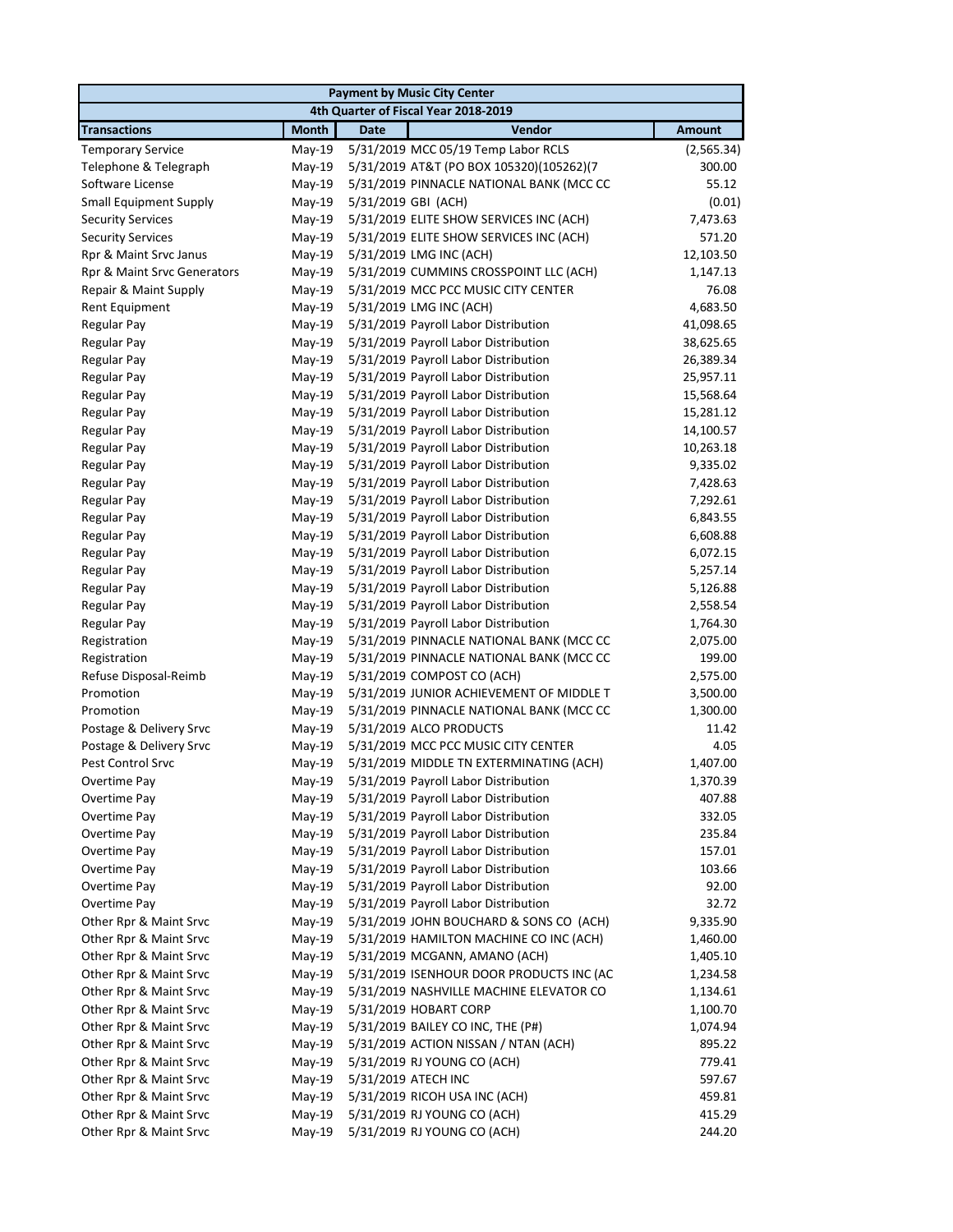| Payment by Music City Center | | | | |
|---|---|---|---|---|
| 4th Quarter of Fiscal Year 2018-2019 | | | | |
| **Transactions** | **Month** | **Date** | **Vendor** | **Amount** |
| Temporary Service | May-19 | 5/31/2019 | MCC 05/19 Temp Labor RCLS | (2,565.34) |
| Telephone & Telegraph | May-19 | 5/31/2019 | AT&T (PO BOX 105320)(105262)(7 | 300.00 |
| Software License | May-19 | 5/31/2019 | PINNACLE NATIONAL BANK (MCC CC | 55.12 |
| Small Equipment Supply | May-19 | 5/31/2019 | GBI (ACH) | (0.01) |
| Security Services | May-19 | 5/31/2019 | ELITE SHOW SERVICES INC (ACH) | 7,473.63 |
| Security Services | May-19 | 5/31/2019 | ELITE SHOW SERVICES INC (ACH) | 571.20 |
| Rpr & Maint Srvc Janus | May-19 | 5/31/2019 | LMG INC (ACH) | 12,103.50 |
| Rpr & Maint Srvc Generators | May-19 | 5/31/2019 | CUMMINS CROSSPOINT LLC (ACH) | 1,147.13 |
| Repair & Maint Supply | May-19 | 5/31/2019 | MCC PCC MUSIC CITY CENTER | 76.08 |
| Rent Equipment | May-19 | 5/31/2019 | LMG INC (ACH) | 4,683.50 |
| Regular Pay | May-19 | 5/31/2019 | Payroll Labor Distribution | 41,098.65 |
| Regular Pay | May-19 | 5/31/2019 | Payroll Labor Distribution | 38,625.65 |
| Regular Pay | May-19 | 5/31/2019 | Payroll Labor Distribution | 26,389.34 |
| Regular Pay | May-19 | 5/31/2019 | Payroll Labor Distribution | 25,957.11 |
| Regular Pay | May-19 | 5/31/2019 | Payroll Labor Distribution | 15,568.64 |
| Regular Pay | May-19 | 5/31/2019 | Payroll Labor Distribution | 15,281.12 |
| Regular Pay | May-19 | 5/31/2019 | Payroll Labor Distribution | 14,100.57 |
| Regular Pay | May-19 | 5/31/2019 | Payroll Labor Distribution | 10,263.18 |
| Regular Pay | May-19 | 5/31/2019 | Payroll Labor Distribution | 9,335.02 |
| Regular Pay | May-19 | 5/31/2019 | Payroll Labor Distribution | 7,428.63 |
| Regular Pay | May-19 | 5/31/2019 | Payroll Labor Distribution | 7,292.61 |
| Regular Pay | May-19 | 5/31/2019 | Payroll Labor Distribution | 6,843.55 |
| Regular Pay | May-19 | 5/31/2019 | Payroll Labor Distribution | 6,608.88 |
| Regular Pay | May-19 | 5/31/2019 | Payroll Labor Distribution | 6,072.15 |
| Regular Pay | May-19 | 5/31/2019 | Payroll Labor Distribution | 5,257.14 |
| Regular Pay | May-19 | 5/31/2019 | Payroll Labor Distribution | 5,126.88 |
| Regular Pay | May-19 | 5/31/2019 | Payroll Labor Distribution | 2,558.54 |
| Regular Pay | May-19 | 5/31/2019 | Payroll Labor Distribution | 1,764.30 |
| Registration | May-19 | 5/31/2019 | PINNACLE NATIONAL BANK (MCC CC | 2,075.00 |
| Registration | May-19 | 5/31/2019 | PINNACLE NATIONAL BANK (MCC CC | 199.00 |
| Refuse Disposal-Reimb | May-19 | 5/31/2019 | COMPOST CO (ACH) | 2,575.00 |
| Promotion | May-19 | 5/31/2019 | JUNIOR ACHIEVEMENT OF MIDDLE T | 3,500.00 |
| Promotion | May-19 | 5/31/2019 | PINNACLE NATIONAL BANK (MCC CC | 1,300.00 |
| Postage & Delivery Srvc | May-19 | 5/31/2019 | ALCO PRODUCTS | 11.42 |
| Postage & Delivery Srvc | May-19 | 5/31/2019 | MCC PCC MUSIC CITY CENTER | 4.05 |
| Pest Control Srvc | May-19 | 5/31/2019 | MIDDLE TN EXTERMINATING (ACH) | 1,407.00 |
| Overtime Pay | May-19 | 5/31/2019 | Payroll Labor Distribution | 1,370.39 |
| Overtime Pay | May-19 | 5/31/2019 | Payroll Labor Distribution | 407.88 |
| Overtime Pay | May-19 | 5/31/2019 | Payroll Labor Distribution | 332.05 |
| Overtime Pay | May-19 | 5/31/2019 | Payroll Labor Distribution | 235.84 |
| Overtime Pay | May-19 | 5/31/2019 | Payroll Labor Distribution | 157.01 |
| Overtime Pay | May-19 | 5/31/2019 | Payroll Labor Distribution | 103.66 |
| Overtime Pay | May-19 | 5/31/2019 | Payroll Labor Distribution | 92.00 |
| Overtime Pay | May-19 | 5/31/2019 | Payroll Labor Distribution | 32.72 |
| Other Rpr & Maint Srvc | May-19 | 5/31/2019 | JOHN BOUCHARD & SONS CO (ACH) | 9,335.90 |
| Other Rpr & Maint Srvc | May-19 | 5/31/2019 | HAMILTON MACHINE CO INC (ACH) | 1,460.00 |
| Other Rpr & Maint Srvc | May-19 | 5/31/2019 | MCGANN, AMANO (ACH) | 1,405.10 |
| Other Rpr & Maint Srvc | May-19 | 5/31/2019 | ISENHOUR DOOR PRODUCTS INC (AC | 1,234.58 |
| Other Rpr & Maint Srvc | May-19 | 5/31/2019 | NASHVILLE MACHINE ELEVATOR CO | 1,134.61 |
| Other Rpr & Maint Srvc | May-19 | 5/31/2019 | HOBART CORP | 1,100.70 |
| Other Rpr & Maint Srvc | May-19 | 5/31/2019 | BAILEY CO INC, THE (P#) | 1,074.94 |
| Other Rpr & Maint Srvc | May-19 | 5/31/2019 | ACTION NISSAN / NTAN (ACH) | 895.22 |
| Other Rpr & Maint Srvc | May-19 | 5/31/2019 | RJ YOUNG CO (ACH) | 779.41 |
| Other Rpr & Maint Srvc | May-19 | 5/31/2019 | ATECH INC | 597.67 |
| Other Rpr & Maint Srvc | May-19 | 5/31/2019 | RICOH USA INC (ACH) | 459.81 |
| Other Rpr & Maint Srvc | May-19 | 5/31/2019 | RJ YOUNG CO (ACH) | 415.29 |
| Other Rpr & Maint Srvc | May-19 | 5/31/2019 | RJ YOUNG CO (ACH) | 244.20 |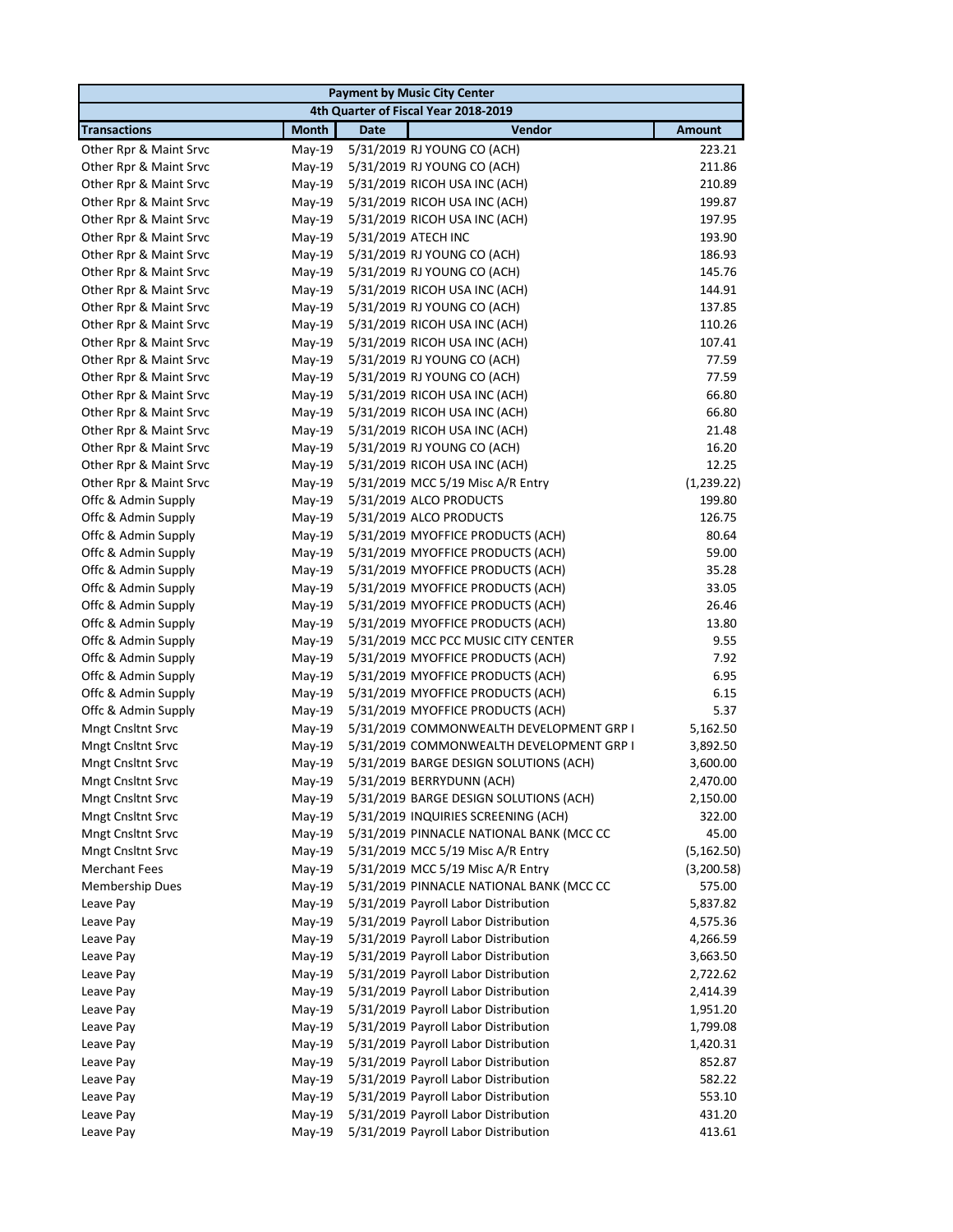| Payment by Music City Center | | | | |
|---|---|---|---|---|
| 4th Quarter of Fiscal Year 2018-2019 | | | | |
| **Transactions** | **Month** | **Date** | **Vendor** | **Amount** |
| Other Rpr & Maint Srvc | May-19 | 5/31/2019 | RJ YOUNG CO (ACH) | 223.21 |
| Other Rpr & Maint Srvc | May-19 | 5/31/2019 | RJ YOUNG CO (ACH) | 211.86 |
| Other Rpr & Maint Srvc | May-19 | 5/31/2019 | RICOH USA INC (ACH) | 210.89 |
| Other Rpr & Maint Srvc | May-19 | 5/31/2019 | RICOH USA INC (ACH) | 199.87 |
| Other Rpr & Maint Srvc | May-19 | 5/31/2019 | RICOH USA INC (ACH) | 197.95 |
| Other Rpr & Maint Srvc | May-19 | 5/31/2019 | ATECH INC | 193.90 |
| Other Rpr & Maint Srvc | May-19 | 5/31/2019 | RJ YOUNG CO (ACH) | 186.93 |
| Other Rpr & Maint Srvc | May-19 | 5/31/2019 | RJ YOUNG CO (ACH) | 145.76 |
| Other Rpr & Maint Srvc | May-19 | 5/31/2019 | RICOH USA INC (ACH) | 144.91 |
| Other Rpr & Maint Srvc | May-19 | 5/31/2019 | RJ YOUNG CO (ACH) | 137.85 |
| Other Rpr & Maint Srvc | May-19 | 5/31/2019 | RICOH USA INC (ACH) | 110.26 |
| Other Rpr & Maint Srvc | May-19 | 5/31/2019 | RICOH USA INC (ACH) | 107.41 |
| Other Rpr & Maint Srvc | May-19 | 5/31/2019 | RJ YOUNG CO (ACH) | 77.59 |
| Other Rpr & Maint Srvc | May-19 | 5/31/2019 | RJ YOUNG CO (ACH) | 77.59 |
| Other Rpr & Maint Srvc | May-19 | 5/31/2019 | RICOH USA INC (ACH) | 66.80 |
| Other Rpr & Maint Srvc | May-19 | 5/31/2019 | RICOH USA INC (ACH) | 66.80 |
| Other Rpr & Maint Srvc | May-19 | 5/31/2019 | RICOH USA INC (ACH) | 21.48 |
| Other Rpr & Maint Srvc | May-19 | 5/31/2019 | RJ YOUNG CO (ACH) | 16.20 |
| Other Rpr & Maint Srvc | May-19 | 5/31/2019 | RICOH USA INC (ACH) | 12.25 |
| Other Rpr & Maint Srvc | May-19 | 5/31/2019 | MCC 5/19 Misc A/R Entry | (1,239.22) |
| Offc & Admin Supply | May-19 | 5/31/2019 | ALCO PRODUCTS | 199.80 |
| Offc & Admin Supply | May-19 | 5/31/2019 | ALCO PRODUCTS | 126.75 |
| Offc & Admin Supply | May-19 | 5/31/2019 | MYOFFICE PRODUCTS (ACH) | 80.64 |
| Offc & Admin Supply | May-19 | 5/31/2019 | MYOFFICE PRODUCTS (ACH) | 59.00 |
| Offc & Admin Supply | May-19 | 5/31/2019 | MYOFFICE PRODUCTS (ACH) | 35.28 |
| Offc & Admin Supply | May-19 | 5/31/2019 | MYOFFICE PRODUCTS (ACH) | 33.05 |
| Offc & Admin Supply | May-19 | 5/31/2019 | MYOFFICE PRODUCTS (ACH) | 26.46 |
| Offc & Admin Supply | May-19 | 5/31/2019 | MYOFFICE PRODUCTS (ACH) | 13.80 |
| Offc & Admin Supply | May-19 | 5/31/2019 | MCC PCC MUSIC CITY CENTER | 9.55 |
| Offc & Admin Supply | May-19 | 5/31/2019 | MYOFFICE PRODUCTS (ACH) | 7.92 |
| Offc & Admin Supply | May-19 | 5/31/2019 | MYOFFICE PRODUCTS (ACH) | 6.95 |
| Offc & Admin Supply | May-19 | 5/31/2019 | MYOFFICE PRODUCTS (ACH) | 6.15 |
| Offc & Admin Supply | May-19 | 5/31/2019 | MYOFFICE PRODUCTS (ACH) | 5.37 |
| Mngt Cnsltnt Srvc | May-19 | 5/31/2019 | COMMONWEALTH DEVELOPMENT GRP I | 5,162.50 |
| Mngt Cnsltnt Srvc | May-19 | 5/31/2019 | COMMONWEALTH DEVELOPMENT GRP I | 3,892.50 |
| Mngt Cnsltnt Srvc | May-19 | 5/31/2019 | BARGE DESIGN SOLUTIONS (ACH) | 3,600.00 |
| Mngt Cnsltnt Srvc | May-19 | 5/31/2019 | BERRYDUNN (ACH) | 2,470.00 |
| Mngt Cnsltnt Srvc | May-19 | 5/31/2019 | BARGE DESIGN SOLUTIONS (ACH) | 2,150.00 |
| Mngt Cnsltnt Srvc | May-19 | 5/31/2019 | INQUIRIES SCREENING (ACH) | 322.00 |
| Mngt Cnsltnt Srvc | May-19 | 5/31/2019 | PINNACLE NATIONAL BANK (MCC CC | 45.00 |
| Mngt Cnsltnt Srvc | May-19 | 5/31/2019 | MCC 5/19 Misc A/R Entry | (5,162.50) |
| Merchant Fees | May-19 | 5/31/2019 | MCC 5/19 Misc A/R Entry | (3,200.58) |
| Membership Dues | May-19 | 5/31/2019 | PINNACLE NATIONAL BANK (MCC CC | 575.00 |
| Leave Pay | May-19 | 5/31/2019 | Payroll Labor Distribution | 5,837.82 |
| Leave Pay | May-19 | 5/31/2019 | Payroll Labor Distribution | 4,575.36 |
| Leave Pay | May-19 | 5/31/2019 | Payroll Labor Distribution | 4,266.59 |
| Leave Pay | May-19 | 5/31/2019 | Payroll Labor Distribution | 3,663.50 |
| Leave Pay | May-19 | 5/31/2019 | Payroll Labor Distribution | 2,722.62 |
| Leave Pay | May-19 | 5/31/2019 | Payroll Labor Distribution | 2,414.39 |
| Leave Pay | May-19 | 5/31/2019 | Payroll Labor Distribution | 1,951.20 |
| Leave Pay | May-19 | 5/31/2019 | Payroll Labor Distribution | 1,799.08 |
| Leave Pay | May-19 | 5/31/2019 | Payroll Labor Distribution | 1,420.31 |
| Leave Pay | May-19 | 5/31/2019 | Payroll Labor Distribution | 852.87 |
| Leave Pay | May-19 | 5/31/2019 | Payroll Labor Distribution | 582.22 |
| Leave Pay | May-19 | 5/31/2019 | Payroll Labor Distribution | 553.10 |
| Leave Pay | May-19 | 5/31/2019 | Payroll Labor Distribution | 431.20 |
| Leave Pay | May-19 | 5/31/2019 | Payroll Labor Distribution | 413.61 |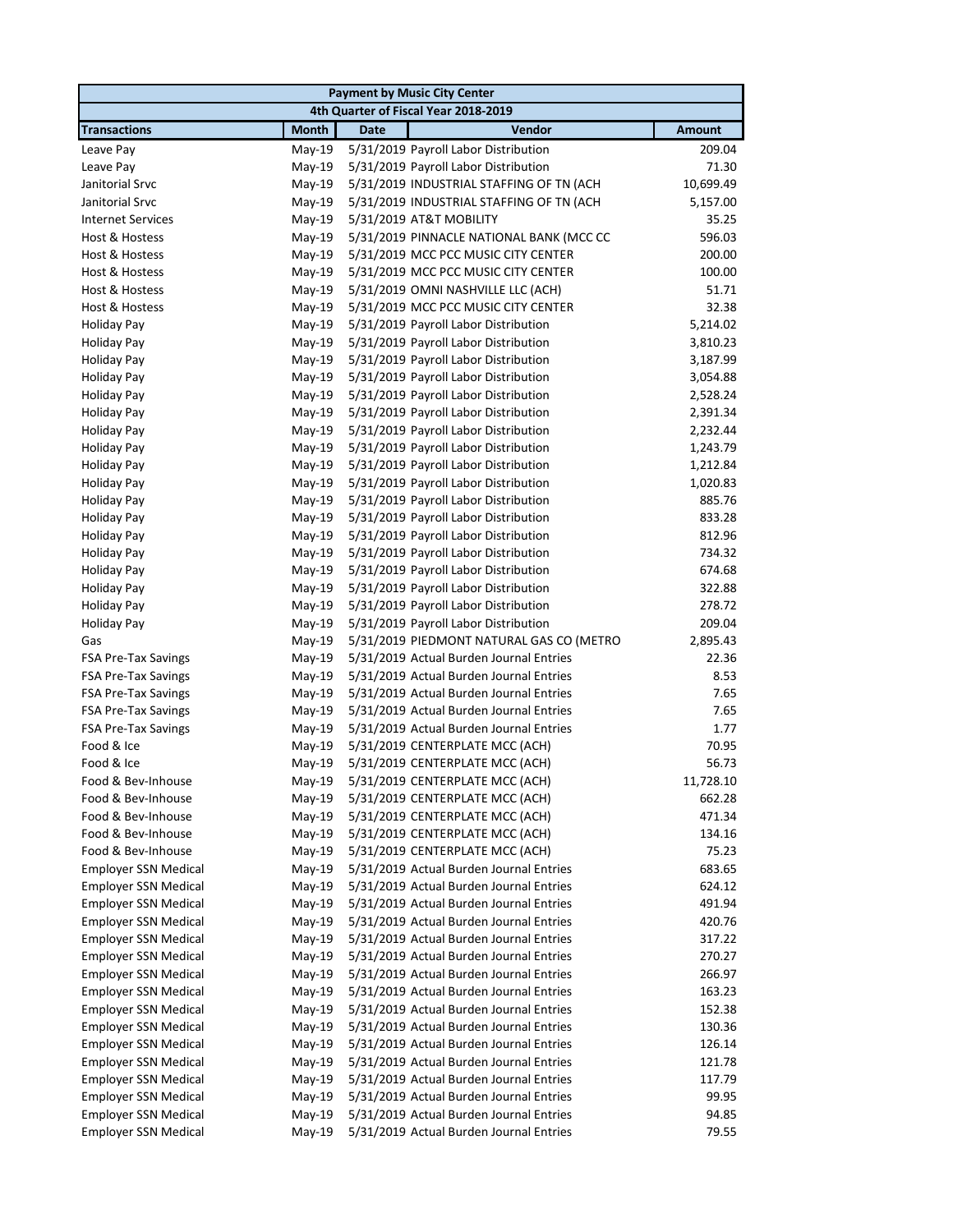| Payment by Music City Center | | | | |
|---|---|---|---|---|
| 4th Quarter of Fiscal Year 2018-2019 | | | | |
| **Transactions** | **Month** | **Date** | **Vendor** | **Amount** |
| Leave Pay | May-19 | 5/31/2019 | Payroll Labor Distribution | 209.04 |
| Leave Pay | May-19 | 5/31/2019 | Payroll Labor Distribution | 71.30 |
| Janitorial Srvc | May-19 | 5/31/2019 | INDUSTRIAL STAFFING OF TN (ACH | 10,699.49 |
| Janitorial Srvc | May-19 | 5/31/2019 | INDUSTRIAL STAFFING OF TN (ACH | 5,157.00 |
| Internet Services | May-19 | 5/31/2019 | AT&T MOBILITY | 35.25 |
| Host & Hostess | May-19 | 5/31/2019 | PINNACLE NATIONAL BANK (MCC CC | 596.03 |
| Host & Hostess | May-19 | 5/31/2019 | MCC PCC MUSIC CITY CENTER | 200.00 |
| Host & Hostess | May-19 | 5/31/2019 | MCC PCC MUSIC CITY CENTER | 100.00 |
| Host & Hostess | May-19 | 5/31/2019 | OMNI NASHVILLE LLC (ACH) | 51.71 |
| Host & Hostess | May-19 | 5/31/2019 | MCC PCC MUSIC CITY CENTER | 32.38 |
| Holiday Pay | May-19 | 5/31/2019 | Payroll Labor Distribution | 5,214.02 |
| Holiday Pay | May-19 | 5/31/2019 | Payroll Labor Distribution | 3,810.23 |
| Holiday Pay | May-19 | 5/31/2019 | Payroll Labor Distribution | 3,187.99 |
| Holiday Pay | May-19 | 5/31/2019 | Payroll Labor Distribution | 3,054.88 |
| Holiday Pay | May-19 | 5/31/2019 | Payroll Labor Distribution | 2,528.24 |
| Holiday Pay | May-19 | 5/31/2019 | Payroll Labor Distribution | 2,391.34 |
| Holiday Pay | May-19 | 5/31/2019 | Payroll Labor Distribution | 2,232.44 |
| Holiday Pay | May-19 | 5/31/2019 | Payroll Labor Distribution | 1,243.79 |
| Holiday Pay | May-19 | 5/31/2019 | Payroll Labor Distribution | 1,212.84 |
| Holiday Pay | May-19 | 5/31/2019 | Payroll Labor Distribution | 1,020.83 |
| Holiday Pay | May-19 | 5/31/2019 | Payroll Labor Distribution | 885.76 |
| Holiday Pay | May-19 | 5/31/2019 | Payroll Labor Distribution | 833.28 |
| Holiday Pay | May-19 | 5/31/2019 | Payroll Labor Distribution | 812.96 |
| Holiday Pay | May-19 | 5/31/2019 | Payroll Labor Distribution | 734.32 |
| Holiday Pay | May-19 | 5/31/2019 | Payroll Labor Distribution | 674.68 |
| Holiday Pay | May-19 | 5/31/2019 | Payroll Labor Distribution | 322.88 |
| Holiday Pay | May-19 | 5/31/2019 | Payroll Labor Distribution | 278.72 |
| Holiday Pay | May-19 | 5/31/2019 | Payroll Labor Distribution | 209.04 |
| Gas | May-19 | 5/31/2019 | PIEDMONT NATURAL GAS CO (METRO | 2,895.43 |
| FSA Pre-Tax Savings | May-19 | 5/31/2019 | Actual Burden Journal Entries | 22.36 |
| FSA Pre-Tax Savings | May-19 | 5/31/2019 | Actual Burden Journal Entries | 8.53 |
| FSA Pre-Tax Savings | May-19 | 5/31/2019 | Actual Burden Journal Entries | 7.65 |
| FSA Pre-Tax Savings | May-19 | 5/31/2019 | Actual Burden Journal Entries | 7.65 |
| FSA Pre-Tax Savings | May-19 | 5/31/2019 | Actual Burden Journal Entries | 1.77 |
| Food & Ice | May-19 | 5/31/2019 | CENTERPLATE MCC (ACH) | 70.95 |
| Food & Ice | May-19 | 5/31/2019 | CENTERPLATE MCC (ACH) | 56.73 |
| Food & Bev-Inhouse | May-19 | 5/31/2019 | CENTERPLATE MCC (ACH) | 11,728.10 |
| Food & Bev-Inhouse | May-19 | 5/31/2019 | CENTERPLATE MCC (ACH) | 662.28 |
| Food & Bev-Inhouse | May-19 | 5/31/2019 | CENTERPLATE MCC (ACH) | 471.34 |
| Food & Bev-Inhouse | May-19 | 5/31/2019 | CENTERPLATE MCC (ACH) | 134.16 |
| Food & Bev-Inhouse | May-19 | 5/31/2019 | CENTERPLATE MCC (ACH) | 75.23 |
| Employer SSN Medical | May-19 | 5/31/2019 | Actual Burden Journal Entries | 683.65 |
| Employer SSN Medical | May-19 | 5/31/2019 | Actual Burden Journal Entries | 624.12 |
| Employer SSN Medical | May-19 | 5/31/2019 | Actual Burden Journal Entries | 491.94 |
| Employer SSN Medical | May-19 | 5/31/2019 | Actual Burden Journal Entries | 420.76 |
| Employer SSN Medical | May-19 | 5/31/2019 | Actual Burden Journal Entries | 317.22 |
| Employer SSN Medical | May-19 | 5/31/2019 | Actual Burden Journal Entries | 270.27 |
| Employer SSN Medical | May-19 | 5/31/2019 | Actual Burden Journal Entries | 266.97 |
| Employer SSN Medical | May-19 | 5/31/2019 | Actual Burden Journal Entries | 163.23 |
| Employer SSN Medical | May-19 | 5/31/2019 | Actual Burden Journal Entries | 152.38 |
| Employer SSN Medical | May-19 | 5/31/2019 | Actual Burden Journal Entries | 130.36 |
| Employer SSN Medical | May-19 | 5/31/2019 | Actual Burden Journal Entries | 126.14 |
| Employer SSN Medical | May-19 | 5/31/2019 | Actual Burden Journal Entries | 121.78 |
| Employer SSN Medical | May-19 | 5/31/2019 | Actual Burden Journal Entries | 117.79 |
| Employer SSN Medical | May-19 | 5/31/2019 | Actual Burden Journal Entries | 99.95 |
| Employer SSN Medical | May-19 | 5/31/2019 | Actual Burden Journal Entries | 94.85 |
| Employer SSN Medical | May-19 | 5/31/2019 | Actual Burden Journal Entries | 79.55 |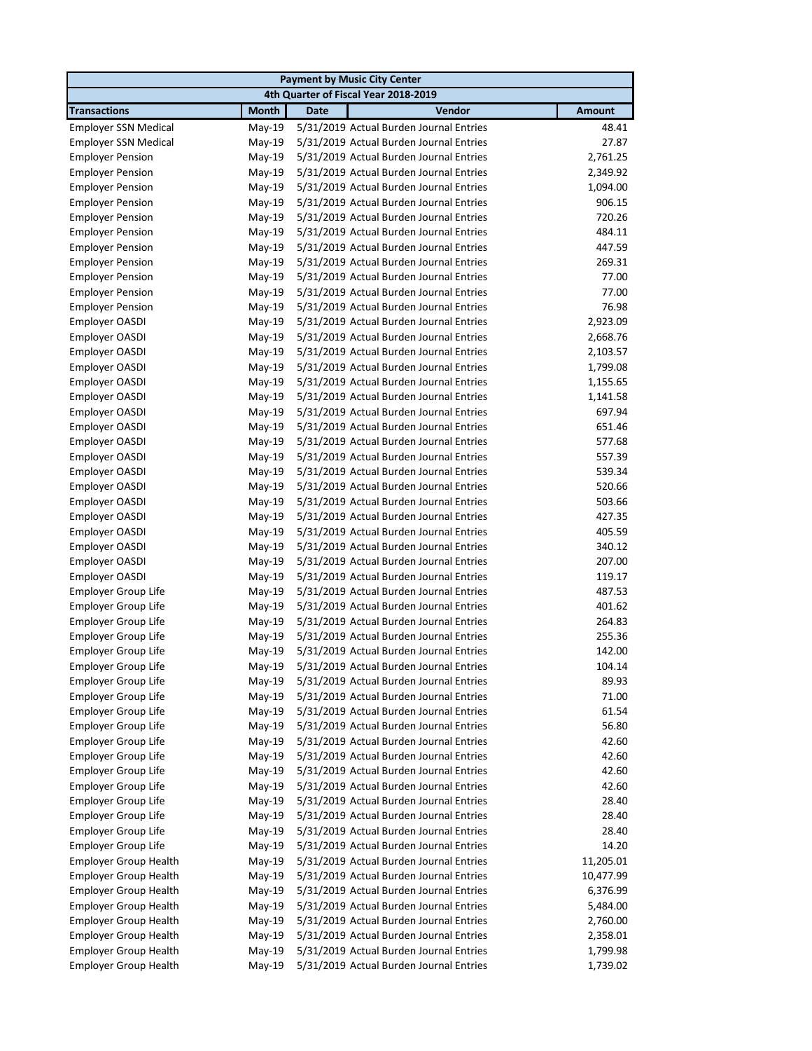| Payment by Music City Center | | | | |
|---|---|---|---|---|
| 4th Quarter of Fiscal Year 2018-2019 | | | | |
| **Transactions** | **Month** | **Date** | **Vendor** | **Amount** |
| Employer SSN Medical | May-19 | 5/31/2019 | Actual Burden Journal Entries | 48.41 |
| Employer SSN Medical | May-19 | 5/31/2019 | Actual Burden Journal Entries | 27.87 |
| Employer Pension | May-19 | 5/31/2019 | Actual Burden Journal Entries | 2,761.25 |
| Employer Pension | May-19 | 5/31/2019 | Actual Burden Journal Entries | 2,349.92 |
| Employer Pension | May-19 | 5/31/2019 | Actual Burden Journal Entries | 1,094.00 |
| Employer Pension | May-19 | 5/31/2019 | Actual Burden Journal Entries | 906.15 |
| Employer Pension | May-19 | 5/31/2019 | Actual Burden Journal Entries | 720.26 |
| Employer Pension | May-19 | 5/31/2019 | Actual Burden Journal Entries | 484.11 |
| Employer Pension | May-19 | 5/31/2019 | Actual Burden Journal Entries | 447.59 |
| Employer Pension | May-19 | 5/31/2019 | Actual Burden Journal Entries | 269.31 |
| Employer Pension | May-19 | 5/31/2019 | Actual Burden Journal Entries | 77.00 |
| Employer Pension | May-19 | 5/31/2019 | Actual Burden Journal Entries | 77.00 |
| Employer Pension | May-19 | 5/31/2019 | Actual Burden Journal Entries | 76.98 |
| Employer OASDI | May-19 | 5/31/2019 | Actual Burden Journal Entries | 2,923.09 |
| Employer OASDI | May-19 | 5/31/2019 | Actual Burden Journal Entries | 2,668.76 |
| Employer OASDI | May-19 | 5/31/2019 | Actual Burden Journal Entries | 2,103.57 |
| Employer OASDI | May-19 | 5/31/2019 | Actual Burden Journal Entries | 1,799.08 |
| Employer OASDI | May-19 | 5/31/2019 | Actual Burden Journal Entries | 1,155.65 |
| Employer OASDI | May-19 | 5/31/2019 | Actual Burden Journal Entries | 1,141.58 |
| Employer OASDI | May-19 | 5/31/2019 | Actual Burden Journal Entries | 697.94 |
| Employer OASDI | May-19 | 5/31/2019 | Actual Burden Journal Entries | 651.46 |
| Employer OASDI | May-19 | 5/31/2019 | Actual Burden Journal Entries | 577.68 |
| Employer OASDI | May-19 | 5/31/2019 | Actual Burden Journal Entries | 557.39 |
| Employer OASDI | May-19 | 5/31/2019 | Actual Burden Journal Entries | 539.34 |
| Employer OASDI | May-19 | 5/31/2019 | Actual Burden Journal Entries | 520.66 |
| Employer OASDI | May-19 | 5/31/2019 | Actual Burden Journal Entries | 503.66 |
| Employer OASDI | May-19 | 5/31/2019 | Actual Burden Journal Entries | 427.35 |
| Employer OASDI | May-19 | 5/31/2019 | Actual Burden Journal Entries | 405.59 |
| Employer OASDI | May-19 | 5/31/2019 | Actual Burden Journal Entries | 340.12 |
| Employer OASDI | May-19 | 5/31/2019 | Actual Burden Journal Entries | 207.00 |
| Employer OASDI | May-19 | 5/31/2019 | Actual Burden Journal Entries | 119.17 |
| Employer Group Life | May-19 | 5/31/2019 | Actual Burden Journal Entries | 487.53 |
| Employer Group Life | May-19 | 5/31/2019 | Actual Burden Journal Entries | 401.62 |
| Employer Group Life | May-19 | 5/31/2019 | Actual Burden Journal Entries | 264.83 |
| Employer Group Life | May-19 | 5/31/2019 | Actual Burden Journal Entries | 255.36 |
| Employer Group Life | May-19 | 5/31/2019 | Actual Burden Journal Entries | 142.00 |
| Employer Group Life | May-19 | 5/31/2019 | Actual Burden Journal Entries | 104.14 |
| Employer Group Life | May-19 | 5/31/2019 | Actual Burden Journal Entries | 89.93 |
| Employer Group Life | May-19 | 5/31/2019 | Actual Burden Journal Entries | 71.00 |
| Employer Group Life | May-19 | 5/31/2019 | Actual Burden Journal Entries | 61.54 |
| Employer Group Life | May-19 | 5/31/2019 | Actual Burden Journal Entries | 56.80 |
| Employer Group Life | May-19 | 5/31/2019 | Actual Burden Journal Entries | 42.60 |
| Employer Group Life | May-19 | 5/31/2019 | Actual Burden Journal Entries | 42.60 |
| Employer Group Life | May-19 | 5/31/2019 | Actual Burden Journal Entries | 42.60 |
| Employer Group Life | May-19 | 5/31/2019 | Actual Burden Journal Entries | 42.60 |
| Employer Group Life | May-19 | 5/31/2019 | Actual Burden Journal Entries | 28.40 |
| Employer Group Life | May-19 | 5/31/2019 | Actual Burden Journal Entries | 28.40 |
| Employer Group Life | May-19 | 5/31/2019 | Actual Burden Journal Entries | 28.40 |
| Employer Group Life | May-19 | 5/31/2019 | Actual Burden Journal Entries | 14.20 |
| Employer Group Health | May-19 | 5/31/2019 | Actual Burden Journal Entries | 11,205.01 |
| Employer Group Health | May-19 | 5/31/2019 | Actual Burden Journal Entries | 10,477.99 |
| Employer Group Health | May-19 | 5/31/2019 | Actual Burden Journal Entries | 6,376.99 |
| Employer Group Health | May-19 | 5/31/2019 | Actual Burden Journal Entries | 5,484.00 |
| Employer Group Health | May-19 | 5/31/2019 | Actual Burden Journal Entries | 2,760.00 |
| Employer Group Health | May-19 | 5/31/2019 | Actual Burden Journal Entries | 2,358.01 |
| Employer Group Health | May-19 | 5/31/2019 | Actual Burden Journal Entries | 1,799.98 |
| Employer Group Health | May-19 | 5/31/2019 | Actual Burden Journal Entries | 1,739.02 |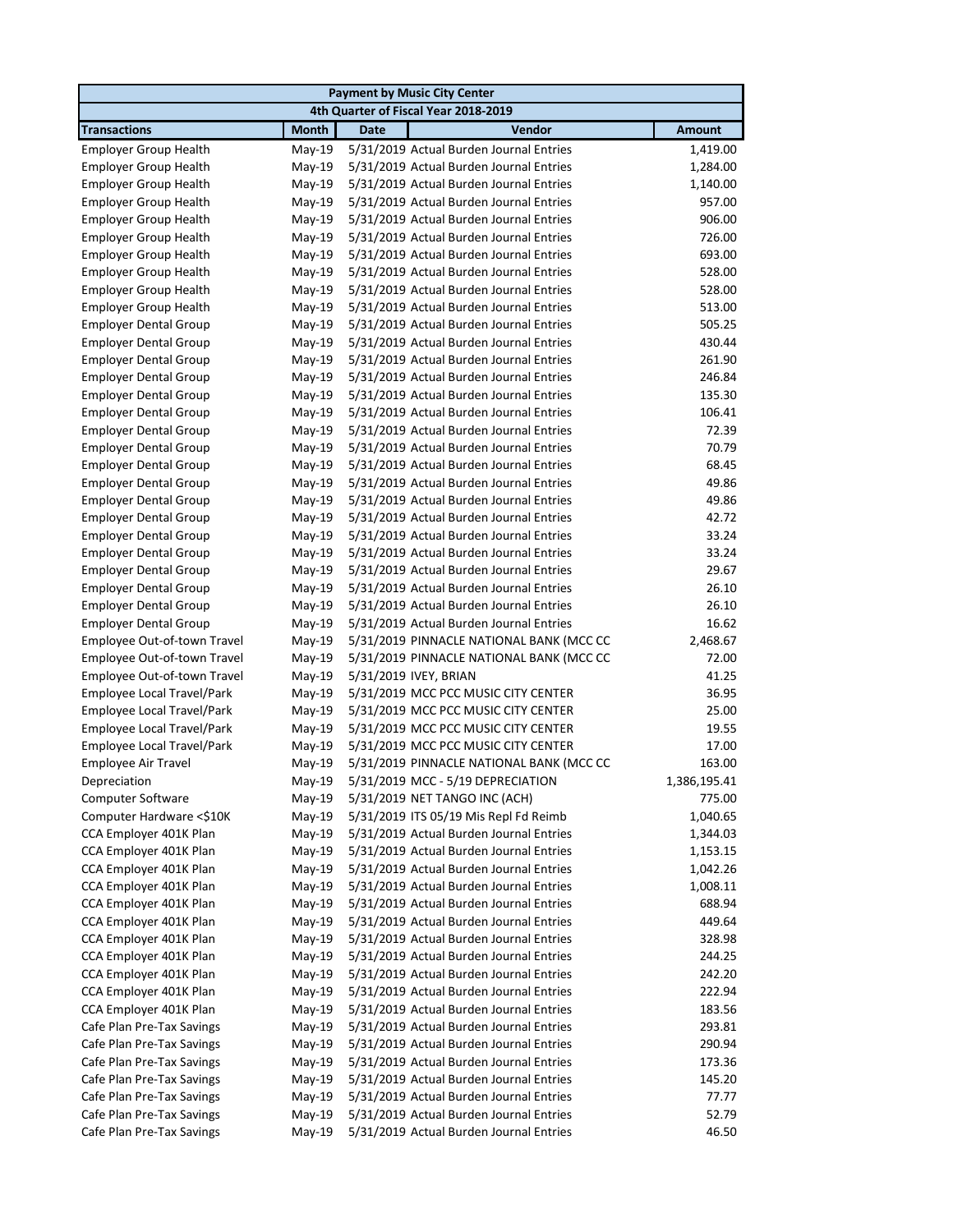| Payment by Music City Center | | | | |
|---|---|---|---|---|
| 4th Quarter of Fiscal Year 2018-2019 | | | | |
| **Transactions** | **Month** | **Date** | **Vendor** | **Amount** |
| Employer Group Health | May-19 | 5/31/2019 | Actual Burden Journal Entries | 1,419.00 |
| Employer Group Health | May-19 | 5/31/2019 | Actual Burden Journal Entries | 1,284.00 |
| Employer Group Health | May-19 | 5/31/2019 | Actual Burden Journal Entries | 1,140.00 |
| Employer Group Health | May-19 | 5/31/2019 | Actual Burden Journal Entries | 957.00 |
| Employer Group Health | May-19 | 5/31/2019 | Actual Burden Journal Entries | 906.00 |
| Employer Group Health | May-19 | 5/31/2019 | Actual Burden Journal Entries | 726.00 |
| Employer Group Health | May-19 | 5/31/2019 | Actual Burden Journal Entries | 693.00 |
| Employer Group Health | May-19 | 5/31/2019 | Actual Burden Journal Entries | 528.00 |
| Employer Group Health | May-19 | 5/31/2019 | Actual Burden Journal Entries | 528.00 |
| Employer Group Health | May-19 | 5/31/2019 | Actual Burden Journal Entries | 513.00 |
| Employer Dental Group | May-19 | 5/31/2019 | Actual Burden Journal Entries | 505.25 |
| Employer Dental Group | May-19 | 5/31/2019 | Actual Burden Journal Entries | 430.44 |
| Employer Dental Group | May-19 | 5/31/2019 | Actual Burden Journal Entries | 261.90 |
| Employer Dental Group | May-19 | 5/31/2019 | Actual Burden Journal Entries | 246.84 |
| Employer Dental Group | May-19 | 5/31/2019 | Actual Burden Journal Entries | 135.30 |
| Employer Dental Group | May-19 | 5/31/2019 | Actual Burden Journal Entries | 106.41 |
| Employer Dental Group | May-19 | 5/31/2019 | Actual Burden Journal Entries | 72.39 |
| Employer Dental Group | May-19 | 5/31/2019 | Actual Burden Journal Entries | 70.79 |
| Employer Dental Group | May-19 | 5/31/2019 | Actual Burden Journal Entries | 68.45 |
| Employer Dental Group | May-19 | 5/31/2019 | Actual Burden Journal Entries | 49.86 |
| Employer Dental Group | May-19 | 5/31/2019 | Actual Burden Journal Entries | 49.86 |
| Employer Dental Group | May-19 | 5/31/2019 | Actual Burden Journal Entries | 42.72 |
| Employer Dental Group | May-19 | 5/31/2019 | Actual Burden Journal Entries | 33.24 |
| Employer Dental Group | May-19 | 5/31/2019 | Actual Burden Journal Entries | 33.24 |
| Employer Dental Group | May-19 | 5/31/2019 | Actual Burden Journal Entries | 29.67 |
| Employer Dental Group | May-19 | 5/31/2019 | Actual Burden Journal Entries | 26.10 |
| Employer Dental Group | May-19 | 5/31/2019 | Actual Burden Journal Entries | 26.10 |
| Employer Dental Group | May-19 | 5/31/2019 | Actual Burden Journal Entries | 16.62 |
| Employee Out-of-town Travel | May-19 | 5/31/2019 | PINNACLE NATIONAL BANK (MCC CC | 2,468.67 |
| Employee Out-of-town Travel | May-19 | 5/31/2019 | PINNACLE NATIONAL BANK (MCC CC | 72.00 |
| Employee Out-of-town Travel | May-19 | 5/31/2019 | IVEY, BRIAN | 41.25 |
| Employee Local Travel/Park | May-19 | 5/31/2019 | MCC PCC MUSIC CITY CENTER | 36.95 |
| Employee Local Travel/Park | May-19 | 5/31/2019 | MCC PCC MUSIC CITY CENTER | 25.00 |
| Employee Local Travel/Park | May-19 | 5/31/2019 | MCC PCC MUSIC CITY CENTER | 19.55 |
| Employee Local Travel/Park | May-19 | 5/31/2019 | MCC PCC MUSIC CITY CENTER | 17.00 |
| Employee Air Travel | May-19 | 5/31/2019 | PINNACLE NATIONAL BANK (MCC CC | 163.00 |
| Depreciation | May-19 | 5/31/2019 | MCC - 5/19 DEPRECIATION | 1,386,195.41 |
| Computer Software | May-19 | 5/31/2019 | NET TANGO INC (ACH) | 775.00 |
| Computer Hardware <$10K | May-19 | 5/31/2019 | ITS 05/19 Mis Repl Fd Reimb | 1,040.65 |
| CCA Employer 401K Plan | May-19 | 5/31/2019 | Actual Burden Journal Entries | 1,344.03 |
| CCA Employer 401K Plan | May-19 | 5/31/2019 | Actual Burden Journal Entries | 1,153.15 |
| CCA Employer 401K Plan | May-19 | 5/31/2019 | Actual Burden Journal Entries | 1,042.26 |
| CCA Employer 401K Plan | May-19 | 5/31/2019 | Actual Burden Journal Entries | 1,008.11 |
| CCA Employer 401K Plan | May-19 | 5/31/2019 | Actual Burden Journal Entries | 688.94 |
| CCA Employer 401K Plan | May-19 | 5/31/2019 | Actual Burden Journal Entries | 449.64 |
| CCA Employer 401K Plan | May-19 | 5/31/2019 | Actual Burden Journal Entries | 328.98 |
| CCA Employer 401K Plan | May-19 | 5/31/2019 | Actual Burden Journal Entries | 244.25 |
| CCA Employer 401K Plan | May-19 | 5/31/2019 | Actual Burden Journal Entries | 242.20 |
| CCA Employer 401K Plan | May-19 | 5/31/2019 | Actual Burden Journal Entries | 222.94 |
| CCA Employer 401K Plan | May-19 | 5/31/2019 | Actual Burden Journal Entries | 183.56 |
| Cafe Plan Pre-Tax Savings | May-19 | 5/31/2019 | Actual Burden Journal Entries | 293.81 |
| Cafe Plan Pre-Tax Savings | May-19 | 5/31/2019 | Actual Burden Journal Entries | 290.94 |
| Cafe Plan Pre-Tax Savings | May-19 | 5/31/2019 | Actual Burden Journal Entries | 173.36 |
| Cafe Plan Pre-Tax Savings | May-19 | 5/31/2019 | Actual Burden Journal Entries | 145.20 |
| Cafe Plan Pre-Tax Savings | May-19 | 5/31/2019 | Actual Burden Journal Entries | 77.77 |
| Cafe Plan Pre-Tax Savings | May-19 | 5/31/2019 | Actual Burden Journal Entries | 52.79 |
| Cafe Plan Pre-Tax Savings | May-19 | 5/31/2019 | Actual Burden Journal Entries | 46.50 |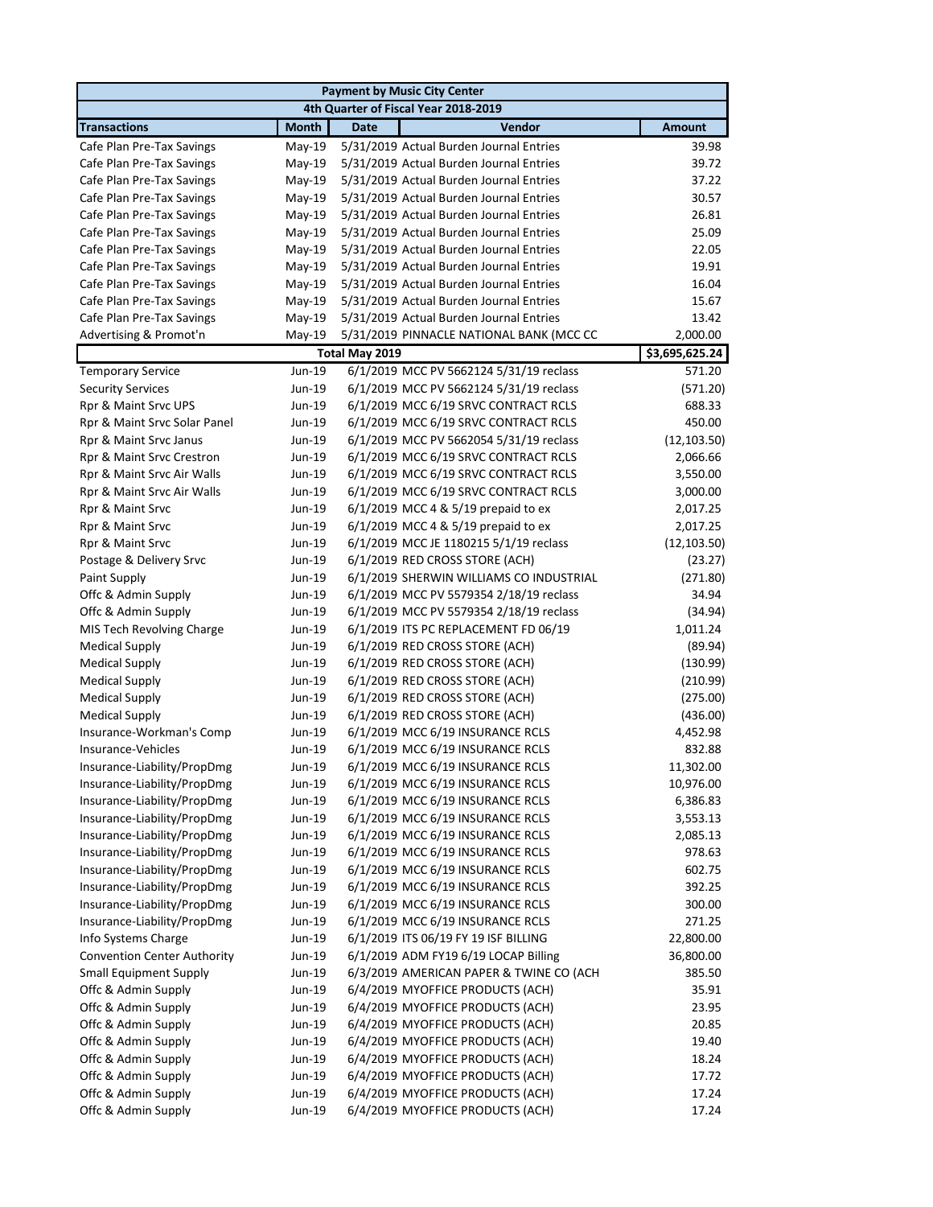| Payment by Music City Center | | | | |
|---|---|---|---|---|
| 4th Quarter of Fiscal Year 2018-2019 | | | | |
| **Transactions** | **Month** | **Date** | **Vendor** | **Amount** |
| Cafe Plan Pre-Tax Savings | May-19 | 5/31/2019 | Actual Burden Journal Entries | 39.98 |
| Cafe Plan Pre-Tax Savings | May-19 | 5/31/2019 | Actual Burden Journal Entries | 39.72 |
| Cafe Plan Pre-Tax Savings | May-19 | 5/31/2019 | Actual Burden Journal Entries | 37.22 |
| Cafe Plan Pre-Tax Savings | May-19 | 5/31/2019 | Actual Burden Journal Entries | 30.57 |
| Cafe Plan Pre-Tax Savings | May-19 | 5/31/2019 | Actual Burden Journal Entries | 26.81 |
| Cafe Plan Pre-Tax Savings | May-19 | 5/31/2019 | Actual Burden Journal Entries | 25.09 |
| Cafe Plan Pre-Tax Savings | May-19 | 5/31/2019 | Actual Burden Journal Entries | 22.05 |
| Cafe Plan Pre-Tax Savings | May-19 | 5/31/2019 | Actual Burden Journal Entries | 19.91 |
| Cafe Plan Pre-Tax Savings | May-19 | 5/31/2019 | Actual Burden Journal Entries | 16.04 |
| Cafe Plan Pre-Tax Savings | May-19 | 5/31/2019 | Actual Burden Journal Entries | 15.67 |
| Cafe Plan Pre-Tax Savings | May-19 | 5/31/2019 | Actual Burden Journal Entries | 13.42 |
| Advertising & Promot'n | May-19 | 5/31/2019 | PINNACLE NATIONAL BANK (MCC CC | 2,000.00 |
| | | **Total May 2019** | | **$3,695,625.24** |
| Temporary Service | Jun-19 | 6/1/2019 | MCC PV 5662124 5/31/19 reclass | 571.20 |
| Security Services | Jun-19 | 6/1/2019 | MCC PV 5662124 5/31/19 reclass | (571.20) |
| Rpr & Maint Srvc UPS | Jun-19 | 6/1/2019 | MCC 6/19 SRVC CONTRACT RCLS | 688.33 |
| Rpr & Maint Srvc Solar Panel | Jun-19 | 6/1/2019 | MCC 6/19 SRVC CONTRACT RCLS | 450.00 |
| Rpr & Maint Srvc Janus | Jun-19 | 6/1/2019 | MCC PV 5662054 5/31/19 reclass | (12,103.50) |
| Rpr & Maint Srvc Crestron | Jun-19 | 6/1/2019 | MCC 6/19 SRVC CONTRACT RCLS | 2,066.66 |
| Rpr & Maint Srvc Air Walls | Jun-19 | 6/1/2019 | MCC 6/19 SRVC CONTRACT RCLS | 3,550.00 |
| Rpr & Maint Srvc Air Walls | Jun-19 | 6/1/2019 | MCC 6/19 SRVC CONTRACT RCLS | 3,000.00 |
| Rpr & Maint Srvc | Jun-19 | 6/1/2019 | MCC 4 & 5/19 prepaid to ex | 2,017.25 |
| Rpr & Maint Srvc | Jun-19 | 6/1/2019 | MCC 4 & 5/19 prepaid to ex | 2,017.25 |
| Rpr & Maint Srvc | Jun-19 | 6/1/2019 | MCC JE 1180215 5/1/19 reclass | (12,103.50) |
| Postage & Delivery Srvc | Jun-19 | 6/1/2019 | RED CROSS STORE (ACH) | (23.27) |
| Paint Supply | Jun-19 | 6/1/2019 | SHERWIN WILLIAMS CO INDUSTRIAL | (271.80) |
| Offc & Admin Supply | Jun-19 | 6/1/2019 | MCC PV 5579354 2/18/19 reclass | 34.94 |
| Offc & Admin Supply | Jun-19 | 6/1/2019 | MCC PV 5579354 2/18/19 reclass | (34.94) |
| MIS Tech Revolving Charge | Jun-19 | 6/1/2019 | ITS PC REPLACEMENT FD 06/19 | 1,011.24 |
| Medical Supply | Jun-19 | 6/1/2019 | RED CROSS STORE (ACH) | (89.94) |
| Medical Supply | Jun-19 | 6/1/2019 | RED CROSS STORE (ACH) | (130.99) |
| Medical Supply | Jun-19 | 6/1/2019 | RED CROSS STORE (ACH) | (210.99) |
| Medical Supply | Jun-19 | 6/1/2019 | RED CROSS STORE (ACH) | (275.00) |
| Medical Supply | Jun-19 | 6/1/2019 | RED CROSS STORE (ACH) | (436.00) |
| Insurance-Workman's Comp | Jun-19 | 6/1/2019 | MCC 6/19 INSURANCE RCLS | 4,452.98 |
| Insurance-Vehicles | Jun-19 | 6/1/2019 | MCC 6/19 INSURANCE RCLS | 832.88 |
| Insurance-Liability/PropDmg | Jun-19 | 6/1/2019 | MCC 6/19 INSURANCE RCLS | 11,302.00 |
| Insurance-Liability/PropDmg | Jun-19 | 6/1/2019 | MCC 6/19 INSURANCE RCLS | 10,976.00 |
| Insurance-Liability/PropDmg | Jun-19 | 6/1/2019 | MCC 6/19 INSURANCE RCLS | 6,386.83 |
| Insurance-Liability/PropDmg | Jun-19 | 6/1/2019 | MCC 6/19 INSURANCE RCLS | 3,553.13 |
| Insurance-Liability/PropDmg | Jun-19 | 6/1/2019 | MCC 6/19 INSURANCE RCLS | 2,085.13 |
| Insurance-Liability/PropDmg | Jun-19 | 6/1/2019 | MCC 6/19 INSURANCE RCLS | 978.63 |
| Insurance-Liability/PropDmg | Jun-19 | 6/1/2019 | MCC 6/19 INSURANCE RCLS | 602.75 |
| Insurance-Liability/PropDmg | Jun-19 | 6/1/2019 | MCC 6/19 INSURANCE RCLS | 392.25 |
| Insurance-Liability/PropDmg | Jun-19 | 6/1/2019 | MCC 6/19 INSURANCE RCLS | 300.00 |
| Insurance-Liability/PropDmg | Jun-19 | 6/1/2019 | MCC 6/19 INSURANCE RCLS | 271.25 |
| Info Systems Charge | Jun-19 | 6/1/2019 | ITS 06/19 FY 19 ISF BILLING | 22,800.00 |
| Convention Center Authority | Jun-19 | 6/1/2019 | ADM FY19 6/19 LOCAP Billing | 36,800.00 |
| Small Equipment Supply | Jun-19 | 6/3/2019 | AMERICAN PAPER & TWINE CO (ACH | 385.50 |
| Offc & Admin Supply | Jun-19 | 6/4/2019 | MYOFFICE PRODUCTS (ACH) | 35.91 |
| Offc & Admin Supply | Jun-19 | 6/4/2019 | MYOFFICE PRODUCTS (ACH) | 23.95 |
| Offc & Admin Supply | Jun-19 | 6/4/2019 | MYOFFICE PRODUCTS (ACH) | 20.85 |
| Offc & Admin Supply | Jun-19 | 6/4/2019 | MYOFFICE PRODUCTS (ACH) | 19.40 |
| Offc & Admin Supply | Jun-19 | 6/4/2019 | MYOFFICE PRODUCTS (ACH) | 18.24 |
| Offc & Admin Supply | Jun-19 | 6/4/2019 | MYOFFICE PRODUCTS (ACH) | 17.72 |
| Offc & Admin Supply | Jun-19 | 6/4/2019 | MYOFFICE PRODUCTS (ACH) | 17.24 |
| Offc & Admin Supply | Jun-19 | 6/4/2019 | MYOFFICE PRODUCTS (ACH) | 17.24 |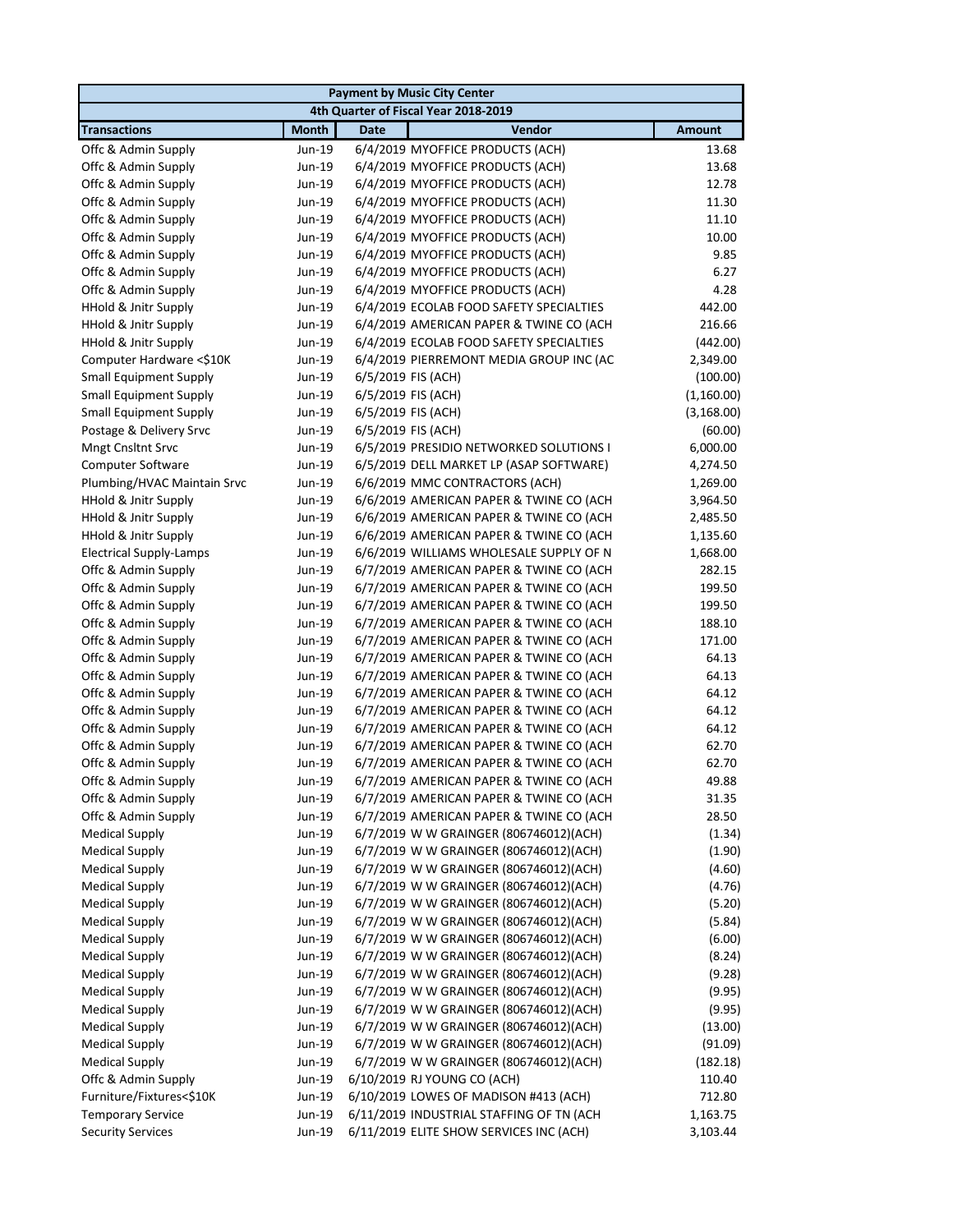| Payment by Music City Center | | | | |
|---|---|---|---|---|
| 4th Quarter of Fiscal Year 2018-2019 | | | | |
| **Transactions** | **Month** | **Date** | **Vendor** | **Amount** |
| Offc & Admin Supply | Jun-19 | 6/4/2019 | MYOFFICE PRODUCTS (ACH) | 13.68 |
| Offc & Admin Supply | Jun-19 | 6/4/2019 | MYOFFICE PRODUCTS (ACH) | 13.68 |
| Offc & Admin Supply | Jun-19 | 6/4/2019 | MYOFFICE PRODUCTS (ACH) | 12.78 |
| Offc & Admin Supply | Jun-19 | 6/4/2019 | MYOFFICE PRODUCTS (ACH) | 11.30 |
| Offc & Admin Supply | Jun-19 | 6/4/2019 | MYOFFICE PRODUCTS (ACH) | 11.10 |
| Offc & Admin Supply | Jun-19 | 6/4/2019 | MYOFFICE PRODUCTS (ACH) | 10.00 |
| Offc & Admin Supply | Jun-19 | 6/4/2019 | MYOFFICE PRODUCTS (ACH) | 9.85 |
| Offc & Admin Supply | Jun-19 | 6/4/2019 | MYOFFICE PRODUCTS (ACH) | 6.27 |
| Offc & Admin Supply | Jun-19 | 6/4/2019 | MYOFFICE PRODUCTS (ACH) | 4.28 |
| HHold & Jnitr Supply | Jun-19 | 6/4/2019 | ECOLAB FOOD SAFETY SPECIALTIES | 442.00 |
| HHold & Jnitr Supply | Jun-19 | 6/4/2019 | AMERICAN PAPER & TWINE CO (ACH | 216.66 |
| HHold & Jnitr Supply | Jun-19 | 6/4/2019 | ECOLAB FOOD SAFETY SPECIALTIES | (442.00) |
| Computer Hardware <$10K | Jun-19 | 6/4/2019 | PIERREMONT MEDIA GROUP INC (AC | 2,349.00 |
| Small Equipment Supply | Jun-19 | 6/5/2019 | FIS (ACH) | (100.00) |
| Small Equipment Supply | Jun-19 | 6/5/2019 | FIS (ACH) | (1,160.00) |
| Small Equipment Supply | Jun-19 | 6/5/2019 | FIS (ACH) | (3,168.00) |
| Postage & Delivery Srvc | Jun-19 | 6/5/2019 | FIS (ACH) | (60.00) |
| Mngt Cnsltnt Srvc | Jun-19 | 6/5/2019 | PRESIDIO NETWORKED SOLUTIONS I | 6,000.00 |
| Computer Software | Jun-19 | 6/5/2019 | DELL MARKET LP (ASAP SOFTWARE) | 4,274.50 |
| Plumbing/HVAC Maintain Srvc | Jun-19 | 6/6/2019 | MMC CONTRACTORS (ACH) | 1,269.00 |
| HHold & Jnitr Supply | Jun-19 | 6/6/2019 | AMERICAN PAPER & TWINE CO (ACH | 3,964.50 |
| HHold & Jnitr Supply | Jun-19 | 6/6/2019 | AMERICAN PAPER & TWINE CO (ACH | 2,485.50 |
| HHold & Jnitr Supply | Jun-19 | 6/6/2019 | AMERICAN PAPER & TWINE CO (ACH | 1,135.60 |
| Electrical Supply-Lamps | Jun-19 | 6/6/2019 | WILLIAMS WHOLESALE SUPPLY OF N | 1,668.00 |
| Offc & Admin Supply | Jun-19 | 6/7/2019 | AMERICAN PAPER & TWINE CO (ACH | 282.15 |
| Offc & Admin Supply | Jun-19 | 6/7/2019 | AMERICAN PAPER & TWINE CO (ACH | 199.50 |
| Offc & Admin Supply | Jun-19 | 6/7/2019 | AMERICAN PAPER & TWINE CO (ACH | 199.50 |
| Offc & Admin Supply | Jun-19 | 6/7/2019 | AMERICAN PAPER & TWINE CO (ACH | 188.10 |
| Offc & Admin Supply | Jun-19 | 6/7/2019 | AMERICAN PAPER & TWINE CO (ACH | 171.00 |
| Offc & Admin Supply | Jun-19 | 6/7/2019 | AMERICAN PAPER & TWINE CO (ACH | 64.13 |
| Offc & Admin Supply | Jun-19 | 6/7/2019 | AMERICAN PAPER & TWINE CO (ACH | 64.13 |
| Offc & Admin Supply | Jun-19 | 6/7/2019 | AMERICAN PAPER & TWINE CO (ACH | 64.12 |
| Offc & Admin Supply | Jun-19 | 6/7/2019 | AMERICAN PAPER & TWINE CO (ACH | 64.12 |
| Offc & Admin Supply | Jun-19 | 6/7/2019 | AMERICAN PAPER & TWINE CO (ACH | 64.12 |
| Offc & Admin Supply | Jun-19 | 6/7/2019 | AMERICAN PAPER & TWINE CO (ACH | 62.70 |
| Offc & Admin Supply | Jun-19 | 6/7/2019 | AMERICAN PAPER & TWINE CO (ACH | 62.70 |
| Offc & Admin Supply | Jun-19 | 6/7/2019 | AMERICAN PAPER & TWINE CO (ACH | 49.88 |
| Offc & Admin Supply | Jun-19 | 6/7/2019 | AMERICAN PAPER & TWINE CO (ACH | 31.35 |
| Offc & Admin Supply | Jun-19 | 6/7/2019 | AMERICAN PAPER & TWINE CO (ACH | 28.50 |
| Medical Supply | Jun-19 | 6/7/2019 | W W GRAINGER (806746012)(ACH) | (1.34) |
| Medical Supply | Jun-19 | 6/7/2019 | W W GRAINGER (806746012)(ACH) | (1.90) |
| Medical Supply | Jun-19 | 6/7/2019 | W W GRAINGER (806746012)(ACH) | (4.60) |
| Medical Supply | Jun-19 | 6/7/2019 | W W GRAINGER (806746012)(ACH) | (4.76) |
| Medical Supply | Jun-19 | 6/7/2019 | W W GRAINGER (806746012)(ACH) | (5.20) |
| Medical Supply | Jun-19 | 6/7/2019 | W W GRAINGER (806746012)(ACH) | (5.84) |
| Medical Supply | Jun-19 | 6/7/2019 | W W GRAINGER (806746012)(ACH) | (6.00) |
| Medical Supply | Jun-19 | 6/7/2019 | W W GRAINGER (806746012)(ACH) | (8.24) |
| Medical Supply | Jun-19 | 6/7/2019 | W W GRAINGER (806746012)(ACH) | (9.28) |
| Medical Supply | Jun-19 | 6/7/2019 | W W GRAINGER (806746012)(ACH) | (9.95) |
| Medical Supply | Jun-19 | 6/7/2019 | W W GRAINGER (806746012)(ACH) | (9.95) |
| Medical Supply | Jun-19 | 6/7/2019 | W W GRAINGER (806746012)(ACH) | (13.00) |
| Medical Supply | Jun-19 | 6/7/2019 | W W GRAINGER (806746012)(ACH) | (91.09) |
| Medical Supply | Jun-19 | 6/7/2019 | W W GRAINGER (806746012)(ACH) | (182.18) |
| Offc & Admin Supply | Jun-19 | 6/10/2019 | RJ YOUNG CO (ACH) | 110.40 |
| Furniture/Fixtures<$10K | Jun-19 | 6/10/2019 | LOWES OF MADISON #413 (ACH) | 712.80 |
| Temporary Service | Jun-19 | 6/11/2019 | INDUSTRIAL STAFFING OF TN (ACH | 1,163.75 |
| Security Services | Jun-19 | 6/11/2019 | ELITE SHOW SERVICES INC (ACH) | 3,103.44 |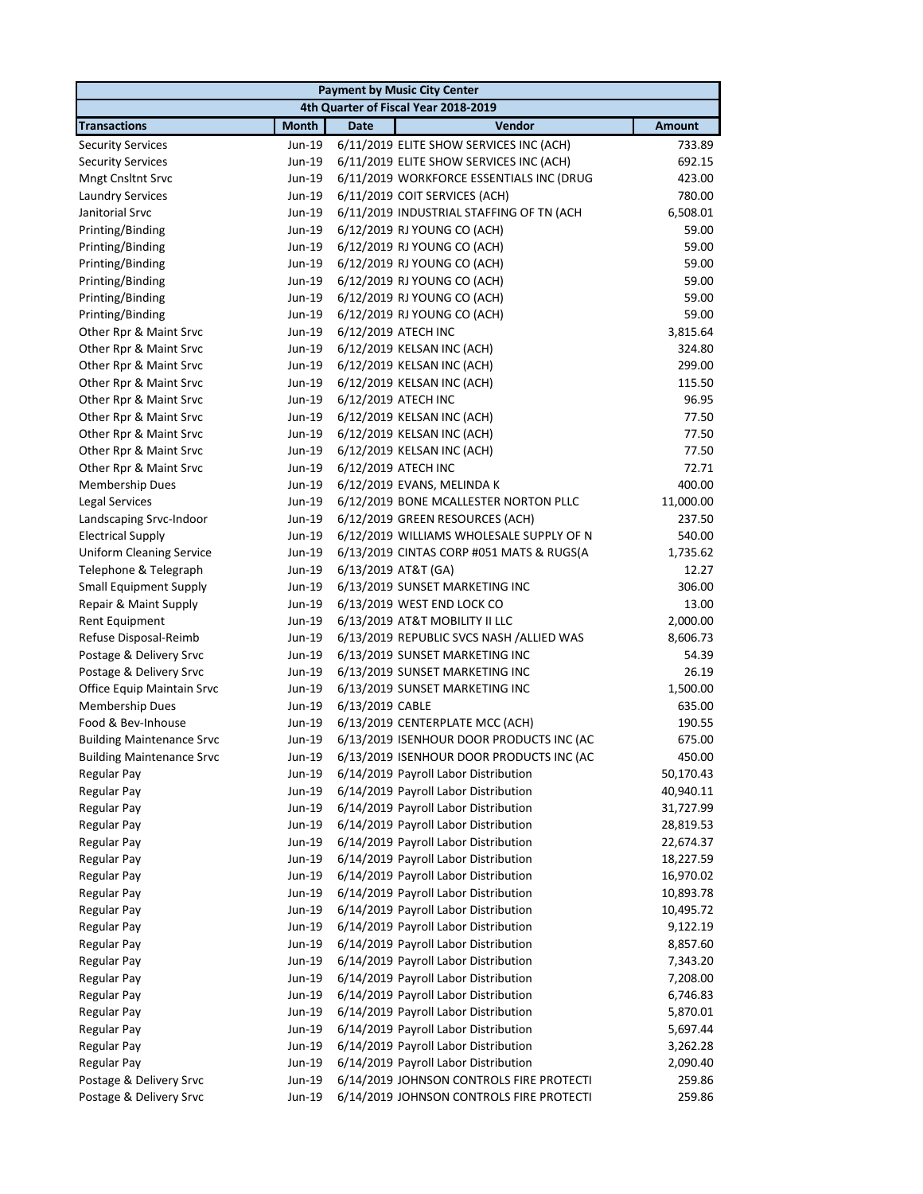| Payment by Music City Center | | | | |
|---|---|---|---|---|
| 4th Quarter of Fiscal Year 2018-2019 | | | | |
| **Transactions** | **Month** | **Date** | **Vendor** | **Amount** |
| Security Services | Jun-19 | 6/11/2019 | ELITE SHOW SERVICES INC (ACH) | 733.89 |
| Security Services | Jun-19 | 6/11/2019 | ELITE SHOW SERVICES INC (ACH) | 692.15 |
| Mngt Cnsltnt Srvc | Jun-19 | 6/11/2019 | WORKFORCE ESSENTIALS INC (DRUG | 423.00 |
| Laundry Services | Jun-19 | 6/11/2019 | COIT SERVICES (ACH) | 780.00 |
| Janitorial Srvc | Jun-19 | 6/11/2019 | INDUSTRIAL STAFFING OF TN (ACH | 6,508.01 |
| Printing/Binding | Jun-19 | 6/12/2019 | RJ YOUNG CO (ACH) | 59.00 |
| Printing/Binding | Jun-19 | 6/12/2019 | RJ YOUNG CO (ACH) | 59.00 |
| Printing/Binding | Jun-19 | 6/12/2019 | RJ YOUNG CO (ACH) | 59.00 |
| Printing/Binding | Jun-19 | 6/12/2019 | RJ YOUNG CO (ACH) | 59.00 |
| Printing/Binding | Jun-19 | 6/12/2019 | RJ YOUNG CO (ACH) | 59.00 |
| Printing/Binding | Jun-19 | 6/12/2019 | RJ YOUNG CO (ACH) | 59.00 |
| Other Rpr & Maint Srvc | Jun-19 | 6/12/2019 | ATECH INC | 3,815.64 |
| Other Rpr & Maint Srvc | Jun-19 | 6/12/2019 | KELSAN INC (ACH) | 324.80 |
| Other Rpr & Maint Srvc | Jun-19 | 6/12/2019 | KELSAN INC (ACH) | 299.00 |
| Other Rpr & Maint Srvc | Jun-19 | 6/12/2019 | KELSAN INC (ACH) | 115.50 |
| Other Rpr & Maint Srvc | Jun-19 | 6/12/2019 | ATECH INC | 96.95 |
| Other Rpr & Maint Srvc | Jun-19 | 6/12/2019 | KELSAN INC (ACH) | 77.50 |
| Other Rpr & Maint Srvc | Jun-19 | 6/12/2019 | KELSAN INC (ACH) | 77.50 |
| Other Rpr & Maint Srvc | Jun-19 | 6/12/2019 | KELSAN INC (ACH) | 77.50 |
| Other Rpr & Maint Srvc | Jun-19 | 6/12/2019 | ATECH INC | 72.71 |
| Membership Dues | Jun-19 | 6/12/2019 | EVANS, MELINDA K | 400.00 |
| Legal Services | Jun-19 | 6/12/2019 | BONE MCALLESTER NORTON PLLC | 11,000.00 |
| Landscaping Srvc-Indoor | Jun-19 | 6/12/2019 | GREEN RESOURCES (ACH) | 237.50 |
| Electrical Supply | Jun-19 | 6/12/2019 | WILLIAMS WHOLESALE SUPPLY OF N | 540.00 |
| Uniform Cleaning Service | Jun-19 | 6/13/2019 | CINTAS CORP #051 MATS & RUGS(A | 1,735.62 |
| Telephone & Telegraph | Jun-19 | 6/13/2019 | AT&T (GA) | 12.27 |
| Small Equipment Supply | Jun-19 | 6/13/2019 | SUNSET MARKETING INC | 306.00 |
| Repair & Maint Supply | Jun-19 | 6/13/2019 | WEST END LOCK CO | 13.00 |
| Rent Equipment | Jun-19 | 6/13/2019 | AT&T MOBILITY II LLC | 2,000.00 |
| Refuse Disposal-Reimb | Jun-19 | 6/13/2019 | REPUBLIC SVCS NASH /ALLIED WAS | 8,606.73 |
| Postage & Delivery Srvc | Jun-19 | 6/13/2019 | SUNSET MARKETING INC | 54.39 |
| Postage & Delivery Srvc | Jun-19 | 6/13/2019 | SUNSET MARKETING INC | 26.19 |
| Office Equip Maintain Srvc | Jun-19 | 6/13/2019 | SUNSET MARKETING INC | 1,500.00 |
| Membership Dues | Jun-19 | 6/13/2019 | CABLE | 635.00 |
| Food & Bev-Inhouse | Jun-19 | 6/13/2019 | CENTERPLATE MCC (ACH) | 190.55 |
| Building Maintenance Srvc | Jun-19 | 6/13/2019 | ISENHOUR DOOR PRODUCTS INC (AC | 675.00 |
| Building Maintenance Srvc | Jun-19 | 6/13/2019 | ISENHOUR DOOR PRODUCTS INC (AC | 450.00 |
| Regular Pay | Jun-19 | 6/14/2019 | Payroll Labor Distribution | 50,170.43 |
| Regular Pay | Jun-19 | 6/14/2019 | Payroll Labor Distribution | 40,940.11 |
| Regular Pay | Jun-19 | 6/14/2019 | Payroll Labor Distribution | 31,727.99 |
| Regular Pay | Jun-19 | 6/14/2019 | Payroll Labor Distribution | 28,819.53 |
| Regular Pay | Jun-19 | 6/14/2019 | Payroll Labor Distribution | 22,674.37 |
| Regular Pay | Jun-19 | 6/14/2019 | Payroll Labor Distribution | 18,227.59 |
| Regular Pay | Jun-19 | 6/14/2019 | Payroll Labor Distribution | 16,970.02 |
| Regular Pay | Jun-19 | 6/14/2019 | Payroll Labor Distribution | 10,893.78 |
| Regular Pay | Jun-19 | 6/14/2019 | Payroll Labor Distribution | 10,495.72 |
| Regular Pay | Jun-19 | 6/14/2019 | Payroll Labor Distribution | 9,122.19 |
| Regular Pay | Jun-19 | 6/14/2019 | Payroll Labor Distribution | 8,857.60 |
| Regular Pay | Jun-19 | 6/14/2019 | Payroll Labor Distribution | 7,343.20 |
| Regular Pay | Jun-19 | 6/14/2019 | Payroll Labor Distribution | 7,208.00 |
| Regular Pay | Jun-19 | 6/14/2019 | Payroll Labor Distribution | 6,746.83 |
| Regular Pay | Jun-19 | 6/14/2019 | Payroll Labor Distribution | 5,870.01 |
| Regular Pay | Jun-19 | 6/14/2019 | Payroll Labor Distribution | 5,697.44 |
| Regular Pay | Jun-19 | 6/14/2019 | Payroll Labor Distribution | 3,262.28 |
| Regular Pay | Jun-19 | 6/14/2019 | Payroll Labor Distribution | 2,090.40 |
| Postage & Delivery Srvc | Jun-19 | 6/14/2019 | JOHNSON CONTROLS FIRE PROTECTI | 259.86 |
| Postage & Delivery Srvc | Jun-19 | 6/14/2019 | JOHNSON CONTROLS FIRE PROTECTI | 259.86 |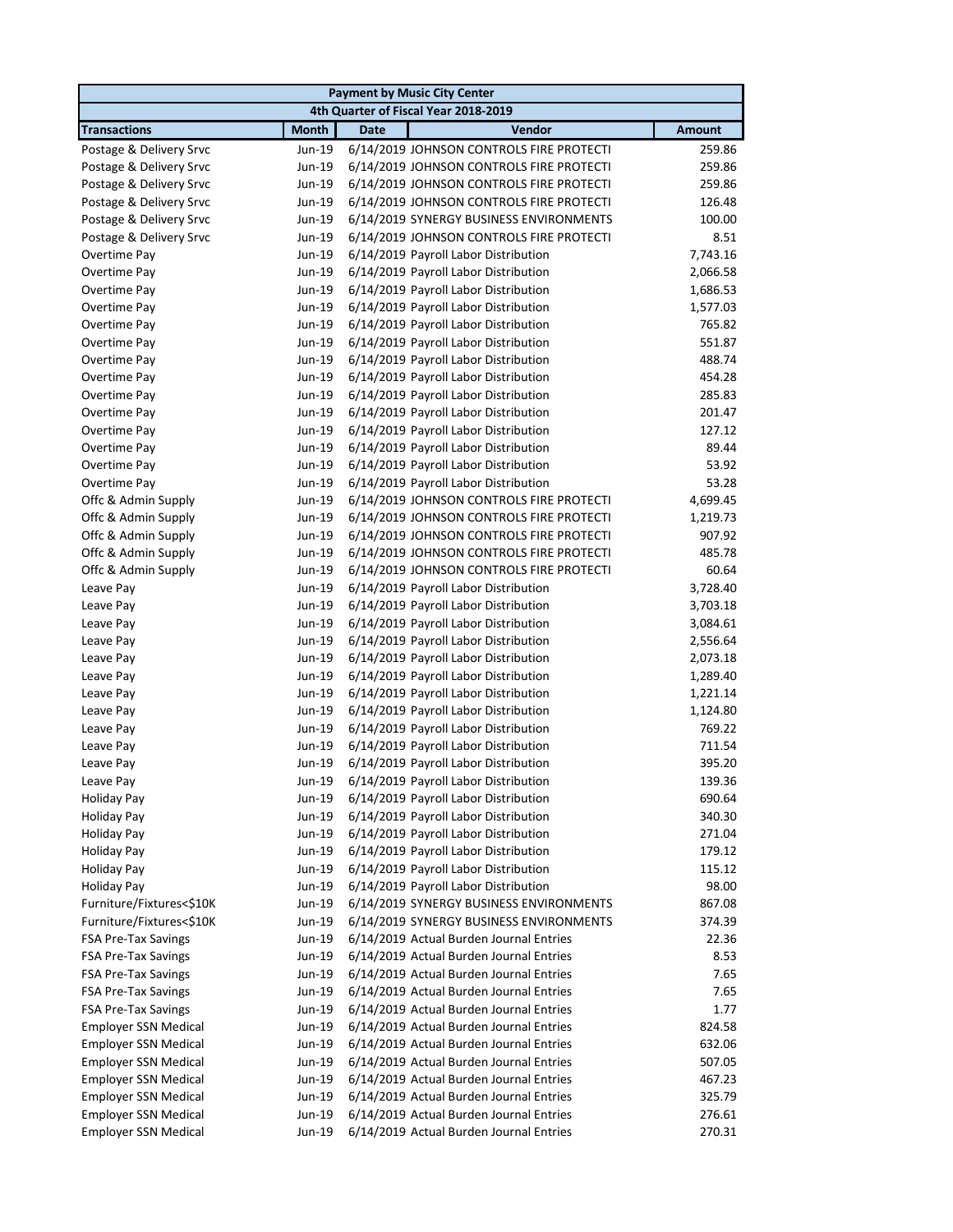| Payment by Music City Center | | | | |
|---|---|---|---|---|
| 4th Quarter of Fiscal Year 2018-2019 | | | | |
| **Transactions** | **Month** | **Date** | **Vendor** | **Amount** |
| Postage & Delivery Srvc | Jun-19 | 6/14/2019 | JOHNSON CONTROLS FIRE PROTECTI | 259.86 |
| Postage & Delivery Srvc | Jun-19 | 6/14/2019 | JOHNSON CONTROLS FIRE PROTECTI | 259.86 |
| Postage & Delivery Srvc | Jun-19 | 6/14/2019 | JOHNSON CONTROLS FIRE PROTECTI | 259.86 |
| Postage & Delivery Srvc | Jun-19 | 6/14/2019 | JOHNSON CONTROLS FIRE PROTECTI | 126.48 |
| Postage & Delivery Srvc | Jun-19 | 6/14/2019 | SYNERGY BUSINESS ENVIRONMENTS | 100.00 |
| Postage & Delivery Srvc | Jun-19 | 6/14/2019 | JOHNSON CONTROLS FIRE PROTECTI | 8.51 |
| Overtime Pay | Jun-19 | 6/14/2019 | Payroll Labor Distribution | 7,743.16 |
| Overtime Pay | Jun-19 | 6/14/2019 | Payroll Labor Distribution | 2,066.58 |
| Overtime Pay | Jun-19 | 6/14/2019 | Payroll Labor Distribution | 1,686.53 |
| Overtime Pay | Jun-19 | 6/14/2019 | Payroll Labor Distribution | 1,577.03 |
| Overtime Pay | Jun-19 | 6/14/2019 | Payroll Labor Distribution | 765.82 |
| Overtime Pay | Jun-19 | 6/14/2019 | Payroll Labor Distribution | 551.87 |
| Overtime Pay | Jun-19 | 6/14/2019 | Payroll Labor Distribution | 488.74 |
| Overtime Pay | Jun-19 | 6/14/2019 | Payroll Labor Distribution | 454.28 |
| Overtime Pay | Jun-19 | 6/14/2019 | Payroll Labor Distribution | 285.83 |
| Overtime Pay | Jun-19 | 6/14/2019 | Payroll Labor Distribution | 201.47 |
| Overtime Pay | Jun-19 | 6/14/2019 | Payroll Labor Distribution | 127.12 |
| Overtime Pay | Jun-19 | 6/14/2019 | Payroll Labor Distribution | 89.44 |
| Overtime Pay | Jun-19 | 6/14/2019 | Payroll Labor Distribution | 53.92 |
| Overtime Pay | Jun-19 | 6/14/2019 | Payroll Labor Distribution | 53.28 |
| Offc & Admin Supply | Jun-19 | 6/14/2019 | JOHNSON CONTROLS FIRE PROTECTI | 4,699.45 |
| Offc & Admin Supply | Jun-19 | 6/14/2019 | JOHNSON CONTROLS FIRE PROTECTI | 1,219.73 |
| Offc & Admin Supply | Jun-19 | 6/14/2019 | JOHNSON CONTROLS FIRE PROTECTI | 907.92 |
| Offc & Admin Supply | Jun-19 | 6/14/2019 | JOHNSON CONTROLS FIRE PROTECTI | 485.78 |
| Offc & Admin Supply | Jun-19 | 6/14/2019 | JOHNSON CONTROLS FIRE PROTECTI | 60.64 |
| Leave Pay | Jun-19 | 6/14/2019 | Payroll Labor Distribution | 3,728.40 |
| Leave Pay | Jun-19 | 6/14/2019 | Payroll Labor Distribution | 3,703.18 |
| Leave Pay | Jun-19 | 6/14/2019 | Payroll Labor Distribution | 3,084.61 |
| Leave Pay | Jun-19 | 6/14/2019 | Payroll Labor Distribution | 2,556.64 |
| Leave Pay | Jun-19 | 6/14/2019 | Payroll Labor Distribution | 2,073.18 |
| Leave Pay | Jun-19 | 6/14/2019 | Payroll Labor Distribution | 1,289.40 |
| Leave Pay | Jun-19 | 6/14/2019 | Payroll Labor Distribution | 1,221.14 |
| Leave Pay | Jun-19 | 6/14/2019 | Payroll Labor Distribution | 1,124.80 |
| Leave Pay | Jun-19 | 6/14/2019 | Payroll Labor Distribution | 769.22 |
| Leave Pay | Jun-19 | 6/14/2019 | Payroll Labor Distribution | 711.54 |
| Leave Pay | Jun-19 | 6/14/2019 | Payroll Labor Distribution | 395.20 |
| Leave Pay | Jun-19 | 6/14/2019 | Payroll Labor Distribution | 139.36 |
| Holiday Pay | Jun-19 | 6/14/2019 | Payroll Labor Distribution | 690.64 |
| Holiday Pay | Jun-19 | 6/14/2019 | Payroll Labor Distribution | 340.30 |
| Holiday Pay | Jun-19 | 6/14/2019 | Payroll Labor Distribution | 271.04 |
| Holiday Pay | Jun-19 | 6/14/2019 | Payroll Labor Distribution | 179.12 |
| Holiday Pay | Jun-19 | 6/14/2019 | Payroll Labor Distribution | 115.12 |
| Holiday Pay | Jun-19 | 6/14/2019 | Payroll Labor Distribution | 98.00 |
| Furniture/Fixtures<$10K | Jun-19 | 6/14/2019 | SYNERGY BUSINESS ENVIRONMENTS | 867.08 |
| Furniture/Fixtures<$10K | Jun-19 | 6/14/2019 | SYNERGY BUSINESS ENVIRONMENTS | 374.39 |
| FSA Pre-Tax Savings | Jun-19 | 6/14/2019 | Actual Burden Journal Entries | 22.36 |
| FSA Pre-Tax Savings | Jun-19 | 6/14/2019 | Actual Burden Journal Entries | 8.53 |
| FSA Pre-Tax Savings | Jun-19 | 6/14/2019 | Actual Burden Journal Entries | 7.65 |
| FSA Pre-Tax Savings | Jun-19 | 6/14/2019 | Actual Burden Journal Entries | 7.65 |
| FSA Pre-Tax Savings | Jun-19 | 6/14/2019 | Actual Burden Journal Entries | 1.77 |
| Employer SSN Medical | Jun-19 | 6/14/2019 | Actual Burden Journal Entries | 824.58 |
| Employer SSN Medical | Jun-19 | 6/14/2019 | Actual Burden Journal Entries | 632.06 |
| Employer SSN Medical | Jun-19 | 6/14/2019 | Actual Burden Journal Entries | 507.05 |
| Employer SSN Medical | Jun-19 | 6/14/2019 | Actual Burden Journal Entries | 467.23 |
| Employer SSN Medical | Jun-19 | 6/14/2019 | Actual Burden Journal Entries | 325.79 |
| Employer SSN Medical | Jun-19 | 6/14/2019 | Actual Burden Journal Entries | 276.61 |
| Employer SSN Medical | Jun-19 | 6/14/2019 | Actual Burden Journal Entries | 270.31 |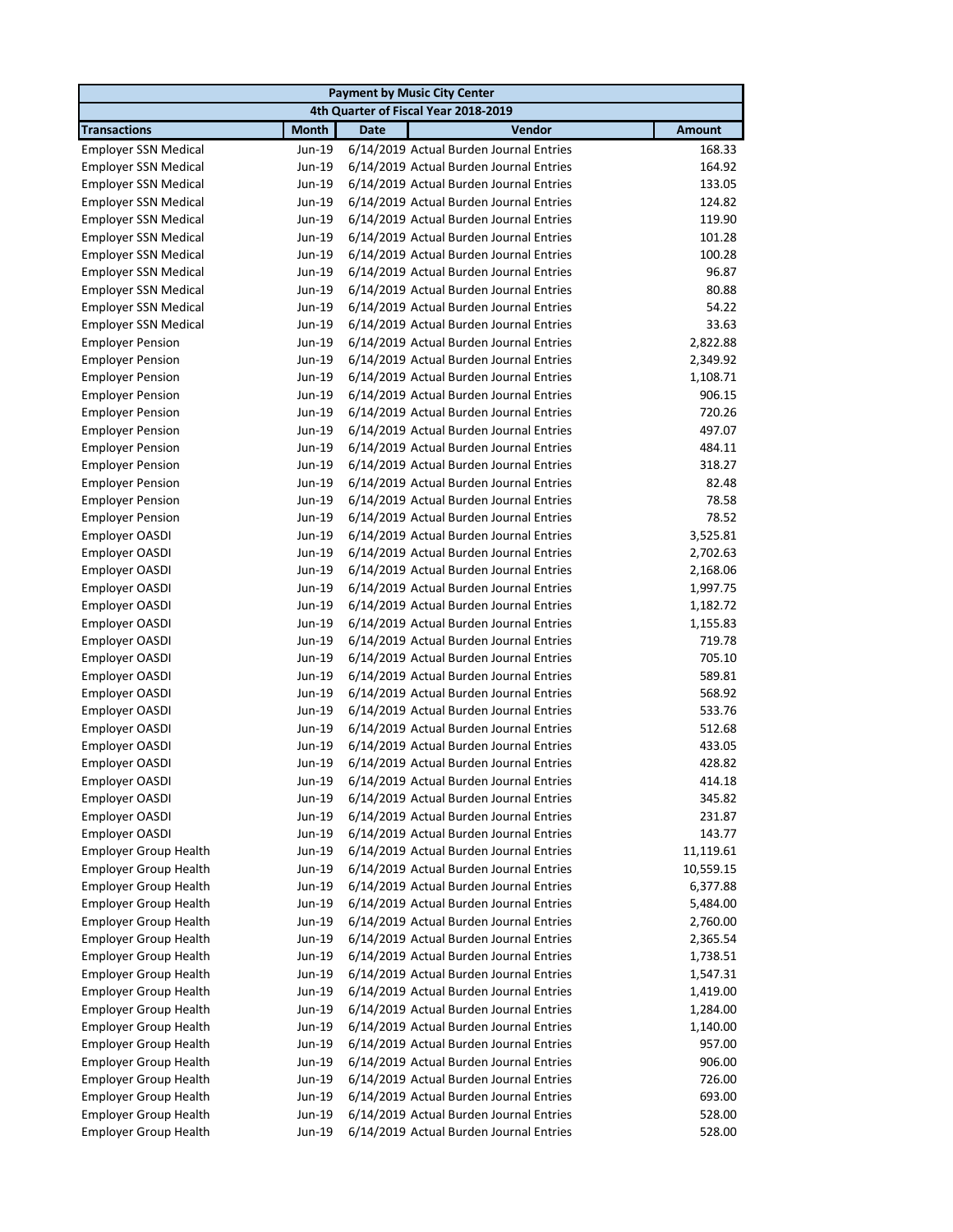| Payment by Music City Center | | | | |
|---|---|---|---|---|
| 4th Quarter of Fiscal Year 2018-2019 | | | | |
| **Transactions** | **Month** | **Date** | **Vendor** | **Amount** |
| Employer SSN Medical | Jun-19 | 6/14/2019 | Actual Burden Journal Entries | 168.33 |
| Employer SSN Medical | Jun-19 | 6/14/2019 | Actual Burden Journal Entries | 164.92 |
| Employer SSN Medical | Jun-19 | 6/14/2019 | Actual Burden Journal Entries | 133.05 |
| Employer SSN Medical | Jun-19 | 6/14/2019 | Actual Burden Journal Entries | 124.82 |
| Employer SSN Medical | Jun-19 | 6/14/2019 | Actual Burden Journal Entries | 119.90 |
| Employer SSN Medical | Jun-19 | 6/14/2019 | Actual Burden Journal Entries | 101.28 |
| Employer SSN Medical | Jun-19 | 6/14/2019 | Actual Burden Journal Entries | 100.28 |
| Employer SSN Medical | Jun-19 | 6/14/2019 | Actual Burden Journal Entries | 96.87 |
| Employer SSN Medical | Jun-19 | 6/14/2019 | Actual Burden Journal Entries | 80.88 |
| Employer SSN Medical | Jun-19 | 6/14/2019 | Actual Burden Journal Entries | 54.22 |
| Employer SSN Medical | Jun-19 | 6/14/2019 | Actual Burden Journal Entries | 33.63 |
| Employer Pension | Jun-19 | 6/14/2019 | Actual Burden Journal Entries | 2,822.88 |
| Employer Pension | Jun-19 | 6/14/2019 | Actual Burden Journal Entries | 2,349.92 |
| Employer Pension | Jun-19 | 6/14/2019 | Actual Burden Journal Entries | 1,108.71 |
| Employer Pension | Jun-19 | 6/14/2019 | Actual Burden Journal Entries | 906.15 |
| Employer Pension | Jun-19 | 6/14/2019 | Actual Burden Journal Entries | 720.26 |
| Employer Pension | Jun-19 | 6/14/2019 | Actual Burden Journal Entries | 497.07 |
| Employer Pension | Jun-19 | 6/14/2019 | Actual Burden Journal Entries | 484.11 |
| Employer Pension | Jun-19 | 6/14/2019 | Actual Burden Journal Entries | 318.27 |
| Employer Pension | Jun-19 | 6/14/2019 | Actual Burden Journal Entries | 82.48 |
| Employer Pension | Jun-19 | 6/14/2019 | Actual Burden Journal Entries | 78.58 |
| Employer Pension | Jun-19 | 6/14/2019 | Actual Burden Journal Entries | 78.52 |
| Employer OASDI | Jun-19 | 6/14/2019 | Actual Burden Journal Entries | 3,525.81 |
| Employer OASDI | Jun-19 | 6/14/2019 | Actual Burden Journal Entries | 2,702.63 |
| Employer OASDI | Jun-19 | 6/14/2019 | Actual Burden Journal Entries | 2,168.06 |
| Employer OASDI | Jun-19 | 6/14/2019 | Actual Burden Journal Entries | 1,997.75 |
| Employer OASDI | Jun-19 | 6/14/2019 | Actual Burden Journal Entries | 1,182.72 |
| Employer OASDI | Jun-19 | 6/14/2019 | Actual Burden Journal Entries | 1,155.83 |
| Employer OASDI | Jun-19 | 6/14/2019 | Actual Burden Journal Entries | 719.78 |
| Employer OASDI | Jun-19 | 6/14/2019 | Actual Burden Journal Entries | 705.10 |
| Employer OASDI | Jun-19 | 6/14/2019 | Actual Burden Journal Entries | 589.81 |
| Employer OASDI | Jun-19 | 6/14/2019 | Actual Burden Journal Entries | 568.92 |
| Employer OASDI | Jun-19 | 6/14/2019 | Actual Burden Journal Entries | 533.76 |
| Employer OASDI | Jun-19 | 6/14/2019 | Actual Burden Journal Entries | 512.68 |
| Employer OASDI | Jun-19 | 6/14/2019 | Actual Burden Journal Entries | 433.05 |
| Employer OASDI | Jun-19 | 6/14/2019 | Actual Burden Journal Entries | 428.82 |
| Employer OASDI | Jun-19 | 6/14/2019 | Actual Burden Journal Entries | 414.18 |
| Employer OASDI | Jun-19 | 6/14/2019 | Actual Burden Journal Entries | 345.82 |
| Employer OASDI | Jun-19 | 6/14/2019 | Actual Burden Journal Entries | 231.87 |
| Employer OASDI | Jun-19 | 6/14/2019 | Actual Burden Journal Entries | 143.77 |
| Employer Group Health | Jun-19 | 6/14/2019 | Actual Burden Journal Entries | 11,119.61 |
| Employer Group Health | Jun-19 | 6/14/2019 | Actual Burden Journal Entries | 10,559.15 |
| Employer Group Health | Jun-19 | 6/14/2019 | Actual Burden Journal Entries | 6,377.88 |
| Employer Group Health | Jun-19 | 6/14/2019 | Actual Burden Journal Entries | 5,484.00 |
| Employer Group Health | Jun-19 | 6/14/2019 | Actual Burden Journal Entries | 2,760.00 |
| Employer Group Health | Jun-19 | 6/14/2019 | Actual Burden Journal Entries | 2,365.54 |
| Employer Group Health | Jun-19 | 6/14/2019 | Actual Burden Journal Entries | 1,738.51 |
| Employer Group Health | Jun-19 | 6/14/2019 | Actual Burden Journal Entries | 1,547.31 |
| Employer Group Health | Jun-19 | 6/14/2019 | Actual Burden Journal Entries | 1,419.00 |
| Employer Group Health | Jun-19 | 6/14/2019 | Actual Burden Journal Entries | 1,284.00 |
| Employer Group Health | Jun-19 | 6/14/2019 | Actual Burden Journal Entries | 1,140.00 |
| Employer Group Health | Jun-19 | 6/14/2019 | Actual Burden Journal Entries | 957.00 |
| Employer Group Health | Jun-19 | 6/14/2019 | Actual Burden Journal Entries | 906.00 |
| Employer Group Health | Jun-19 | 6/14/2019 | Actual Burden Journal Entries | 726.00 |
| Employer Group Health | Jun-19 | 6/14/2019 | Actual Burden Journal Entries | 693.00 |
| Employer Group Health | Jun-19 | 6/14/2019 | Actual Burden Journal Entries | 528.00 |
| Employer Group Health | Jun-19 | 6/14/2019 | Actual Burden Journal Entries | 528.00 |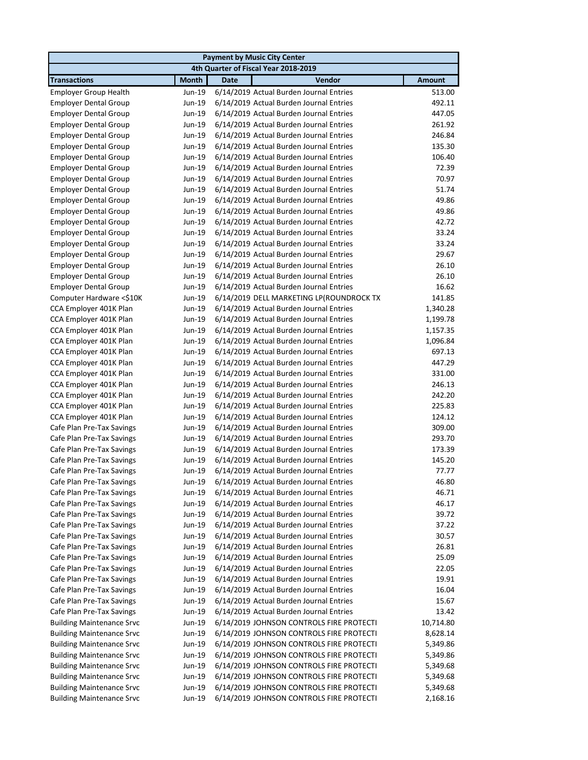| Payment by Music City Center | | | | |
|---|---|---|---|---|
| 4th Quarter of Fiscal Year 2018-2019 | | | | |
| **Transactions** | **Month** | **Date** | **Vendor** | **Amount** |
| Employer Group Health | Jun-19 | 6/14/2019 | Actual Burden Journal Entries | 513.00 |
| Employer Dental Group | Jun-19 | 6/14/2019 | Actual Burden Journal Entries | 492.11 |
| Employer Dental Group | Jun-19 | 6/14/2019 | Actual Burden Journal Entries | 447.05 |
| Employer Dental Group | Jun-19 | 6/14/2019 | Actual Burden Journal Entries | 261.92 |
| Employer Dental Group | Jun-19 | 6/14/2019 | Actual Burden Journal Entries | 246.84 |
| Employer Dental Group | Jun-19 | 6/14/2019 | Actual Burden Journal Entries | 135.30 |
| Employer Dental Group | Jun-19 | 6/14/2019 | Actual Burden Journal Entries | 106.40 |
| Employer Dental Group | Jun-19 | 6/14/2019 | Actual Burden Journal Entries | 72.39 |
| Employer Dental Group | Jun-19 | 6/14/2019 | Actual Burden Journal Entries | 70.97 |
| Employer Dental Group | Jun-19 | 6/14/2019 | Actual Burden Journal Entries | 51.74 |
| Employer Dental Group | Jun-19 | 6/14/2019 | Actual Burden Journal Entries | 49.86 |
| Employer Dental Group | Jun-19 | 6/14/2019 | Actual Burden Journal Entries | 49.86 |
| Employer Dental Group | Jun-19 | 6/14/2019 | Actual Burden Journal Entries | 42.72 |
| Employer Dental Group | Jun-19 | 6/14/2019 | Actual Burden Journal Entries | 33.24 |
| Employer Dental Group | Jun-19 | 6/14/2019 | Actual Burden Journal Entries | 33.24 |
| Employer Dental Group | Jun-19 | 6/14/2019 | Actual Burden Journal Entries | 29.67 |
| Employer Dental Group | Jun-19 | 6/14/2019 | Actual Burden Journal Entries | 26.10 |
| Employer Dental Group | Jun-19 | 6/14/2019 | Actual Burden Journal Entries | 26.10 |
| Employer Dental Group | Jun-19 | 6/14/2019 | Actual Burden Journal Entries | 16.62 |
| Computer Hardware <$10K | Jun-19 | 6/14/2019 | DELL MARKETING LP(ROUNDROCK TX | 141.85 |
| CCA Employer 401K Plan | Jun-19 | 6/14/2019 | Actual Burden Journal Entries | 1,340.28 |
| CCA Employer 401K Plan | Jun-19 | 6/14/2019 | Actual Burden Journal Entries | 1,199.78 |
| CCA Employer 401K Plan | Jun-19 | 6/14/2019 | Actual Burden Journal Entries | 1,157.35 |
| CCA Employer 401K Plan | Jun-19 | 6/14/2019 | Actual Burden Journal Entries | 1,096.84 |
| CCA Employer 401K Plan | Jun-19 | 6/14/2019 | Actual Burden Journal Entries | 697.13 |
| CCA Employer 401K Plan | Jun-19 | 6/14/2019 | Actual Burden Journal Entries | 447.29 |
| CCA Employer 401K Plan | Jun-19 | 6/14/2019 | Actual Burden Journal Entries | 331.00 |
| CCA Employer 401K Plan | Jun-19 | 6/14/2019 | Actual Burden Journal Entries | 246.13 |
| CCA Employer 401K Plan | Jun-19 | 6/14/2019 | Actual Burden Journal Entries | 242.20 |
| CCA Employer 401K Plan | Jun-19 | 6/14/2019 | Actual Burden Journal Entries | 225.83 |
| CCA Employer 401K Plan | Jun-19 | 6/14/2019 | Actual Burden Journal Entries | 124.12 |
| Cafe Plan Pre-Tax Savings | Jun-19 | 6/14/2019 | Actual Burden Journal Entries | 309.00 |
| Cafe Plan Pre-Tax Savings | Jun-19 | 6/14/2019 | Actual Burden Journal Entries | 293.70 |
| Cafe Plan Pre-Tax Savings | Jun-19 | 6/14/2019 | Actual Burden Journal Entries | 173.39 |
| Cafe Plan Pre-Tax Savings | Jun-19 | 6/14/2019 | Actual Burden Journal Entries | 145.20 |
| Cafe Plan Pre-Tax Savings | Jun-19 | 6/14/2019 | Actual Burden Journal Entries | 77.77 |
| Cafe Plan Pre-Tax Savings | Jun-19 | 6/14/2019 | Actual Burden Journal Entries | 46.80 |
| Cafe Plan Pre-Tax Savings | Jun-19 | 6/14/2019 | Actual Burden Journal Entries | 46.71 |
| Cafe Plan Pre-Tax Savings | Jun-19 | 6/14/2019 | Actual Burden Journal Entries | 46.17 |
| Cafe Plan Pre-Tax Savings | Jun-19 | 6/14/2019 | Actual Burden Journal Entries | 39.72 |
| Cafe Plan Pre-Tax Savings | Jun-19 | 6/14/2019 | Actual Burden Journal Entries | 37.22 |
| Cafe Plan Pre-Tax Savings | Jun-19 | 6/14/2019 | Actual Burden Journal Entries | 30.57 |
| Cafe Plan Pre-Tax Savings | Jun-19 | 6/14/2019 | Actual Burden Journal Entries | 26.81 |
| Cafe Plan Pre-Tax Savings | Jun-19 | 6/14/2019 | Actual Burden Journal Entries | 25.09 |
| Cafe Plan Pre-Tax Savings | Jun-19 | 6/14/2019 | Actual Burden Journal Entries | 22.05 |
| Cafe Plan Pre-Tax Savings | Jun-19 | 6/14/2019 | Actual Burden Journal Entries | 19.91 |
| Cafe Plan Pre-Tax Savings | Jun-19 | 6/14/2019 | Actual Burden Journal Entries | 16.04 |
| Cafe Plan Pre-Tax Savings | Jun-19 | 6/14/2019 | Actual Burden Journal Entries | 15.67 |
| Cafe Plan Pre-Tax Savings | Jun-19 | 6/14/2019 | Actual Burden Journal Entries | 13.42 |
| Building Maintenance Srvc | Jun-19 | 6/14/2019 | JOHNSON CONTROLS FIRE PROTECTI | 10,714.80 |
| Building Maintenance Srvc | Jun-19 | 6/14/2019 | JOHNSON CONTROLS FIRE PROTECTI | 8,628.14 |
| Building Maintenance Srvc | Jun-19 | 6/14/2019 | JOHNSON CONTROLS FIRE PROTECTI | 5,349.86 |
| Building Maintenance Srvc | Jun-19 | 6/14/2019 | JOHNSON CONTROLS FIRE PROTECTI | 5,349.86 |
| Building Maintenance Srvc | Jun-19 | 6/14/2019 | JOHNSON CONTROLS FIRE PROTECTI | 5,349.68 |
| Building Maintenance Srvc | Jun-19 | 6/14/2019 | JOHNSON CONTROLS FIRE PROTECTI | 5,349.68 |
| Building Maintenance Srvc | Jun-19 | 6/14/2019 | JOHNSON CONTROLS FIRE PROTECTI | 5,349.68 |
| Building Maintenance Srvc | Jun-19 | 6/14/2019 | JOHNSON CONTROLS FIRE PROTECTI | 2,168.16 |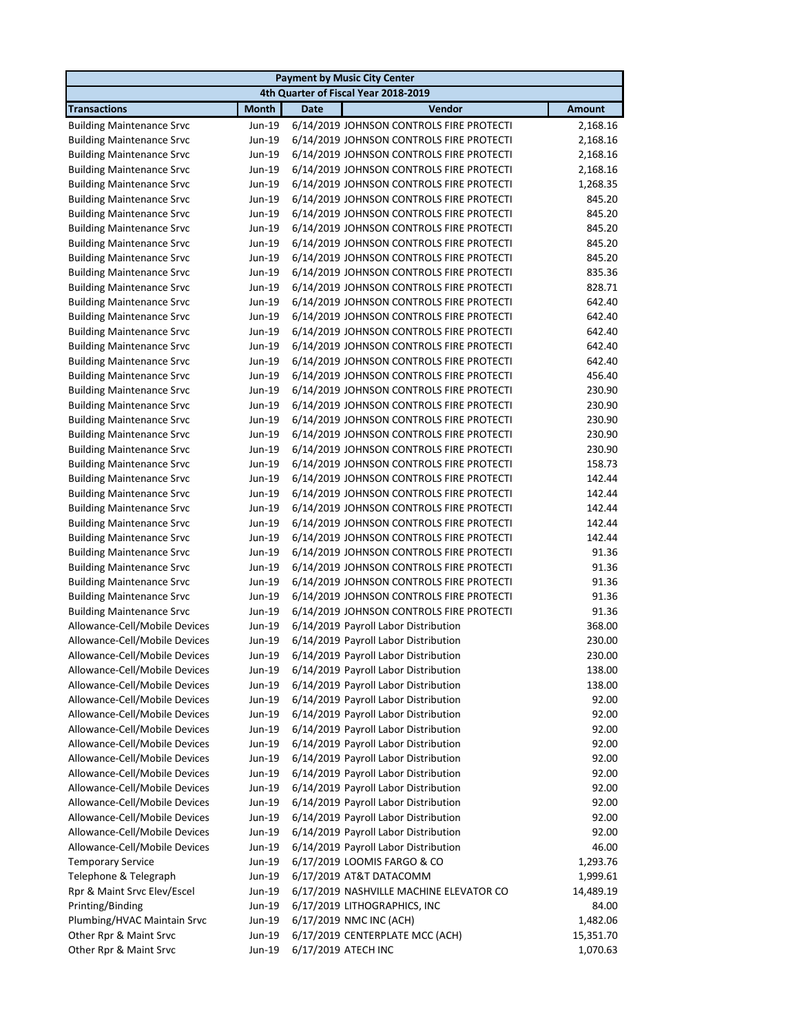| Payment by Music City Center | | | | |
|---|---|---|---|---|
| 4th Quarter of Fiscal Year 2018-2019 | | | | |
| **Transactions** | **Month** | **Date** | **Vendor** | **Amount** |
| Building Maintenance Srvc | Jun-19 | 6/14/2019 | JOHNSON CONTROLS FIRE PROTECTI | 2,168.16 |
| Building Maintenance Srvc | Jun-19 | 6/14/2019 | JOHNSON CONTROLS FIRE PROTECTI | 2,168.16 |
| Building Maintenance Srvc | Jun-19 | 6/14/2019 | JOHNSON CONTROLS FIRE PROTECTI | 2,168.16 |
| Building Maintenance Srvc | Jun-19 | 6/14/2019 | JOHNSON CONTROLS FIRE PROTECTI | 2,168.16 |
| Building Maintenance Srvc | Jun-19 | 6/14/2019 | JOHNSON CONTROLS FIRE PROTECTI | 1,268.35 |
| Building Maintenance Srvc | Jun-19 | 6/14/2019 | JOHNSON CONTROLS FIRE PROTECTI | 845.20 |
| Building Maintenance Srvc | Jun-19 | 6/14/2019 | JOHNSON CONTROLS FIRE PROTECTI | 845.20 |
| Building Maintenance Srvc | Jun-19 | 6/14/2019 | JOHNSON CONTROLS FIRE PROTECTI | 845.20 |
| Building Maintenance Srvc | Jun-19 | 6/14/2019 | JOHNSON CONTROLS FIRE PROTECTI | 845.20 |
| Building Maintenance Srvc | Jun-19 | 6/14/2019 | JOHNSON CONTROLS FIRE PROTECTI | 845.20 |
| Building Maintenance Srvc | Jun-19 | 6/14/2019 | JOHNSON CONTROLS FIRE PROTECTI | 835.36 |
| Building Maintenance Srvc | Jun-19 | 6/14/2019 | JOHNSON CONTROLS FIRE PROTECTI | 828.71 |
| Building Maintenance Srvc | Jun-19 | 6/14/2019 | JOHNSON CONTROLS FIRE PROTECTI | 642.40 |
| Building Maintenance Srvc | Jun-19 | 6/14/2019 | JOHNSON CONTROLS FIRE PROTECTI | 642.40 |
| Building Maintenance Srvc | Jun-19 | 6/14/2019 | JOHNSON CONTROLS FIRE PROTECTI | 642.40 |
| Building Maintenance Srvc | Jun-19 | 6/14/2019 | JOHNSON CONTROLS FIRE PROTECTI | 642.40 |
| Building Maintenance Srvc | Jun-19 | 6/14/2019 | JOHNSON CONTROLS FIRE PROTECTI | 642.40 |
| Building Maintenance Srvc | Jun-19 | 6/14/2019 | JOHNSON CONTROLS FIRE PROTECTI | 456.40 |
| Building Maintenance Srvc | Jun-19 | 6/14/2019 | JOHNSON CONTROLS FIRE PROTECTI | 230.90 |
| Building Maintenance Srvc | Jun-19 | 6/14/2019 | JOHNSON CONTROLS FIRE PROTECTI | 230.90 |
| Building Maintenance Srvc | Jun-19 | 6/14/2019 | JOHNSON CONTROLS FIRE PROTECTI | 230.90 |
| Building Maintenance Srvc | Jun-19 | 6/14/2019 | JOHNSON CONTROLS FIRE PROTECTI | 230.90 |
| Building Maintenance Srvc | Jun-19 | 6/14/2019 | JOHNSON CONTROLS FIRE PROTECTI | 230.90 |
| Building Maintenance Srvc | Jun-19 | 6/14/2019 | JOHNSON CONTROLS FIRE PROTECTI | 158.73 |
| Building Maintenance Srvc | Jun-19 | 6/14/2019 | JOHNSON CONTROLS FIRE PROTECTI | 142.44 |
| Building Maintenance Srvc | Jun-19 | 6/14/2019 | JOHNSON CONTROLS FIRE PROTECTI | 142.44 |
| Building Maintenance Srvc | Jun-19 | 6/14/2019 | JOHNSON CONTROLS FIRE PROTECTI | 142.44 |
| Building Maintenance Srvc | Jun-19 | 6/14/2019 | JOHNSON CONTROLS FIRE PROTECTI | 142.44 |
| Building Maintenance Srvc | Jun-19 | 6/14/2019 | JOHNSON CONTROLS FIRE PROTECTI | 142.44 |
| Building Maintenance Srvc | Jun-19 | 6/14/2019 | JOHNSON CONTROLS FIRE PROTECTI | 91.36 |
| Building Maintenance Srvc | Jun-19 | 6/14/2019 | JOHNSON CONTROLS FIRE PROTECTI | 91.36 |
| Building Maintenance Srvc | Jun-19 | 6/14/2019 | JOHNSON CONTROLS FIRE PROTECTI | 91.36 |
| Building Maintenance Srvc | Jun-19 | 6/14/2019 | JOHNSON CONTROLS FIRE PROTECTI | 91.36 |
| Building Maintenance Srvc | Jun-19 | 6/14/2019 | JOHNSON CONTROLS FIRE PROTECTI | 91.36 |
| Allowance-Cell/Mobile Devices | Jun-19 | 6/14/2019 | Payroll Labor Distribution | 368.00 |
| Allowance-Cell/Mobile Devices | Jun-19 | 6/14/2019 | Payroll Labor Distribution | 230.00 |
| Allowance-Cell/Mobile Devices | Jun-19 | 6/14/2019 | Payroll Labor Distribution | 230.00 |
| Allowance-Cell/Mobile Devices | Jun-19 | 6/14/2019 | Payroll Labor Distribution | 138.00 |
| Allowance-Cell/Mobile Devices | Jun-19 | 6/14/2019 | Payroll Labor Distribution | 138.00 |
| Allowance-Cell/Mobile Devices | Jun-19 | 6/14/2019 | Payroll Labor Distribution | 92.00 |
| Allowance-Cell/Mobile Devices | Jun-19 | 6/14/2019 | Payroll Labor Distribution | 92.00 |
| Allowance-Cell/Mobile Devices | Jun-19 | 6/14/2019 | Payroll Labor Distribution | 92.00 |
| Allowance-Cell/Mobile Devices | Jun-19 | 6/14/2019 | Payroll Labor Distribution | 92.00 |
| Allowance-Cell/Mobile Devices | Jun-19 | 6/14/2019 | Payroll Labor Distribution | 92.00 |
| Allowance-Cell/Mobile Devices | Jun-19 | 6/14/2019 | Payroll Labor Distribution | 92.00 |
| Allowance-Cell/Mobile Devices | Jun-19 | 6/14/2019 | Payroll Labor Distribution | 92.00 |
| Allowance-Cell/Mobile Devices | Jun-19 | 6/14/2019 | Payroll Labor Distribution | 92.00 |
| Allowance-Cell/Mobile Devices | Jun-19 | 6/14/2019 | Payroll Labor Distribution | 92.00 |
| Allowance-Cell/Mobile Devices | Jun-19 | 6/14/2019 | Payroll Labor Distribution | 92.00 |
| Allowance-Cell/Mobile Devices | Jun-19 | 6/14/2019 | Payroll Labor Distribution | 46.00 |
| Temporary Service | Jun-19 | 6/17/2019 | LOOMIS FARGO & CO | 1,293.76 |
| Telephone & Telegraph | Jun-19 | 6/17/2019 | AT&T DATACOMM | 1,999.61 |
| Rpr & Maint Srvc Elev/Escel | Jun-19 | 6/17/2019 | NASHVILLE MACHINE ELEVATOR CO | 14,489.19 |
| Printing/Binding | Jun-19 | 6/17/2019 | LITHOGRAPHICS, INC | 84.00 |
| Plumbing/HVAC Maintain Srvc | Jun-19 | 6/17/2019 | NMC INC (ACH) | 1,482.06 |
| Other Rpr & Maint Srvc | Jun-19 | 6/17/2019 | CENTERPLATE MCC (ACH) | 15,351.70 |
| Other Rpr & Maint Srvc | Jun-19 | 6/17/2019 | ATECH INC | 1,070.63 |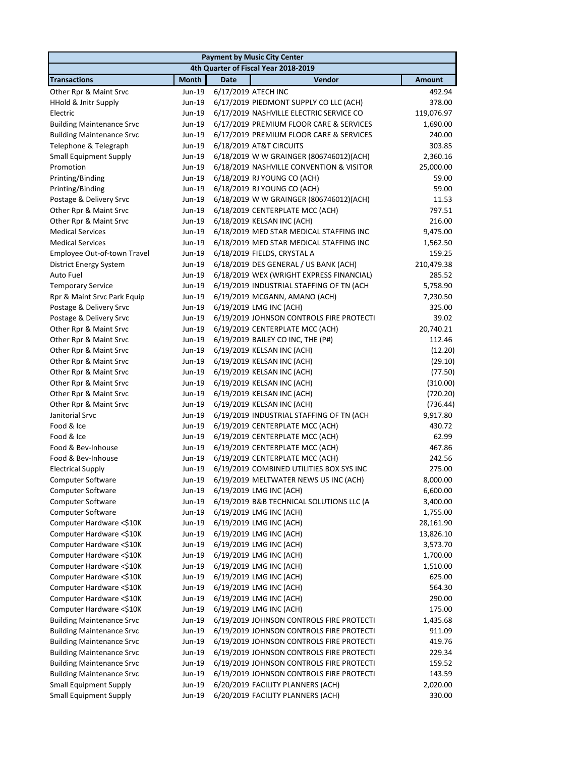| Payment by Music City Center | | | | |
|---|---|---|---|---|
| 4th Quarter of Fiscal Year 2018-2019 | | | | |
| **Transactions** | **Month** | **Date** | **Vendor** | **Amount** |
| Other Rpr & Maint Srvc | Jun-19 | 6/17/2019 | ATECH INC | 492.94 |
| HHold & Jnitr Supply | Jun-19 | 6/17/2019 | PIEDMONT SUPPLY CO LLC (ACH) | 378.00 |
| Electric | Jun-19 | 6/17/2019 | NASHVILLE ELECTRIC SERVICE CO | 119,076.97 |
| Building Maintenance Srvc | Jun-19 | 6/17/2019 | PREMIUM FLOOR CARE & SERVICES | 1,690.00 |
| Building Maintenance Srvc | Jun-19 | 6/17/2019 | PREMIUM FLOOR CARE & SERVICES | 240.00 |
| Telephone & Telegraph | Jun-19 | 6/18/2019 | AT&T CIRCUITS | 303.85 |
| Small Equipment Supply | Jun-19 | 6/18/2019 | W W GRAINGER (806746012)(ACH) | 2,360.16 |
| Promotion | Jun-19 | 6/18/2019 | NASHVILLE CONVENTION & VISITOR | 25,000.00 |
| Printing/Binding | Jun-19 | 6/18/2019 | RJ YOUNG CO (ACH) | 59.00 |
| Printing/Binding | Jun-19 | 6/18/2019 | RJ YOUNG CO (ACH) | 59.00 |
| Postage & Delivery Srvc | Jun-19 | 6/18/2019 | W W GRAINGER (806746012)(ACH) | 11.53 |
| Other Rpr & Maint Srvc | Jun-19 | 6/18/2019 | CENTERPLATE MCC (ACH) | 797.51 |
| Other Rpr & Maint Srvc | Jun-19 | 6/18/2019 | KELSAN INC (ACH) | 216.00 |
| Medical Services | Jun-19 | 6/18/2019 | MED STAR MEDICAL STAFFING INC | 9,475.00 |
| Medical Services | Jun-19 | 6/18/2019 | MED STAR MEDICAL STAFFING INC | 1,562.50 |
| Employee Out-of-town Travel | Jun-19 | 6/18/2019 | FIELDS, CRYSTAL A | 159.25 |
| District Energy System | Jun-19 | 6/18/2019 | DES GENERAL / US BANK (ACH) | 210,479.38 |
| Auto Fuel | Jun-19 | 6/18/2019 | WEX (WRIGHT EXPRESS FINANCIAL) | 285.52 |
| Temporary Service | Jun-19 | 6/19/2019 | INDUSTRIAL STAFFING OF TN (ACH | 5,758.90 |
| Rpr & Maint Srvc Park Equip | Jun-19 | 6/19/2019 | MCGANN, AMANO (ACH) | 7,230.50 |
| Postage & Delivery Srvc | Jun-19 | 6/19/2019 | LMG INC (ACH) | 325.00 |
| Postage & Delivery Srvc | Jun-19 | 6/19/2019 | JOHNSON CONTROLS FIRE PROTECTI | 39.02 |
| Other Rpr & Maint Srvc | Jun-19 | 6/19/2019 | CENTERPLATE MCC (ACH) | 20,740.21 |
| Other Rpr & Maint Srvc | Jun-19 | 6/19/2019 | BAILEY CO INC, THE (P#) | 112.46 |
| Other Rpr & Maint Srvc | Jun-19 | 6/19/2019 | KELSAN INC (ACH) | (12.20) |
| Other Rpr & Maint Srvc | Jun-19 | 6/19/2019 | KELSAN INC (ACH) | (29.10) |
| Other Rpr & Maint Srvc | Jun-19 | 6/19/2019 | KELSAN INC (ACH) | (77.50) |
| Other Rpr & Maint Srvc | Jun-19 | 6/19/2019 | KELSAN INC (ACH) | (310.00) |
| Other Rpr & Maint Srvc | Jun-19 | 6/19/2019 | KELSAN INC (ACH) | (720.20) |
| Other Rpr & Maint Srvc | Jun-19 | 6/19/2019 | KELSAN INC (ACH) | (736.44) |
| Janitorial Srvc | Jun-19 | 6/19/2019 | INDUSTRIAL STAFFING OF TN (ACH | 9,917.80 |
| Food & Ice | Jun-19 | 6/19/2019 | CENTERPLATE MCC (ACH) | 430.72 |
| Food & Ice | Jun-19 | 6/19/2019 | CENTERPLATE MCC (ACH) | 62.99 |
| Food & Bev-Inhouse | Jun-19 | 6/19/2019 | CENTERPLATE MCC (ACH) | 467.86 |
| Food & Bev-Inhouse | Jun-19 | 6/19/2019 | CENTERPLATE MCC (ACH) | 242.56 |
| Electrical Supply | Jun-19 | 6/19/2019 | COMBINED UTILITIES BOX SYS INC | 275.00 |
| Computer Software | Jun-19 | 6/19/2019 | MELTWATER NEWS US INC (ACH) | 8,000.00 |
| Computer Software | Jun-19 | 6/19/2019 | LMG INC (ACH) | 6,600.00 |
| Computer Software | Jun-19 | 6/19/2019 | B&B TECHNICAL SOLUTIONS LLC (A | 3,400.00 |
| Computer Software | Jun-19 | 6/19/2019 | LMG INC (ACH) | 1,755.00 |
| Computer Hardware <$10K | Jun-19 | 6/19/2019 | LMG INC (ACH) | 28,161.90 |
| Computer Hardware <$10K | Jun-19 | 6/19/2019 | LMG INC (ACH) | 13,826.10 |
| Computer Hardware <$10K | Jun-19 | 6/19/2019 | LMG INC (ACH) | 3,573.70 |
| Computer Hardware <$10K | Jun-19 | 6/19/2019 | LMG INC (ACH) | 1,700.00 |
| Computer Hardware <$10K | Jun-19 | 6/19/2019 | LMG INC (ACH) | 1,510.00 |
| Computer Hardware <$10K | Jun-19 | 6/19/2019 | LMG INC (ACH) | 625.00 |
| Computer Hardware <$10K | Jun-19 | 6/19/2019 | LMG INC (ACH) | 564.30 |
| Computer Hardware <$10K | Jun-19 | 6/19/2019 | LMG INC (ACH) | 290.00 |
| Computer Hardware <$10K | Jun-19 | 6/19/2019 | LMG INC (ACH) | 175.00 |
| Building Maintenance Srvc | Jun-19 | 6/19/2019 | JOHNSON CONTROLS FIRE PROTECTI | 1,435.68 |
| Building Maintenance Srvc | Jun-19 | 6/19/2019 | JOHNSON CONTROLS FIRE PROTECTI | 911.09 |
| Building Maintenance Srvc | Jun-19 | 6/19/2019 | JOHNSON CONTROLS FIRE PROTECTI | 419.76 |
| Building Maintenance Srvc | Jun-19 | 6/19/2019 | JOHNSON CONTROLS FIRE PROTECTI | 229.34 |
| Building Maintenance Srvc | Jun-19 | 6/19/2019 | JOHNSON CONTROLS FIRE PROTECTI | 159.52 |
| Building Maintenance Srvc | Jun-19 | 6/19/2019 | JOHNSON CONTROLS FIRE PROTECTI | 143.59 |
| Small Equipment Supply | Jun-19 | 6/20/2019 | FACILITY PLANNERS (ACH) | 2,020.00 |
| Small Equipment Supply | Jun-19 | 6/20/2019 | FACILITY PLANNERS (ACH) | 330.00 |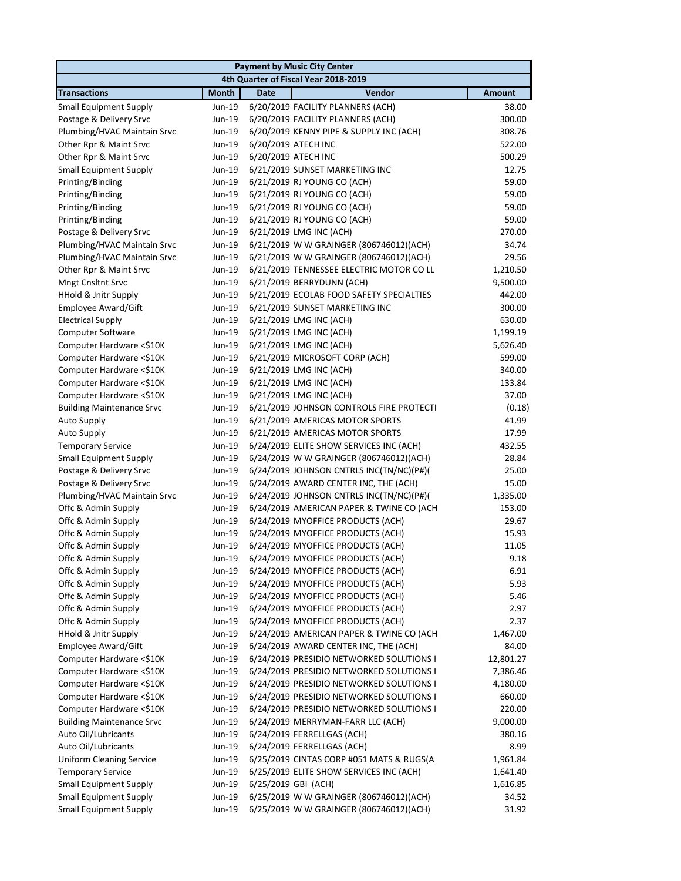| Payment by Music City Center | | | | |
|---|---|---|---|---|
| 4th Quarter of Fiscal Year 2018-2019 | | | | |
| **Transactions** | **Month** | **Date** | **Vendor** | **Amount** |
| Small Equipment Supply | Jun-19 | 6/20/2019 | FACILITY PLANNERS (ACH) | 38.00 |
| Postage & Delivery Srvc | Jun-19 | 6/20/2019 | FACILITY PLANNERS (ACH) | 300.00 |
| Plumbing/HVAC Maintain Srvc | Jun-19 | 6/20/2019 | KENNY PIPE & SUPPLY INC (ACH) | 308.76 |
| Other Rpr & Maint Srvc | Jun-19 | 6/20/2019 | ATECH INC | 522.00 |
| Other Rpr & Maint Srvc | Jun-19 | 6/20/2019 | ATECH INC | 500.29 |
| Small Equipment Supply | Jun-19 | 6/21/2019 | SUNSET MARKETING INC | 12.75 |
| Printing/Binding | Jun-19 | 6/21/2019 | RJ YOUNG CO (ACH) | 59.00 |
| Printing/Binding | Jun-19 | 6/21/2019 | RJ YOUNG CO (ACH) | 59.00 |
| Printing/Binding | Jun-19 | 6/21/2019 | RJ YOUNG CO (ACH) | 59.00 |
| Printing/Binding | Jun-19 | 6/21/2019 | RJ YOUNG CO (ACH) | 59.00 |
| Postage & Delivery Srvc | Jun-19 | 6/21/2019 | LMG INC (ACH) | 270.00 |
| Plumbing/HVAC Maintain Srvc | Jun-19 | 6/21/2019 | W W GRAINGER (806746012)(ACH) | 34.74 |
| Plumbing/HVAC Maintain Srvc | Jun-19 | 6/21/2019 | W W GRAINGER (806746012)(ACH) | 29.56 |
| Other Rpr & Maint Srvc | Jun-19 | 6/21/2019 | TENNESSEE ELECTRIC MOTOR CO LL | 1,210.50 |
| Mngt Cnsltnt Srvc | Jun-19 | 6/21/2019 | BERRYDUNN (ACH) | 9,500.00 |
| HHold & Jnitr Supply | Jun-19 | 6/21/2019 | ECOLAB FOOD SAFETY SPECIALTIES | 442.00 |
| Employee Award/Gift | Jun-19 | 6/21/2019 | SUNSET MARKETING INC | 300.00 |
| Electrical Supply | Jun-19 | 6/21/2019 | LMG INC (ACH) | 630.00 |
| Computer Software | Jun-19 | 6/21/2019 | LMG INC (ACH) | 1,199.19 |
| Computer Hardware <$10K | Jun-19 | 6/21/2019 | LMG INC (ACH) | 5,626.40 |
| Computer Hardware <$10K | Jun-19 | 6/21/2019 | MICROSOFT CORP (ACH) | 599.00 |
| Computer Hardware <$10K | Jun-19 | 6/21/2019 | LMG INC (ACH) | 340.00 |
| Computer Hardware <$10K | Jun-19 | 6/21/2019 | LMG INC (ACH) | 133.84 |
| Computer Hardware <$10K | Jun-19 | 6/21/2019 | LMG INC (ACH) | 37.00 |
| Building Maintenance Srvc | Jun-19 | 6/21/2019 | JOHNSON CONTROLS FIRE PROTECTI | (0.18) |
| Auto Supply | Jun-19 | 6/21/2019 | AMERICAS MOTOR SPORTS | 41.99 |
| Auto Supply | Jun-19 | 6/21/2019 | AMERICAS MOTOR SPORTS | 17.99 |
| Temporary Service | Jun-19 | 6/24/2019 | ELITE SHOW SERVICES INC (ACH) | 432.55 |
| Small Equipment Supply | Jun-19 | 6/24/2019 | W W GRAINGER (806746012)(ACH) | 28.84 |
| Postage & Delivery Srvc | Jun-19 | 6/24/2019 | JOHNSON CNTRLS INC(TN/NC)(P#)( | 25.00 |
| Postage & Delivery Srvc | Jun-19 | 6/24/2019 | AWARD CENTER INC, THE (ACH) | 15.00 |
| Plumbing/HVAC Maintain Srvc | Jun-19 | 6/24/2019 | JOHNSON CNTRLS INC(TN/NC)(P#)( | 1,335.00 |
| Offc & Admin Supply | Jun-19 | 6/24/2019 | AMERICAN PAPER & TWINE CO (ACH | 153.00 |
| Offc & Admin Supply | Jun-19 | 6/24/2019 | MYOFFICE PRODUCTS (ACH) | 29.67 |
| Offc & Admin Supply | Jun-19 | 6/24/2019 | MYOFFICE PRODUCTS (ACH) | 15.93 |
| Offc & Admin Supply | Jun-19 | 6/24/2019 | MYOFFICE PRODUCTS (ACH) | 11.05 |
| Offc & Admin Supply | Jun-19 | 6/24/2019 | MYOFFICE PRODUCTS (ACH) | 9.18 |
| Offc & Admin Supply | Jun-19 | 6/24/2019 | MYOFFICE PRODUCTS (ACH) | 6.91 |
| Offc & Admin Supply | Jun-19 | 6/24/2019 | MYOFFICE PRODUCTS (ACH) | 5.93 |
| Offc & Admin Supply | Jun-19 | 6/24/2019 | MYOFFICE PRODUCTS (ACH) | 5.46 |
| Offc & Admin Supply | Jun-19 | 6/24/2019 | MYOFFICE PRODUCTS (ACH) | 2.97 |
| Offc & Admin Supply | Jun-19 | 6/24/2019 | MYOFFICE PRODUCTS (ACH) | 2.37 |
| HHold & Jnitr Supply | Jun-19 | 6/24/2019 | AMERICAN PAPER & TWINE CO (ACH | 1,467.00 |
| Employee Award/Gift | Jun-19 | 6/24/2019 | AWARD CENTER INC, THE (ACH) | 84.00 |
| Computer Hardware <$10K | Jun-19 | 6/24/2019 | PRESIDIO NETWORKED SOLUTIONS I | 12,801.27 |
| Computer Hardware <$10K | Jun-19 | 6/24/2019 | PRESIDIO NETWORKED SOLUTIONS I | 7,386.46 |
| Computer Hardware <$10K | Jun-19 | 6/24/2019 | PRESIDIO NETWORKED SOLUTIONS I | 4,180.00 |
| Computer Hardware <$10K | Jun-19 | 6/24/2019 | PRESIDIO NETWORKED SOLUTIONS I | 660.00 |
| Computer Hardware <$10K | Jun-19 | 6/24/2019 | PRESIDIO NETWORKED SOLUTIONS I | 220.00 |
| Building Maintenance Srvc | Jun-19 | 6/24/2019 | MERRYMAN-FARR LLC (ACH) | 9,000.00 |
| Auto Oil/Lubricants | Jun-19 | 6/24/2019 | FERRELLGAS (ACH) | 380.16 |
| Auto Oil/Lubricants | Jun-19 | 6/24/2019 | FERRELLGAS (ACH) | 8.99 |
| Uniform Cleaning Service | Jun-19 | 6/25/2019 | CINTAS CORP #051 MATS & RUGS(A | 1,961.84 |
| Temporary Service | Jun-19 | 6/25/2019 | ELITE SHOW SERVICES INC (ACH) | 1,641.40 |
| Small Equipment Supply | Jun-19 | 6/25/2019 | GBI (ACH) | 1,616.85 |
| Small Equipment Supply | Jun-19 | 6/25/2019 | W W GRAINGER (806746012)(ACH) | 34.52 |
| Small Equipment Supply | Jun-19 | 6/25/2019 | W W GRAINGER (806746012)(ACH) | 31.92 |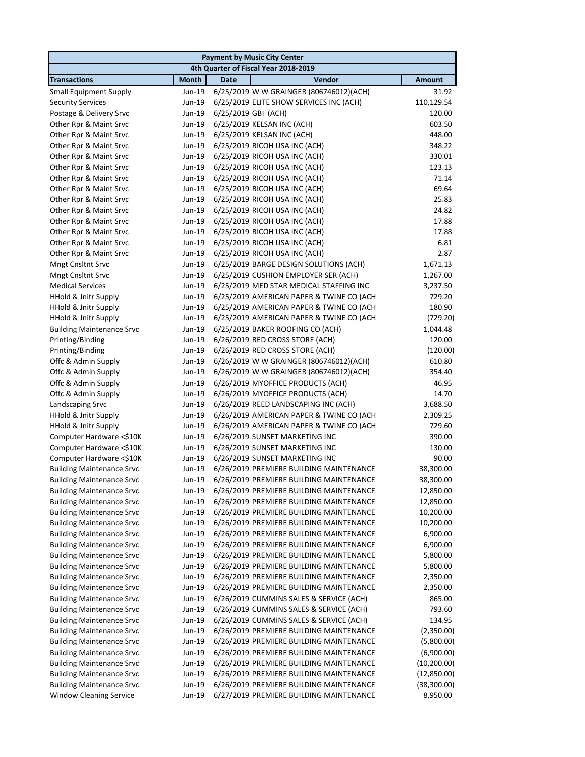| Payment by Music City Center | | | | |
|---|---|---|---|---|
| 4th Quarter of Fiscal Year 2018-2019 | | | | |
| **Transactions** | **Month** | **Date** | **Vendor** | **Amount** |
| Small Equipment Supply | Jun-19 | 6/25/2019 | W W GRAINGER (806746012)(ACH) | 31.92 |
| Security Services | Jun-19 | 6/25/2019 | ELITE SHOW SERVICES INC (ACH) | 110,129.54 |
| Postage & Delivery Srvc | Jun-19 | 6/25/2019 | GBI (ACH) | 120.00 |
| Other Rpr & Maint Srvc | Jun-19 | 6/25/2019 | KELSAN INC (ACH) | 603.50 |
| Other Rpr & Maint Srvc | Jun-19 | 6/25/2019 | KELSAN INC (ACH) | 448.00 |
| Other Rpr & Maint Srvc | Jun-19 | 6/25/2019 | RICOH USA INC (ACH) | 348.22 |
| Other Rpr & Maint Srvc | Jun-19 | 6/25/2019 | RICOH USA INC (ACH) | 330.01 |
| Other Rpr & Maint Srvc | Jun-19 | 6/25/2019 | RICOH USA INC (ACH) | 123.13 |
| Other Rpr & Maint Srvc | Jun-19 | 6/25/2019 | RICOH USA INC (ACH) | 71.14 |
| Other Rpr & Maint Srvc | Jun-19 | 6/25/2019 | RICOH USA INC (ACH) | 69.64 |
| Other Rpr & Maint Srvc | Jun-19 | 6/25/2019 | RICOH USA INC (ACH) | 25.83 |
| Other Rpr & Maint Srvc | Jun-19 | 6/25/2019 | RICOH USA INC (ACH) | 24.82 |
| Other Rpr & Maint Srvc | Jun-19 | 6/25/2019 | RICOH USA INC (ACH) | 17.88 |
| Other Rpr & Maint Srvc | Jun-19 | 6/25/2019 | RICOH USA INC (ACH) | 17.88 |
| Other Rpr & Maint Srvc | Jun-19 | 6/25/2019 | RICOH USA INC (ACH) | 6.81 |
| Other Rpr & Maint Srvc | Jun-19 | 6/25/2019 | RICOH USA INC (ACH) | 2.87 |
| Mngt Cnsltnt Srvc | Jun-19 | 6/25/2019 | BARGE DESIGN SOLUTIONS (ACH) | 1,671.13 |
| Mngt Cnsltnt Srvc | Jun-19 | 6/25/2019 | CUSHION EMPLOYER SER (ACH) | 1,267.00 |
| Medical Services | Jun-19 | 6/25/2019 | MED STAR MEDICAL STAFFING INC | 3,237.50 |
| HHold & Jnitr Supply | Jun-19 | 6/25/2019 | AMERICAN PAPER & TWINE CO (ACH | 729.20 |
| HHold & Jnitr Supply | Jun-19 | 6/25/2019 | AMERICAN PAPER & TWINE CO (ACH | 180.90 |
| HHold & Jnitr Supply | Jun-19 | 6/25/2019 | AMERICAN PAPER & TWINE CO (ACH | (729.20) |
| Building Maintenance Srvc | Jun-19 | 6/25/2019 | BAKER ROOFING CO (ACH) | 1,044.48 |
| Printing/Binding | Jun-19 | 6/26/2019 | RED CROSS STORE (ACH) | 120.00 |
| Printing/Binding | Jun-19 | 6/26/2019 | RED CROSS STORE (ACH) | (120.00) |
| Offc & Admin Supply | Jun-19 | 6/26/2019 | W W GRAINGER (806746012)(ACH) | 610.80 |
| Offc & Admin Supply | Jun-19 | 6/26/2019 | W W GRAINGER (806746012)(ACH) | 354.40 |
| Offc & Admin Supply | Jun-19 | 6/26/2019 | MYOFFICE PRODUCTS (ACH) | 46.95 |
| Offc & Admin Supply | Jun-19 | 6/26/2019 | MYOFFICE PRODUCTS (ACH) | 14.70 |
| Landscaping Srvc | Jun-19 | 6/26/2019 | REED LANDSCAPING INC (ACH) | 3,688.50 |
| HHold & Jnitr Supply | Jun-19 | 6/26/2019 | AMERICAN PAPER & TWINE CO (ACH | 2,309.25 |
| HHold & Jnitr Supply | Jun-19 | 6/26/2019 | AMERICAN PAPER & TWINE CO (ACH | 729.60 |
| Computer Hardware <$10K | Jun-19 | 6/26/2019 | SUNSET MARKETING INC | 390.00 |
| Computer Hardware <$10K | Jun-19 | 6/26/2019 | SUNSET MARKETING INC | 130.00 |
| Computer Hardware <$10K | Jun-19 | 6/26/2019 | SUNSET MARKETING INC | 90.00 |
| Building Maintenance Srvc | Jun-19 | 6/26/2019 | PREMIERE BUILDING MAINTENANCE | 38,300.00 |
| Building Maintenance Srvc | Jun-19 | 6/26/2019 | PREMIERE BUILDING MAINTENANCE | 38,300.00 |
| Building Maintenance Srvc | Jun-19 | 6/26/2019 | PREMIERE BUILDING MAINTENANCE | 12,850.00 |
| Building Maintenance Srvc | Jun-19 | 6/26/2019 | PREMIERE BUILDING MAINTENANCE | 12,850.00 |
| Building Maintenance Srvc | Jun-19 | 6/26/2019 | PREMIERE BUILDING MAINTENANCE | 10,200.00 |
| Building Maintenance Srvc | Jun-19 | 6/26/2019 | PREMIERE BUILDING MAINTENANCE | 10,200.00 |
| Building Maintenance Srvc | Jun-19 | 6/26/2019 | PREMIERE BUILDING MAINTENANCE | 6,900.00 |
| Building Maintenance Srvc | Jun-19 | 6/26/2019 | PREMIERE BUILDING MAINTENANCE | 6,900.00 |
| Building Maintenance Srvc | Jun-19 | 6/26/2019 | PREMIERE BUILDING MAINTENANCE | 5,800.00 |
| Building Maintenance Srvc | Jun-19 | 6/26/2019 | PREMIERE BUILDING MAINTENANCE | 5,800.00 |
| Building Maintenance Srvc | Jun-19 | 6/26/2019 | PREMIERE BUILDING MAINTENANCE | 2,350.00 |
| Building Maintenance Srvc | Jun-19 | 6/26/2019 | PREMIERE BUILDING MAINTENANCE | 2,350.00 |
| Building Maintenance Srvc | Jun-19 | 6/26/2019 | CUMMINS SALES & SERVICE (ACH) | 865.00 |
| Building Maintenance Srvc | Jun-19 | 6/26/2019 | CUMMINS SALES & SERVICE (ACH) | 793.60 |
| Building Maintenance Srvc | Jun-19 | 6/26/2019 | CUMMINS SALES & SERVICE (ACH) | 134.95 |
| Building Maintenance Srvc | Jun-19 | 6/26/2019 | PREMIERE BUILDING MAINTENANCE | (2,350.00) |
| Building Maintenance Srvc | Jun-19 | 6/26/2019 | PREMIERE BUILDING MAINTENANCE | (5,800.00) |
| Building Maintenance Srvc | Jun-19 | 6/26/2019 | PREMIERE BUILDING MAINTENANCE | (6,900.00) |
| Building Maintenance Srvc | Jun-19 | 6/26/2019 | PREMIERE BUILDING MAINTENANCE | (10,200.00) |
| Building Maintenance Srvc | Jun-19 | 6/26/2019 | PREMIERE BUILDING MAINTENANCE | (12,850.00) |
| Building Maintenance Srvc | Jun-19 | 6/26/2019 | PREMIERE BUILDING MAINTENANCE | (38,300.00) |
| Window Cleaning Service | Jun-19 | 6/27/2019 | PREMIERE BUILDING MAINTENANCE | 8,950.00 |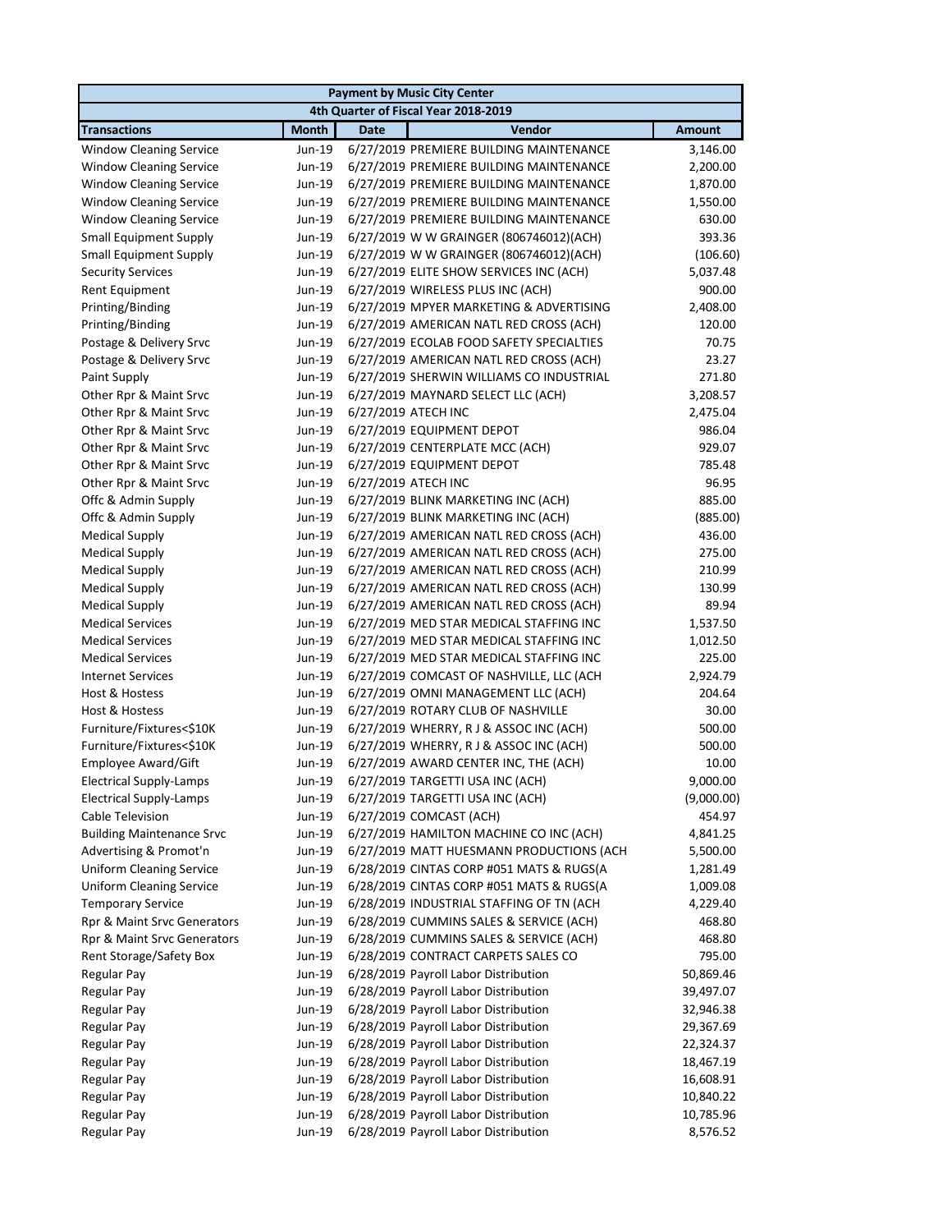| Payment by Music City Center | | | | |
|---|---|---|---|---|
| 4th Quarter of Fiscal Year 2018-2019 | | | | |
| **Transactions** | **Month** | **Date** | **Vendor** | **Amount** |
| Window Cleaning Service | Jun-19 | 6/27/2019 | PREMIERE BUILDING MAINTENANCE | 3,146.00 |
| Window Cleaning Service | Jun-19 | 6/27/2019 | PREMIERE BUILDING MAINTENANCE | 2,200.00 |
| Window Cleaning Service | Jun-19 | 6/27/2019 | PREMIERE BUILDING MAINTENANCE | 1,870.00 |
| Window Cleaning Service | Jun-19 | 6/27/2019 | PREMIERE BUILDING MAINTENANCE | 1,550.00 |
| Window Cleaning Service | Jun-19 | 6/27/2019 | PREMIERE BUILDING MAINTENANCE | 630.00 |
| Small Equipment Supply | Jun-19 | 6/27/2019 | W W GRAINGER (806746012)(ACH) | 393.36 |
| Small Equipment Supply | Jun-19 | 6/27/2019 | W W GRAINGER (806746012)(ACH) | (106.60) |
| Security Services | Jun-19 | 6/27/2019 | ELITE SHOW SERVICES INC (ACH) | 5,037.48 |
| Rent Equipment | Jun-19 | 6/27/2019 | WIRELESS PLUS INC (ACH) | 900.00 |
| Printing/Binding | Jun-19 | 6/27/2019 | MPYER MARKETING & ADVERTISING | 2,408.00 |
| Printing/Binding | Jun-19 | 6/27/2019 | AMERICAN NATL RED CROSS (ACH) | 120.00 |
| Postage & Delivery Srvc | Jun-19 | 6/27/2019 | ECOLAB FOOD SAFETY SPECIALTIES | 70.75 |
| Postage & Delivery Srvc | Jun-19 | 6/27/2019 | AMERICAN NATL RED CROSS (ACH) | 23.27 |
| Paint Supply | Jun-19 | 6/27/2019 | SHERWIN WILLIAMS CO INDUSTRIAL | 271.80 |
| Other Rpr & Maint Srvc | Jun-19 | 6/27/2019 | MAYNARD SELECT LLC (ACH) | 3,208.57 |
| Other Rpr & Maint Srvc | Jun-19 | 6/27/2019 | ATECH INC | 2,475.04 |
| Other Rpr & Maint Srvc | Jun-19 | 6/27/2019 | EQUIPMENT DEPOT | 986.04 |
| Other Rpr & Maint Srvc | Jun-19 | 6/27/2019 | CENTERPLATE MCC (ACH) | 929.07 |
| Other Rpr & Maint Srvc | Jun-19 | 6/27/2019 | EQUIPMENT DEPOT | 785.48 |
| Other Rpr & Maint Srvc | Jun-19 | 6/27/2019 | ATECH INC | 96.95 |
| Offc & Admin Supply | Jun-19 | 6/27/2019 | BLINK MARKETING INC (ACH) | 885.00 |
| Offc & Admin Supply | Jun-19 | 6/27/2019 | BLINK MARKETING INC (ACH) | (885.00) |
| Medical Supply | Jun-19 | 6/27/2019 | AMERICAN NATL RED CROSS (ACH) | 436.00 |
| Medical Supply | Jun-19 | 6/27/2019 | AMERICAN NATL RED CROSS (ACH) | 275.00 |
| Medical Supply | Jun-19 | 6/27/2019 | AMERICAN NATL RED CROSS (ACH) | 210.99 |
| Medical Supply | Jun-19 | 6/27/2019 | AMERICAN NATL RED CROSS (ACH) | 130.99 |
| Medical Supply | Jun-19 | 6/27/2019 | AMERICAN NATL RED CROSS (ACH) | 89.94 |
| Medical Services | Jun-19 | 6/27/2019 | MED STAR MEDICAL STAFFING INC | 1,537.50 |
| Medical Services | Jun-19 | 6/27/2019 | MED STAR MEDICAL STAFFING INC | 1,012.50 |
| Medical Services | Jun-19 | 6/27/2019 | MED STAR MEDICAL STAFFING INC | 225.00 |
| Internet Services | Jun-19 | 6/27/2019 | COMCAST OF NASHVILLE, LLC (ACH | 2,924.79 |
| Host & Hostess | Jun-19 | 6/27/2019 | OMNI MANAGEMENT LLC (ACH) | 204.64 |
| Host & Hostess | Jun-19 | 6/27/2019 | ROTARY CLUB OF NASHVILLE | 30.00 |
| Furniture/Fixtures<$10K | Jun-19 | 6/27/2019 | WHERRY, R J & ASSOC INC (ACH) | 500.00 |
| Furniture/Fixtures<$10K | Jun-19 | 6/27/2019 | WHERRY, R J & ASSOC INC (ACH) | 500.00 |
| Employee Award/Gift | Jun-19 | 6/27/2019 | AWARD CENTER INC, THE (ACH) | 10.00 |
| Electrical Supply-Lamps | Jun-19 | 6/27/2019 | TARGETTI USA INC (ACH) | 9,000.00 |
| Electrical Supply-Lamps | Jun-19 | 6/27/2019 | TARGETTI USA INC (ACH) | (9,000.00) |
| Cable Television | Jun-19 | 6/27/2019 | COMCAST (ACH) | 454.97 |
| Building Maintenance Srvc | Jun-19 | 6/27/2019 | HAMILTON MACHINE CO INC (ACH) | 4,841.25 |
| Advertising & Promot'n | Jun-19 | 6/27/2019 | MATT HUESMANN PRODUCTIONS (ACH | 5,500.00 |
| Uniform Cleaning Service | Jun-19 | 6/28/2019 | CINTAS CORP #051 MATS & RUGS(A | 1,281.49 |
| Uniform Cleaning Service | Jun-19 | 6/28/2019 | CINTAS CORP #051 MATS & RUGS(A | 1,009.08 |
| Temporary Service | Jun-19 | 6/28/2019 | INDUSTRIAL STAFFING OF TN (ACH | 4,229.40 |
| Rpr & Maint Srvc Generators | Jun-19 | 6/28/2019 | CUMMINS SALES & SERVICE (ACH) | 468.80 |
| Rpr & Maint Srvc Generators | Jun-19 | 6/28/2019 | CUMMINS SALES & SERVICE (ACH) | 468.80 |
| Rent Storage/Safety Box | Jun-19 | 6/28/2019 | CONTRACT CARPETS SALES CO | 795.00 |
| Regular Pay | Jun-19 | 6/28/2019 | Payroll Labor Distribution | 50,869.46 |
| Regular Pay | Jun-19 | 6/28/2019 | Payroll Labor Distribution | 39,497.07 |
| Regular Pay | Jun-19 | 6/28/2019 | Payroll Labor Distribution | 32,946.38 |
| Regular Pay | Jun-19 | 6/28/2019 | Payroll Labor Distribution | 29,367.69 |
| Regular Pay | Jun-19 | 6/28/2019 | Payroll Labor Distribution | 22,324.37 |
| Regular Pay | Jun-19 | 6/28/2019 | Payroll Labor Distribution | 18,467.19 |
| Regular Pay | Jun-19 | 6/28/2019 | Payroll Labor Distribution | 16,608.91 |
| Regular Pay | Jun-19 | 6/28/2019 | Payroll Labor Distribution | 10,840.22 |
| Regular Pay | Jun-19 | 6/28/2019 | Payroll Labor Distribution | 10,785.96 |
| Regular Pay | Jun-19 | 6/28/2019 | Payroll Labor Distribution | 8,576.52 |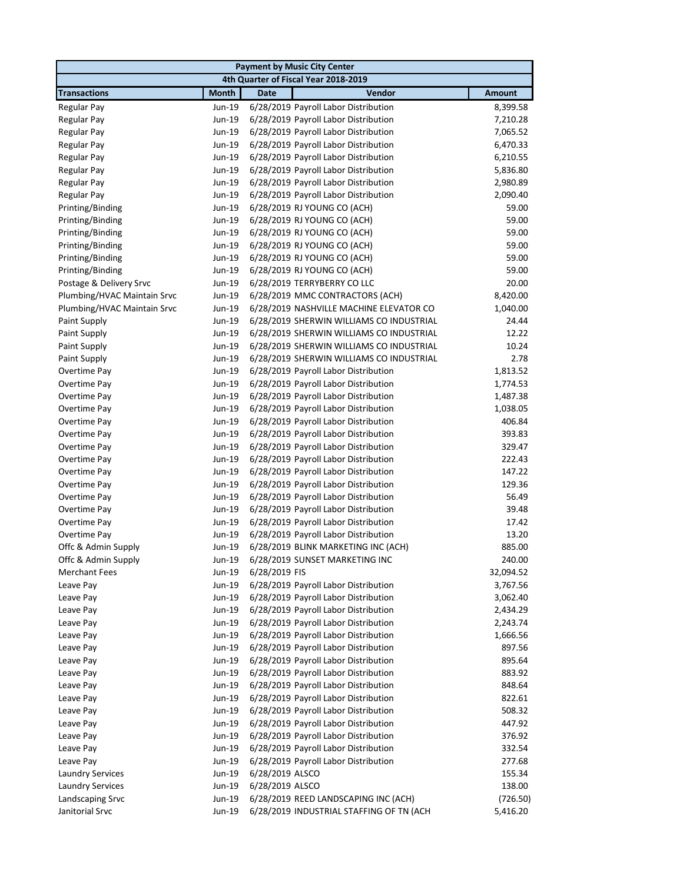| Payment by Music City Center | | | | |
|---|---|---|---|---|
| 4th Quarter of Fiscal Year 2018-2019 | | | | |
| **Transactions** | **Month** | **Date** | **Vendor** | **Amount** |
| Regular Pay | Jun-19 | 6/28/2019 | Payroll Labor Distribution | 8,399.58 |
| Regular Pay | Jun-19 | 6/28/2019 | Payroll Labor Distribution | 7,210.28 |
| Regular Pay | Jun-19 | 6/28/2019 | Payroll Labor Distribution | 7,065.52 |
| Regular Pay | Jun-19 | 6/28/2019 | Payroll Labor Distribution | 6,470.33 |
| Regular Pay | Jun-19 | 6/28/2019 | Payroll Labor Distribution | 6,210.55 |
| Regular Pay | Jun-19 | 6/28/2019 | Payroll Labor Distribution | 5,836.80 |
| Regular Pay | Jun-19 | 6/28/2019 | Payroll Labor Distribution | 2,980.89 |
| Regular Pay | Jun-19 | 6/28/2019 | Payroll Labor Distribution | 2,090.40 |
| Printing/Binding | Jun-19 | 6/28/2019 | RJ YOUNG CO (ACH) | 59.00 |
| Printing/Binding | Jun-19 | 6/28/2019 | RJ YOUNG CO (ACH) | 59.00 |
| Printing/Binding | Jun-19 | 6/28/2019 | RJ YOUNG CO (ACH) | 59.00 |
| Printing/Binding | Jun-19 | 6/28/2019 | RJ YOUNG CO (ACH) | 59.00 |
| Printing/Binding | Jun-19 | 6/28/2019 | RJ YOUNG CO (ACH) | 59.00 |
| Printing/Binding | Jun-19 | 6/28/2019 | RJ YOUNG CO (ACH) | 59.00 |
| Postage & Delivery Srvc | Jun-19 | 6/28/2019 | TERRYBERRY CO LLC | 20.00 |
| Plumbing/HVAC Maintain Srvc | Jun-19 | 6/28/2019 | MMC CONTRACTORS (ACH) | 8,420.00 |
| Plumbing/HVAC Maintain Srvc | Jun-19 | 6/28/2019 | NASHVILLE MACHINE ELEVATOR CO | 1,040.00 |
| Paint Supply | Jun-19 | 6/28/2019 | SHERWIN WILLIAMS CO INDUSTRIAL | 24.44 |
| Paint Supply | Jun-19 | 6/28/2019 | SHERWIN WILLIAMS CO INDUSTRIAL | 12.22 |
| Paint Supply | Jun-19 | 6/28/2019 | SHERWIN WILLIAMS CO INDUSTRIAL | 10.24 |
| Paint Supply | Jun-19 | 6/28/2019 | SHERWIN WILLIAMS CO INDUSTRIAL | 2.78 |
| Overtime Pay | Jun-19 | 6/28/2019 | Payroll Labor Distribution | 1,813.52 |
| Overtime Pay | Jun-19 | 6/28/2019 | Payroll Labor Distribution | 1,774.53 |
| Overtime Pay | Jun-19 | 6/28/2019 | Payroll Labor Distribution | 1,487.38 |
| Overtime Pay | Jun-19 | 6/28/2019 | Payroll Labor Distribution | 1,038.05 |
| Overtime Pay | Jun-19 | 6/28/2019 | Payroll Labor Distribution | 406.84 |
| Overtime Pay | Jun-19 | 6/28/2019 | Payroll Labor Distribution | 393.83 |
| Overtime Pay | Jun-19 | 6/28/2019 | Payroll Labor Distribution | 329.47 |
| Overtime Pay | Jun-19 | 6/28/2019 | Payroll Labor Distribution | 222.43 |
| Overtime Pay | Jun-19 | 6/28/2019 | Payroll Labor Distribution | 147.22 |
| Overtime Pay | Jun-19 | 6/28/2019 | Payroll Labor Distribution | 129.36 |
| Overtime Pay | Jun-19 | 6/28/2019 | Payroll Labor Distribution | 56.49 |
| Overtime Pay | Jun-19 | 6/28/2019 | Payroll Labor Distribution | 39.48 |
| Overtime Pay | Jun-19 | 6/28/2019 | Payroll Labor Distribution | 17.42 |
| Overtime Pay | Jun-19 | 6/28/2019 | Payroll Labor Distribution | 13.20 |
| Offc & Admin Supply | Jun-19 | 6/28/2019 | BLINK MARKETING INC (ACH) | 885.00 |
| Offc & Admin Supply | Jun-19 | 6/28/2019 | SUNSET MARKETING INC | 240.00 |
| Merchant Fees | Jun-19 | 6/28/2019 | FIS | 32,094.52 |
| Leave Pay | Jun-19 | 6/28/2019 | Payroll Labor Distribution | 3,767.56 |
| Leave Pay | Jun-19 | 6/28/2019 | Payroll Labor Distribution | 3,062.40 |
| Leave Pay | Jun-19 | 6/28/2019 | Payroll Labor Distribution | 2,434.29 |
| Leave Pay | Jun-19 | 6/28/2019 | Payroll Labor Distribution | 2,243.74 |
| Leave Pay | Jun-19 | 6/28/2019 | Payroll Labor Distribution | 1,666.56 |
| Leave Pay | Jun-19 | 6/28/2019 | Payroll Labor Distribution | 897.56 |
| Leave Pay | Jun-19 | 6/28/2019 | Payroll Labor Distribution | 895.64 |
| Leave Pay | Jun-19 | 6/28/2019 | Payroll Labor Distribution | 883.92 |
| Leave Pay | Jun-19 | 6/28/2019 | Payroll Labor Distribution | 848.64 |
| Leave Pay | Jun-19 | 6/28/2019 | Payroll Labor Distribution | 822.61 |
| Leave Pay | Jun-19 | 6/28/2019 | Payroll Labor Distribution | 508.32 |
| Leave Pay | Jun-19 | 6/28/2019 | Payroll Labor Distribution | 447.92 |
| Leave Pay | Jun-19 | 6/28/2019 | Payroll Labor Distribution | 376.92 |
| Leave Pay | Jun-19 | 6/28/2019 | Payroll Labor Distribution | 332.54 |
| Leave Pay | Jun-19 | 6/28/2019 | Payroll Labor Distribution | 277.68 |
| Laundry Services | Jun-19 | 6/28/2019 | ALSCO | 155.34 |
| Laundry Services | Jun-19 | 6/28/2019 | ALSCO | 138.00 |
| Landscaping Srvc | Jun-19 | 6/28/2019 | REED LANDSCAPING INC (ACH) | (726.50) |
| Janitorial Srvc | Jun-19 | 6/28/2019 | INDUSTRIAL STAFFING OF TN (ACH | 5,416.20 |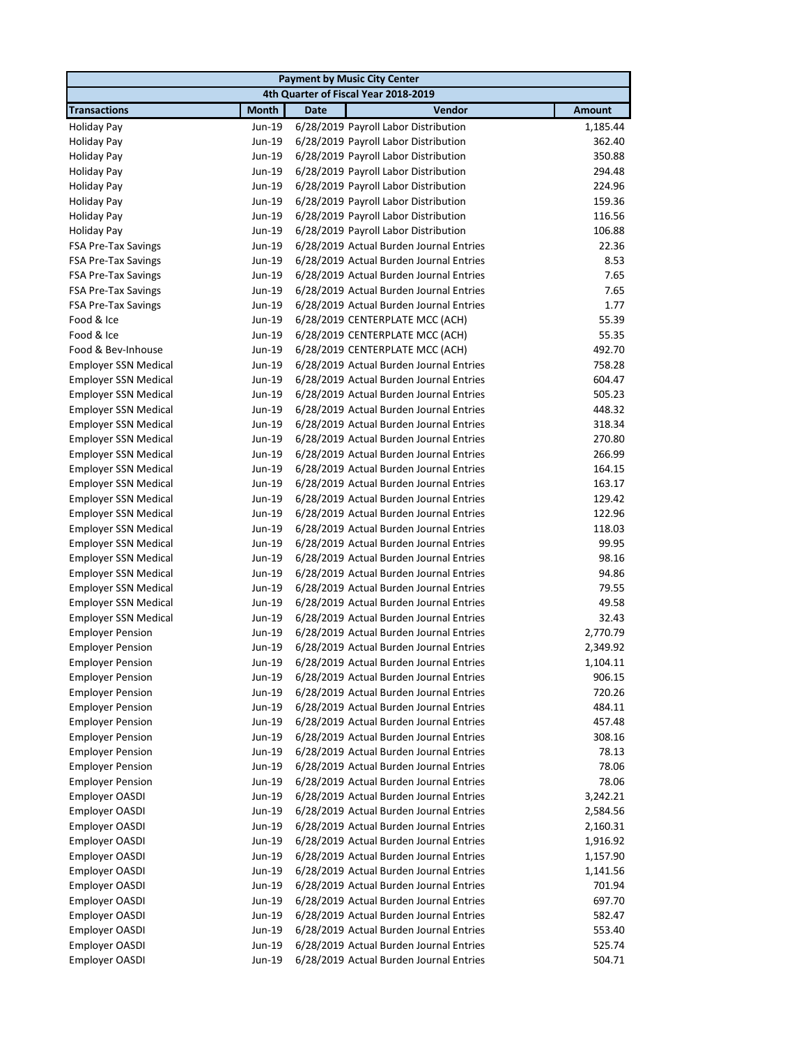| Payment by Music City Center | | | | |
|---|---|---|---|---|
| 4th Quarter of Fiscal Year 2018-2019 | | | | |
| **Transactions** | **Month** | **Date** | **Vendor** | **Amount** |
| Holiday Pay | Jun-19 | 6/28/2019 | Payroll Labor Distribution | 1,185.44 |
| Holiday Pay | Jun-19 | 6/28/2019 | Payroll Labor Distribution | 362.40 |
| Holiday Pay | Jun-19 | 6/28/2019 | Payroll Labor Distribution | 350.88 |
| Holiday Pay | Jun-19 | 6/28/2019 | Payroll Labor Distribution | 294.48 |
| Holiday Pay | Jun-19 | 6/28/2019 | Payroll Labor Distribution | 224.96 |
| Holiday Pay | Jun-19 | 6/28/2019 | Payroll Labor Distribution | 159.36 |
| Holiday Pay | Jun-19 | 6/28/2019 | Payroll Labor Distribution | 116.56 |
| Holiday Pay | Jun-19 | 6/28/2019 | Payroll Labor Distribution | 106.88 |
| FSA Pre-Tax Savings | Jun-19 | 6/28/2019 | Actual Burden Journal Entries | 22.36 |
| FSA Pre-Tax Savings | Jun-19 | 6/28/2019 | Actual Burden Journal Entries | 8.53 |
| FSA Pre-Tax Savings | Jun-19 | 6/28/2019 | Actual Burden Journal Entries | 7.65 |
| FSA Pre-Tax Savings | Jun-19 | 6/28/2019 | Actual Burden Journal Entries | 7.65 |
| FSA Pre-Tax Savings | Jun-19 | 6/28/2019 | Actual Burden Journal Entries | 1.77 |
| Food & Ice | Jun-19 | 6/28/2019 | CENTERPLATE MCC (ACH) | 55.39 |
| Food & Ice | Jun-19 | 6/28/2019 | CENTERPLATE MCC (ACH) | 55.35 |
| Food & Bev-Inhouse | Jun-19 | 6/28/2019 | CENTERPLATE MCC (ACH) | 492.70 |
| Employer SSN Medical | Jun-19 | 6/28/2019 | Actual Burden Journal Entries | 758.28 |
| Employer SSN Medical | Jun-19 | 6/28/2019 | Actual Burden Journal Entries | 604.47 |
| Employer SSN Medical | Jun-19 | 6/28/2019 | Actual Burden Journal Entries | 505.23 |
| Employer SSN Medical | Jun-19 | 6/28/2019 | Actual Burden Journal Entries | 448.32 |
| Employer SSN Medical | Jun-19 | 6/28/2019 | Actual Burden Journal Entries | 318.34 |
| Employer SSN Medical | Jun-19 | 6/28/2019 | Actual Burden Journal Entries | 270.80 |
| Employer SSN Medical | Jun-19 | 6/28/2019 | Actual Burden Journal Entries | 266.99 |
| Employer SSN Medical | Jun-19 | 6/28/2019 | Actual Burden Journal Entries | 164.15 |
| Employer SSN Medical | Jun-19 | 6/28/2019 | Actual Burden Journal Entries | 163.17 |
| Employer SSN Medical | Jun-19 | 6/28/2019 | Actual Burden Journal Entries | 129.42 |
| Employer SSN Medical | Jun-19 | 6/28/2019 | Actual Burden Journal Entries | 122.96 |
| Employer SSN Medical | Jun-19 | 6/28/2019 | Actual Burden Journal Entries | 118.03 |
| Employer SSN Medical | Jun-19 | 6/28/2019 | Actual Burden Journal Entries | 99.95 |
| Employer SSN Medical | Jun-19 | 6/28/2019 | Actual Burden Journal Entries | 98.16 |
| Employer SSN Medical | Jun-19 | 6/28/2019 | Actual Burden Journal Entries | 94.86 |
| Employer SSN Medical | Jun-19 | 6/28/2019 | Actual Burden Journal Entries | 79.55 |
| Employer SSN Medical | Jun-19 | 6/28/2019 | Actual Burden Journal Entries | 49.58 |
| Employer SSN Medical | Jun-19 | 6/28/2019 | Actual Burden Journal Entries | 32.43 |
| Employer Pension | Jun-19 | 6/28/2019 | Actual Burden Journal Entries | 2,770.79 |
| Employer Pension | Jun-19 | 6/28/2019 | Actual Burden Journal Entries | 2,349.92 |
| Employer Pension | Jun-19 | 6/28/2019 | Actual Burden Journal Entries | 1,104.11 |
| Employer Pension | Jun-19 | 6/28/2019 | Actual Burden Journal Entries | 906.15 |
| Employer Pension | Jun-19 | 6/28/2019 | Actual Burden Journal Entries | 720.26 |
| Employer Pension | Jun-19 | 6/28/2019 | Actual Burden Journal Entries | 484.11 |
| Employer Pension | Jun-19 | 6/28/2019 | Actual Burden Journal Entries | 457.48 |
| Employer Pension | Jun-19 | 6/28/2019 | Actual Burden Journal Entries | 308.16 |
| Employer Pension | Jun-19 | 6/28/2019 | Actual Burden Journal Entries | 78.13 |
| Employer Pension | Jun-19 | 6/28/2019 | Actual Burden Journal Entries | 78.06 |
| Employer Pension | Jun-19 | 6/28/2019 | Actual Burden Journal Entries | 78.06 |
| Employer OASDI | Jun-19 | 6/28/2019 | Actual Burden Journal Entries | 3,242.21 |
| Employer OASDI | Jun-19 | 6/28/2019 | Actual Burden Journal Entries | 2,584.56 |
| Employer OASDI | Jun-19 | 6/28/2019 | Actual Burden Journal Entries | 2,160.31 |
| Employer OASDI | Jun-19 | 6/28/2019 | Actual Burden Journal Entries | 1,916.92 |
| Employer OASDI | Jun-19 | 6/28/2019 | Actual Burden Journal Entries | 1,157.90 |
| Employer OASDI | Jun-19 | 6/28/2019 | Actual Burden Journal Entries | 1,141.56 |
| Employer OASDI | Jun-19 | 6/28/2019 | Actual Burden Journal Entries | 701.94 |
| Employer OASDI | Jun-19 | 6/28/2019 | Actual Burden Journal Entries | 697.70 |
| Employer OASDI | Jun-19 | 6/28/2019 | Actual Burden Journal Entries | 582.47 |
| Employer OASDI | Jun-19 | 6/28/2019 | Actual Burden Journal Entries | 553.40 |
| Employer OASDI | Jun-19 | 6/28/2019 | Actual Burden Journal Entries | 525.74 |
| Employer OASDI | Jun-19 | 6/28/2019 | Actual Burden Journal Entries | 504.71 |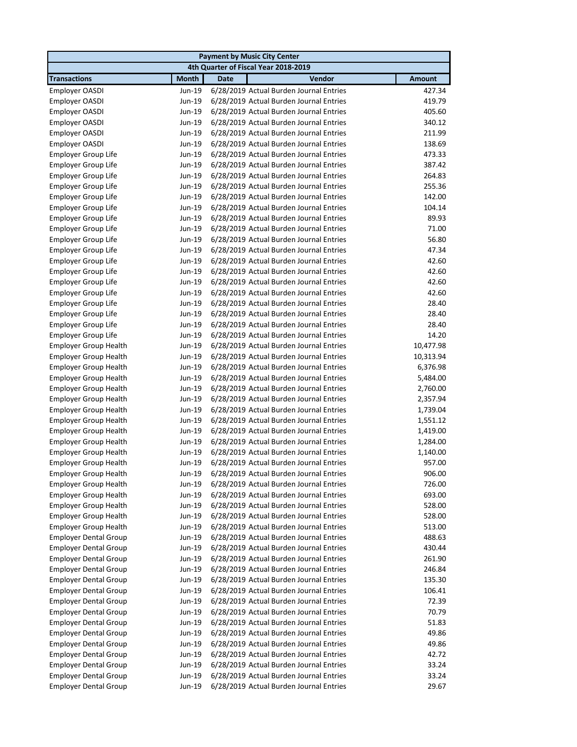| Payment by Music City Center | | | | |
|---|---|---|---|---|
| 4th Quarter of Fiscal Year 2018-2019 | | | | |
| **Transactions** | **Month** | **Date** | **Vendor** | **Amount** |
| Employer OASDI | Jun-19 | 6/28/2019 | Actual Burden Journal Entries | 427.34 |
| Employer OASDI | Jun-19 | 6/28/2019 | Actual Burden Journal Entries | 419.79 |
| Employer OASDI | Jun-19 | 6/28/2019 | Actual Burden Journal Entries | 405.60 |
| Employer OASDI | Jun-19 | 6/28/2019 | Actual Burden Journal Entries | 340.12 |
| Employer OASDI | Jun-19 | 6/28/2019 | Actual Burden Journal Entries | 211.99 |
| Employer OASDI | Jun-19 | 6/28/2019 | Actual Burden Journal Entries | 138.69 |
| Employer Group Life | Jun-19 | 6/28/2019 | Actual Burden Journal Entries | 473.33 |
| Employer Group Life | Jun-19 | 6/28/2019 | Actual Burden Journal Entries | 387.42 |
| Employer Group Life | Jun-19 | 6/28/2019 | Actual Burden Journal Entries | 264.83 |
| Employer Group Life | Jun-19 | 6/28/2019 | Actual Burden Journal Entries | 255.36 |
| Employer Group Life | Jun-19 | 6/28/2019 | Actual Burden Journal Entries | 142.00 |
| Employer Group Life | Jun-19 | 6/28/2019 | Actual Burden Journal Entries | 104.14 |
| Employer Group Life | Jun-19 | 6/28/2019 | Actual Burden Journal Entries | 89.93 |
| Employer Group Life | Jun-19 | 6/28/2019 | Actual Burden Journal Entries | 71.00 |
| Employer Group Life | Jun-19 | 6/28/2019 | Actual Burden Journal Entries | 56.80 |
| Employer Group Life | Jun-19 | 6/28/2019 | Actual Burden Journal Entries | 47.34 |
| Employer Group Life | Jun-19 | 6/28/2019 | Actual Burden Journal Entries | 42.60 |
| Employer Group Life | Jun-19 | 6/28/2019 | Actual Burden Journal Entries | 42.60 |
| Employer Group Life | Jun-19 | 6/28/2019 | Actual Burden Journal Entries | 42.60 |
| Employer Group Life | Jun-19 | 6/28/2019 | Actual Burden Journal Entries | 42.60 |
| Employer Group Life | Jun-19 | 6/28/2019 | Actual Burden Journal Entries | 28.40 |
| Employer Group Life | Jun-19 | 6/28/2019 | Actual Burden Journal Entries | 28.40 |
| Employer Group Life | Jun-19 | 6/28/2019 | Actual Burden Journal Entries | 28.40 |
| Employer Group Life | Jun-19 | 6/28/2019 | Actual Burden Journal Entries | 14.20 |
| Employer Group Health | Jun-19 | 6/28/2019 | Actual Burden Journal Entries | 10,477.98 |
| Employer Group Health | Jun-19 | 6/28/2019 | Actual Burden Journal Entries | 10,313.94 |
| Employer Group Health | Jun-19 | 6/28/2019 | Actual Burden Journal Entries | 6,376.98 |
| Employer Group Health | Jun-19 | 6/28/2019 | Actual Burden Journal Entries | 5,484.00 |
| Employer Group Health | Jun-19 | 6/28/2019 | Actual Burden Journal Entries | 2,760.00 |
| Employer Group Health | Jun-19 | 6/28/2019 | Actual Burden Journal Entries | 2,357.94 |
| Employer Group Health | Jun-19 | 6/28/2019 | Actual Burden Journal Entries | 1,739.04 |
| Employer Group Health | Jun-19 | 6/28/2019 | Actual Burden Journal Entries | 1,551.12 |
| Employer Group Health | Jun-19 | 6/28/2019 | Actual Burden Journal Entries | 1,419.00 |
| Employer Group Health | Jun-19 | 6/28/2019 | Actual Burden Journal Entries | 1,284.00 |
| Employer Group Health | Jun-19 | 6/28/2019 | Actual Burden Journal Entries | 1,140.00 |
| Employer Group Health | Jun-19 | 6/28/2019 | Actual Burden Journal Entries | 957.00 |
| Employer Group Health | Jun-19 | 6/28/2019 | Actual Burden Journal Entries | 906.00 |
| Employer Group Health | Jun-19 | 6/28/2019 | Actual Burden Journal Entries | 726.00 |
| Employer Group Health | Jun-19 | 6/28/2019 | Actual Burden Journal Entries | 693.00 |
| Employer Group Health | Jun-19 | 6/28/2019 | Actual Burden Journal Entries | 528.00 |
| Employer Group Health | Jun-19 | 6/28/2019 | Actual Burden Journal Entries | 528.00 |
| Employer Group Health | Jun-19 | 6/28/2019 | Actual Burden Journal Entries | 513.00 |
| Employer Dental Group | Jun-19 | 6/28/2019 | Actual Burden Journal Entries | 488.63 |
| Employer Dental Group | Jun-19 | 6/28/2019 | Actual Burden Journal Entries | 430.44 |
| Employer Dental Group | Jun-19 | 6/28/2019 | Actual Burden Journal Entries | 261.90 |
| Employer Dental Group | Jun-19 | 6/28/2019 | Actual Burden Journal Entries | 246.84 |
| Employer Dental Group | Jun-19 | 6/28/2019 | Actual Burden Journal Entries | 135.30 |
| Employer Dental Group | Jun-19 | 6/28/2019 | Actual Burden Journal Entries | 106.41 |
| Employer Dental Group | Jun-19 | 6/28/2019 | Actual Burden Journal Entries | 72.39 |
| Employer Dental Group | Jun-19 | 6/28/2019 | Actual Burden Journal Entries | 70.79 |
| Employer Dental Group | Jun-19 | 6/28/2019 | Actual Burden Journal Entries | 51.83 |
| Employer Dental Group | Jun-19 | 6/28/2019 | Actual Burden Journal Entries | 49.86 |
| Employer Dental Group | Jun-19 | 6/28/2019 | Actual Burden Journal Entries | 49.86 |
| Employer Dental Group | Jun-19 | 6/28/2019 | Actual Burden Journal Entries | 42.72 |
| Employer Dental Group | Jun-19 | 6/28/2019 | Actual Burden Journal Entries | 33.24 |
| Employer Dental Group | Jun-19 | 6/28/2019 | Actual Burden Journal Entries | 33.24 |
| Employer Dental Group | Jun-19 | 6/28/2019 | Actual Burden Journal Entries | 29.67 |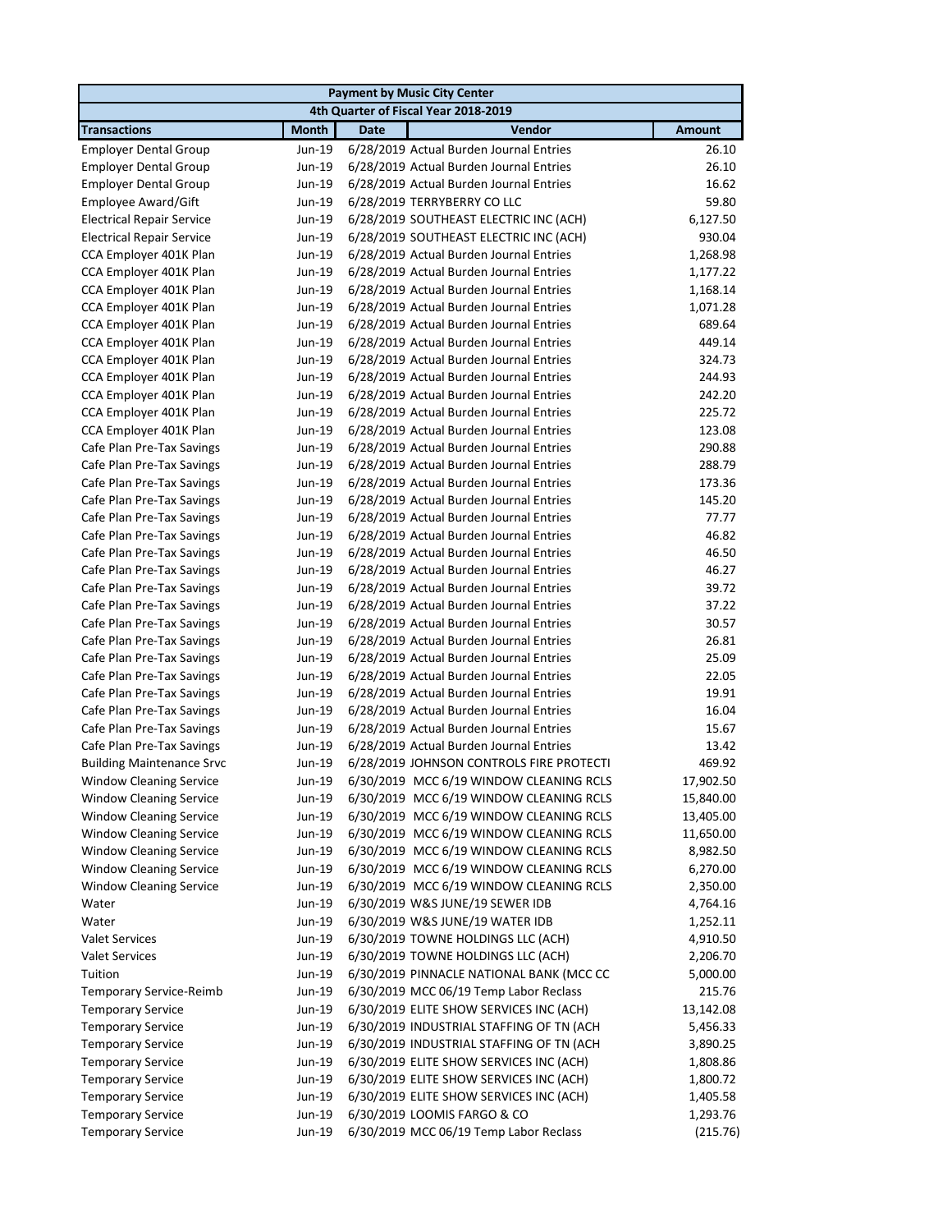| Payment by Music City Center | | | | |
|---|---|---|---|---|
| 4th Quarter of Fiscal Year 2018-2019 | | | | |
| **Transactions** | **Month** | **Date** | **Vendor** | **Amount** |
| Employer Dental Group | Jun-19 | 6/28/2019 | Actual Burden Journal Entries | 26.10 |
| Employer Dental Group | Jun-19 | 6/28/2019 | Actual Burden Journal Entries | 26.10 |
| Employer Dental Group | Jun-19 | 6/28/2019 | Actual Burden Journal Entries | 16.62 |
| Employee Award/Gift | Jun-19 | 6/28/2019 | TERRYBERRY CO LLC | 59.80 |
| Electrical Repair Service | Jun-19 | 6/28/2019 | SOUTHEAST ELECTRIC INC (ACH) | 6,127.50 |
| Electrical Repair Service | Jun-19 | 6/28/2019 | SOUTHEAST ELECTRIC INC (ACH) | 930.04 |
| CCA Employer 401K Plan | Jun-19 | 6/28/2019 | Actual Burden Journal Entries | 1,268.98 |
| CCA Employer 401K Plan | Jun-19 | 6/28/2019 | Actual Burden Journal Entries | 1,177.22 |
| CCA Employer 401K Plan | Jun-19 | 6/28/2019 | Actual Burden Journal Entries | 1,168.14 |
| CCA Employer 401K Plan | Jun-19 | 6/28/2019 | Actual Burden Journal Entries | 1,071.28 |
| CCA Employer 401K Plan | Jun-19 | 6/28/2019 | Actual Burden Journal Entries | 689.64 |
| CCA Employer 401K Plan | Jun-19 | 6/28/2019 | Actual Burden Journal Entries | 449.14 |
| CCA Employer 401K Plan | Jun-19 | 6/28/2019 | Actual Burden Journal Entries | 324.73 |
| CCA Employer 401K Plan | Jun-19 | 6/28/2019 | Actual Burden Journal Entries | 244.93 |
| CCA Employer 401K Plan | Jun-19 | 6/28/2019 | Actual Burden Journal Entries | 242.20 |
| CCA Employer 401K Plan | Jun-19 | 6/28/2019 | Actual Burden Journal Entries | 225.72 |
| CCA Employer 401K Plan | Jun-19 | 6/28/2019 | Actual Burden Journal Entries | 123.08 |
| Cafe Plan Pre-Tax Savings | Jun-19 | 6/28/2019 | Actual Burden Journal Entries | 290.88 |
| Cafe Plan Pre-Tax Savings | Jun-19 | 6/28/2019 | Actual Burden Journal Entries | 288.79 |
| Cafe Plan Pre-Tax Savings | Jun-19 | 6/28/2019 | Actual Burden Journal Entries | 173.36 |
| Cafe Plan Pre-Tax Savings | Jun-19 | 6/28/2019 | Actual Burden Journal Entries | 145.20 |
| Cafe Plan Pre-Tax Savings | Jun-19 | 6/28/2019 | Actual Burden Journal Entries | 77.77 |
| Cafe Plan Pre-Tax Savings | Jun-19 | 6/28/2019 | Actual Burden Journal Entries | 46.82 |
| Cafe Plan Pre-Tax Savings | Jun-19 | 6/28/2019 | Actual Burden Journal Entries | 46.50 |
| Cafe Plan Pre-Tax Savings | Jun-19 | 6/28/2019 | Actual Burden Journal Entries | 46.27 |
| Cafe Plan Pre-Tax Savings | Jun-19 | 6/28/2019 | Actual Burden Journal Entries | 39.72 |
| Cafe Plan Pre-Tax Savings | Jun-19 | 6/28/2019 | Actual Burden Journal Entries | 37.22 |
| Cafe Plan Pre-Tax Savings | Jun-19 | 6/28/2019 | Actual Burden Journal Entries | 30.57 |
| Cafe Plan Pre-Tax Savings | Jun-19 | 6/28/2019 | Actual Burden Journal Entries | 26.81 |
| Cafe Plan Pre-Tax Savings | Jun-19 | 6/28/2019 | Actual Burden Journal Entries | 25.09 |
| Cafe Plan Pre-Tax Savings | Jun-19 | 6/28/2019 | Actual Burden Journal Entries | 22.05 |
| Cafe Plan Pre-Tax Savings | Jun-19 | 6/28/2019 | Actual Burden Journal Entries | 19.91 |
| Cafe Plan Pre-Tax Savings | Jun-19 | 6/28/2019 | Actual Burden Journal Entries | 16.04 |
| Cafe Plan Pre-Tax Savings | Jun-19 | 6/28/2019 | Actual Burden Journal Entries | 15.67 |
| Cafe Plan Pre-Tax Savings | Jun-19 | 6/28/2019 | Actual Burden Journal Entries | 13.42 |
| Building Maintenance Srvc | Jun-19 | 6/28/2019 | JOHNSON CONTROLS FIRE PROTECTI | 469.92 |
| Window Cleaning Service | Jun-19 | 6/30/2019 | MCC 6/19 WINDOW CLEANING RCLS | 17,902.50 |
| Window Cleaning Service | Jun-19 | 6/30/2019 | MCC 6/19 WINDOW CLEANING RCLS | 15,840.00 |
| Window Cleaning Service | Jun-19 | 6/30/2019 | MCC 6/19 WINDOW CLEANING RCLS | 13,405.00 |
| Window Cleaning Service | Jun-19 | 6/30/2019 | MCC 6/19 WINDOW CLEANING RCLS | 11,650.00 |
| Window Cleaning Service | Jun-19 | 6/30/2019 | MCC 6/19 WINDOW CLEANING RCLS | 8,982.50 |
| Window Cleaning Service | Jun-19 | 6/30/2019 | MCC 6/19 WINDOW CLEANING RCLS | 6,270.00 |
| Window Cleaning Service | Jun-19 | 6/30/2019 | MCC 6/19 WINDOW CLEANING RCLS | 2,350.00 |
| Water | Jun-19 | 6/30/2019 | W&S JUNE/19 SEWER IDB | 4,764.16 |
| Water | Jun-19 | 6/30/2019 | W&S JUNE/19 WATER IDB | 1,252.11 |
| Valet Services | Jun-19 | 6/30/2019 | TOWNE HOLDINGS LLC (ACH) | 4,910.50 |
| Valet Services | Jun-19 | 6/30/2019 | TOWNE HOLDINGS LLC (ACH) | 2,206.70 |
| Tuition | Jun-19 | 6/30/2019 | PINNACLE NATIONAL BANK (MCC CC | 5,000.00 |
| Temporary Service-Reimb | Jun-19 | 6/30/2019 | MCC 06/19 Temp Labor Reclass | 215.76 |
| Temporary Service | Jun-19 | 6/30/2019 | ELITE SHOW SERVICES INC (ACH) | 13,142.08 |
| Temporary Service | Jun-19 | 6/30/2019 | INDUSTRIAL STAFFING OF TN (ACH | 5,456.33 |
| Temporary Service | Jun-19 | 6/30/2019 | INDUSTRIAL STAFFING OF TN (ACH | 3,890.25 |
| Temporary Service | Jun-19 | 6/30/2019 | ELITE SHOW SERVICES INC (ACH) | 1,808.86 |
| Temporary Service | Jun-19 | 6/30/2019 | ELITE SHOW SERVICES INC (ACH) | 1,800.72 |
| Temporary Service | Jun-19 | 6/30/2019 | ELITE SHOW SERVICES INC (ACH) | 1,405.58 |
| Temporary Service | Jun-19 | 6/30/2019 | LOOMIS FARGO & CO | 1,293.76 |
| Temporary Service | Jun-19 | 6/30/2019 | MCC 06/19 Temp Labor Reclass | (215.76) |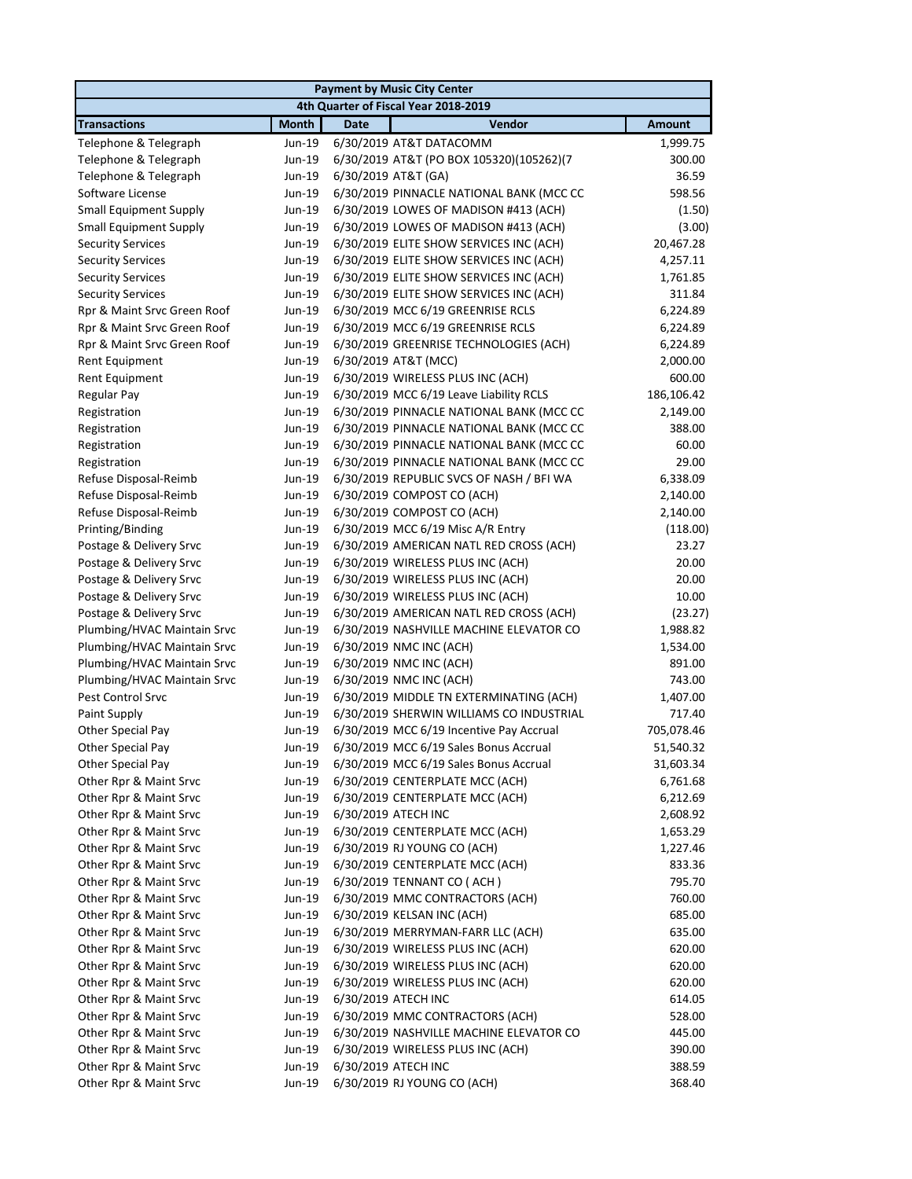| Payment by Music City Center | | | | |
|---|---|---|---|---|
| 4th Quarter of Fiscal Year 2018-2019 | | | | |
| **Transactions** | **Month** | **Date** | **Vendor** | **Amount** |
| Telephone & Telegraph | Jun-19 | 6/30/2019 | AT&T DATACOMM | 1,999.75 |
| Telephone & Telegraph | Jun-19 | 6/30/2019 | AT&T (PO BOX 105320)(105262)(7 | 300.00 |
| Telephone & Telegraph | Jun-19 | 6/30/2019 | AT&T (GA) | 36.59 |
| Software License | Jun-19 | 6/30/2019 | PINNACLE NATIONAL BANK (MCC CC | 598.56 |
| Small Equipment Supply | Jun-19 | 6/30/2019 | LOWES OF MADISON #413 (ACH) | (1.50) |
| Small Equipment Supply | Jun-19 | 6/30/2019 | LOWES OF MADISON #413 (ACH) | (3.00) |
| Security Services | Jun-19 | 6/30/2019 | ELITE SHOW SERVICES INC (ACH) | 20,467.28 |
| Security Services | Jun-19 | 6/30/2019 | ELITE SHOW SERVICES INC (ACH) | 4,257.11 |
| Security Services | Jun-19 | 6/30/2019 | ELITE SHOW SERVICES INC (ACH) | 1,761.85 |
| Security Services | Jun-19 | 6/30/2019 | ELITE SHOW SERVICES INC (ACH) | 311.84 |
| Rpr & Maint Srvc Green Roof | Jun-19 | 6/30/2019 | MCC 6/19 GREENRISE RCLS | 6,224.89 |
| Rpr & Maint Srvc Green Roof | Jun-19 | 6/30/2019 | MCC 6/19 GREENRISE RCLS | 6,224.89 |
| Rpr & Maint Srvc Green Roof | Jun-19 | 6/30/2019 | GREENRISE TECHNOLOGIES (ACH) | 6,224.89 |
| Rent Equipment | Jun-19 | 6/30/2019 | AT&T (MCC) | 2,000.00 |
| Rent Equipment | Jun-19 | 6/30/2019 | WIRELESS PLUS INC (ACH) | 600.00 |
| Regular Pay | Jun-19 | 6/30/2019 | MCC 6/19 Leave Liability RCLS | 186,106.42 |
| Registration | Jun-19 | 6/30/2019 | PINNACLE NATIONAL BANK (MCC CC | 2,149.00 |
| Registration | Jun-19 | 6/30/2019 | PINNACLE NATIONAL BANK (MCC CC | 388.00 |
| Registration | Jun-19 | 6/30/2019 | PINNACLE NATIONAL BANK (MCC CC | 60.00 |
| Registration | Jun-19 | 6/30/2019 | PINNACLE NATIONAL BANK (MCC CC | 29.00 |
| Refuse Disposal-Reimb | Jun-19 | 6/30/2019 | REPUBLIC SVCS OF NASH / BFI WA | 6,338.09 |
| Refuse Disposal-Reimb | Jun-19 | 6/30/2019 | COMPOST CO (ACH) | 2,140.00 |
| Refuse Disposal-Reimb | Jun-19 | 6/30/2019 | COMPOST CO (ACH) | 2,140.00 |
| Printing/Binding | Jun-19 | 6/30/2019 | MCC 6/19 Misc A/R Entry | (118.00) |
| Postage & Delivery Srvc | Jun-19 | 6/30/2019 | AMERICAN NATL RED CROSS (ACH) | 23.27 |
| Postage & Delivery Srvc | Jun-19 | 6/30/2019 | WIRELESS PLUS INC (ACH) | 20.00 |
| Postage & Delivery Srvc | Jun-19 | 6/30/2019 | WIRELESS PLUS INC (ACH) | 20.00 |
| Postage & Delivery Srvc | Jun-19 | 6/30/2019 | WIRELESS PLUS INC (ACH) | 10.00 |
| Postage & Delivery Srvc | Jun-19 | 6/30/2019 | AMERICAN NATL RED CROSS (ACH) | (23.27) |
| Plumbing/HVAC Maintain Srvc | Jun-19 | 6/30/2019 | NASHVILLE MACHINE ELEVATOR CO | 1,988.82 |
| Plumbing/HVAC Maintain Srvc | Jun-19 | 6/30/2019 | NMC INC (ACH) | 1,534.00 |
| Plumbing/HVAC Maintain Srvc | Jun-19 | 6/30/2019 | NMC INC (ACH) | 891.00 |
| Plumbing/HVAC Maintain Srvc | Jun-19 | 6/30/2019 | NMC INC (ACH) | 743.00 |
| Pest Control Srvc | Jun-19 | 6/30/2019 | MIDDLE TN EXTERMINATING (ACH) | 1,407.00 |
| Paint Supply | Jun-19 | 6/30/2019 | SHERWIN WILLIAMS CO INDUSTRIAL | 717.40 |
| Other Special Pay | Jun-19 | 6/30/2019 | MCC 6/19 Incentive Pay Accrual | 705,078.46 |
| Other Special Pay | Jun-19 | 6/30/2019 | MCC 6/19 Sales Bonus Accrual | 51,540.32 |
| Other Special Pay | Jun-19 | 6/30/2019 | MCC 6/19 Sales Bonus Accrual | 31,603.34 |
| Other Rpr & Maint Srvc | Jun-19 | 6/30/2019 | CENTERPLATE MCC (ACH) | 6,761.68 |
| Other Rpr & Maint Srvc | Jun-19 | 6/30/2019 | CENTERPLATE MCC (ACH) | 6,212.69 |
| Other Rpr & Maint Srvc | Jun-19 | 6/30/2019 | ATECH INC | 2,608.92 |
| Other Rpr & Maint Srvc | Jun-19 | 6/30/2019 | CENTERPLATE MCC (ACH) | 1,653.29 |
| Other Rpr & Maint Srvc | Jun-19 | 6/30/2019 | RJ YOUNG CO (ACH) | 1,227.46 |
| Other Rpr & Maint Srvc | Jun-19 | 6/30/2019 | CENTERPLATE MCC (ACH) | 833.36 |
| Other Rpr & Maint Srvc | Jun-19 | 6/30/2019 | TENNANT CO ( ACH ) | 795.70 |
| Other Rpr & Maint Srvc | Jun-19 | 6/30/2019 | MMC CONTRACTORS (ACH) | 760.00 |
| Other Rpr & Maint Srvc | Jun-19 | 6/30/2019 | KELSAN INC (ACH) | 685.00 |
| Other Rpr & Maint Srvc | Jun-19 | 6/30/2019 | MERRYMAN-FARR LLC (ACH) | 635.00 |
| Other Rpr & Maint Srvc | Jun-19 | 6/30/2019 | WIRELESS PLUS INC (ACH) | 620.00 |
| Other Rpr & Maint Srvc | Jun-19 | 6/30/2019 | WIRELESS PLUS INC (ACH) | 620.00 |
| Other Rpr & Maint Srvc | Jun-19 | 6/30/2019 | WIRELESS PLUS INC (ACH) | 620.00 |
| Other Rpr & Maint Srvc | Jun-19 | 6/30/2019 | ATECH INC | 614.05 |
| Other Rpr & Maint Srvc | Jun-19 | 6/30/2019 | MMC CONTRACTORS (ACH) | 528.00 |
| Other Rpr & Maint Srvc | Jun-19 | 6/30/2019 | NASHVILLE MACHINE ELEVATOR CO | 445.00 |
| Other Rpr & Maint Srvc | Jun-19 | 6/30/2019 | WIRELESS PLUS INC (ACH) | 390.00 |
| Other Rpr & Maint Srvc | Jun-19 | 6/30/2019 | ATECH INC | 388.59 |
| Other Rpr & Maint Srvc | Jun-19 | 6/30/2019 | RJ YOUNG CO (ACH) | 368.40 |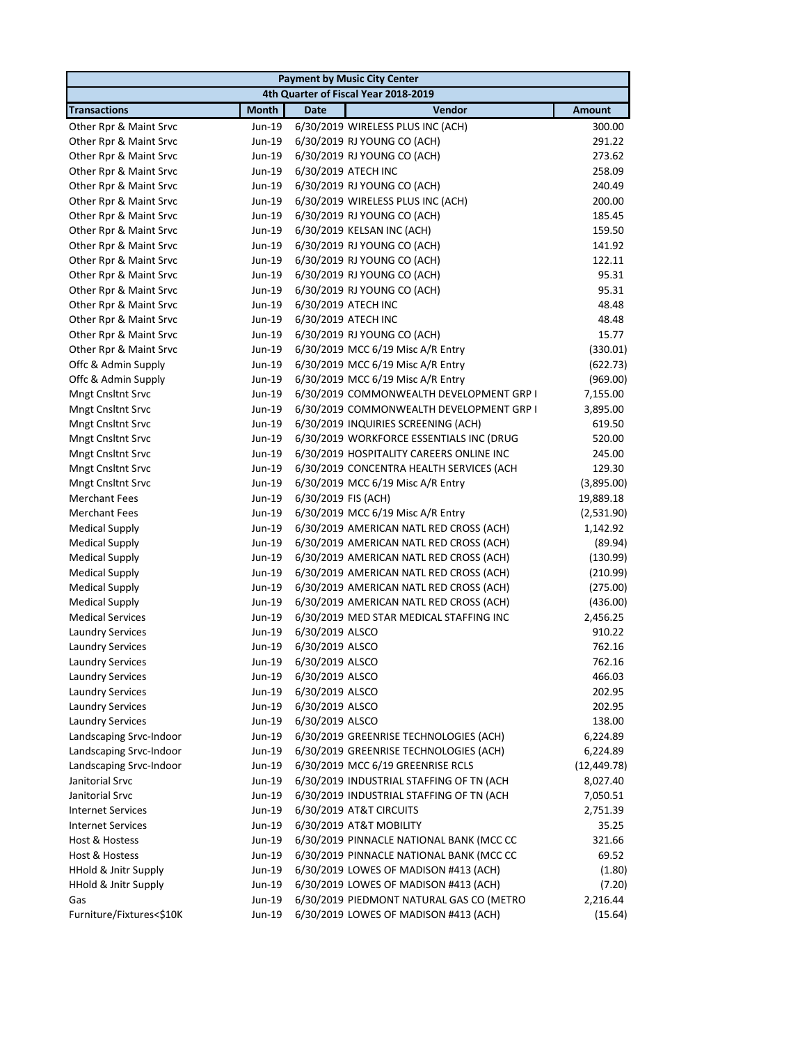| Payment by Music City Center | | | | |
|---|---|---|---|---|
| 4th Quarter of Fiscal Year 2018-2019 | | | | |
| **Transactions** | **Month** | **Date** | **Vendor** | **Amount** |
| Other Rpr & Maint Srvc | Jun-19 | 6/30/2019 | WIRELESS PLUS INC (ACH) | 300.00 |
| Other Rpr & Maint Srvc | Jun-19 | 6/30/2019 | RJ YOUNG CO (ACH) | 291.22 |
| Other Rpr & Maint Srvc | Jun-19 | 6/30/2019 | RJ YOUNG CO (ACH) | 273.62 |
| Other Rpr & Maint Srvc | Jun-19 | 6/30/2019 | ATECH INC | 258.09 |
| Other Rpr & Maint Srvc | Jun-19 | 6/30/2019 | RJ YOUNG CO (ACH) | 240.49 |
| Other Rpr & Maint Srvc | Jun-19 | 6/30/2019 | WIRELESS PLUS INC (ACH) | 200.00 |
| Other Rpr & Maint Srvc | Jun-19 | 6/30/2019 | RJ YOUNG CO (ACH) | 185.45 |
| Other Rpr & Maint Srvc | Jun-19 | 6/30/2019 | KELSAN INC (ACH) | 159.50 |
| Other Rpr & Maint Srvc | Jun-19 | 6/30/2019 | RJ YOUNG CO (ACH) | 141.92 |
| Other Rpr & Maint Srvc | Jun-19 | 6/30/2019 | RJ YOUNG CO (ACH) | 122.11 |
| Other Rpr & Maint Srvc | Jun-19 | 6/30/2019 | RJ YOUNG CO (ACH) | 95.31 |
| Other Rpr & Maint Srvc | Jun-19 | 6/30/2019 | RJ YOUNG CO (ACH) | 95.31 |
| Other Rpr & Maint Srvc | Jun-19 | 6/30/2019 | ATECH INC | 48.48 |
| Other Rpr & Maint Srvc | Jun-19 | 6/30/2019 | ATECH INC | 48.48 |
| Other Rpr & Maint Srvc | Jun-19 | 6/30/2019 | RJ YOUNG CO (ACH) | 15.77 |
| Other Rpr & Maint Srvc | Jun-19 | 6/30/2019 | MCC 6/19 Misc A/R Entry | (330.01) |
| Offc & Admin Supply | Jun-19 | 6/30/2019 | MCC 6/19 Misc A/R Entry | (622.73) |
| Offc & Admin Supply | Jun-19 | 6/30/2019 | MCC 6/19 Misc A/R Entry | (969.00) |
| Mngt Cnsltnt Srvc | Jun-19 | 6/30/2019 | COMMONWEALTH DEVELOPMENT GRP I | 7,155.00 |
| Mngt Cnsltnt Srvc | Jun-19 | 6/30/2019 | COMMONWEALTH DEVELOPMENT GRP I | 3,895.00 |
| Mngt Cnsltnt Srvc | Jun-19 | 6/30/2019 | INQUIRIES SCREENING (ACH) | 619.50 |
| Mngt Cnsltnt Srvc | Jun-19 | 6/30/2019 | WORKFORCE ESSENTIALS INC (DRUG | 520.00 |
| Mngt Cnsltnt Srvc | Jun-19 | 6/30/2019 | HOSPITALITY CAREERS ONLINE INC | 245.00 |
| Mngt Cnsltnt Srvc | Jun-19 | 6/30/2019 | CONCENTRA HEALTH SERVICES (ACH | 129.30 |
| Mngt Cnsltnt Srvc | Jun-19 | 6/30/2019 | MCC 6/19 Misc A/R Entry | (3,895.00) |
| Merchant Fees | Jun-19 | 6/30/2019 | FIS (ACH) | 19,889.18 |
| Merchant Fees | Jun-19 | 6/30/2019 | MCC 6/19 Misc A/R Entry | (2,531.90) |
| Medical Supply | Jun-19 | 6/30/2019 | AMERICAN NATL RED CROSS (ACH) | 1,142.92 |
| Medical Supply | Jun-19 | 6/30/2019 | AMERICAN NATL RED CROSS (ACH) | (89.94) |
| Medical Supply | Jun-19 | 6/30/2019 | AMERICAN NATL RED CROSS (ACH) | (130.99) |
| Medical Supply | Jun-19 | 6/30/2019 | AMERICAN NATL RED CROSS (ACH) | (210.99) |
| Medical Supply | Jun-19 | 6/30/2019 | AMERICAN NATL RED CROSS (ACH) | (275.00) |
| Medical Supply | Jun-19 | 6/30/2019 | AMERICAN NATL RED CROSS (ACH) | (436.00) |
| Medical Services | Jun-19 | 6/30/2019 | MED STAR MEDICAL STAFFING INC | 2,456.25 |
| Laundry Services | Jun-19 | 6/30/2019 | ALSCO | 910.22 |
| Laundry Services | Jun-19 | 6/30/2019 | ALSCO | 762.16 |
| Laundry Services | Jun-19 | 6/30/2019 | ALSCO | 762.16 |
| Laundry Services | Jun-19 | 6/30/2019 | ALSCO | 466.03 |
| Laundry Services | Jun-19 | 6/30/2019 | ALSCO | 202.95 |
| Laundry Services | Jun-19 | 6/30/2019 | ALSCO | 202.95 |
| Laundry Services | Jun-19 | 6/30/2019 | ALSCO | 138.00 |
| Landscaping Srvc-Indoor | Jun-19 | 6/30/2019 | GREENRISE TECHNOLOGIES (ACH) | 6,224.89 |
| Landscaping Srvc-Indoor | Jun-19 | 6/30/2019 | GREENRISE TECHNOLOGIES (ACH) | 6,224.89 |
| Landscaping Srvc-Indoor | Jun-19 | 6/30/2019 | MCC 6/19 GREENRISE RCLS | (12,449.78) |
| Janitorial Srvc | Jun-19 | 6/30/2019 | INDUSTRIAL STAFFING OF TN (ACH | 8,027.40 |
| Janitorial Srvc | Jun-19 | 6/30/2019 | INDUSTRIAL STAFFING OF TN (ACH | 7,050.51 |
| Internet Services | Jun-19 | 6/30/2019 | AT&T CIRCUITS | 2,751.39 |
| Internet Services | Jun-19 | 6/30/2019 | AT&T MOBILITY | 35.25 |
| Host & Hostess | Jun-19 | 6/30/2019 | PINNACLE NATIONAL BANK (MCC CC | 321.66 |
| Host & Hostess | Jun-19 | 6/30/2019 | PINNACLE NATIONAL BANK (MCC CC | 69.52 |
| HHold & Jnitr Supply | Jun-19 | 6/30/2019 | LOWES OF MADISON #413 (ACH) | (1.80) |
| HHold & Jnitr Supply | Jun-19 | 6/30/2019 | LOWES OF MADISON #413 (ACH) | (7.20) |
| Gas | Jun-19 | 6/30/2019 | PIEDMONT NATURAL GAS CO (METRO | 2,216.44 |
| Furniture/Fixtures<$10K | Jun-19 | 6/30/2019 | LOWES OF MADISON #413 (ACH) | (15.64) |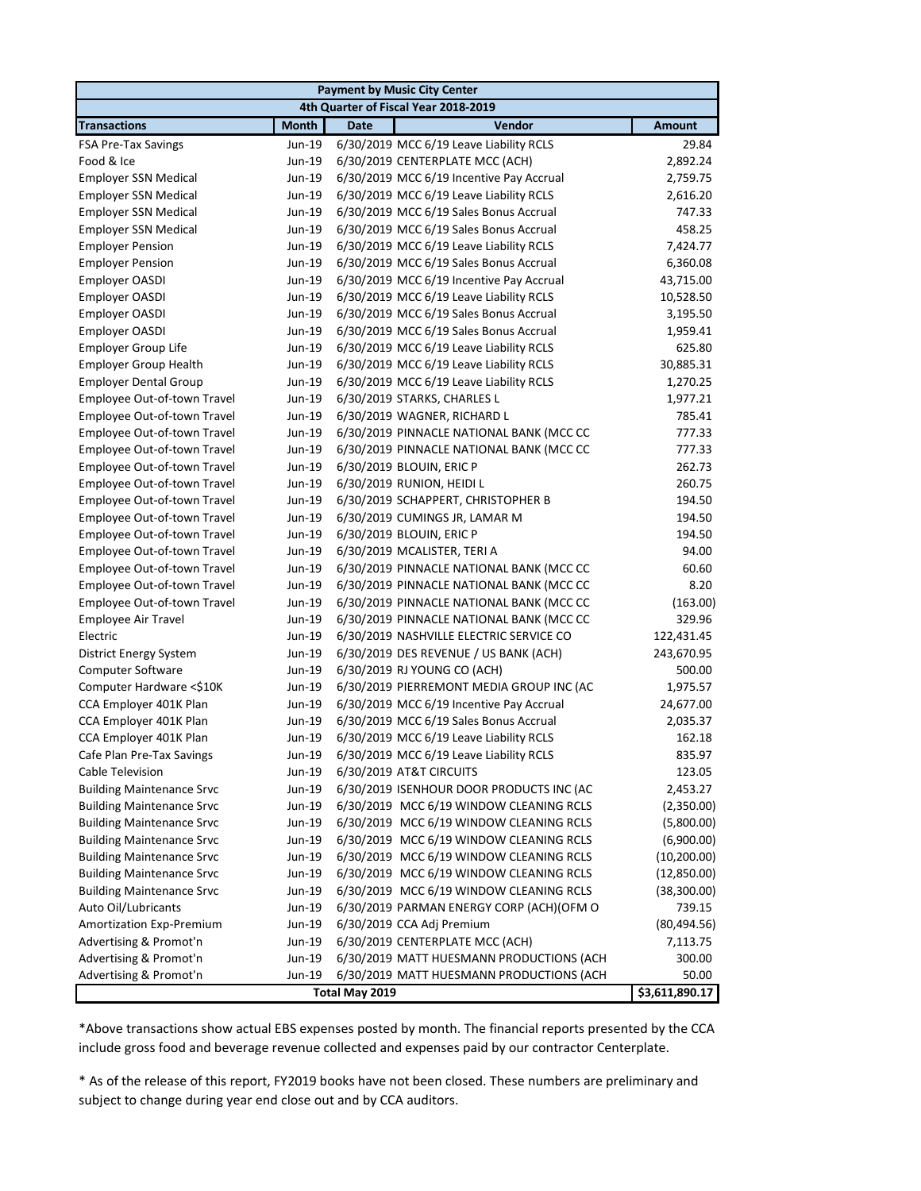| Payment by Music City Center | | | | |
|---|---|---|---|---|
| 4th Quarter of Fiscal Year 2018-2019 | | | | |
| **Transactions** | **Month** | **Date** | **Vendor** | **Amount** |
| FSA Pre-Tax Savings | Jun-19 | 6/30/2019 | MCC 6/19 Leave Liability RCLS | 29.84 |
| Food & Ice | Jun-19 | 6/30/2019 | CENTERPLATE MCC (ACH) | 2,892.24 |
| Employer SSN Medical | Jun-19 | 6/30/2019 | MCC 6/19 Incentive Pay Accrual | 2,759.75 |
| Employer SSN Medical | Jun-19 | 6/30/2019 | MCC 6/19 Leave Liability RCLS | 2,616.20 |
| Employer SSN Medical | Jun-19 | 6/30/2019 | MCC 6/19 Sales Bonus Accrual | 747.33 |
| Employer SSN Medical | Jun-19 | 6/30/2019 | MCC 6/19 Sales Bonus Accrual | 458.25 |
| Employer Pension | Jun-19 | 6/30/2019 | MCC 6/19 Leave Liability RCLS | 7,424.77 |
| Employer Pension | Jun-19 | 6/30/2019 | MCC 6/19 Sales Bonus Accrual | 6,360.08 |
| Employer OASDI | Jun-19 | 6/30/2019 | MCC 6/19 Incentive Pay Accrual | 43,715.00 |
| Employer OASDI | Jun-19 | 6/30/2019 | MCC 6/19 Leave Liability RCLS | 10,528.50 |
| Employer OASDI | Jun-19 | 6/30/2019 | MCC 6/19 Sales Bonus Accrual | 3,195.50 |
| Employer OASDI | Jun-19 | 6/30/2019 | MCC 6/19 Sales Bonus Accrual | 1,959.41 |
| Employer Group Life | Jun-19 | 6/30/2019 | MCC 6/19 Leave Liability RCLS | 625.80 |
| Employer Group Health | Jun-19 | 6/30/2019 | MCC 6/19 Leave Liability RCLS | 30,885.31 |
| Employer Dental Group | Jun-19 | 6/30/2019 | MCC 6/19 Leave Liability RCLS | 1,270.25 |
| Employee Out-of-town Travel | Jun-19 | 6/30/2019 | STARKS, CHARLES L | 1,977.21 |
| Employee Out-of-town Travel | Jun-19 | 6/30/2019 | WAGNER, RICHARD L | 785.41 |
| Employee Out-of-town Travel | Jun-19 | 6/30/2019 | PINNACLE NATIONAL BANK (MCC CC | 777.33 |
| Employee Out-of-town Travel | Jun-19 | 6/30/2019 | PINNACLE NATIONAL BANK (MCC CC | 777.33 |
| Employee Out-of-town Travel | Jun-19 | 6/30/2019 | BLOUIN, ERIC P | 262.73 |
| Employee Out-of-town Travel | Jun-19 | 6/30/2019 | RUNION, HEIDI L | 260.75 |
| Employee Out-of-town Travel | Jun-19 | 6/30/2019 | SCHAPPERT, CHRISTOPHER B | 194.50 |
| Employee Out-of-town Travel | Jun-19 | 6/30/2019 | CUMINGS JR, LAMAR M | 194.50 |
| Employee Out-of-town Travel | Jun-19 | 6/30/2019 | BLOUIN, ERIC P | 194.50 |
| Employee Out-of-town Travel | Jun-19 | 6/30/2019 | MCALISTER, TERI A | 94.00 |
| Employee Out-of-town Travel | Jun-19 | 6/30/2019 | PINNACLE NATIONAL BANK (MCC CC | 60.60 |
| Employee Out-of-town Travel | Jun-19 | 6/30/2019 | PINNACLE NATIONAL BANK (MCC CC | 8.20 |
| Employee Out-of-town Travel | Jun-19 | 6/30/2019 | PINNACLE NATIONAL BANK (MCC CC | (163.00) |
| Employee Air Travel | Jun-19 | 6/30/2019 | PINNACLE NATIONAL BANK (MCC CC | 329.96 |
| Electric | Jun-19 | 6/30/2019 | NASHVILLE ELECTRIC SERVICE CO | 122,431.45 |
| District Energy System | Jun-19 | 6/30/2019 | DES REVENUE / US BANK (ACH) | 243,670.95 |
| Computer Software | Jun-19 | 6/30/2019 | RJ YOUNG CO (ACH) | 500.00 |
| Computer Hardware <$10K | Jun-19 | 6/30/2019 | PIERREMONT MEDIA GROUP INC (AC | 1,975.57 |
| CCA Employer 401K Plan | Jun-19 | 6/30/2019 | MCC 6/19 Incentive Pay Accrual | 24,677.00 |
| CCA Employer 401K Plan | Jun-19 | 6/30/2019 | MCC 6/19 Sales Bonus Accrual | 2,035.37 |
| CCA Employer 401K Plan | Jun-19 | 6/30/2019 | MCC 6/19 Leave Liability RCLS | 162.18 |
| Cafe Plan Pre-Tax Savings | Jun-19 | 6/30/2019 | MCC 6/19 Leave Liability RCLS | 835.97 |
| Cable Television | Jun-19 | 6/30/2019 | AT&T CIRCUITS | 123.05 |
| Building Maintenance Srvc | Jun-19 | 6/30/2019 | ISENHOUR DOOR PRODUCTS INC (AC | 2,453.27 |
| Building Maintenance Srvc | Jun-19 | 6/30/2019 | MCC 6/19 WINDOW CLEANING RCLS | (2,350.00) |
| Building Maintenance Srvc | Jun-19 | 6/30/2019 | MCC 6/19 WINDOW CLEANING RCLS | (5,800.00) |
| Building Maintenance Srvc | Jun-19 | 6/30/2019 | MCC 6/19 WINDOW CLEANING RCLS | (6,900.00) |
| Building Maintenance Srvc | Jun-19 | 6/30/2019 | MCC 6/19 WINDOW CLEANING RCLS | (10,200.00) |
| Building Maintenance Srvc | Jun-19 | 6/30/2019 | MCC 6/19 WINDOW CLEANING RCLS | (12,850.00) |
| Building Maintenance Srvc | Jun-19 | 6/30/2019 | MCC 6/19 WINDOW CLEANING RCLS | (38,300.00) |
| Auto Oil/Lubricants | Jun-19 | 6/30/2019 | PARMAN ENERGY CORP (ACH)(OFM O | 739.15 |
| Amortization Exp-Premium | Jun-19 | 6/30/2019 | CCA Adj Premium | (80,494.56) |
| Advertising & Promot'n | Jun-19 | 6/30/2019 | CENTERPLATE MCC (ACH) | 7,113.75 |
| Advertising & Promot'n | Jun-19 | 6/30/2019 | MATT HUESMANN PRODUCTIONS (ACH | 300.00 |
| Advertising & Promot'n | Jun-19 | 6/30/2019 | MATT HUESMANN PRODUCTIONS (ACH | 50.00 |
| | | **Total May 2019** | | **$3,611,890.17** |

*Above transactions show actual EBS expenses posted by month. The financial reports presented by the CCA include gross food and beverage revenue collected and expenses paid by our contractor Centerplate.

* As of the release of this report, FY2019 books have not been closed. These numbers are preliminary and subject to change during year end close out and by CCA auditors.